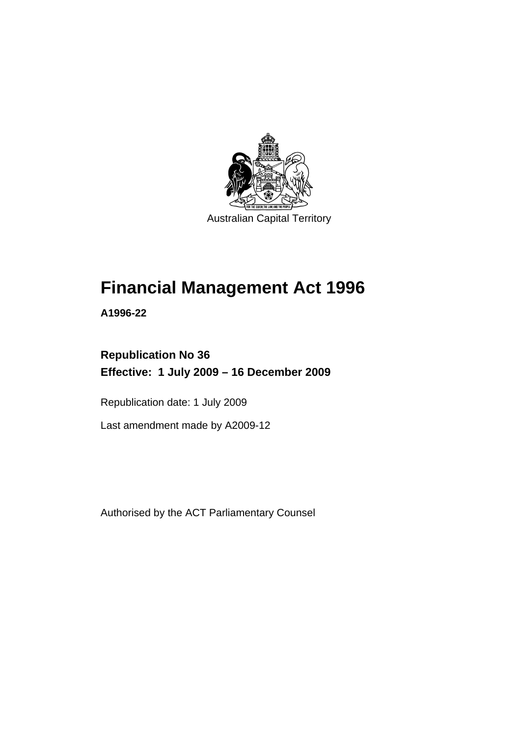Australian Capital Territory

# Financial Management Act 1996

**A1996-22**

**Republication No 36**
**Effective: 1 July 2009 – 16 December 2009**

Republication date: 1 July 2009

Last amendment made by A2009-12

Authorised by the ACT Parliamentary Counsel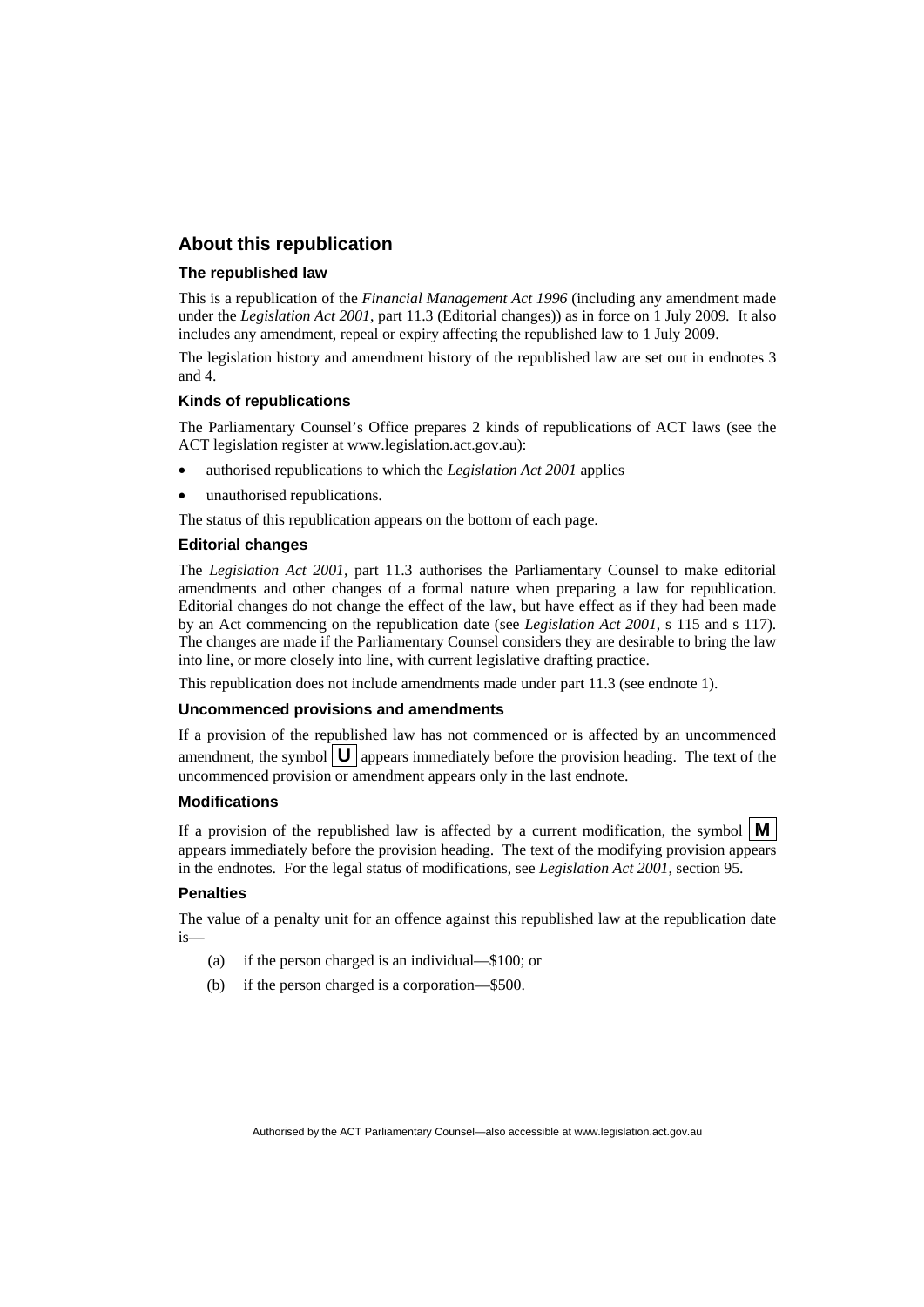## About this republication

### The republished law

This is a republication of the *Financial Management Act 1996* (including any amendment made under the *Legislation Act 2001*, part 11.3 (Editorial changes)) as in force on 1 July 2009*.* It also includes any amendment, repeal or expiry affecting the republished law to 1 July 2009.

The legislation history and amendment history of the republished law are set out in endnotes 3 and 4.

### Kinds of republications

The Parliamentary Counsel's Office prepares 2 kinds of republications of ACT laws (see the ACT legislation register at www.legislation.act.gov.au):

- authorised republications to which the *Legislation Act 2001* applies
- unauthorised republications.

The status of this republication appears on the bottom of each page.

### Editorial changes

The *Legislation Act 2001*, part 11.3 authorises the Parliamentary Counsel to make editorial amendments and other changes of a formal nature when preparing a law for republication. Editorial changes do not change the effect of the law, but have effect as if they had been made by an Act commencing on the republication date (see *Legislation Act 2001*, s 115 and s 117). The changes are made if the Parliamentary Counsel considers they are desirable to bring the law into line, or more closely into line, with current legislative drafting practice.

This republication does not include amendments made under part 11.3 (see endnote 1).

### Uncommenced provisions and amendments

If a provision of the republished law has not commenced or is affected by an uncommenced amendment, the symbol **U** appears immediately before the provision heading. The text of the uncommenced provision or amendment appears only in the last endnote.

### Modifications

If a provision of the republished law is affected by a current modification, the symbol **M** appears immediately before the provision heading. The text of the modifying provision appears in the endnotes. For the legal status of modifications, see *Legislation Act 2001*, section 95.

### Penalties

The value of a penalty unit for an offence against this republished law at the republication date is—

(a) if the person charged is an individual—$100; or

(b) if the person charged is a corporation—$500.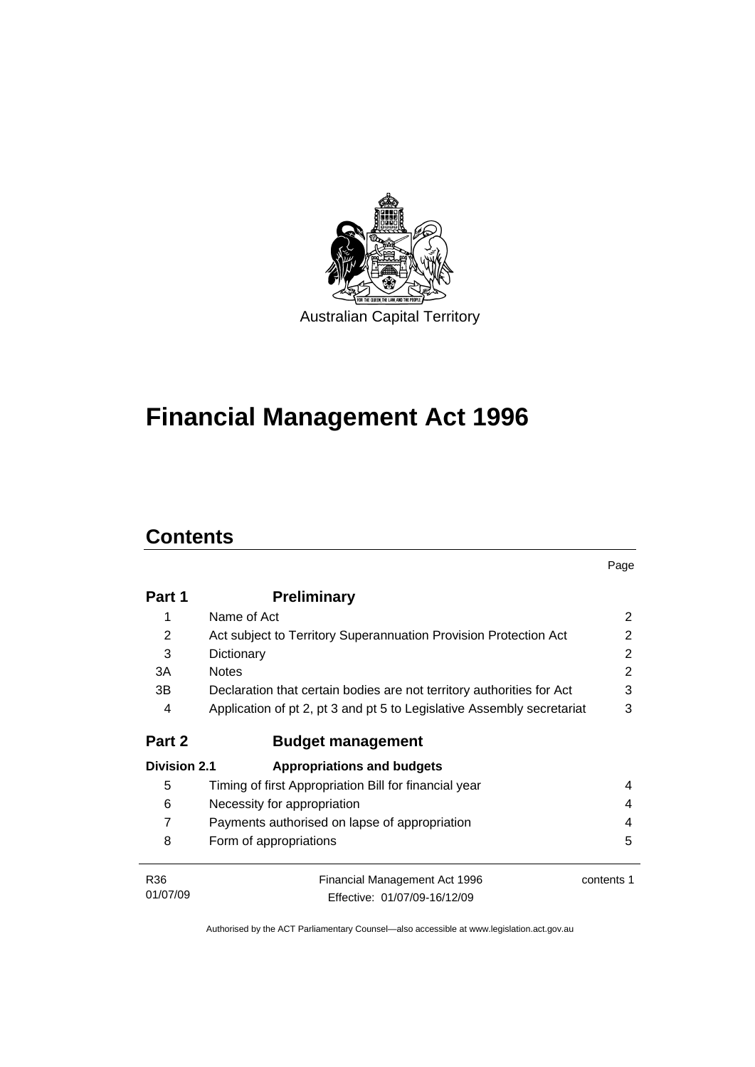Australian Capital Territory

# Financial Management Act 1996

## Contents

| | | Page |
|---|---|---|
| **Part 1** | **Preliminary** | |
| 1 | Name of Act | 2 |
| 2 | Act subject to Territory Superannuation Provision Protection Act | 2 |
| 3 | Dictionary | 2 |
| 3A | Notes | 2 |
| 3B | Declaration that certain bodies are not territory authorities for Act | 3 |
| 4 | Application of pt 2, pt 3 and pt 5 to Legislative Assembly secretariat | 3 |
| **Part 2** | **Budget management** | |
| **Division 2.1** | **Appropriations and budgets** | |
| 5 | Timing of first Appropriation Bill for financial year | 4 |
| 6 | Necessity for appropriation | 4 |
| 7 | Payments authorised on lapse of appropriation | 4 |
| 8 | Form of appropriations | 5 |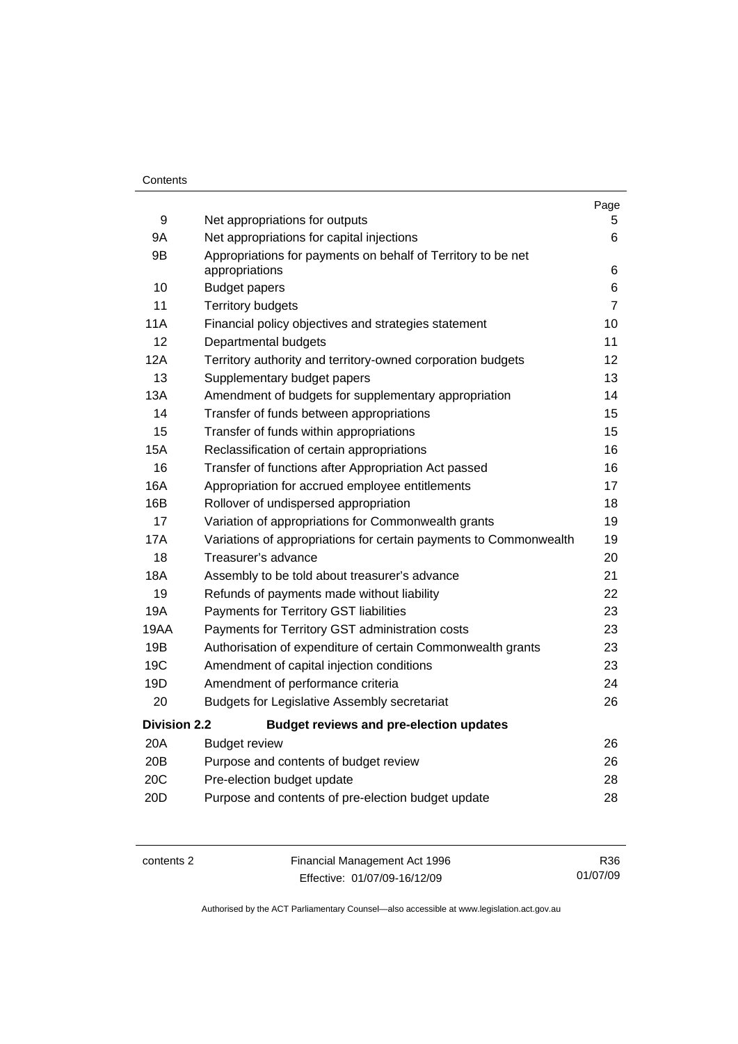| | | Page |
|---|---|---|
| 9 | Net appropriations for outputs | 5 |
| 9A | Net appropriations for capital injections | 6 |
| 9B | Appropriations for payments on behalf of Territory to be net appropriations | 6 |
| 10 | Budget papers | 6 |
| 11 | Territory budgets | 7 |
| 11A | Financial policy objectives and strategies statement | 10 |
| 12 | Departmental budgets | 11 |
| 12A | Territory authority and territory-owned corporation budgets | 12 |
| 13 | Supplementary budget papers | 13 |
| 13A | Amendment of budgets for supplementary appropriation | 14 |
| 14 | Transfer of funds between appropriations | 15 |
| 15 | Transfer of funds within appropriations | 15 |
| 15A | Reclassification of certain appropriations | 16 |
| 16 | Transfer of functions after Appropriation Act passed | 16 |
| 16A | Appropriation for accrued employee entitlements | 17 |
| 16B | Rollover of undispersed appropriation | 18 |
| 17 | Variation of appropriations for Commonwealth grants | 19 |
| 17A | Variations of appropriations for certain payments to Commonwealth | 19 |
| 18 | Treasurer's advance | 20 |
| 18A | Assembly to be told about treasurer's advance | 21 |
| 19 | Refunds of payments made without liability | 22 |
| 19A | Payments for Territory GST liabilities | 23 |
| 19AA | Payments for Territory GST administration costs | 23 |
| 19B | Authorisation of expenditure of certain Commonwealth grants | 23 |
| 19C | Amendment of capital injection conditions | 23 |
| 19D | Amendment of performance criteria | 24 |
| 20 | Budgets for Legislative Assembly secretariat | 26 |
| **Division 2.2** | **Budget reviews and pre-election updates** | |
| 20A | Budget review | 26 |
| 20B | Purpose and contents of budget review | 26 |
| 20C | Pre-election budget update | 28 |
| 20D | Purpose and contents of pre-election budget update | 28 |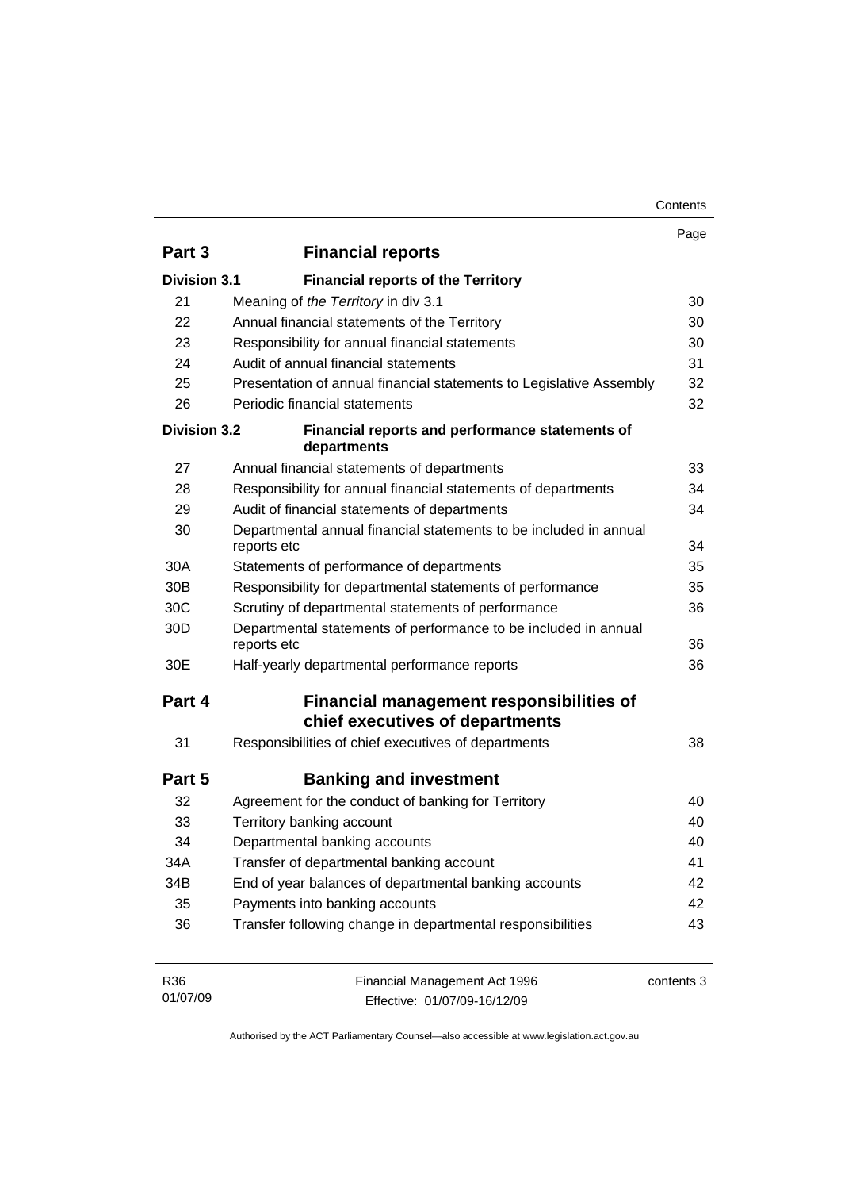| | | Page |
|---|---|---|
| **Part 3** | **Financial reports** | |
| **Division 3.1** | **Financial reports of the Territory** | |
| 21 | Meaning of *the Territory* in div 3.1 | 30 |
| 22 | Annual financial statements of the Territory | 30 |
| 23 | Responsibility for annual financial statements | 30 |
| 24 | Audit of annual financial statements | 31 |
| 25 | Presentation of annual financial statements to Legislative Assembly | 32 |
| 26 | Periodic financial statements | 32 |
| **Division 3.2** | **Financial reports and performance statements of departments** | |
| 27 | Annual financial statements of departments | 33 |
| 28 | Responsibility for annual financial statements of departments | 34 |
| 29 | Audit of financial statements of departments | 34 |
| 30 | Departmental annual financial statements to be included in annual reports etc | 34 |
| 30A | Statements of performance of departments | 35 |
| 30B | Responsibility for departmental statements of performance | 35 |
| 30C | Scrutiny of departmental statements of performance | 36 |
| 30D | Departmental statements of performance to be included in annual reports etc | 36 |
| 30E | Half-yearly departmental performance reports | 36 |
| **Part 4** | **Financial management responsibilities of chief executives of departments** | |
| 31 | Responsibilities of chief executives of departments | 38 |
| **Part 5** | **Banking and investment** | |
| 32 | Agreement for the conduct of banking for Territory | 40 |
| 33 | Territory banking account | 40 |
| 34 | Departmental banking accounts | 40 |
| 34A | Transfer of departmental banking account | 41 |
| 34B | End of year balances of departmental banking accounts | 42 |
| 35 | Payments into banking accounts | 42 |
| 36 | Transfer following change in departmental responsibilities | 43 |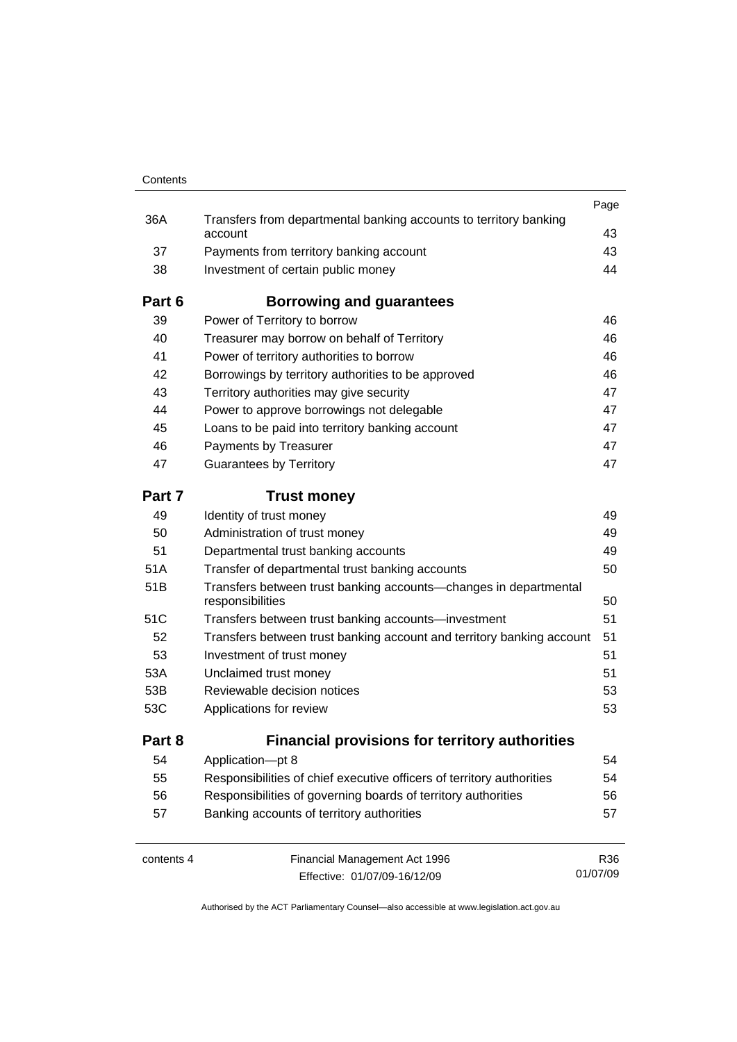| | | Page |
|---|---|---|
| 36A | Transfers from departmental banking accounts to territory banking account | 43 |
| 37 | Payments from territory banking account | 43 |
| 38 | Investment of certain public money | 44 |
| **Part 6** | **Borrowing and guarantees** | |
| 39 | Power of Territory to borrow | 46 |
| 40 | Treasurer may borrow on behalf of Territory | 46 |
| 41 | Power of territory authorities to borrow | 46 |
| 42 | Borrowings by territory authorities to be approved | 46 |
| 43 | Territory authorities may give security | 47 |
| 44 | Power to approve borrowings not delegable | 47 |
| 45 | Loans to be paid into territory banking account | 47 |
| 46 | Payments by Treasurer | 47 |
| 47 | Guarantees by Territory | 47 |
| **Part 7** | **Trust money** | |
| 49 | Identity of trust money | 49 |
| 50 | Administration of trust money | 49 |
| 51 | Departmental trust banking accounts | 49 |
| 51A | Transfer of departmental trust banking accounts | 50 |
| 51B | Transfers between trust banking accounts—changes in departmental responsibilities | 50 |
| 51C | Transfers between trust banking accounts—investment | 51 |
| 52 | Transfers between trust banking account and territory banking account | 51 |
| 53 | Investment of trust money | 51 |
| 53A | Unclaimed trust money | 51 |
| 53B | Reviewable decision notices | 53 |
| 53C | Applications for review | 53 |
| **Part 8** | **Financial provisions for territory authorities** | |
| 54 | Application—pt 8 | 54 |
| 55 | Responsibilities of chief executive officers of territory authorities | 54 |
| 56 | Responsibilities of governing boards of territory authorities | 56 |
| 57 | Banking accounts of territory authorities | 57 |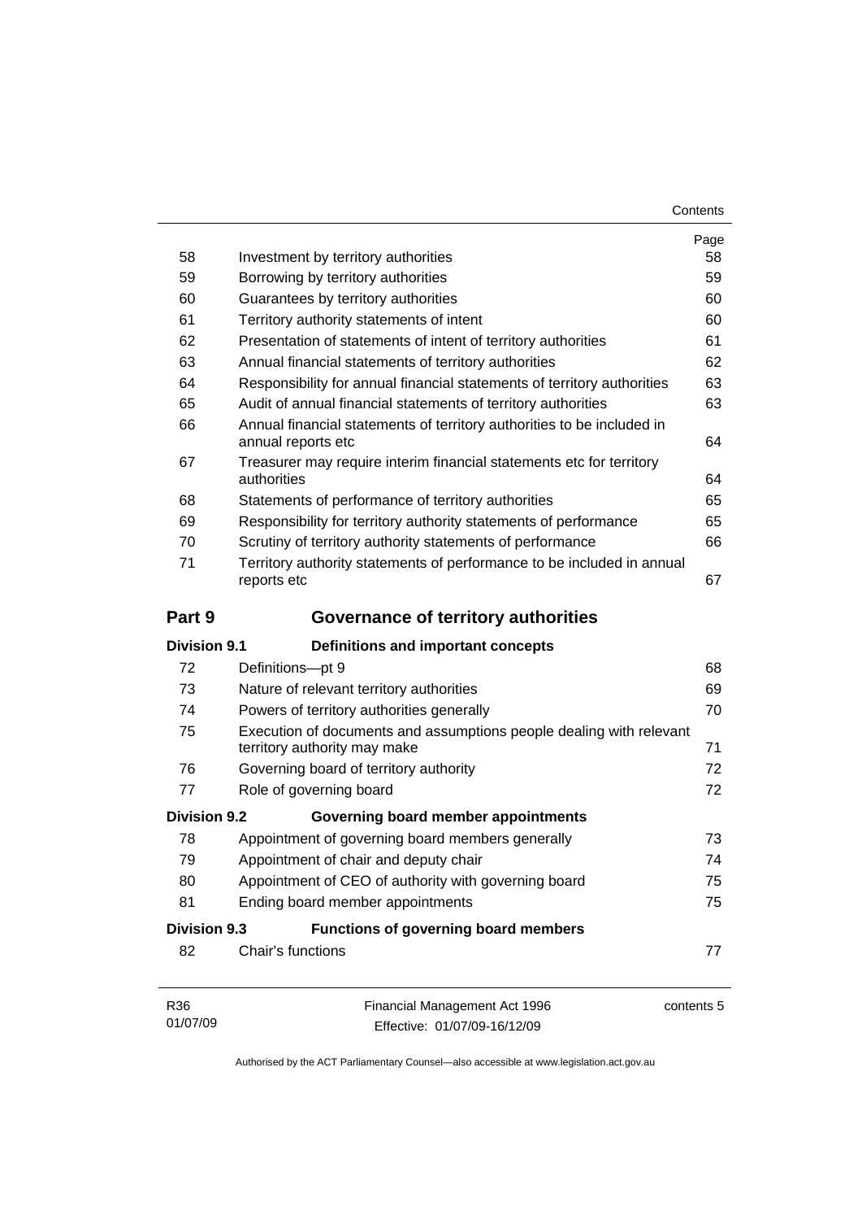| | | Page |
|---|---|---|
| 58 | Investment by territory authorities | 58 |
| 59 | Borrowing by territory authorities | 59 |
| 60 | Guarantees by territory authorities | 60 |
| 61 | Territory authority statements of intent | 60 |
| 62 | Presentation of statements of intent of territory authorities | 61 |
| 63 | Annual financial statements of territory authorities | 62 |
| 64 | Responsibility for annual financial statements of territory authorities | 63 |
| 65 | Audit of annual financial statements of territory authorities | 63 |
| 66 | Annual financial statements of territory authorities to be included in annual reports etc | 64 |
| 67 | Treasurer may require interim financial statements etc for territory authorities | 64 |
| 68 | Statements of performance of territory authorities | 65 |
| 69 | Responsibility for territory authority statements of performance | 65 |
| 70 | Scrutiny of territory authority statements of performance | 66 |
| 71 | Territory authority statements of performance to be included in annual reports etc | 67 |

## Part 9 Governance of territory authorities

### Division 9.1 Definitions and important concepts

| | | |
|---|---|---|
| 72 | Definitions—pt 9 | 68 |
| 73 | Nature of relevant territory authorities | 69 |
| 74 | Powers of territory authorities generally | 70 |
| 75 | Execution of documents and assumptions people dealing with relevant territory authority may make | 71 |
| 76 | Governing board of territory authority | 72 |
| 77 | Role of governing board | 72 |

### Division 9.2 Governing board member appointments

| | | |
|---|---|---|
| 78 | Appointment of governing board members generally | 73 |
| 79 | Appointment of chair and deputy chair | 74 |
| 80 | Appointment of CEO of authority with governing board | 75 |
| 81 | Ending board member appointments | 75 |

### Division 9.3 Functions of governing board members

| | | |
|---|---|---|
| 82 | Chair's functions | 77 |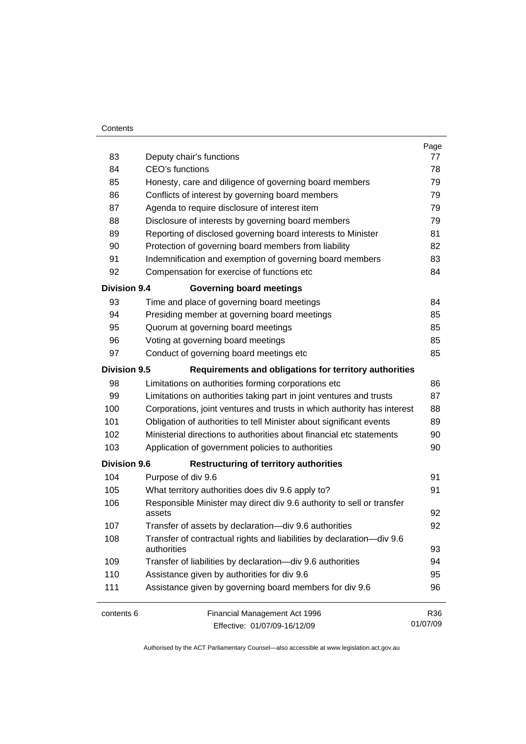| | | Page |
|---|---|---|
| 83 | Deputy chair's functions | 77 |
| 84 | CEO's functions | 78 |
| 85 | Honesty, care and diligence of governing board members | 79 |
| 86 | Conflicts of interest by governing board members | 79 |
| 87 | Agenda to require disclosure of interest item | 79 |
| 88 | Disclosure of interests by governing board members | 79 |
| 89 | Reporting of disclosed governing board interests to Minister | 81 |
| 90 | Protection of governing board members from liability | 82 |
| 91 | Indemnification and exemption of governing board members | 83 |
| 92 | Compensation for exercise of functions etc | 84 |
| **Division 9.4** | **Governing board meetings** | |
| 93 | Time and place of governing board meetings | 84 |
| 94 | Presiding member at governing board meetings | 85 |
| 95 | Quorum at governing board meetings | 85 |
| 96 | Voting at governing board meetings | 85 |
| 97 | Conduct of governing board meetings etc | 85 |
| **Division 9.5** | **Requirements and obligations for territory authorities** | |
| 98 | Limitations on authorities forming corporations etc | 86 |
| 99 | Limitations on authorities taking part in joint ventures and trusts | 87 |
| 100 | Corporations, joint ventures and trusts in which authority has interest | 88 |
| 101 | Obligation of authorities to tell Minister about significant events | 89 |
| 102 | Ministerial directions to authorities about financial etc statements | 90 |
| 103 | Application of government policies to authorities | 90 |
| **Division 9.6** | **Restructuring of territory authorities** | |
| 104 | Purpose of div 9.6 | 91 |
| 105 | What territory authorities does div 9.6 apply to? | 91 |
| 106 | Responsible Minister may direct div 9.6 authority to sell or transfer assets | 92 |
| 107 | Transfer of assets by declaration—div 9.6 authorities | 92 |
| 108 | Transfer of contractual rights and liabilities by declaration—div 9.6 authorities | 93 |
| 109 | Transfer of liabilities by declaration—div 9.6 authorities | 94 |
| 110 | Assistance given by authorities for div 9.6 | 95 |
| 111 | Assistance given by governing board members for div 9.6 | 96 |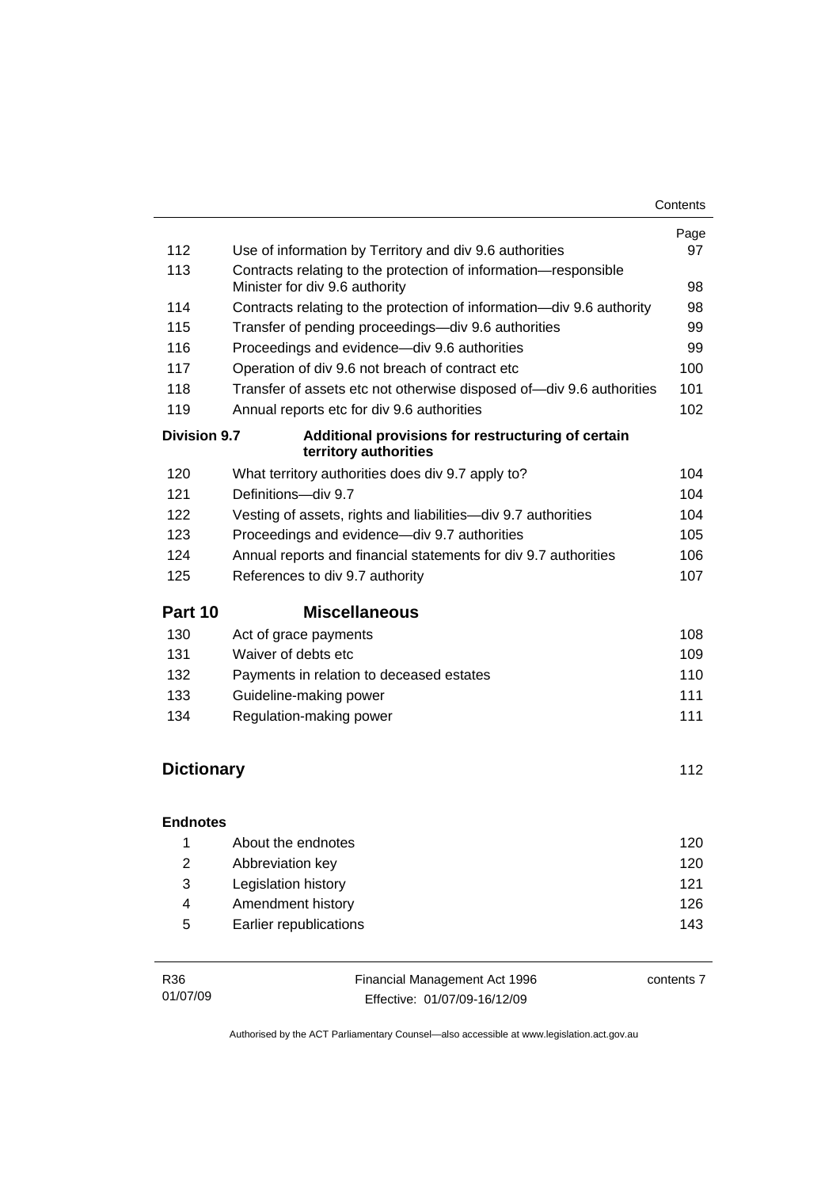| | | Page |
|---|---|---|
| 112 | Use of information by Territory and div 9.6 authorities | 97 |
| 113 | Contracts relating to the protection of information—responsible Minister for div 9.6 authority | 98 |
| 114 | Contracts relating to the protection of information—div 9.6 authority | 98 |
| 115 | Transfer of pending proceedings—div 9.6 authorities | 99 |
| 116 | Proceedings and evidence—div 9.6 authorities | 99 |
| 117 | Operation of div 9.6 not breach of contract etc | 100 |
| 118 | Transfer of assets etc not otherwise disposed of—div 9.6 authorities | 101 |
| 119 | Annual reports etc for div 9.6 authorities | 102 |
| **Division 9.7** | **Additional provisions for restructuring of certain territory authorities** | |
| 120 | What territory authorities does div 9.7 apply to? | 104 |
| 121 | Definitions—div 9.7 | 104 |
| 122 | Vesting of assets, rights and liabilities—div 9.7 authorities | 104 |
| 123 | Proceedings and evidence—div 9.7 authorities | 105 |
| 124 | Annual reports and financial statements for div 9.7 authorities | 106 |
| 125 | References to div 9.7 authority | 107 |
| **Part 10** | **Miscellaneous** | |
| 130 | Act of grace payments | 108 |
| 131 | Waiver of debts etc | 109 |
| 132 | Payments in relation to deceased estates | 110 |
| 133 | Guideline-making power | 111 |
| 134 | Regulation-making power | 111 |

## Dictionary 112

**Endnotes**

| | | |
|---|---|---|
| 1 | About the endnotes | 120 |
| 2 | Abbreviation key | 120 |
| 3 | Legislation history | 121 |
| 4 | Amendment history | 126 |
| 5 | Earlier republications | 143 |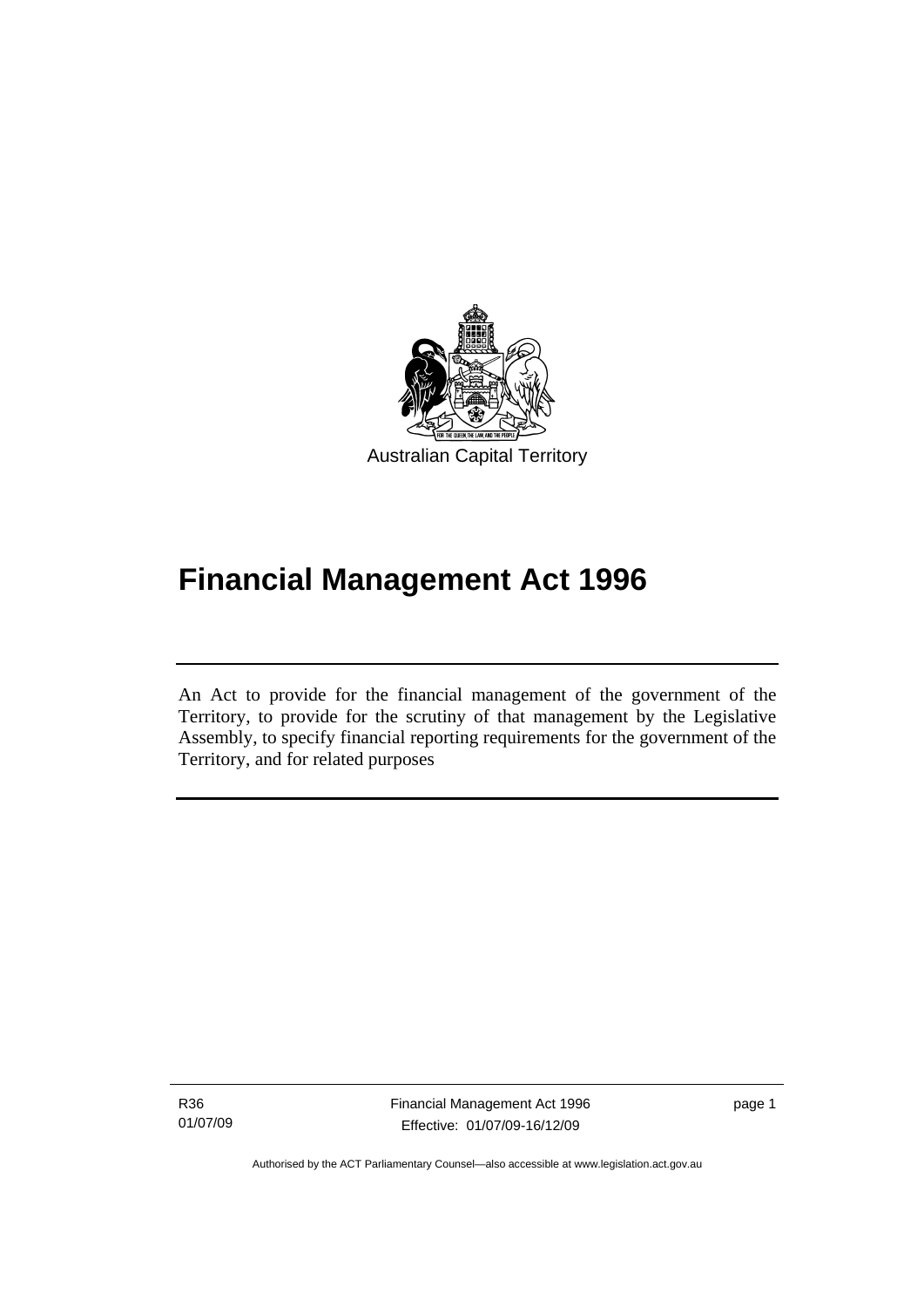Australian Capital Territory

# Financial Management Act 1996

An Act to provide for the financial management of the government of the Territory, to provide for the scrutiny of that management by the Legislative Assembly, to specify financial reporting requirements for the government of the Territory, and for related purposes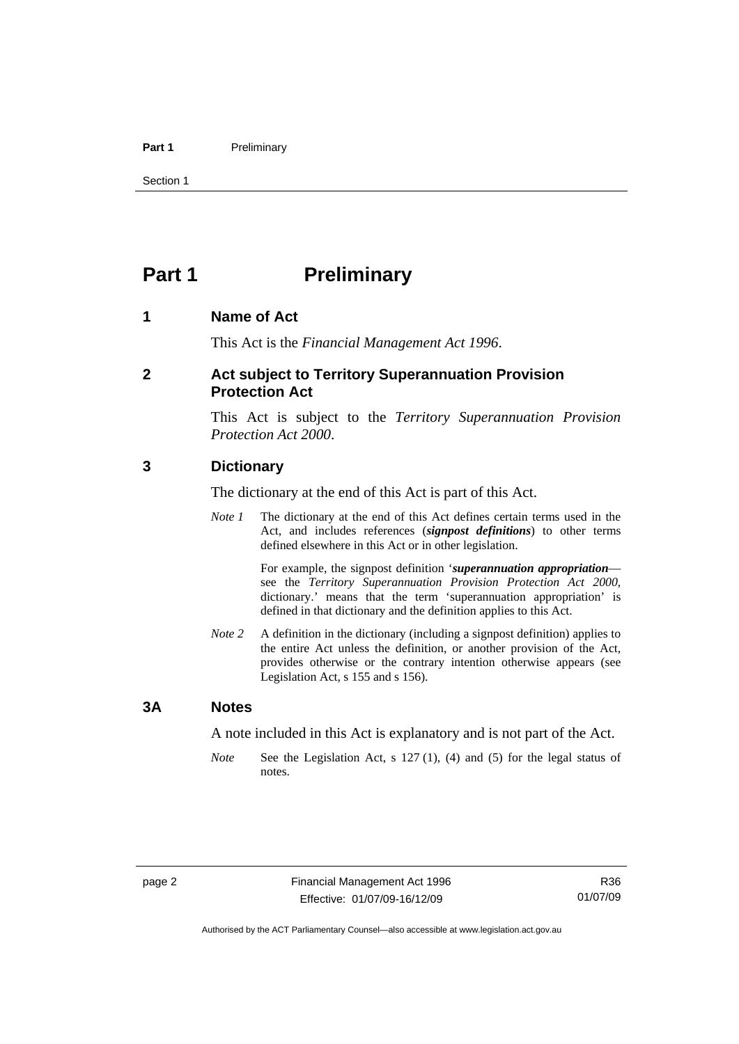# Part 1 Preliminary

## 1 Name of Act

This Act is the *Financial Management Act 1996*.

## 2 Act subject to Territory Superannuation Provision Protection Act

This Act is subject to the *Territory Superannuation Provision Protection Act 2000*.

## 3 Dictionary

The dictionary at the end of this Act is part of this Act.

*Note 1* The dictionary at the end of this Act defines certain terms used in the Act, and includes references (***signpost definitions***) to other terms defined elsewhere in this Act or in other legislation.

For example, the signpost definition '***superannuation appropriation***—see the *Territory Superannuation Provision Protection Act 2000*, dictionary.' means that the term 'superannuation appropriation' is defined in that dictionary and the definition applies to this Act.

*Note 2* A definition in the dictionary (including a signpost definition) applies to the entire Act unless the definition, or another provision of the Act, provides otherwise or the contrary intention otherwise appears (see Legislation Act, s 155 and s 156).

## 3A Notes

A note included in this Act is explanatory and is not part of the Act.

*Note* See the Legislation Act, s 127 (1), (4) and (5) for the legal status of notes.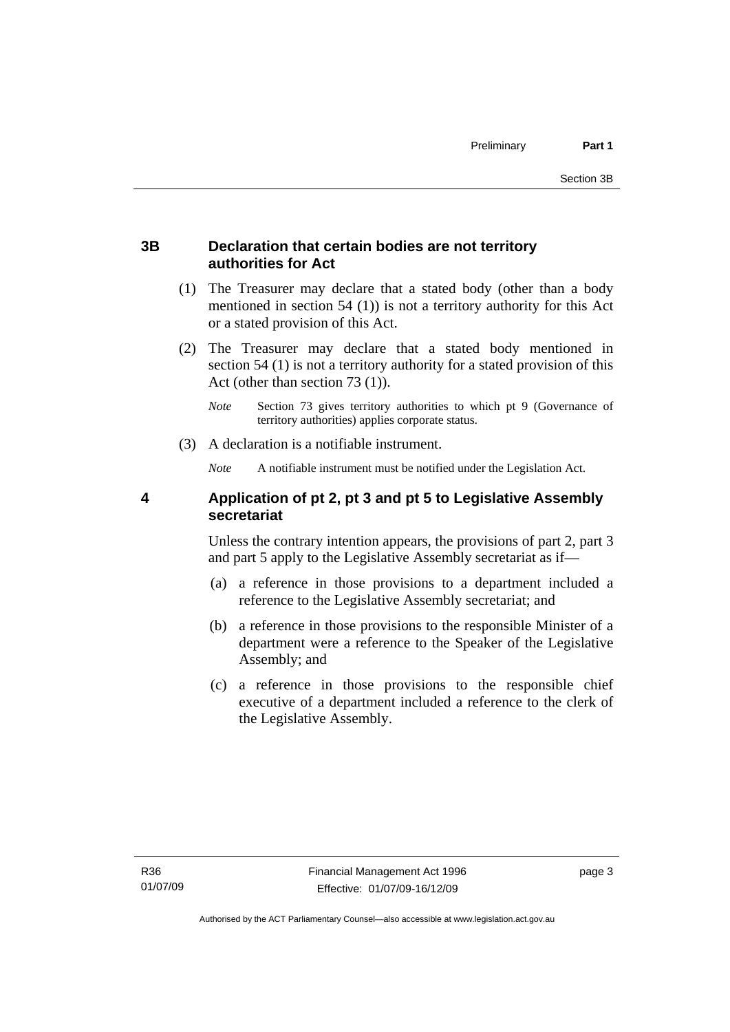### 3B Declaration that certain bodies are not territory authorities for Act

(1) The Treasurer may declare that a stated body (other than a body mentioned in section 54 (1)) is not a territory authority for this Act or a stated provision of this Act.

(2) The Treasurer may declare that a stated body mentioned in section 54 (1) is not a territory authority for a stated provision of this Act (other than section 73 (1)).

*Note* Section 73 gives territory authorities to which pt 9 (Governance of territory authorities) applies corporate status.

(3) A declaration is a notifiable instrument.

*Note* A notifiable instrument must be notified under the Legislation Act.

### 4 Application of pt 2, pt 3 and pt 5 to Legislative Assembly secretariat

Unless the contrary intention appears, the provisions of part 2, part 3 and part 5 apply to the Legislative Assembly secretariat as if—

(a) a reference in those provisions to a department included a reference to the Legislative Assembly secretariat; and

(b) a reference in those provisions to the responsible Minister of a department were a reference to the Speaker of the Legislative Assembly; and

(c) a reference in those provisions to the responsible chief executive of a department included a reference to the clerk of the Legislative Assembly.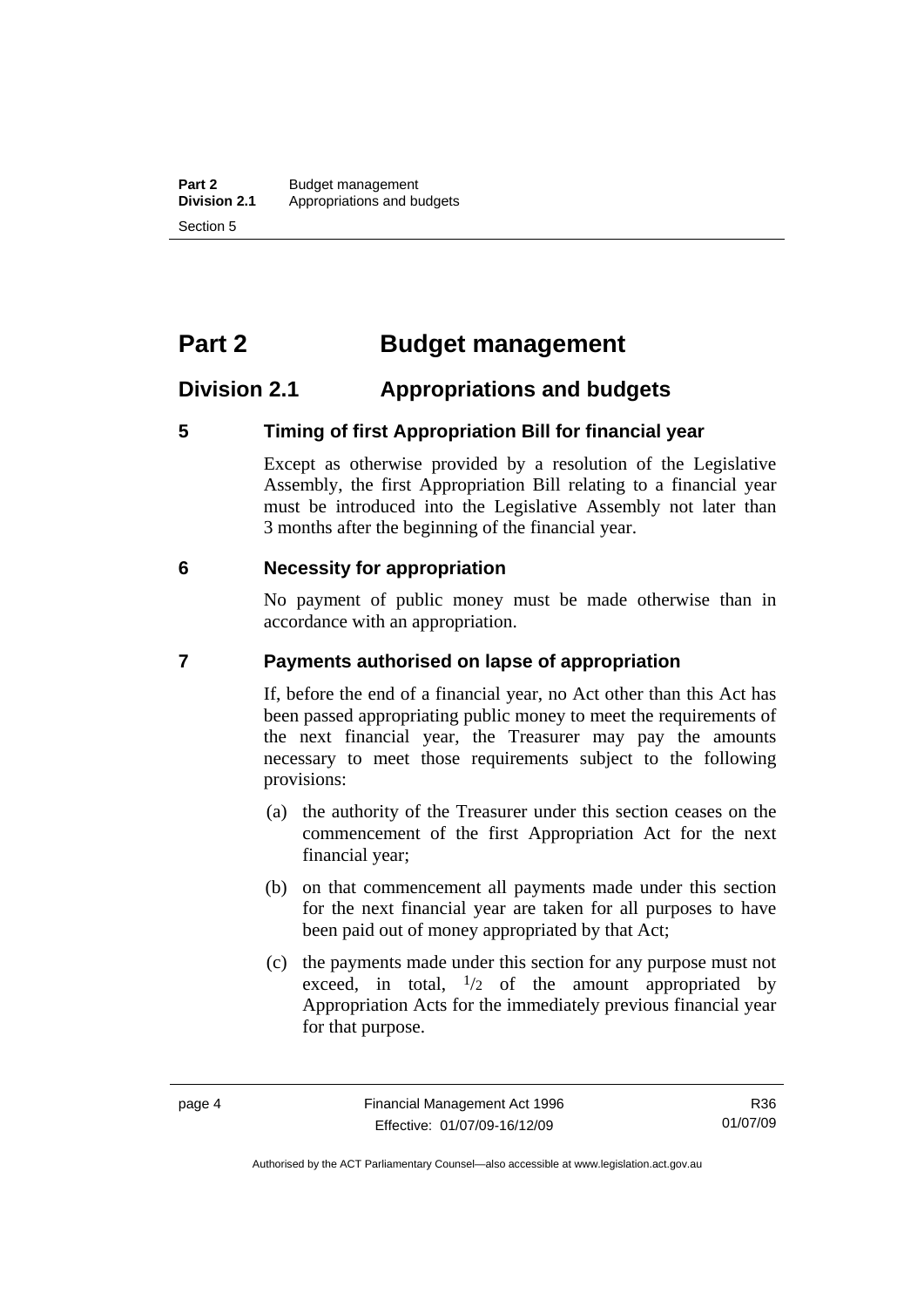# Part 2 Budget management

## Division 2.1 Appropriations and budgets

### 5 Timing of first Appropriation Bill for financial year

Except as otherwise provided by a resolution of the Legislative Assembly, the first Appropriation Bill relating to a financial year must be introduced into the Legislative Assembly not later than 3 months after the beginning of the financial year.

### 6 Necessity for appropriation

No payment of public money must be made otherwise than in accordance with an appropriation.

### 7 Payments authorised on lapse of appropriation

If, before the end of a financial year, no Act other than this Act has been passed appropriating public money to meet the requirements of the next financial year, the Treasurer may pay the amounts necessary to meet those requirements subject to the following provisions:

(a) the authority of the Treasurer under this section ceases on the commencement of the first Appropriation Act for the next financial year;

(b) on that commencement all payments made under this section for the next financial year are taken for all purposes to have been paid out of money appropriated by that Act;

(c) the payments made under this section for any purpose must not exceed, in total, $^{1}/_{2}$ of the amount appropriated by Appropriation Acts for the immediately previous financial year for that purpose.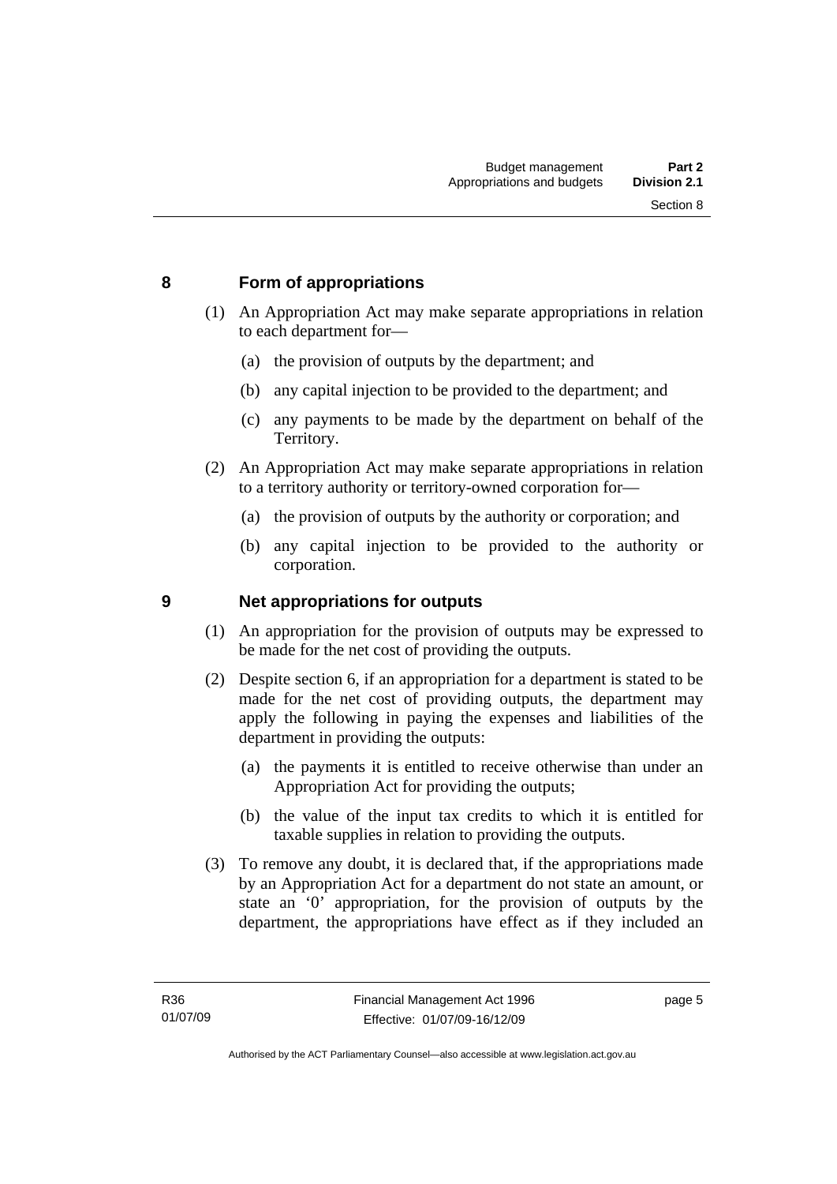## 8 Form of appropriations

(1) An Appropriation Act may make separate appropriations in relation to each department for—

(a) the provision of outputs by the department; and

(b) any capital injection to be provided to the department; and

(c) any payments to be made by the department on behalf of the Territory.

(2) An Appropriation Act may make separate appropriations in relation to a territory authority or territory-owned corporation for—

(a) the provision of outputs by the authority or corporation; and

(b) any capital injection to be provided to the authority or corporation.

## 9 Net appropriations for outputs

(1) An appropriation for the provision of outputs may be expressed to be made for the net cost of providing the outputs.

(2) Despite section 6, if an appropriation for a department is stated to be made for the net cost of providing outputs, the department may apply the following in paying the expenses and liabilities of the department in providing the outputs:

(a) the payments it is entitled to receive otherwise than under an Appropriation Act for providing the outputs;

(b) the value of the input tax credits to which it is entitled for taxable supplies in relation to providing the outputs.

(3) To remove any doubt, it is declared that, if the appropriations made by an Appropriation Act for a department do not state an amount, or state an '0' appropriation, for the provision of outputs by the department, the appropriations have effect as if they included an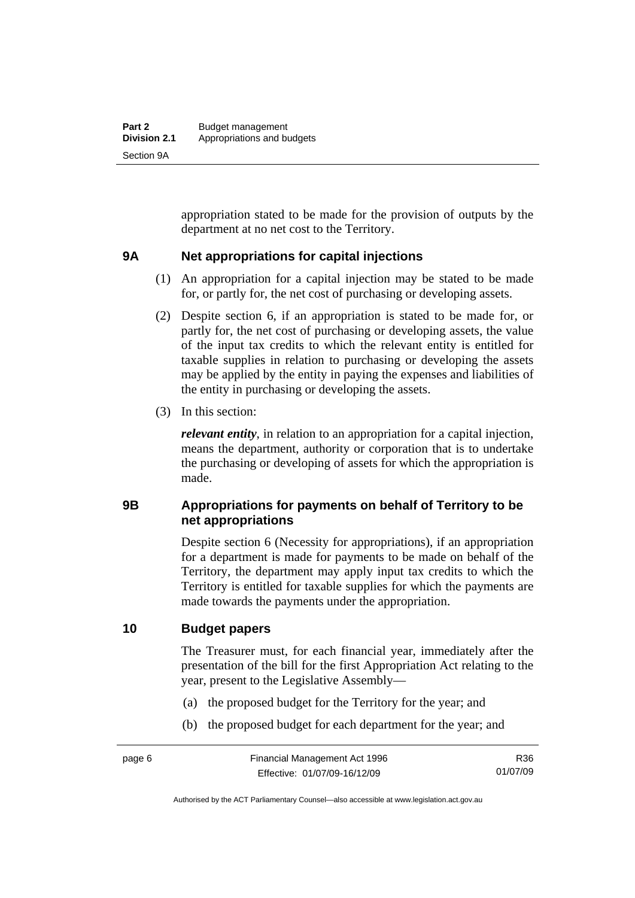appropriation stated to be made for the provision of outputs by the department at no net cost to the Territory.

## 9A Net appropriations for capital injections

(1) An appropriation for a capital injection may be stated to be made for, or partly for, the net cost of purchasing or developing assets.

(2) Despite section 6, if an appropriation is stated to be made for, or partly for, the net cost of purchasing or developing assets, the value of the input tax credits to which the relevant entity is entitled for taxable supplies in relation to purchasing or developing the assets may be applied by the entity in paying the expenses and liabilities of the entity in purchasing or developing the assets.

(3) In this section:

***relevant entity***, in relation to an appropriation for a capital injection, means the department, authority or corporation that is to undertake the purchasing or developing of assets for which the appropriation is made.

## 9B Appropriations for payments on behalf of Territory to be net appropriations

Despite section 6 (Necessity for appropriations), if an appropriation for a department is made for payments to be made on behalf of the Territory, the department may apply input tax credits to which the Territory is entitled for taxable supplies for which the payments are made towards the payments under the appropriation.

## 10 Budget papers

The Treasurer must, for each financial year, immediately after the presentation of the bill for the first Appropriation Act relating to the year, present to the Legislative Assembly—

(a) the proposed budget for the Territory for the year; and

(b) the proposed budget for each department for the year; and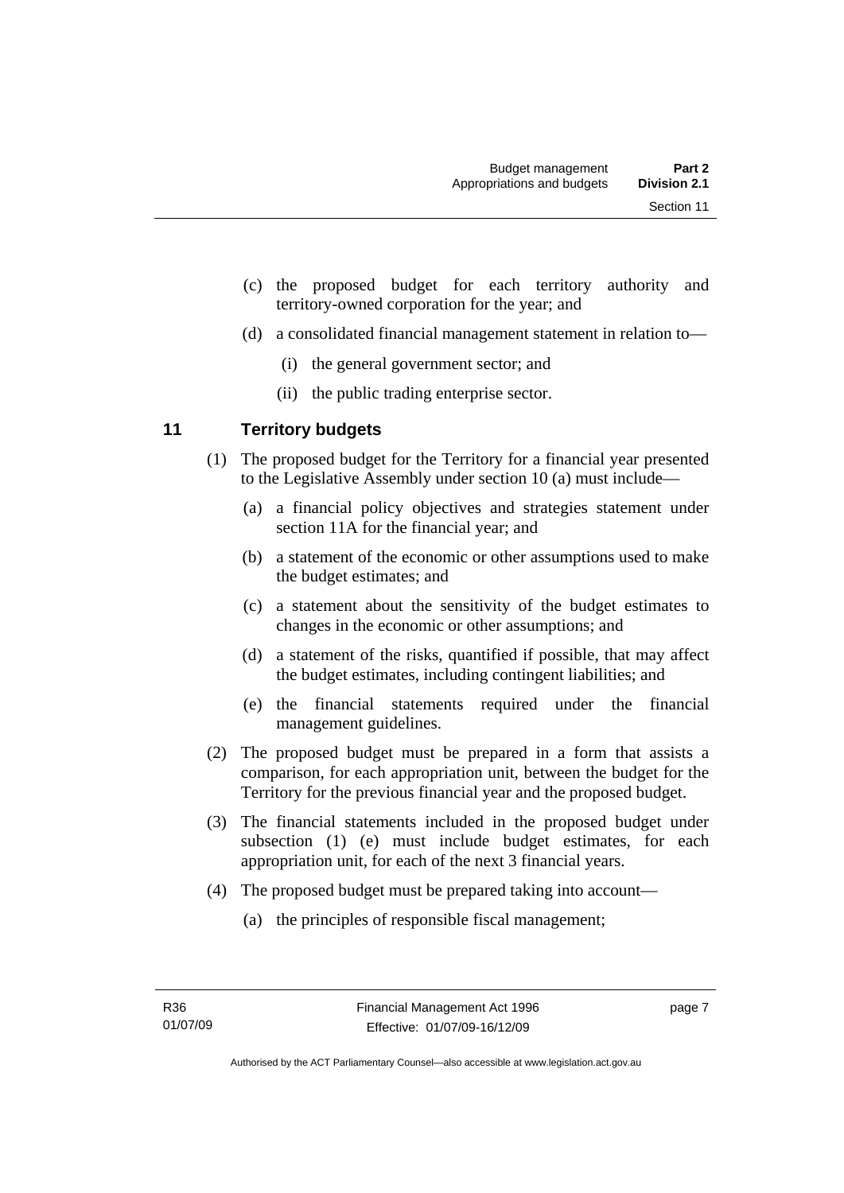(c) the proposed budget for each territory authority and territory-owned corporation for the year; and

(d) a consolidated financial management statement in relation to—

(i) the general government sector; and

(ii) the public trading enterprise sector.

## 11 Territory budgets

(1) The proposed budget for the Territory for a financial year presented to the Legislative Assembly under section 10 (a) must include—

(a) a financial policy objectives and strategies statement under section 11A for the financial year; and

(b) a statement of the economic or other assumptions used to make the budget estimates; and

(c) a statement about the sensitivity of the budget estimates to changes in the economic or other assumptions; and

(d) a statement of the risks, quantified if possible, that may affect the budget estimates, including contingent liabilities; and

(e) the financial statements required under the financial management guidelines.

(2) The proposed budget must be prepared in a form that assists a comparison, for each appropriation unit, between the budget for the Territory for the previous financial year and the proposed budget.

(3) The financial statements included in the proposed budget under subsection (1) (e) must include budget estimates, for each appropriation unit, for each of the next 3 financial years.

(4) The proposed budget must be prepared taking into account—

(a) the principles of responsible fiscal management;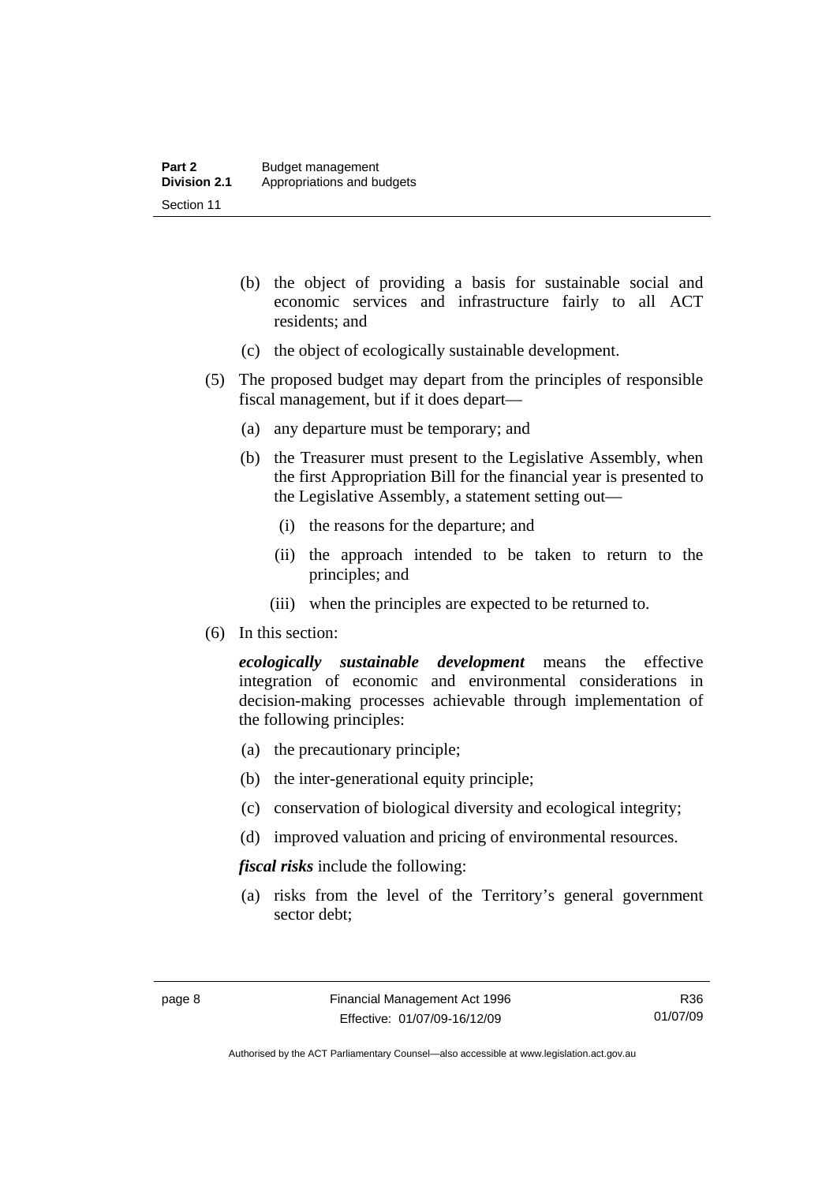(b) the object of providing a basis for sustainable social and economic services and infrastructure fairly to all ACT residents; and

(c) the object of ecologically sustainable development.

(5) The proposed budget may depart from the principles of responsible fiscal management, but if it does depart—

(a) any departure must be temporary; and

(b) the Treasurer must present to the Legislative Assembly, when the first Appropriation Bill for the financial year is presented to the Legislative Assembly, a statement setting out—

(i) the reasons for the departure; and

(ii) the approach intended to be taken to return to the principles; and

(iii) when the principles are expected to be returned to.

(6) In this section:

***ecologically sustainable development*** means the effective integration of economic and environmental considerations in decision-making processes achievable through implementation of the following principles:

(a) the precautionary principle;

(b) the inter-generational equity principle;

(c) conservation of biological diversity and ecological integrity;

(d) improved valuation and pricing of environmental resources.

***fiscal risks*** include the following:

(a) risks from the level of the Territory's general government sector debt;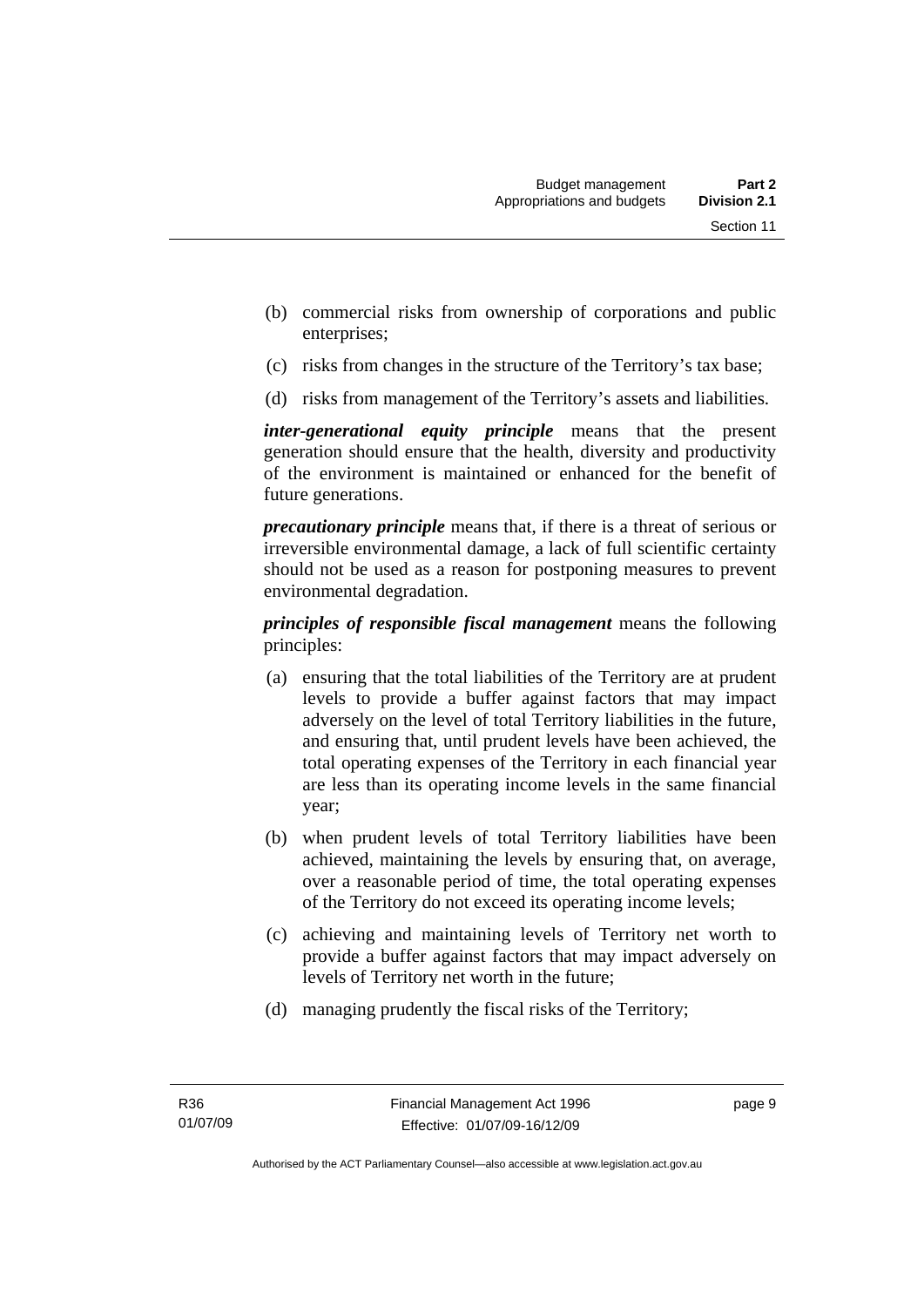(b) commercial risks from ownership of corporations and public enterprises;

(c) risks from changes in the structure of the Territory's tax base;

(d) risks from management of the Territory's assets and liabilities.

***inter-generational equity principle*** means that the present generation should ensure that the health, diversity and productivity of the environment is maintained or enhanced for the benefit of future generations.

***precautionary principle*** means that, if there is a threat of serious or irreversible environmental damage, a lack of full scientific certainty should not be used as a reason for postponing measures to prevent environmental degradation.

***principles of responsible fiscal management*** means the following principles:

(a) ensuring that the total liabilities of the Territory are at prudent levels to provide a buffer against factors that may impact adversely on the level of total Territory liabilities in the future, and ensuring that, until prudent levels have been achieved, the total operating expenses of the Territory in each financial year are less than its operating income levels in the same financial year;

(b) when prudent levels of total Territory liabilities have been achieved, maintaining the levels by ensuring that, on average, over a reasonable period of time, the total operating expenses of the Territory do not exceed its operating income levels;

(c) achieving and maintaining levels of Territory net worth to provide a buffer against factors that may impact adversely on levels of Territory net worth in the future;

(d) managing prudently the fiscal risks of the Territory;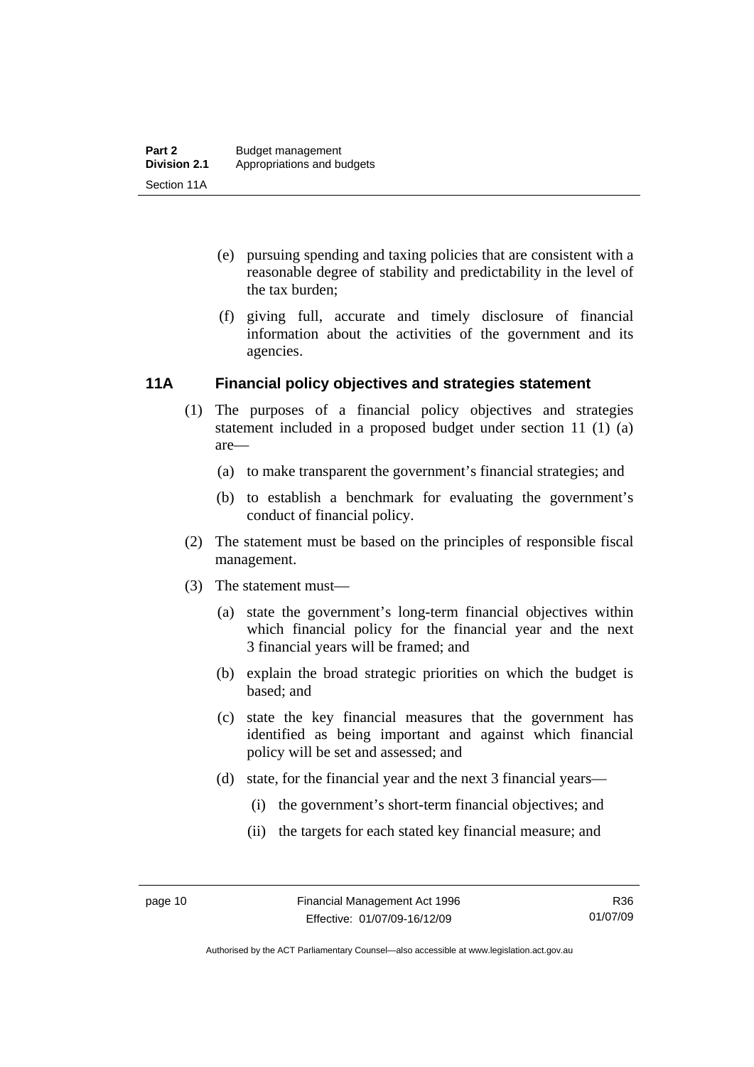(e) pursuing spending and taxing policies that are consistent with a reasonable degree of stability and predictability in the level of the tax burden;

(f) giving full, accurate and timely disclosure of financial information about the activities of the government and its agencies.

## 11A Financial policy objectives and strategies statement

(1) The purposes of a financial policy objectives and strategies statement included in a proposed budget under section 11 (1) (a) are—

(a) to make transparent the government's financial strategies; and

(b) to establish a benchmark for evaluating the government's conduct of financial policy.

(2) The statement must be based on the principles of responsible fiscal management.

(3) The statement must—

(a) state the government's long-term financial objectives within which financial policy for the financial year and the next 3 financial years will be framed; and

(b) explain the broad strategic priorities on which the budget is based; and

(c) state the key financial measures that the government has identified as being important and against which financial policy will be set and assessed; and

(d) state, for the financial year and the next 3 financial years—

(i) the government's short-term financial objectives; and

(ii) the targets for each stated key financial measure; and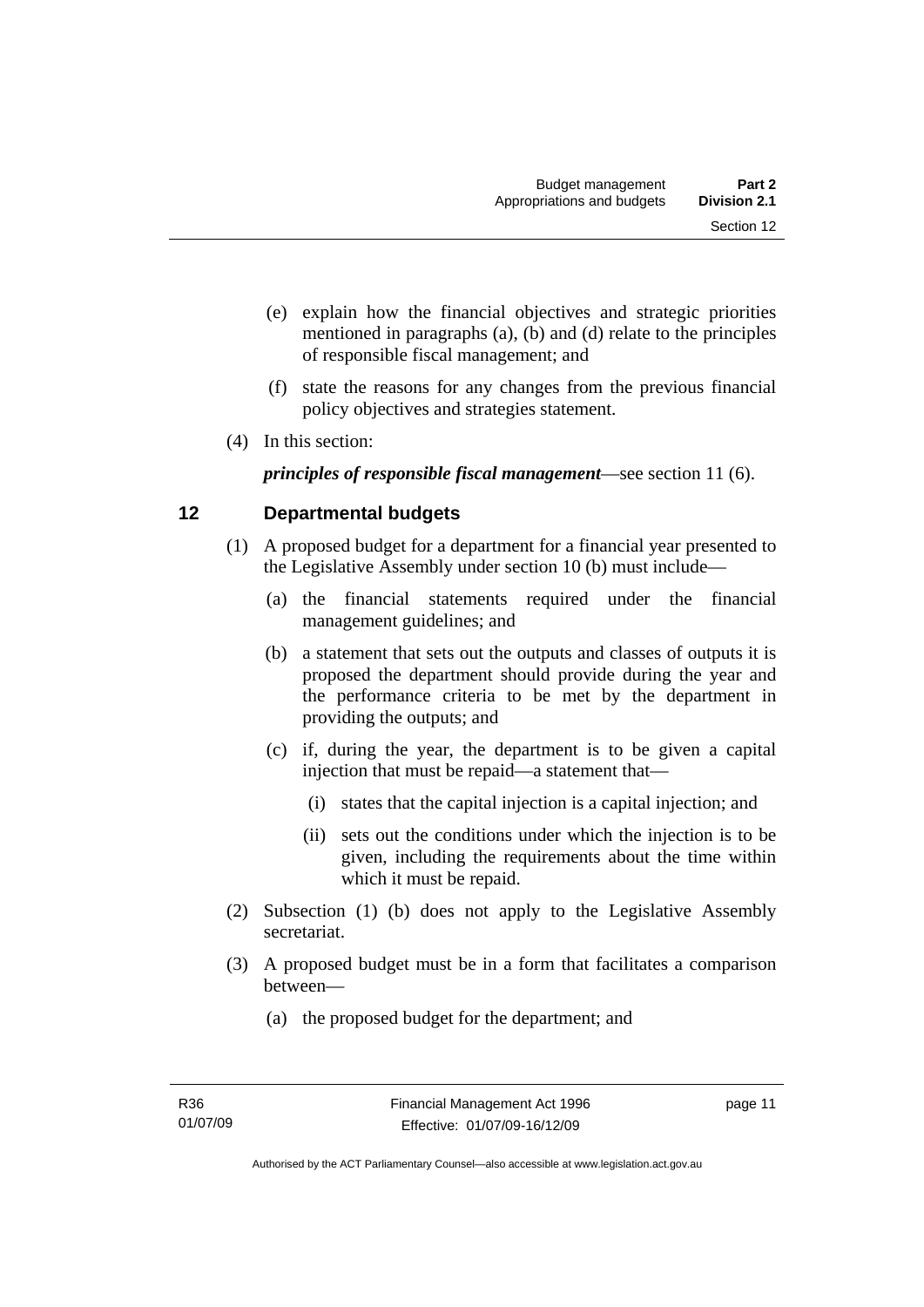(e) explain how the financial objectives and strategic priorities mentioned in paragraphs (a), (b) and (d) relate to the principles of responsible fiscal management; and

(f) state the reasons for any changes from the previous financial policy objectives and strategies statement.

(4) In this section:

***principles of responsible fiscal management***—see section 11 (6).

## 12 Departmental budgets

(1) A proposed budget for a department for a financial year presented to the Legislative Assembly under section 10 (b) must include—

(a) the financial statements required under the financial management guidelines; and

(b) a statement that sets out the outputs and classes of outputs it is proposed the department should provide during the year and the performance criteria to be met by the department in providing the outputs; and

(c) if, during the year, the department is to be given a capital injection that must be repaid—a statement that—

(i) states that the capital injection is a capital injection; and

(ii) sets out the conditions under which the injection is to be given, including the requirements about the time within which it must be repaid.

(2) Subsection (1) (b) does not apply to the Legislative Assembly secretariat.

(3) A proposed budget must be in a form that facilitates a comparison between—

(a) the proposed budget for the department; and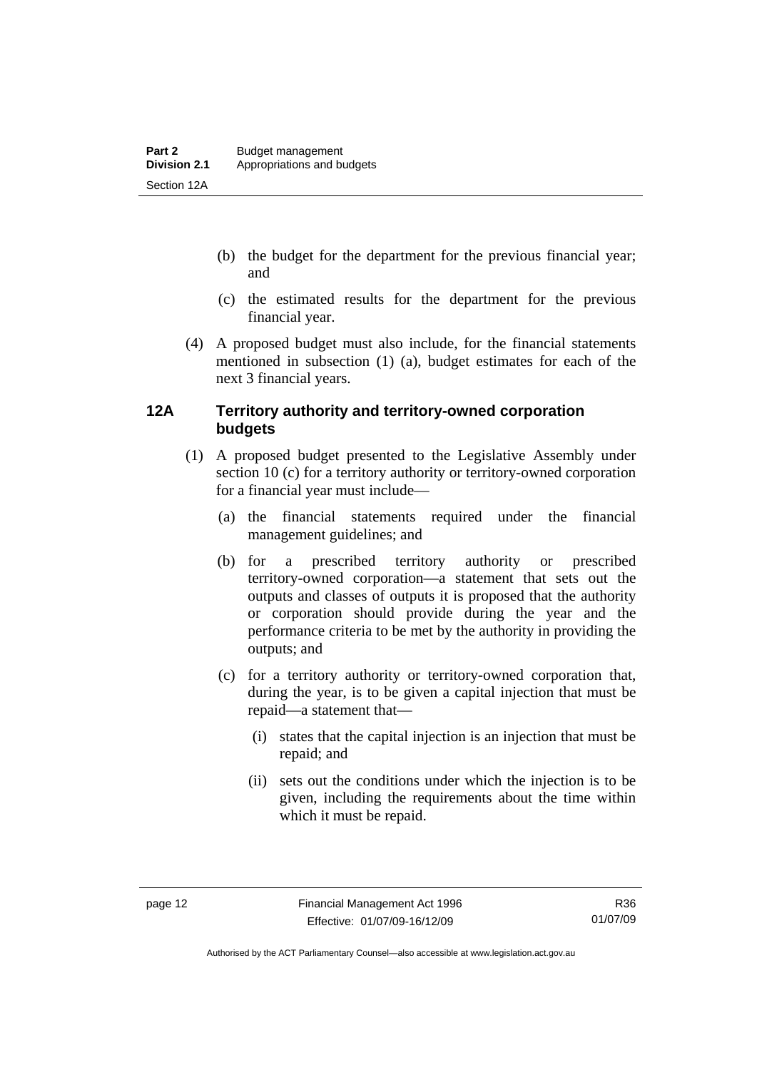(b) the budget for the department for the previous financial year; and

(c) the estimated results for the department for the previous financial year.

(4) A proposed budget must also include, for the financial statements mentioned in subsection (1) (a), budget estimates for each of the next 3 financial years.

## 12A Territory authority and territory-owned corporation budgets

(1) A proposed budget presented to the Legislative Assembly under section 10 (c) for a territory authority or territory-owned corporation for a financial year must include—

(a) the financial statements required under the financial management guidelines; and

(b) for a prescribed territory authority or prescribed territory-owned corporation—a statement that sets out the outputs and classes of outputs it is proposed that the authority or corporation should provide during the year and the performance criteria to be met by the authority in providing the outputs; and

(c) for a territory authority or territory-owned corporation that, during the year, is to be given a capital injection that must be repaid—a statement that—

(i) states that the capital injection is an injection that must be repaid; and

(ii) sets out the conditions under which the injection is to be given, including the requirements about the time within which it must be repaid.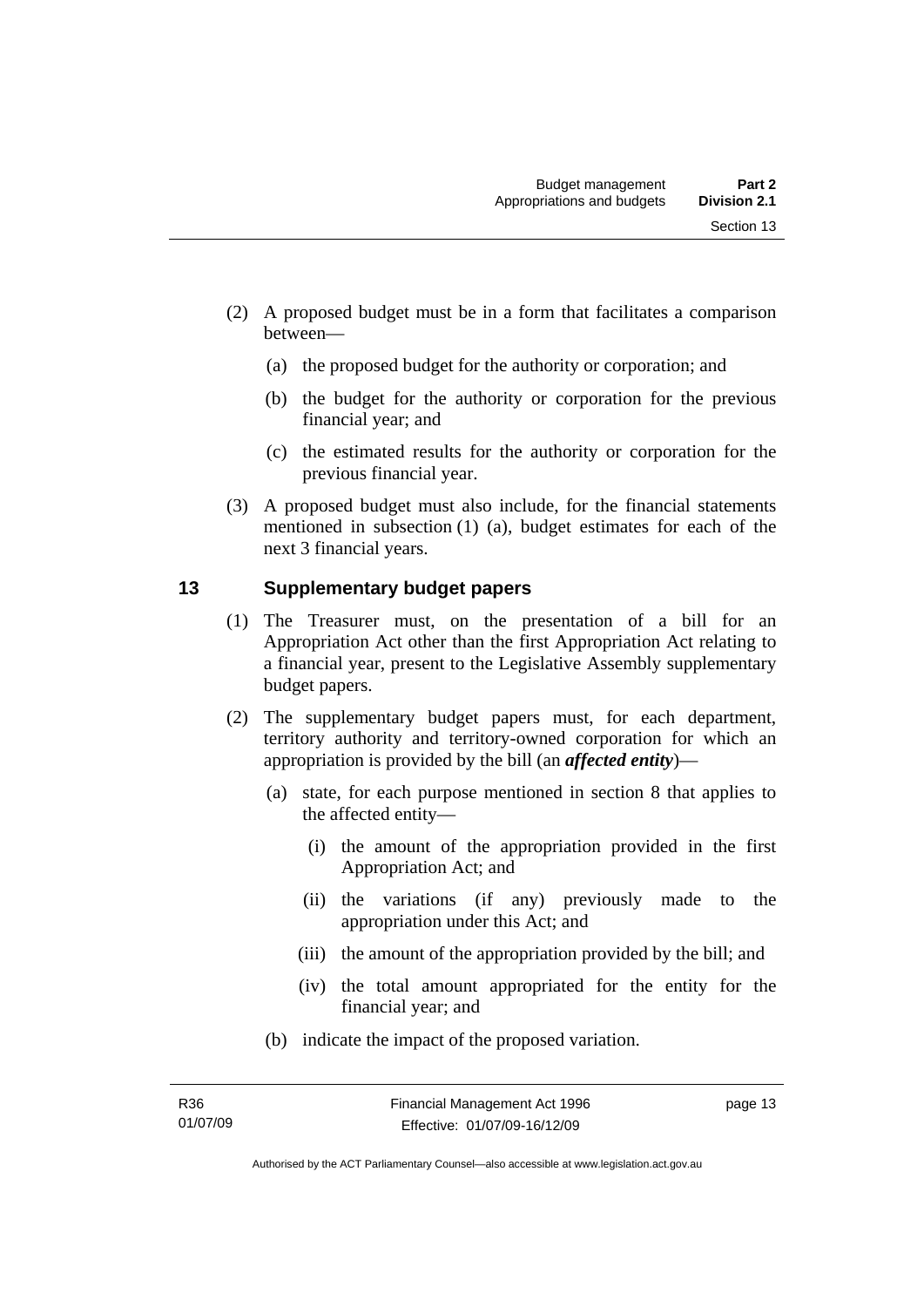(2) A proposed budget must be in a form that facilitates a comparison between—

(a) the proposed budget for the authority or corporation; and

(b) the budget for the authority or corporation for the previous financial year; and

(c) the estimated results for the authority or corporation for the previous financial year.

(3) A proposed budget must also include, for the financial statements mentioned in subsection (1) (a), budget estimates for each of the next 3 financial years.

## 13 Supplementary budget papers

(1) The Treasurer must, on the presentation of a bill for an Appropriation Act other than the first Appropriation Act relating to a financial year, present to the Legislative Assembly supplementary budget papers.

(2) The supplementary budget papers must, for each department, territory authority and territory-owned corporation for which an appropriation is provided by the bill (an ***affected entity***)—

(a) state, for each purpose mentioned in section 8 that applies to the affected entity—

(i) the amount of the appropriation provided in the first Appropriation Act; and

(ii) the variations (if any) previously made to the appropriation under this Act; and

(iii) the amount of the appropriation provided by the bill; and

(iv) the total amount appropriated for the entity for the financial year; and

(b) indicate the impact of the proposed variation.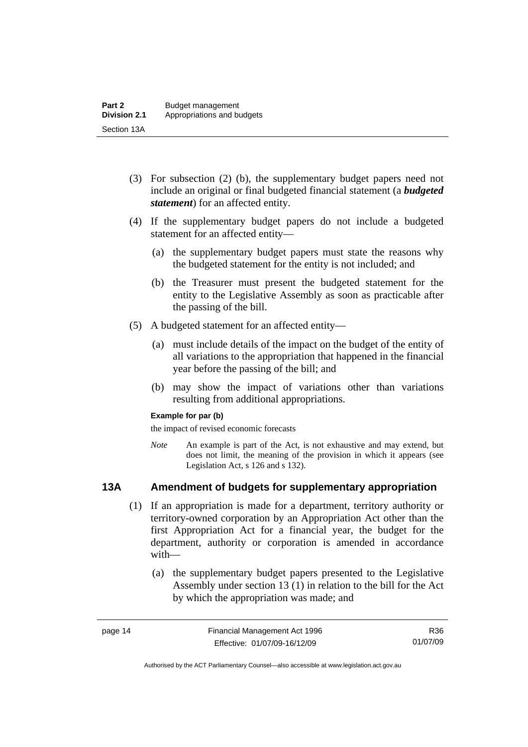(3) For subsection (2) (b), the supplementary budget papers need not include an original or final budgeted financial statement (a ***budgeted statement***) for an affected entity.

(4) If the supplementary budget papers do not include a budgeted statement for an affected entity—

(a) the supplementary budget papers must state the reasons why the budgeted statement for the entity is not included; and

(b) the Treasurer must present the budgeted statement for the entity to the Legislative Assembly as soon as practicable after the passing of the bill.

(5) A budgeted statement for an affected entity—

(a) must include details of the impact on the budget of the entity of all variations to the appropriation that happened in the financial year before the passing of the bill; and

(b) may show the impact of variations other than variations resulting from additional appropriations.

**Example for par (b)**

the impact of revised economic forecasts

*Note* An example is part of the Act, is not exhaustive and may extend, but does not limit, the meaning of the provision in which it appears (see Legislation Act, s 126 and s 132).

## 13A Amendment of budgets for supplementary appropriation

(1) If an appropriation is made for a department, territory authority or territory-owned corporation by an Appropriation Act other than the first Appropriation Act for a financial year, the budget for the department, authority or corporation is amended in accordance with—

(a) the supplementary budget papers presented to the Legislative Assembly under section 13 (1) in relation to the bill for the Act by which the appropriation was made; and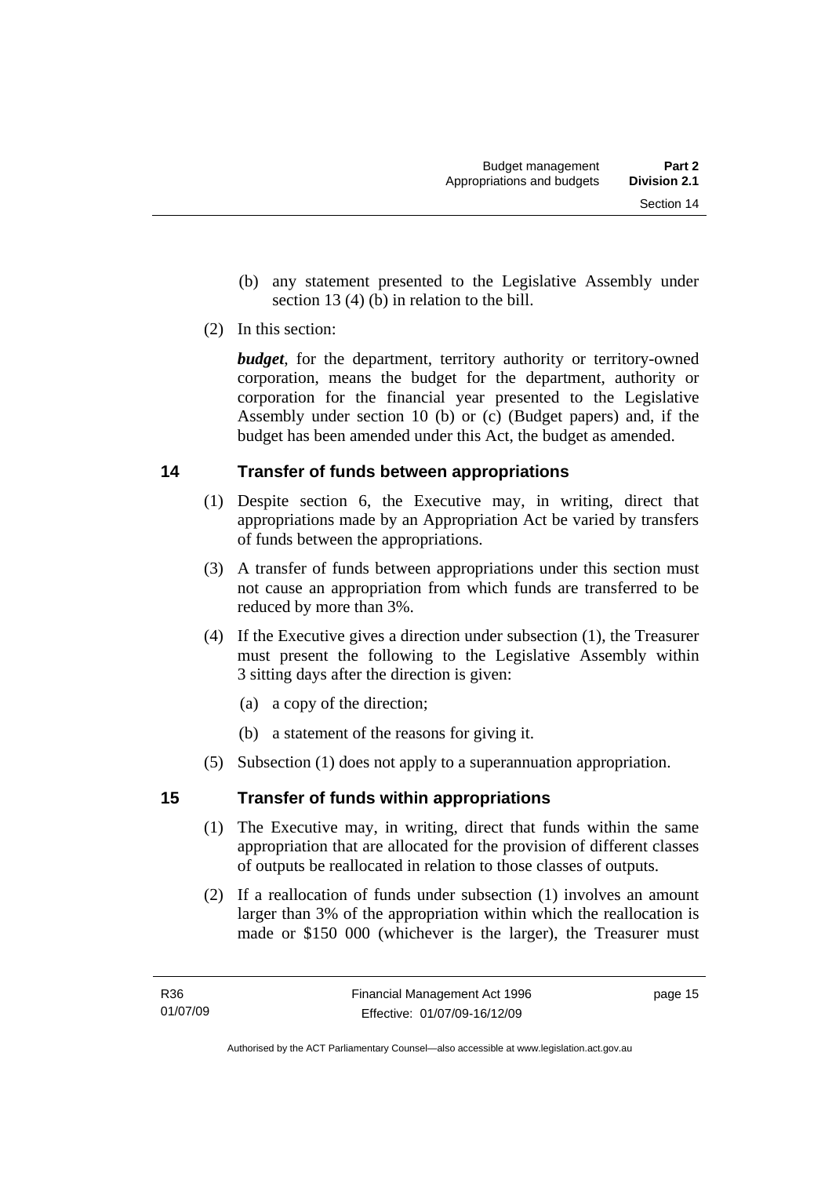(b) any statement presented to the Legislative Assembly under section 13 (4) (b) in relation to the bill.

(2) In this section:

***budget***, for the department, territory authority or territory-owned corporation, means the budget for the department, authority or corporation for the financial year presented to the Legislative Assembly under section 10 (b) or (c) (Budget papers) and, if the budget has been amended under this Act, the budget as amended.

## 14 Transfer of funds between appropriations

(1) Despite section 6, the Executive may, in writing, direct that appropriations made by an Appropriation Act be varied by transfers of funds between the appropriations.

(3) A transfer of funds between appropriations under this section must not cause an appropriation from which funds are transferred to be reduced by more than 3%.

(4) If the Executive gives a direction under subsection (1), the Treasurer must present the following to the Legislative Assembly within 3 sitting days after the direction is given:

(a) a copy of the direction;

(b) a statement of the reasons for giving it.

(5) Subsection (1) does not apply to a superannuation appropriation.

## 15 Transfer of funds within appropriations

(1) The Executive may, in writing, direct that funds within the same appropriation that are allocated for the provision of different classes of outputs be reallocated in relation to those classes of outputs.

(2) If a reallocation of funds under subsection (1) involves an amount larger than 3% of the appropriation within which the reallocation is made or $150 000 (whichever is the larger), the Treasurer must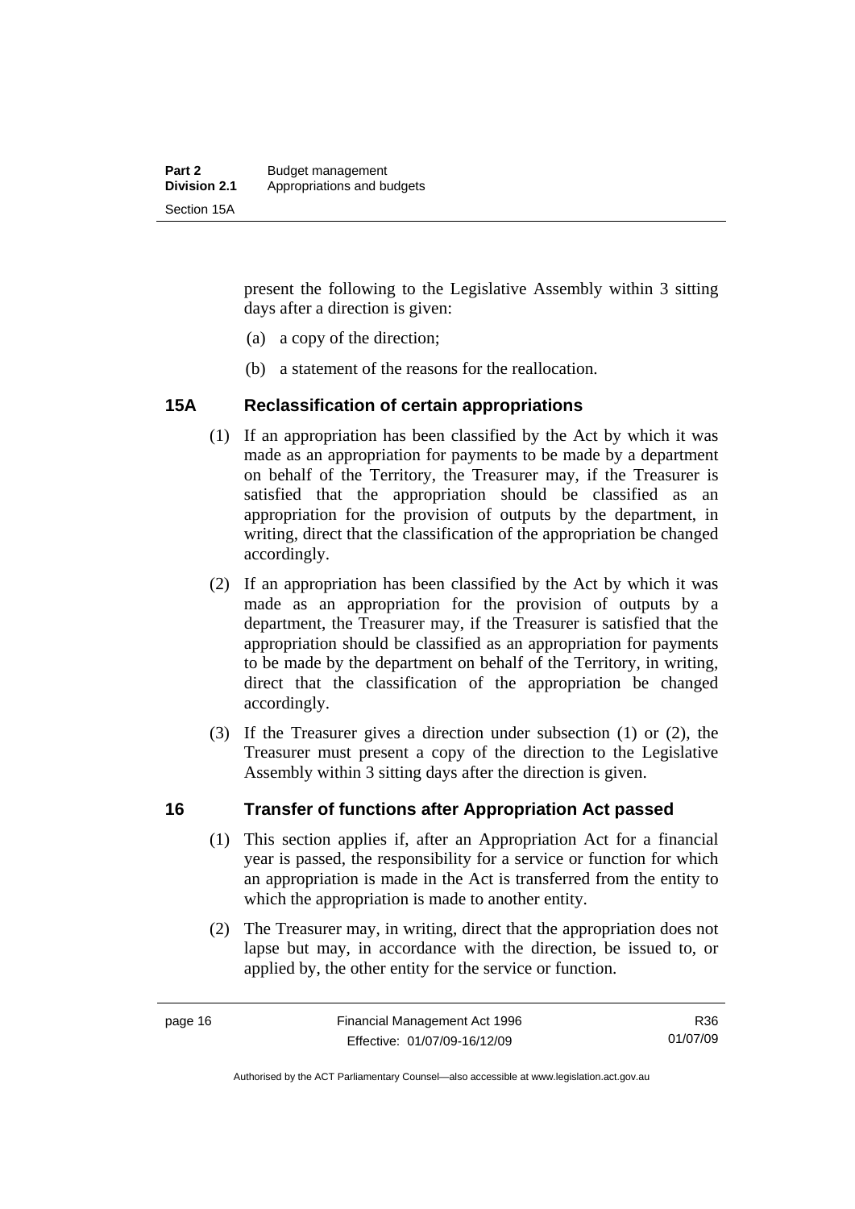present the following to the Legislative Assembly within 3 sitting days after a direction is given:

(a) a copy of the direction;

(b) a statement of the reasons for the reallocation.

### 15A Reclassification of certain appropriations

(1) If an appropriation has been classified by the Act by which it was made as an appropriation for payments to be made by a department on behalf of the Territory, the Treasurer may, if the Treasurer is satisfied that the appropriation should be classified as an appropriation for the provision of outputs by the department, in writing, direct that the classification of the appropriation be changed accordingly.

(2) If an appropriation has been classified by the Act by which it was made as an appropriation for the provision of outputs by a department, the Treasurer may, if the Treasurer is satisfied that the appropriation should be classified as an appropriation for payments to be made by the department on behalf of the Territory, in writing, direct that the classification of the appropriation be changed accordingly.

(3) If the Treasurer gives a direction under subsection (1) or (2), the Treasurer must present a copy of the direction to the Legislative Assembly within 3 sitting days after the direction is given.

### 16 Transfer of functions after Appropriation Act passed

(1) This section applies if, after an Appropriation Act for a financial year is passed, the responsibility for a service or function for which an appropriation is made in the Act is transferred from the entity to which the appropriation is made to another entity.

(2) The Treasurer may, in writing, direct that the appropriation does not lapse but may, in accordance with the direction, be issued to, or applied by, the other entity for the service or function.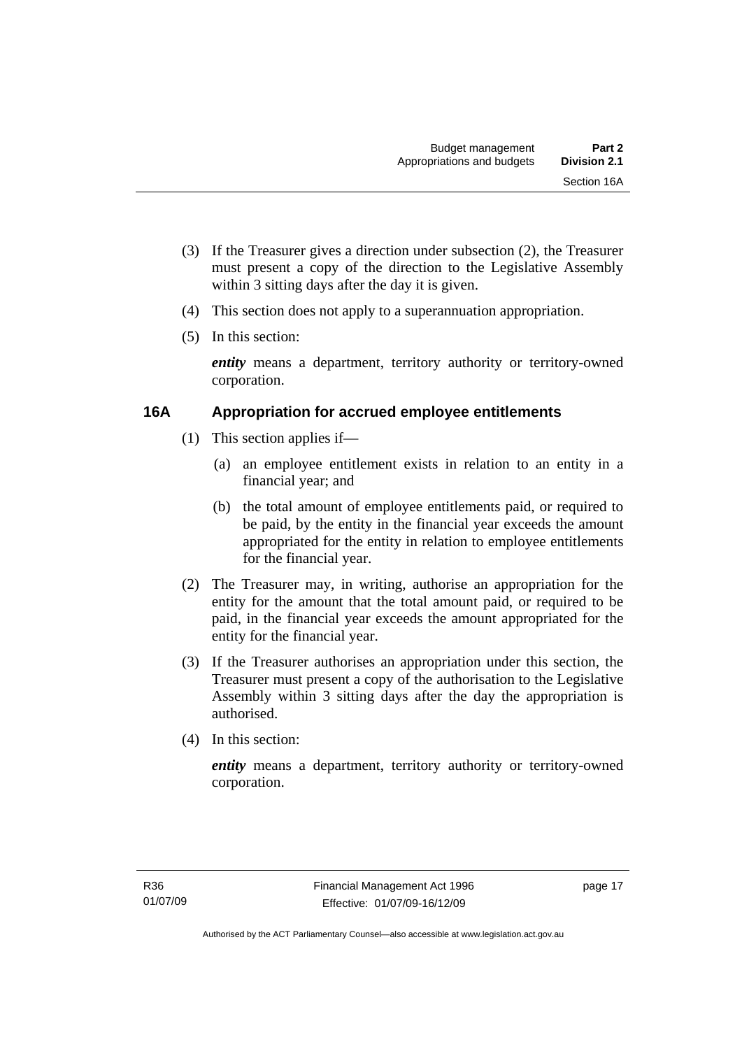(3) If the Treasurer gives a direction under subsection (2), the Treasurer must present a copy of the direction to the Legislative Assembly within 3 sitting days after the day it is given.

(4) This section does not apply to a superannuation appropriation.

(5) In this section:

***entity*** means a department, territory authority or territory-owned corporation.

## 16A Appropriation for accrued employee entitlements

(1) This section applies if—

(a) an employee entitlement exists in relation to an entity in a financial year; and

(b) the total amount of employee entitlements paid, or required to be paid, by the entity in the financial year exceeds the amount appropriated for the entity in relation to employee entitlements for the financial year.

(2) The Treasurer may, in writing, authorise an appropriation for the entity for the amount that the total amount paid, or required to be paid, in the financial year exceeds the amount appropriated for the entity for the financial year.

(3) If the Treasurer authorises an appropriation under this section, the Treasurer must present a copy of the authorisation to the Legislative Assembly within 3 sitting days after the day the appropriation is authorised.

(4) In this section:

***entity*** means a department, territory authority or territory-owned corporation.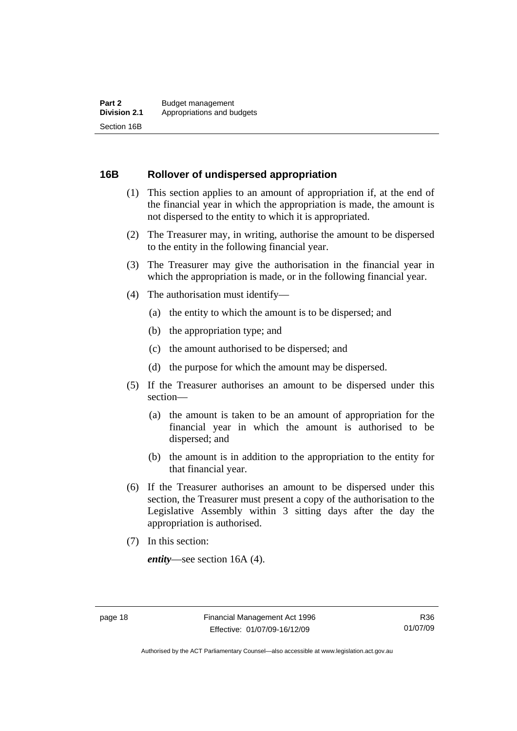## 16B Rollover of undispersed appropriation

(1) This section applies to an amount of appropriation if, at the end of the financial year in which the appropriation is made, the amount is not dispersed to the entity to which it is appropriated.

(2) The Treasurer may, in writing, authorise the amount to be dispersed to the entity in the following financial year.

(3) The Treasurer may give the authorisation in the financial year in which the appropriation is made, or in the following financial year.

(4) The authorisation must identify—

  (a) the entity to which the amount is to be dispersed; and

  (b) the appropriation type; and

  (c) the amount authorised to be dispersed; and

  (d) the purpose for which the amount may be dispersed.

(5) If the Treasurer authorises an amount to be dispersed under this section—

  (a) the amount is taken to be an amount of appropriation for the financial year in which the amount is authorised to be dispersed; and

  (b) the amount is in addition to the appropriation to the entity for that financial year.

(6) If the Treasurer authorises an amount to be dispersed under this section, the Treasurer must present a copy of the authorisation to the Legislative Assembly within 3 sitting days after the day the appropriation is authorised.

(7) In this section:

***entity***—see section 16A (4).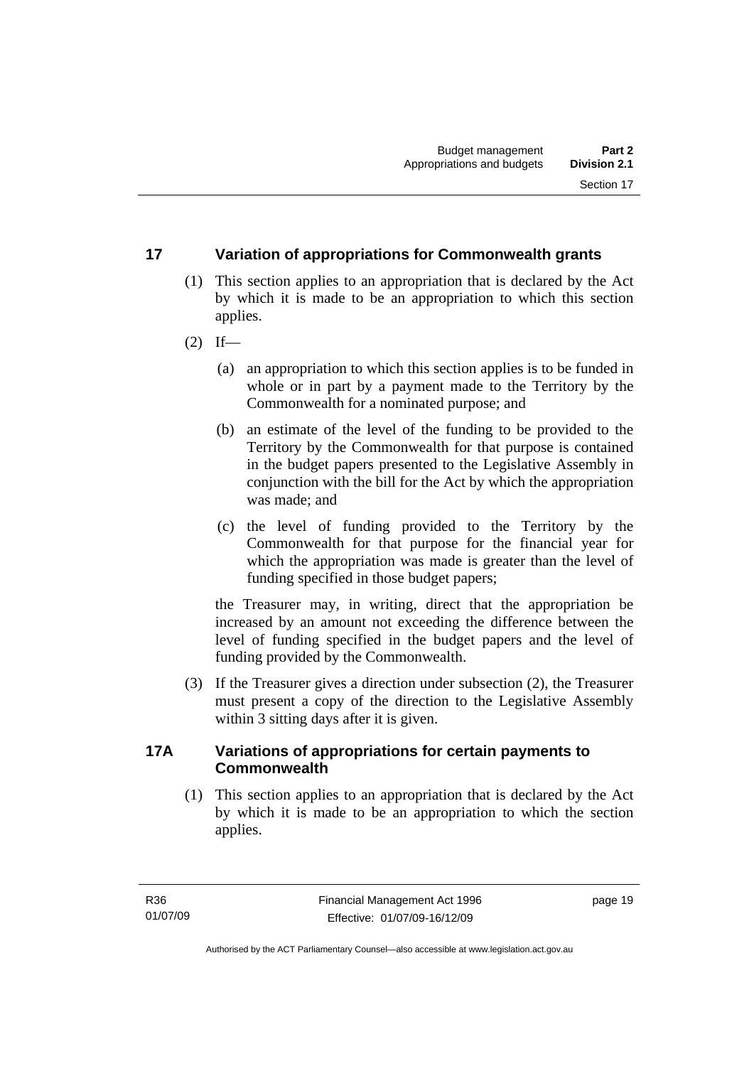## 17 Variation of appropriations for Commonwealth grants

(1) This section applies to an appropriation that is declared by the Act by which it is made to be an appropriation to which this section applies.

(2) If—

(a) an appropriation to which this section applies is to be funded in whole or in part by a payment made to the Territory by the Commonwealth for a nominated purpose; and

(b) an estimate of the level of the funding to be provided to the Territory by the Commonwealth for that purpose is contained in the budget papers presented to the Legislative Assembly in conjunction with the bill for the Act by which the appropriation was made; and

(c) the level of funding provided to the Territory by the Commonwealth for that purpose for the financial year for which the appropriation was made is greater than the level of funding specified in those budget papers;

the Treasurer may, in writing, direct that the appropriation be increased by an amount not exceeding the difference between the level of funding specified in the budget papers and the level of funding provided by the Commonwealth.

(3) If the Treasurer gives a direction under subsection (2), the Treasurer must present a copy of the direction to the Legislative Assembly within 3 sitting days after it is given.

## 17A Variations of appropriations for certain payments to Commonwealth

(1) This section applies to an appropriation that is declared by the Act by which it is made to be an appropriation to which the section applies.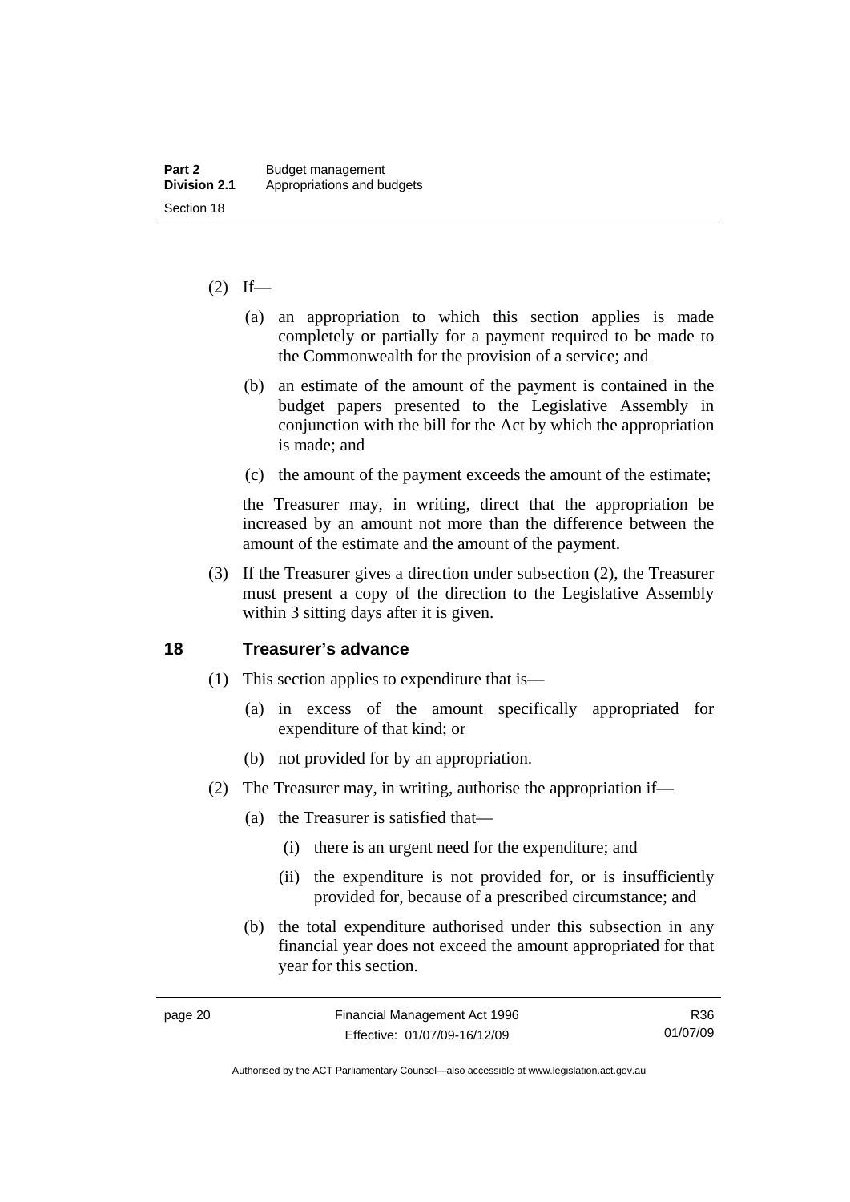(2) If—

(a) an appropriation to which this section applies is made completely or partially for a payment required to be made to the Commonwealth for the provision of a service; and

(b) an estimate of the amount of the payment is contained in the budget papers presented to the Legislative Assembly in conjunction with the bill for the Act by which the appropriation is made; and

(c) the amount of the payment exceeds the amount of the estimate;

the Treasurer may, in writing, direct that the appropriation be increased by an amount not more than the difference between the amount of the estimate and the amount of the payment.

(3) If the Treasurer gives a direction under subsection (2), the Treasurer must present a copy of the direction to the Legislative Assembly within 3 sitting days after it is given.

## 18 Treasurer's advance

(1) This section applies to expenditure that is—

(a) in excess of the amount specifically appropriated for expenditure of that kind; or

(b) not provided for by an appropriation.

(2) The Treasurer may, in writing, authorise the appropriation if—

(a) the Treasurer is satisfied that—

(i) there is an urgent need for the expenditure; and

(ii) the expenditure is not provided for, or is insufficiently provided for, because of a prescribed circumstance; and

(b) the total expenditure authorised under this subsection in any financial year does not exceed the amount appropriated for that year for this section.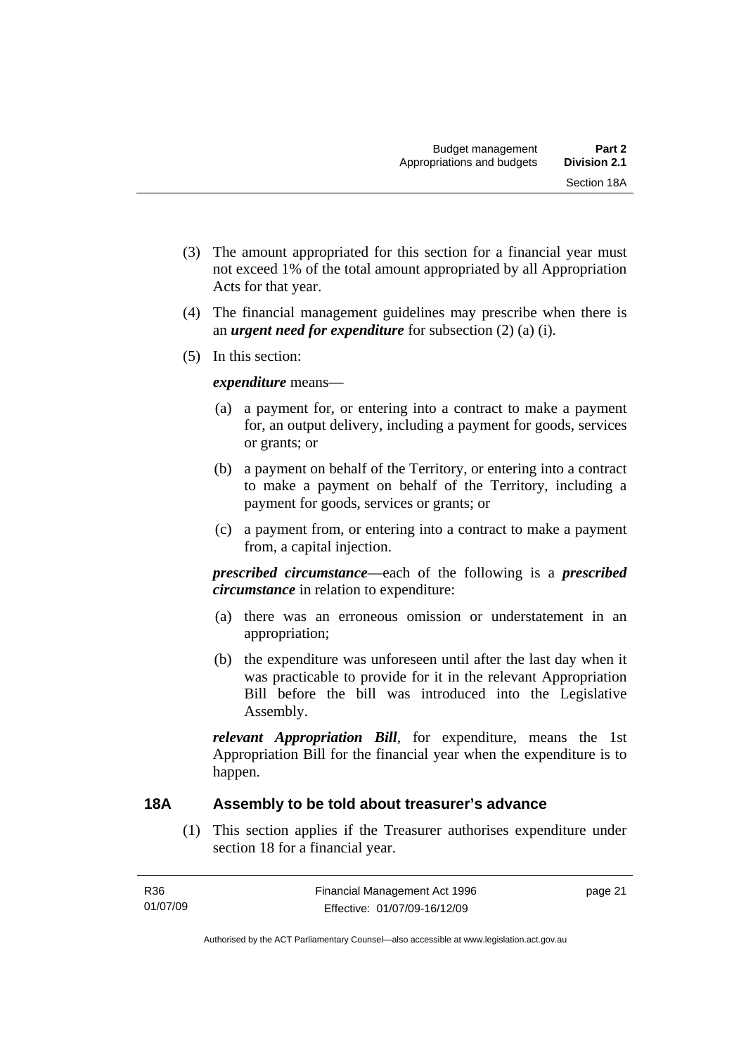(3) The amount appropriated for this section for a financial year must not exceed 1% of the total amount appropriated by all Appropriation Acts for that year.

(4) The financial management guidelines may prescribe when there is an ***urgent need for expenditure*** for subsection (2) (a) (i).

(5) In this section:

***expenditure*** means—

(a) a payment for, or entering into a contract to make a payment for, an output delivery, including a payment for goods, services or grants; or

(b) a payment on behalf of the Territory, or entering into a contract to make a payment on behalf of the Territory, including a payment for goods, services or grants; or

(c) a payment from, or entering into a contract to make a payment from, a capital injection.

***prescribed circumstance***—each of the following is a ***prescribed circumstance*** in relation to expenditure:

(a) there was an erroneous omission or understatement in an appropriation;

(b) the expenditure was unforeseen until after the last day when it was practicable to provide for it in the relevant Appropriation Bill before the bill was introduced into the Legislative Assembly.

***relevant Appropriation Bill***, for expenditure, means the 1st Appropriation Bill for the financial year when the expenditure is to happen.

## 18A Assembly to be told about treasurer's advance

(1) This section applies if the Treasurer authorises expenditure under section 18 for a financial year.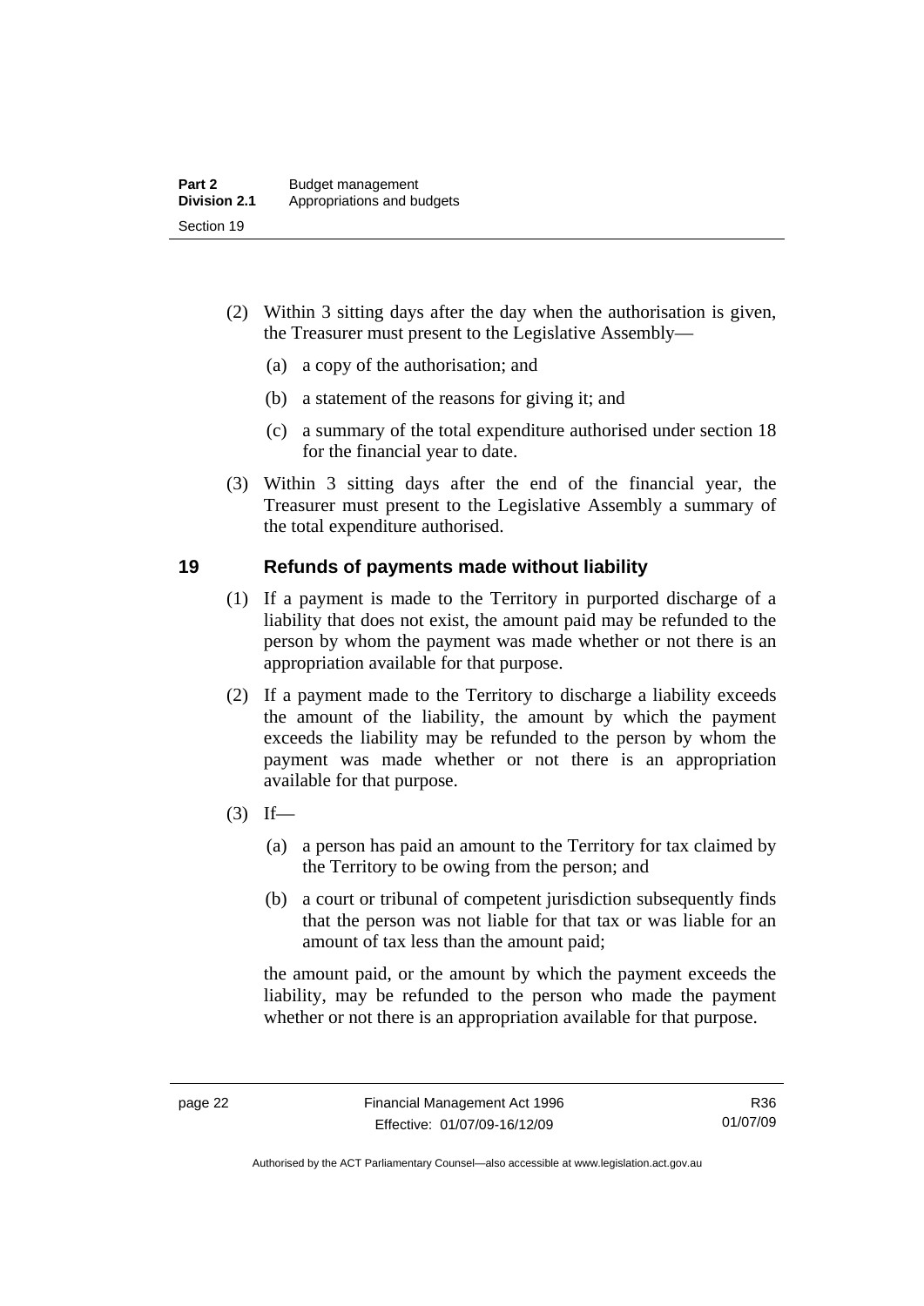(2) Within 3 sitting days after the day when the authorisation is given, the Treasurer must present to the Legislative Assembly—

(a) a copy of the authorisation; and

(b) a statement of the reasons for giving it; and

(c) a summary of the total expenditure authorised under section 18 for the financial year to date.

(3) Within 3 sitting days after the end of the financial year, the Treasurer must present to the Legislative Assembly a summary of the total expenditure authorised.

## 19 Refunds of payments made without liability

(1) If a payment is made to the Territory in purported discharge of a liability that does not exist, the amount paid may be refunded to the person by whom the payment was made whether or not there is an appropriation available for that purpose.

(2) If a payment made to the Territory to discharge a liability exceeds the amount of the liability, the amount by which the payment exceeds the liability may be refunded to the person by whom the payment was made whether or not there is an appropriation available for that purpose.

(3) If—

(a) a person has paid an amount to the Territory for tax claimed by the Territory to be owing from the person; and

(b) a court or tribunal of competent jurisdiction subsequently finds that the person was not liable for that tax or was liable for an amount of tax less than the amount paid;

the amount paid, or the amount by which the payment exceeds the liability, may be refunded to the person who made the payment whether or not there is an appropriation available for that purpose.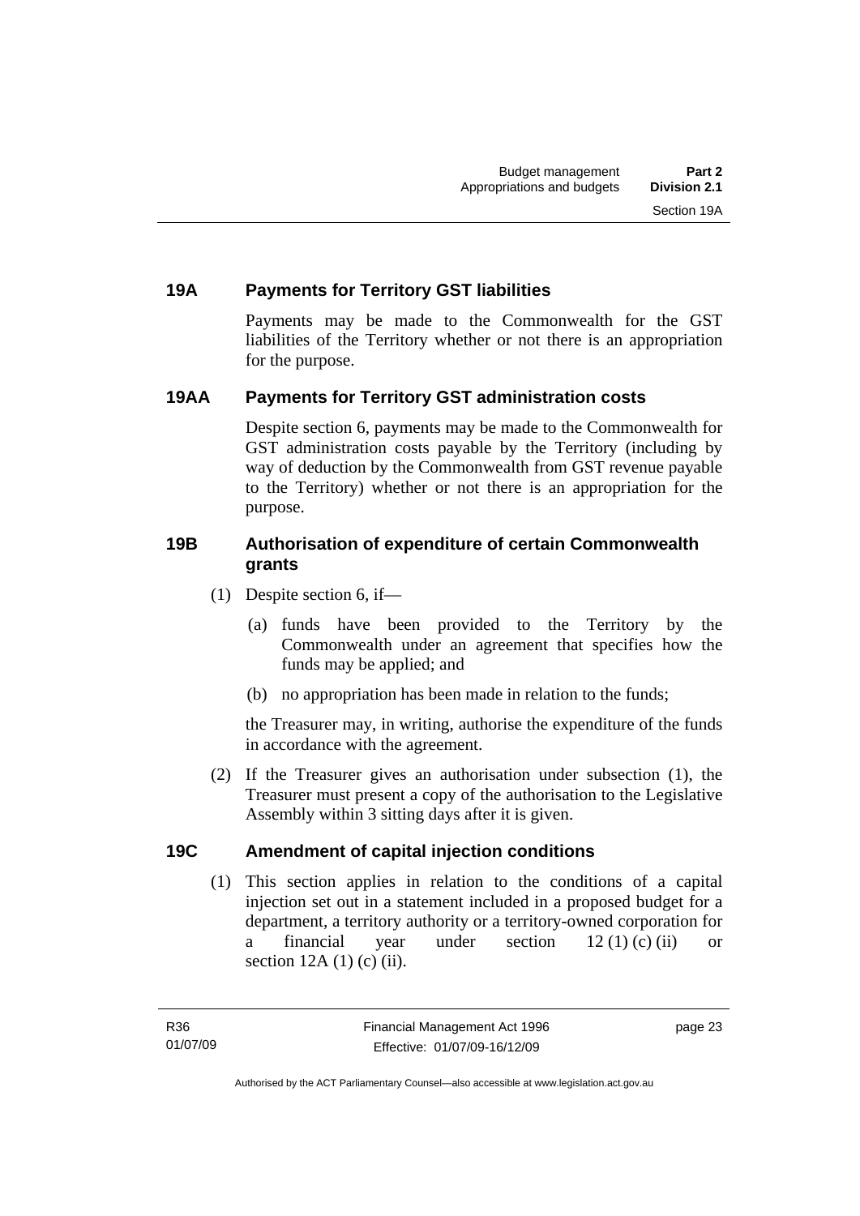## 19A Payments for Territory GST liabilities

Payments may be made to the Commonwealth for the GST liabilities of the Territory whether or not there is an appropriation for the purpose.

## 19AA Payments for Territory GST administration costs

Despite section 6, payments may be made to the Commonwealth for GST administration costs payable by the Territory (including by way of deduction by the Commonwealth from GST revenue payable to the Territory) whether or not there is an appropriation for the purpose.

## 19B Authorisation of expenditure of certain Commonwealth grants

(1) Despite section 6, if—

(a) funds have been provided to the Territory by the Commonwealth under an agreement that specifies how the funds may be applied; and

(b) no appropriation has been made in relation to the funds;

the Treasurer may, in writing, authorise the expenditure of the funds in accordance with the agreement.

(2) If the Treasurer gives an authorisation under subsection (1), the Treasurer must present a copy of the authorisation to the Legislative Assembly within 3 sitting days after it is given.

## 19C Amendment of capital injection conditions

(1) This section applies in relation to the conditions of a capital injection set out in a statement included in a proposed budget for a department, a territory authority or a territory-owned corporation for a financial year under section 12 (1) (c) (ii) or section 12A (1) (c) (ii).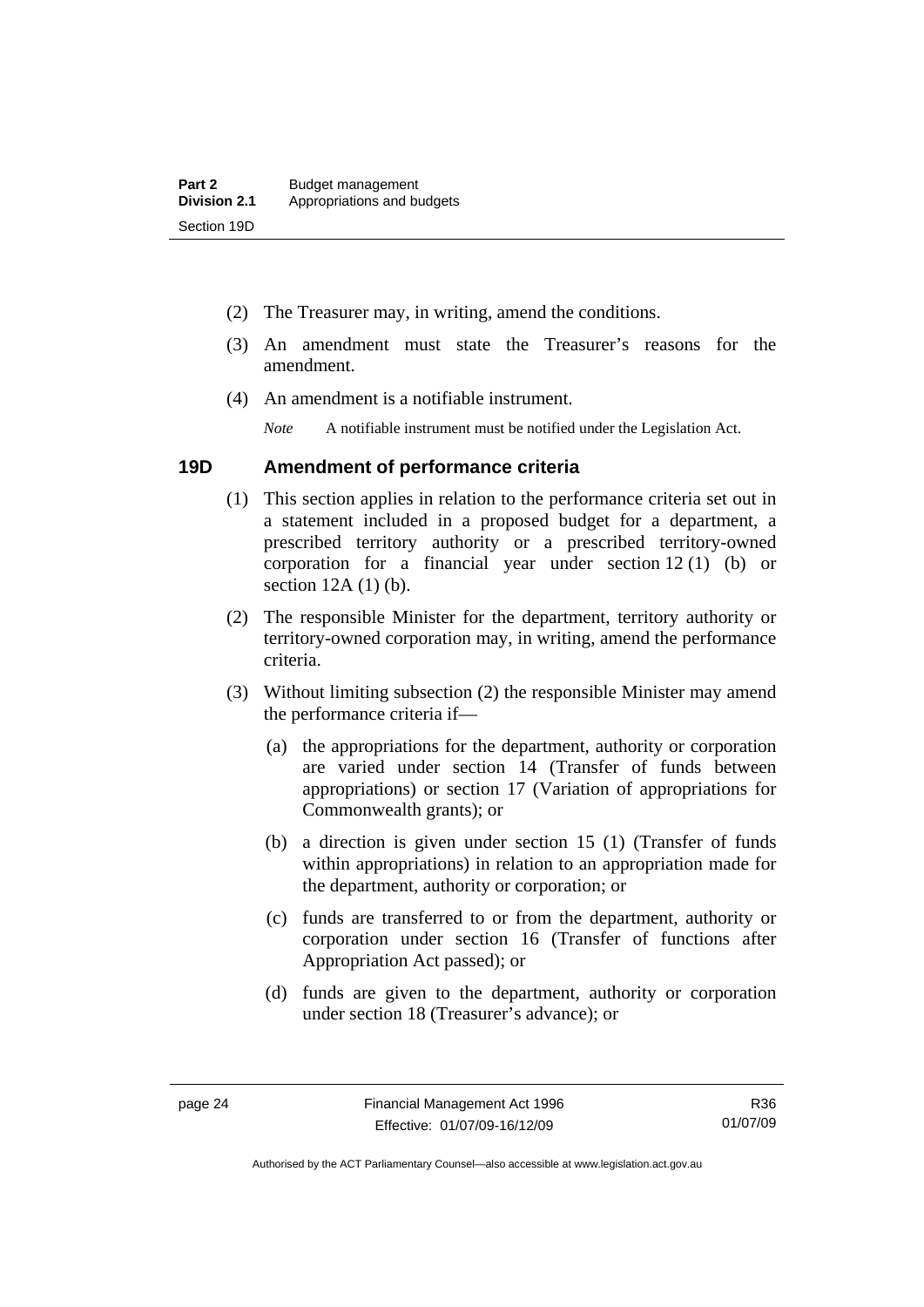(2) The Treasurer may, in writing, amend the conditions.

(3) An amendment must state the Treasurer's reasons for the amendment.

(4) An amendment is a notifiable instrument.

*Note* A notifiable instrument must be notified under the Legislation Act.

### 19D Amendment of performance criteria

(1) This section applies in relation to the performance criteria set out in a statement included in a proposed budget for a department, a prescribed territory authority or a prescribed territory-owned corporation for a financial year under section 12 (1) (b) or section 12A (1) (b).

(2) The responsible Minister for the department, territory authority or territory-owned corporation may, in writing, amend the performance criteria.

(3) Without limiting subsection (2) the responsible Minister may amend the performance criteria if—

(a) the appropriations for the department, authority or corporation are varied under section 14 (Transfer of funds between appropriations) or section 17 (Variation of appropriations for Commonwealth grants); or

(b) a direction is given under section 15 (1) (Transfer of funds within appropriations) in relation to an appropriation made for the department, authority or corporation; or

(c) funds are transferred to or from the department, authority or corporation under section 16 (Transfer of functions after Appropriation Act passed); or

(d) funds are given to the department, authority or corporation under section 18 (Treasurer's advance); or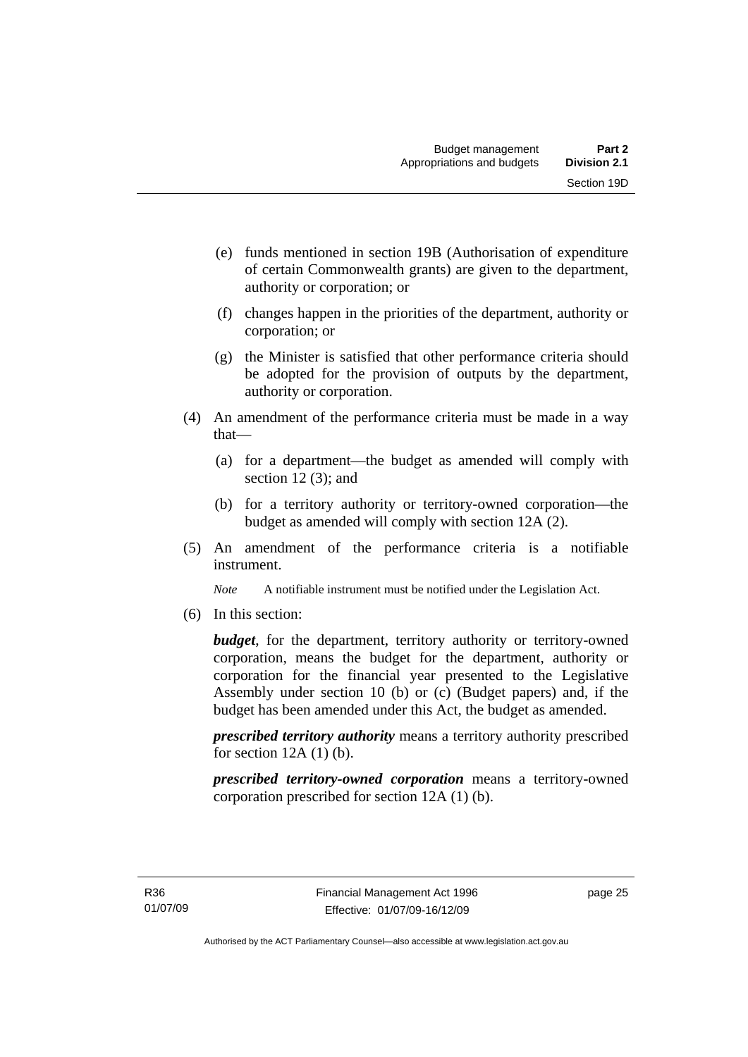(e) funds mentioned in section 19B (Authorisation of expenditure of certain Commonwealth grants) are given to the department, authority or corporation; or

(f) changes happen in the priorities of the department, authority or corporation; or

(g) the Minister is satisfied that other performance criteria should be adopted for the provision of outputs by the department, authority or corporation.

(4) An amendment of the performance criteria must be made in a way that—

(a) for a department—the budget as amended will comply with section 12 (3); and

(b) for a territory authority or territory-owned corporation—the budget as amended will comply with section 12A (2).

(5) An amendment of the performance criteria is a notifiable instrument.

*Note* A notifiable instrument must be notified under the Legislation Act.

(6) In this section:

***budget***, for the department, territory authority or territory-owned corporation, means the budget for the department, authority or corporation for the financial year presented to the Legislative Assembly under section 10 (b) or (c) (Budget papers) and, if the budget has been amended under this Act, the budget as amended.

***prescribed territory authority*** means a territory authority prescribed for section 12A (1) (b).

***prescribed territory-owned corporation*** means a territory-owned corporation prescribed for section 12A (1) (b).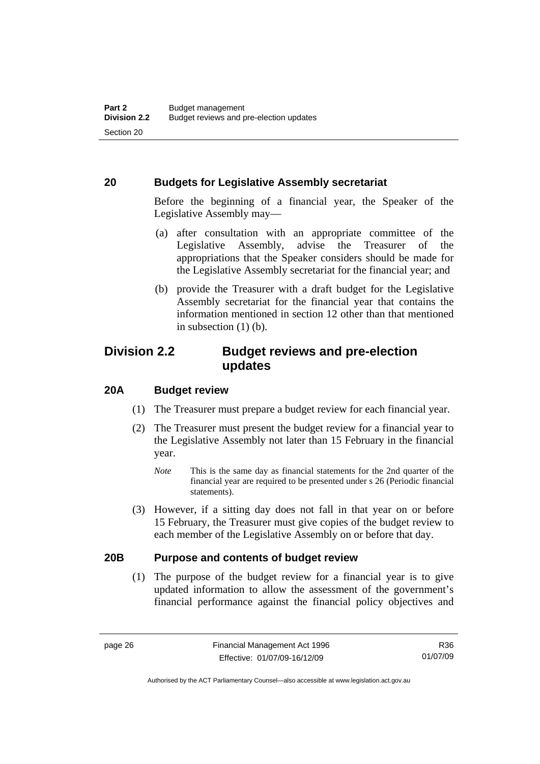### 20 Budgets for Legislative Assembly secretariat

Before the beginning of a financial year, the Speaker of the Legislative Assembly may—

(a) after consultation with an appropriate committee of the Legislative Assembly, advise the Treasurer of the appropriations that the Speaker considers should be made for the Legislative Assembly secretariat for the financial year; and

(b) provide the Treasurer with a draft budget for the Legislative Assembly secretariat for the financial year that contains the information mentioned in section 12 other than that mentioned in subsection (1) (b).

## Division 2.2 Budget reviews and pre-election updates

### 20A Budget review

(1) The Treasurer must prepare a budget review for each financial year.

(2) The Treasurer must present the budget review for a financial year to the Legislative Assembly not later than 15 February in the financial year.

*Note* This is the same day as financial statements for the 2nd quarter of the financial year are required to be presented under s 26 (Periodic financial statements).

(3) However, if a sitting day does not fall in that year on or before 15 February, the Treasurer must give copies of the budget review to each member of the Legislative Assembly on or before that day.

### 20B Purpose and contents of budget review

(1) The purpose of the budget review for a financial year is to give updated information to allow the assessment of the government's financial performance against the financial policy objectives and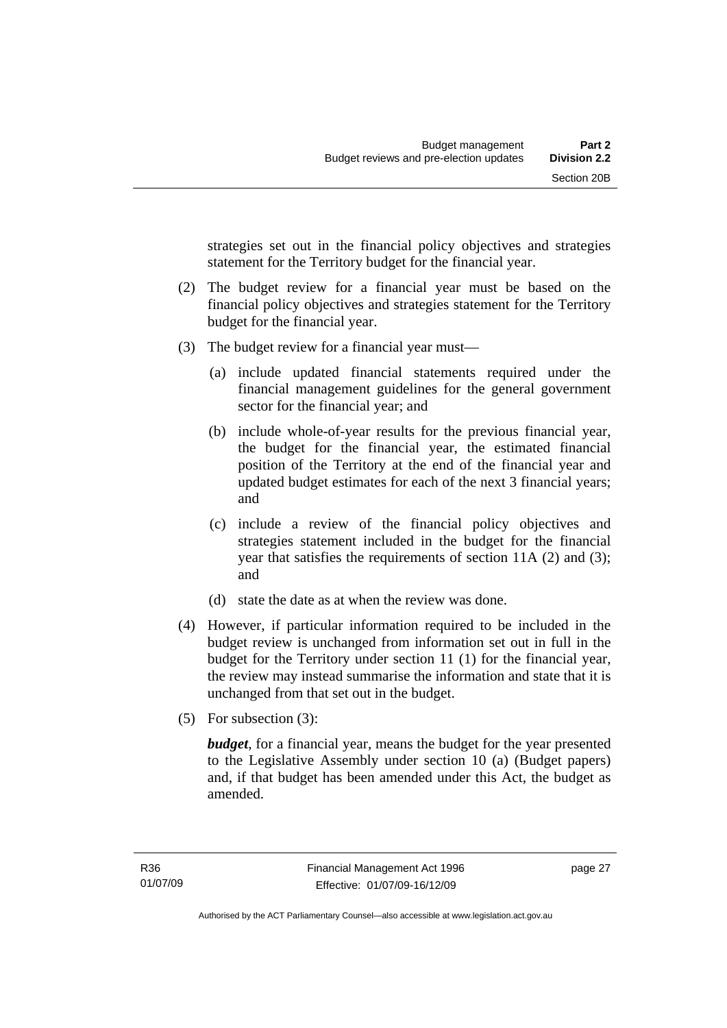strategies set out in the financial policy objectives and strategies statement for the Territory budget for the financial year.

(2) The budget review for a financial year must be based on the financial policy objectives and strategies statement for the Territory budget for the financial year.

(3) The budget review for a financial year must—

(a) include updated financial statements required under the financial management guidelines for the general government sector for the financial year; and

(b) include whole-of-year results for the previous financial year, the budget for the financial year, the estimated financial position of the Territory at the end of the financial year and updated budget estimates for each of the next 3 financial years; and

(c) include a review of the financial policy objectives and strategies statement included in the budget for the financial year that satisfies the requirements of section 11A (2) and (3); and

(d) state the date as at when the review was done.

(4) However, if particular information required to be included in the budget review is unchanged from information set out in full in the budget for the Territory under section 11 (1) for the financial year, the review may instead summarise the information and state that it is unchanged from that set out in the budget.

(5) For subsection (3):

***budget***, for a financial year, means the budget for the year presented to the Legislative Assembly under section 10 (a) (Budget papers) and, if that budget has been amended under this Act, the budget as amended.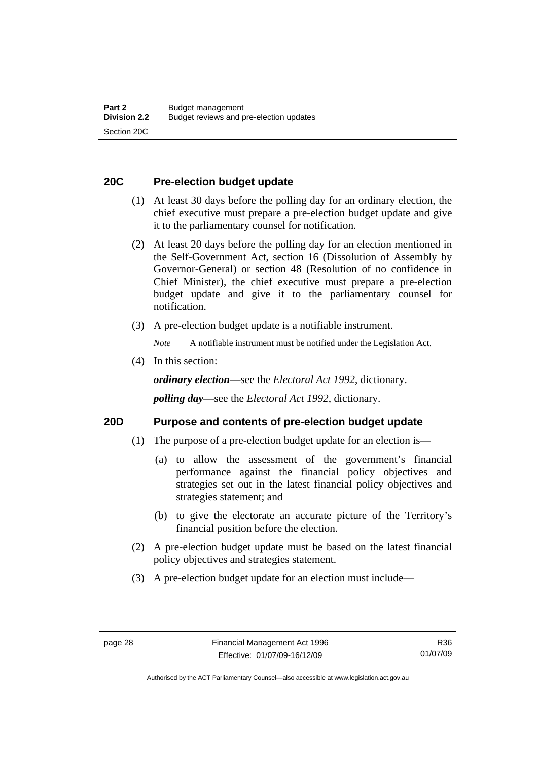## 20C Pre-election budget update

(1) At least 30 days before the polling day for an ordinary election, the chief executive must prepare a pre-election budget update and give it to the parliamentary counsel for notification.

(2) At least 20 days before the polling day for an election mentioned in the Self-Government Act, section 16 (Dissolution of Assembly by Governor-General) or section 48 (Resolution of no confidence in Chief Minister), the chief executive must prepare a pre-election budget update and give it to the parliamentary counsel for notification.

(3) A pre-election budget update is a notifiable instrument.

*Note* A notifiable instrument must be notified under the Legislation Act.

(4) In this section:

***ordinary election***—see the *Electoral Act 1992*, dictionary.

***polling day***—see the *Electoral Act 1992*, dictionary.

## 20D Purpose and contents of pre-election budget update

(1) The purpose of a pre-election budget update for an election is—

(a) to allow the assessment of the government's financial performance against the financial policy objectives and strategies set out in the latest financial policy objectives and strategies statement; and

(b) to give the electorate an accurate picture of the Territory's financial position before the election.

(2) A pre-election budget update must be based on the latest financial policy objectives and strategies statement.

(3) A pre-election budget update for an election must include—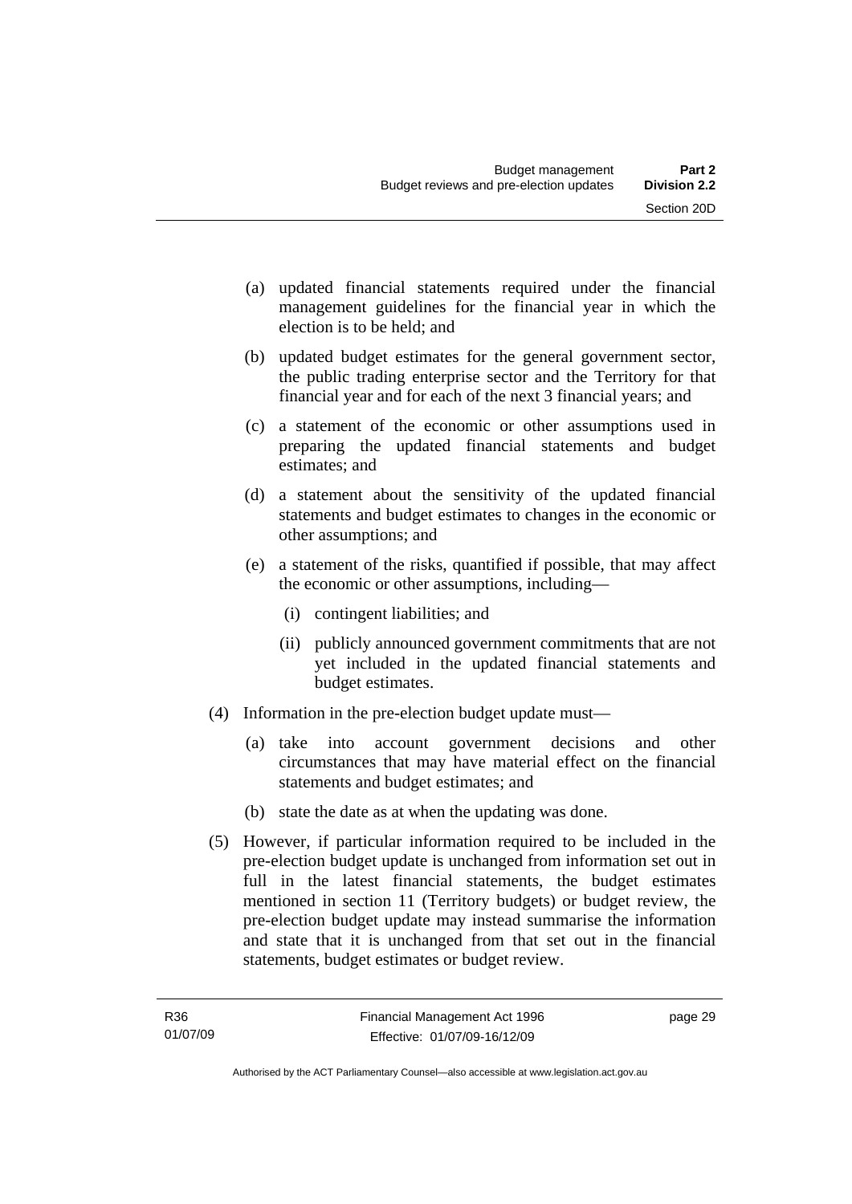(a) updated financial statements required under the financial management guidelines for the financial year in which the election is to be held; and

(b) updated budget estimates for the general government sector, the public trading enterprise sector and the Territory for that financial year and for each of the next 3 financial years; and

(c) a statement of the economic or other assumptions used in preparing the updated financial statements and budget estimates; and

(d) a statement about the sensitivity of the updated financial statements and budget estimates to changes in the economic or other assumptions; and

(e) a statement of the risks, quantified if possible, that may affect the economic or other assumptions, including—

   (i) contingent liabilities; and

   (ii) publicly announced government commitments that are not yet included in the updated financial statements and budget estimates.

(4) Information in the pre-election budget update must—

(a) take into account government decisions and other circumstances that may have material effect on the financial statements and budget estimates; and

(b) state the date as at when the updating was done.

(5) However, if particular information required to be included in the pre-election budget update is unchanged from information set out in full in the latest financial statements, the budget estimates mentioned in section 11 (Territory budgets) or budget review, the pre-election budget update may instead summarise the information and state that it is unchanged from that set out in the financial statements, budget estimates or budget review.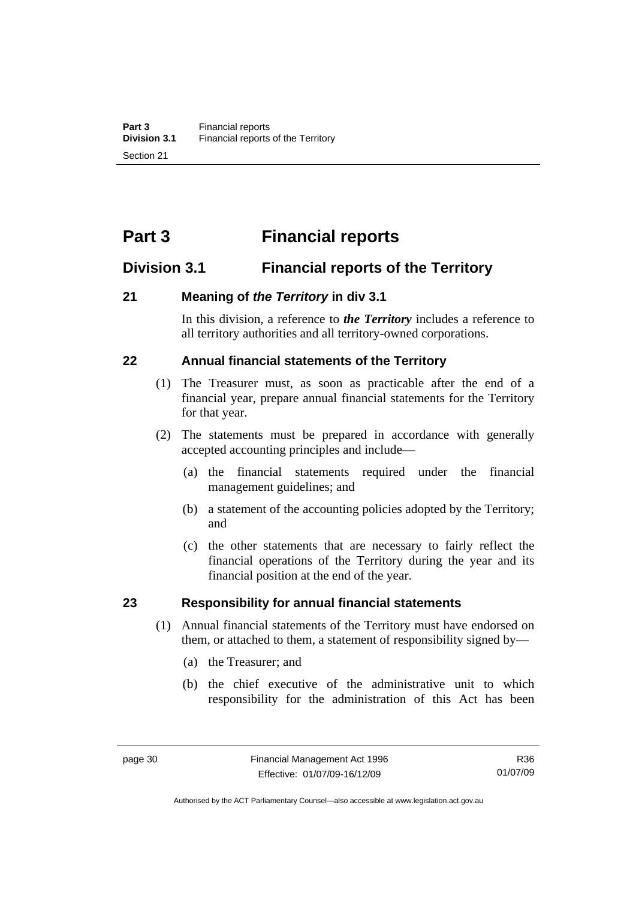# Part 3 Financial reports

## Division 3.1 Financial reports of the Territory

### 21 Meaning of *the Territory* in div 3.1

In this division, a reference to ***the Territory*** includes a reference to all territory authorities and all territory-owned corporations.

### 22 Annual financial statements of the Territory

(1) The Treasurer must, as soon as practicable after the end of a financial year, prepare annual financial statements for the Territory for that year.

(2) The statements must be prepared in accordance with generally accepted accounting principles and include—

(a) the financial statements required under the financial management guidelines; and

(b) a statement of the accounting policies adopted by the Territory; and

(c) the other statements that are necessary to fairly reflect the financial operations of the Territory during the year and its financial position at the end of the year.

### 23 Responsibility for annual financial statements

(1) Annual financial statements of the Territory must have endorsed on them, or attached to them, a statement of responsibility signed by—

(a) the Treasurer; and

(b) the chief executive of the administrative unit to which responsibility for the administration of this Act has been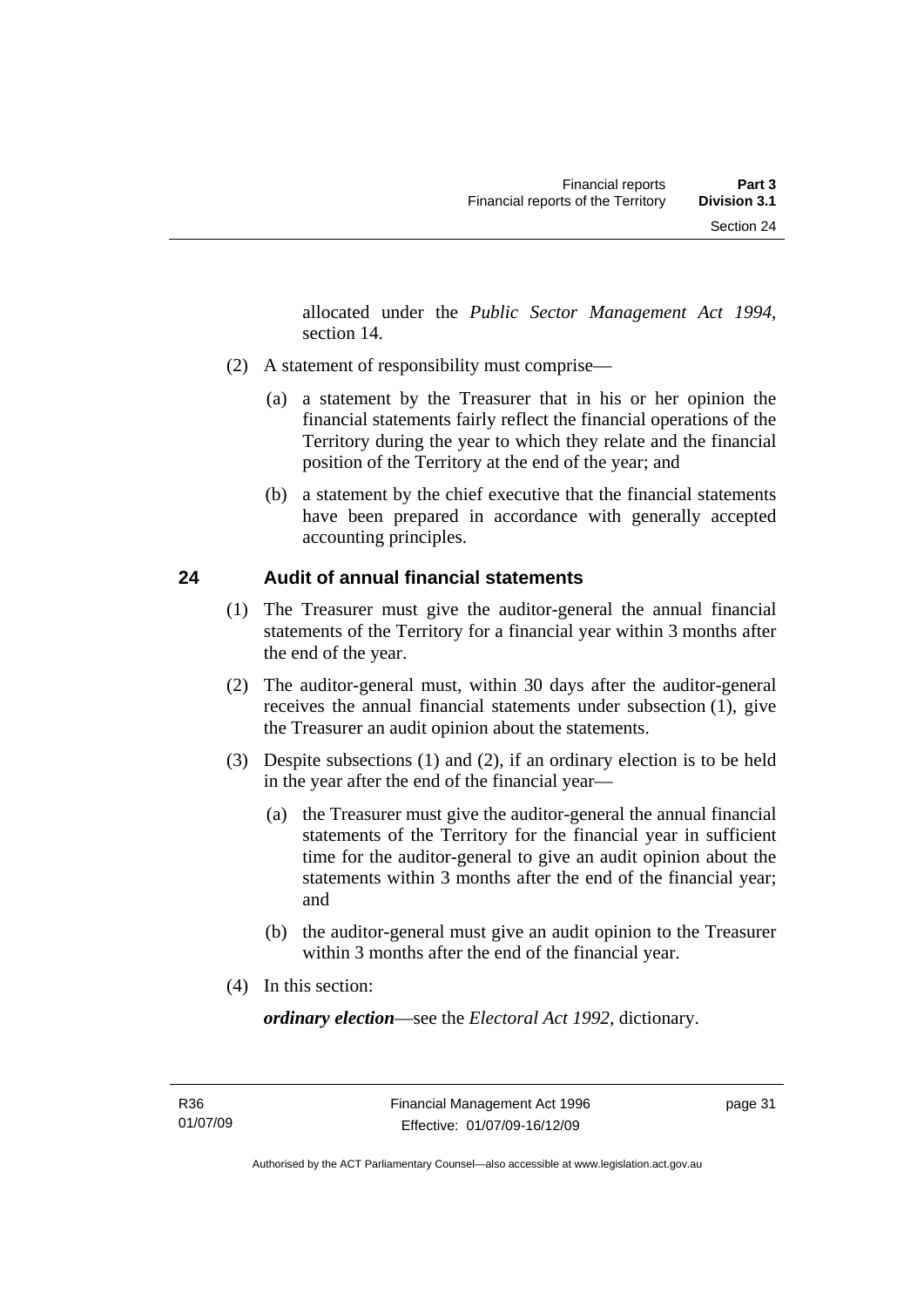allocated under the *Public Sector Management Act 1994*, section 14.

(2) A statement of responsibility must comprise—

(a) a statement by the Treasurer that in his or her opinion the financial statements fairly reflect the financial operations of the Territory during the year to which they relate and the financial position of the Territory at the end of the year; and

(b) a statement by the chief executive that the financial statements have been prepared in accordance with generally accepted accounting principles.

## 24 Audit of annual financial statements

(1) The Treasurer must give the auditor-general the annual financial statements of the Territory for a financial year within 3 months after the end of the year.

(2) The auditor-general must, within 30 days after the auditor-general receives the annual financial statements under subsection (1), give the Treasurer an audit opinion about the statements.

(3) Despite subsections (1) and (2), if an ordinary election is to be held in the year after the end of the financial year—

(a) the Treasurer must give the auditor-general the annual financial statements of the Territory for the financial year in sufficient time for the auditor-general to give an audit opinion about the statements within 3 months after the end of the financial year; and

(b) the auditor-general must give an audit opinion to the Treasurer within 3 months after the end of the financial year.

(4) In this section:

***ordinary election***—see the *Electoral Act 1992*, dictionary.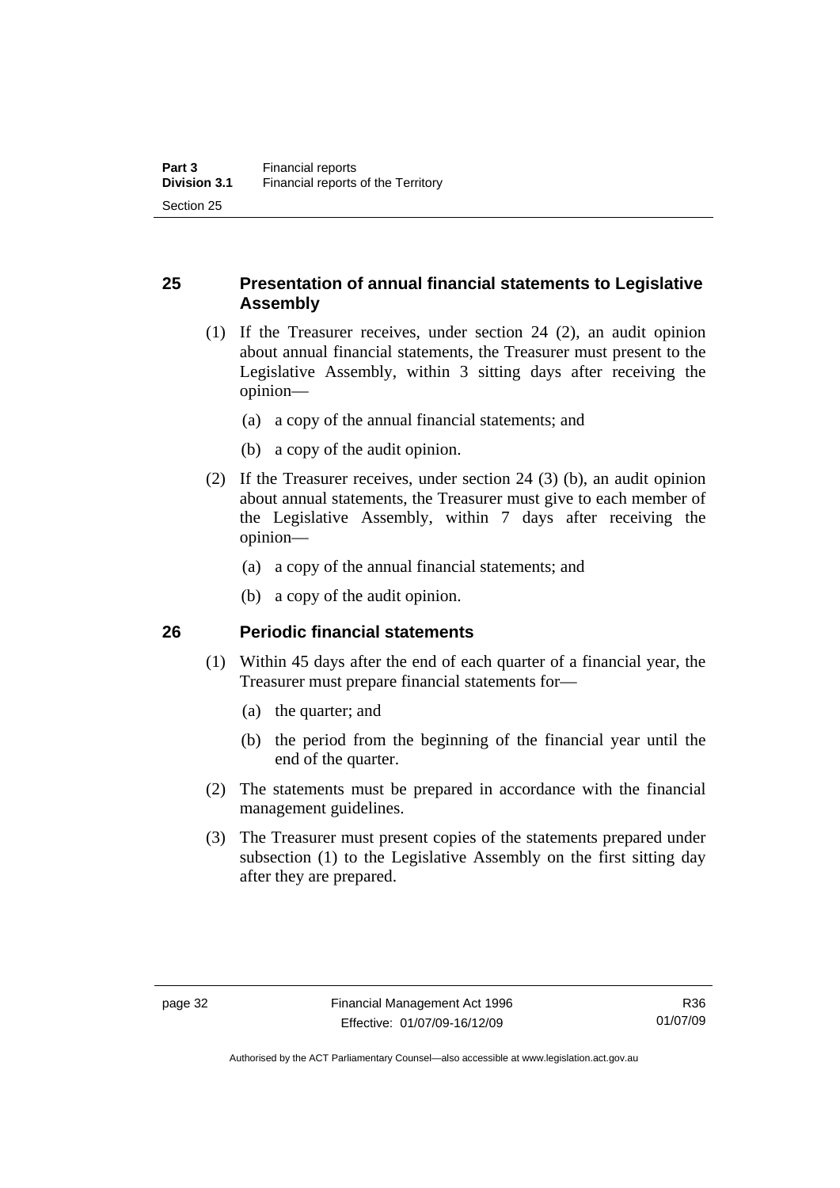## 25 Presentation of annual financial statements to Legislative Assembly

(1) If the Treasurer receives, under section 24 (2), an audit opinion about annual financial statements, the Treasurer must present to the Legislative Assembly, within 3 sitting days after receiving the opinion—

(a) a copy of the annual financial statements; and

(b) a copy of the audit opinion.

(2) If the Treasurer receives, under section 24 (3) (b), an audit opinion about annual statements, the Treasurer must give to each member of the Legislative Assembly, within 7 days after receiving the opinion—

(a) a copy of the annual financial statements; and

(b) a copy of the audit opinion.

## 26 Periodic financial statements

(1) Within 45 days after the end of each quarter of a financial year, the Treasurer must prepare financial statements for—

(a) the quarter; and

(b) the period from the beginning of the financial year until the end of the quarter.

(2) The statements must be prepared in accordance with the financial management guidelines.

(3) The Treasurer must present copies of the statements prepared under subsection (1) to the Legislative Assembly on the first sitting day after they are prepared.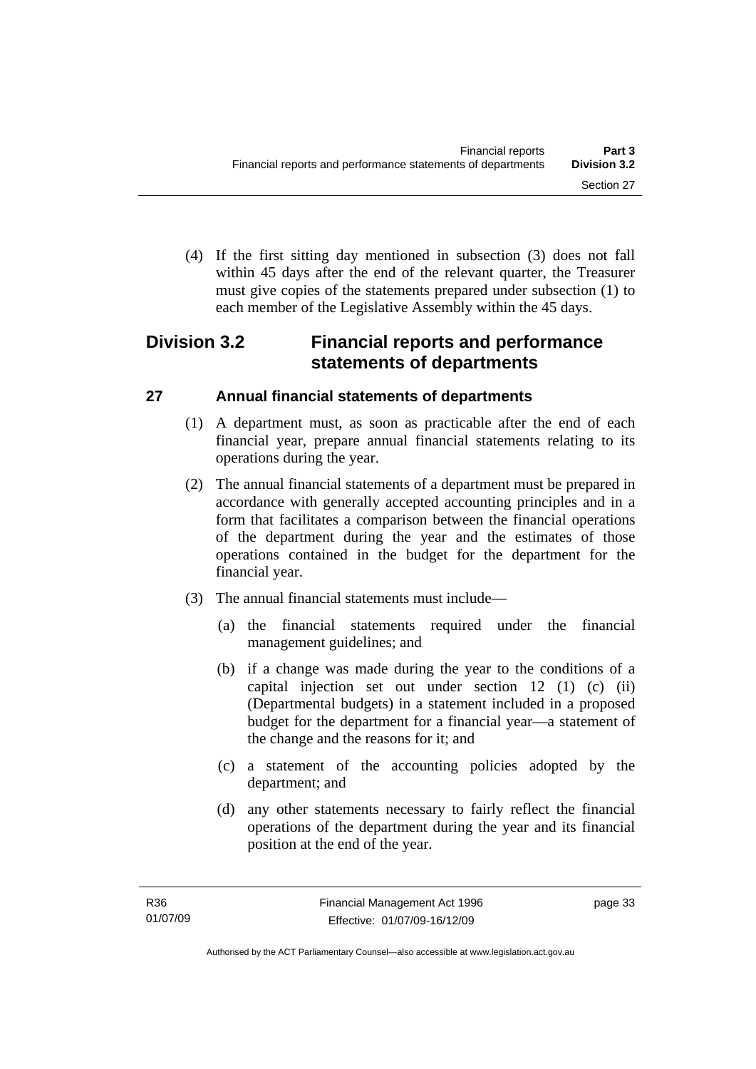(4) If the first sitting day mentioned in subsection (3) does not fall within 45 days after the end of the relevant quarter, the Treasurer must give copies of the statements prepared under subsection (1) to each member of the Legislative Assembly within the 45 days.

## Division 3.2 Financial reports and performance statements of departments

### 27 Annual financial statements of departments

(1) A department must, as soon as practicable after the end of each financial year, prepare annual financial statements relating to its operations during the year.

(2) The annual financial statements of a department must be prepared in accordance with generally accepted accounting principles and in a form that facilitates a comparison between the financial operations of the department during the year and the estimates of those operations contained in the budget for the department for the financial year.

(3) The annual financial statements must include—

(a) the financial statements required under the financial management guidelines; and

(b) if a change was made during the year to the conditions of a capital injection set out under section 12 (1) (c) (ii) (Departmental budgets) in a statement included in a proposed budget for the department for a financial year—a statement of the change and the reasons for it; and

(c) a statement of the accounting policies adopted by the department; and

(d) any other statements necessary to fairly reflect the financial operations of the department during the year and its financial position at the end of the year.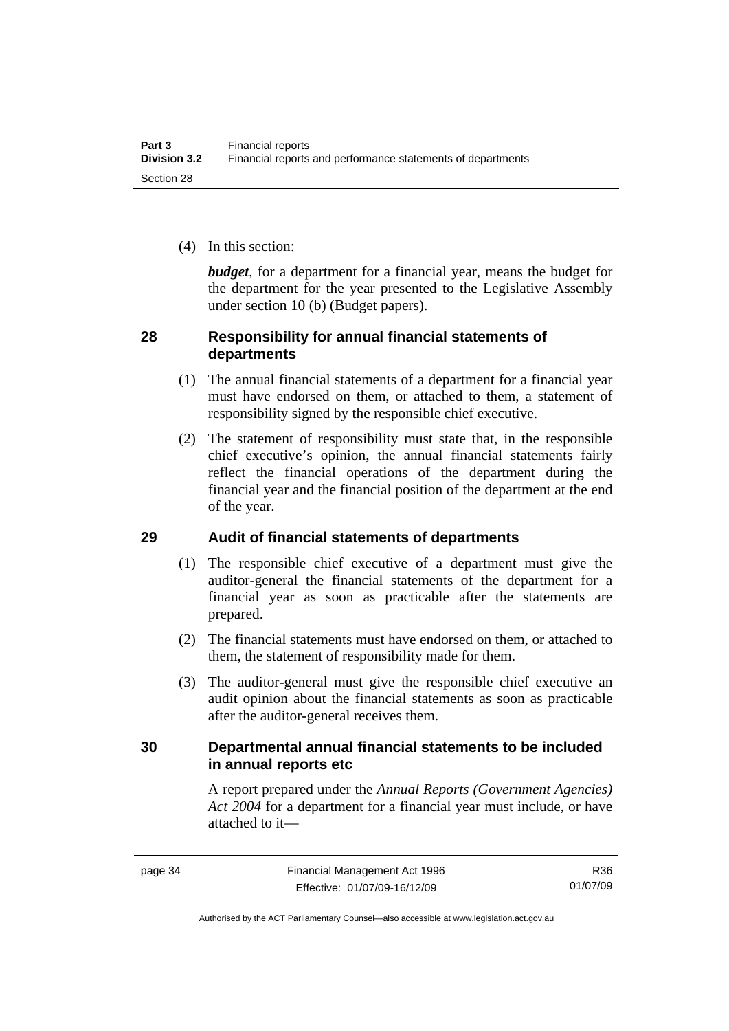(4) In this section:

***budget***, for a department for a financial year, means the budget for the department for the year presented to the Legislative Assembly under section 10 (b) (Budget papers).

## 28 Responsibility for annual financial statements of departments

(1) The annual financial statements of a department for a financial year must have endorsed on them, or attached to them, a statement of responsibility signed by the responsible chief executive.

(2) The statement of responsibility must state that, in the responsible chief executive's opinion, the annual financial statements fairly reflect the financial operations of the department during the financial year and the financial position of the department at the end of the year.

## 29 Audit of financial statements of departments

(1) The responsible chief executive of a department must give the auditor-general the financial statements of the department for a financial year as soon as practicable after the statements are prepared.

(2) The financial statements must have endorsed on them, or attached to them, the statement of responsibility made for them.

(3) The auditor-general must give the responsible chief executive an audit opinion about the financial statements as soon as practicable after the auditor-general receives them.

## 30 Departmental annual financial statements to be included in annual reports etc

A report prepared under the *Annual Reports (Government Agencies) Act 2004* for a department for a financial year must include, or have attached to it—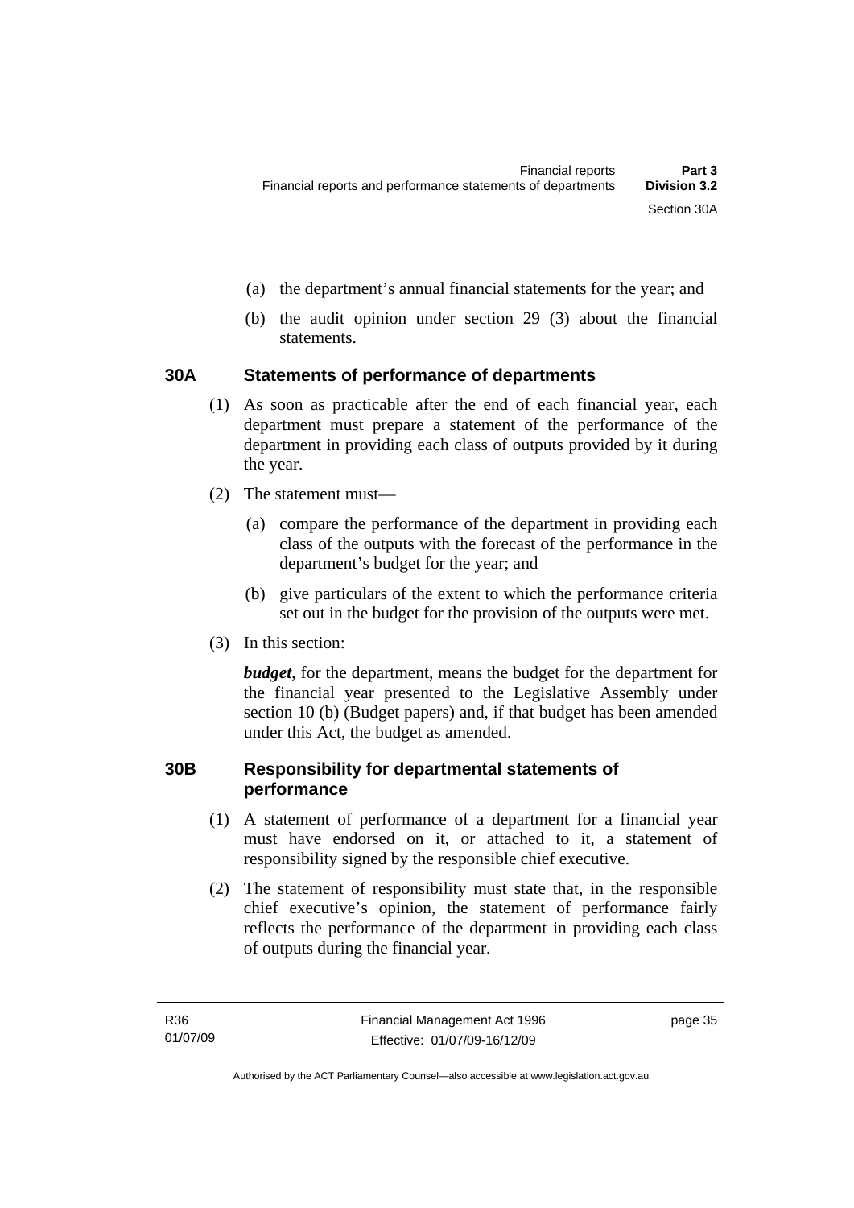(a) the department's annual financial statements for the year; and

(b) the audit opinion under section 29 (3) about the financial statements.

### 30A Statements of performance of departments

(1) As soon as practicable after the end of each financial year, each department must prepare a statement of the performance of the department in providing each class of outputs provided by it during the year.

(2) The statement must—

(a) compare the performance of the department in providing each class of the outputs with the forecast of the performance in the department's budget for the year; and

(b) give particulars of the extent to which the performance criteria set out in the budget for the provision of the outputs were met.

(3) In this section:

***budget***, for the department, means the budget for the department for the financial year presented to the Legislative Assembly under section 10 (b) (Budget papers) and, if that budget has been amended under this Act, the budget as amended.

### 30B Responsibility for departmental statements of performance

(1) A statement of performance of a department for a financial year must have endorsed on it, or attached to it, a statement of responsibility signed by the responsible chief executive.

(2) The statement of responsibility must state that, in the responsible chief executive's opinion, the statement of performance fairly reflects the performance of the department in providing each class of outputs during the financial year.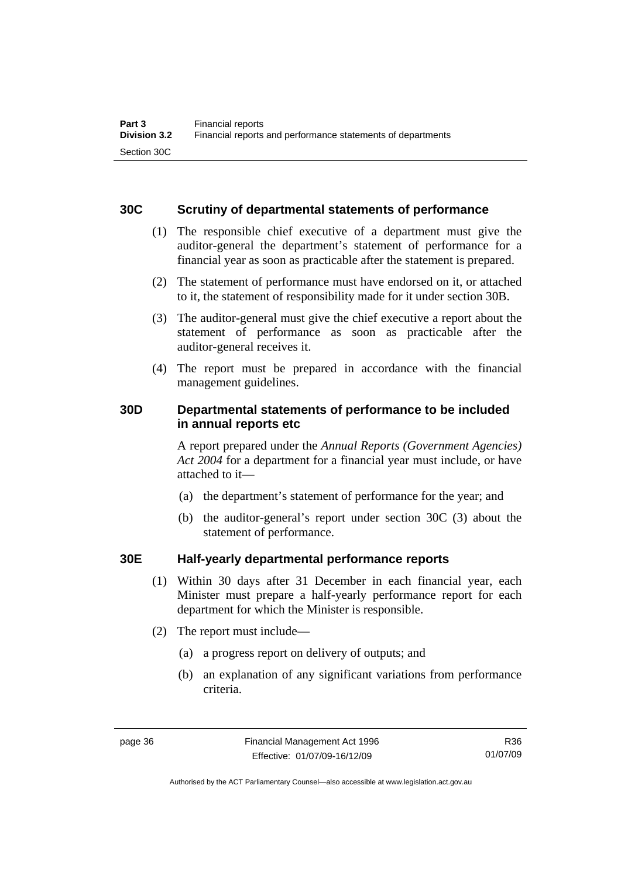### 30C Scrutiny of departmental statements of performance

(1) The responsible chief executive of a department must give the auditor-general the department's statement of performance for a financial year as soon as practicable after the statement is prepared.

(2) The statement of performance must have endorsed on it, or attached to it, the statement of responsibility made for it under section 30B.

(3) The auditor-general must give the chief executive a report about the statement of performance as soon as practicable after the auditor-general receives it.

(4) The report must be prepared in accordance with the financial management guidelines.

### 30D Departmental statements of performance to be included in annual reports etc

A report prepared under the *Annual Reports (Government Agencies) Act 2004* for a department for a financial year must include, or have attached to it—

(a) the department's statement of performance for the year; and

(b) the auditor-general's report under section 30C (3) about the statement of performance.

### 30E Half-yearly departmental performance reports

(1) Within 30 days after 31 December in each financial year, each Minister must prepare a half-yearly performance report for each department for which the Minister is responsible.

(2) The report must include—

(a) a progress report on delivery of outputs; and

(b) an explanation of any significant variations from performance criteria.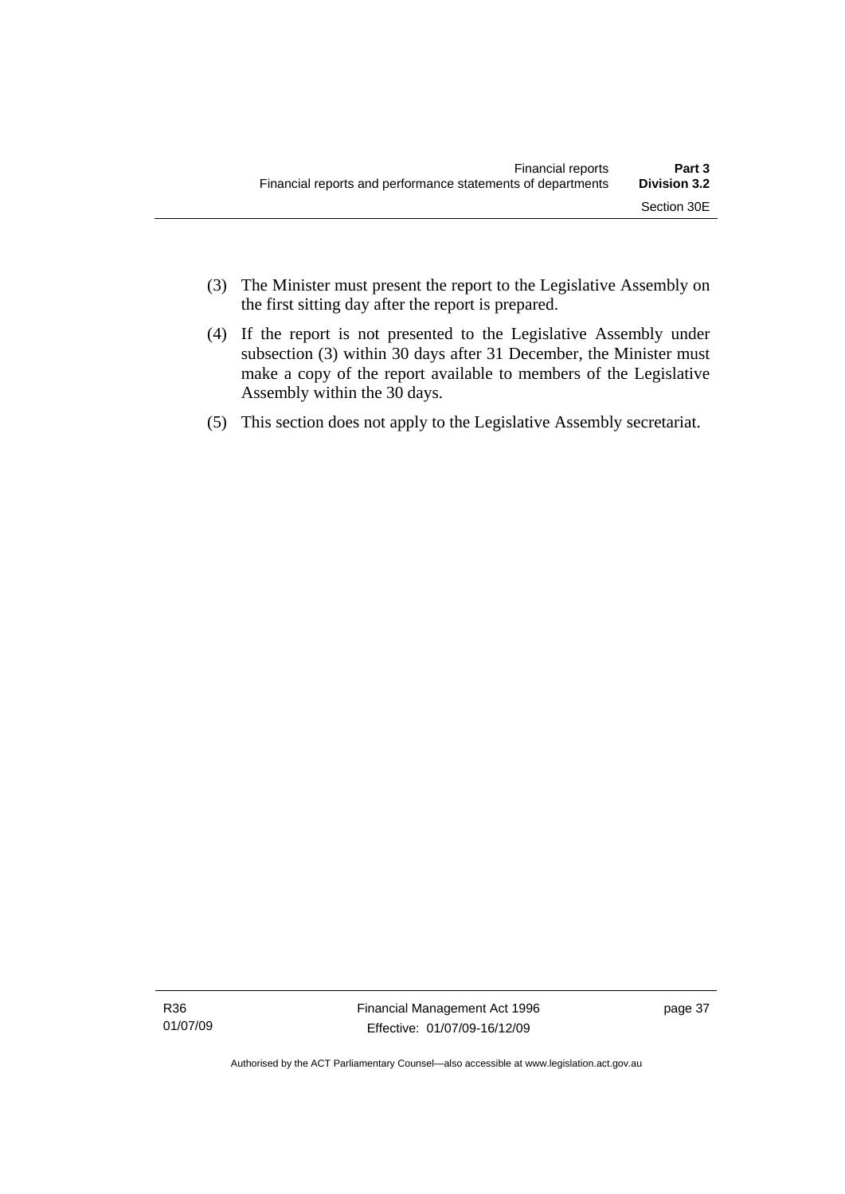(3) The Minister must present the report to the Legislative Assembly on the first sitting day after the report is prepared.

(4) If the report is not presented to the Legislative Assembly under subsection (3) within 30 days after 31 December, the Minister must make a copy of the report available to members of the Legislative Assembly within the 30 days.

(5) This section does not apply to the Legislative Assembly secretariat.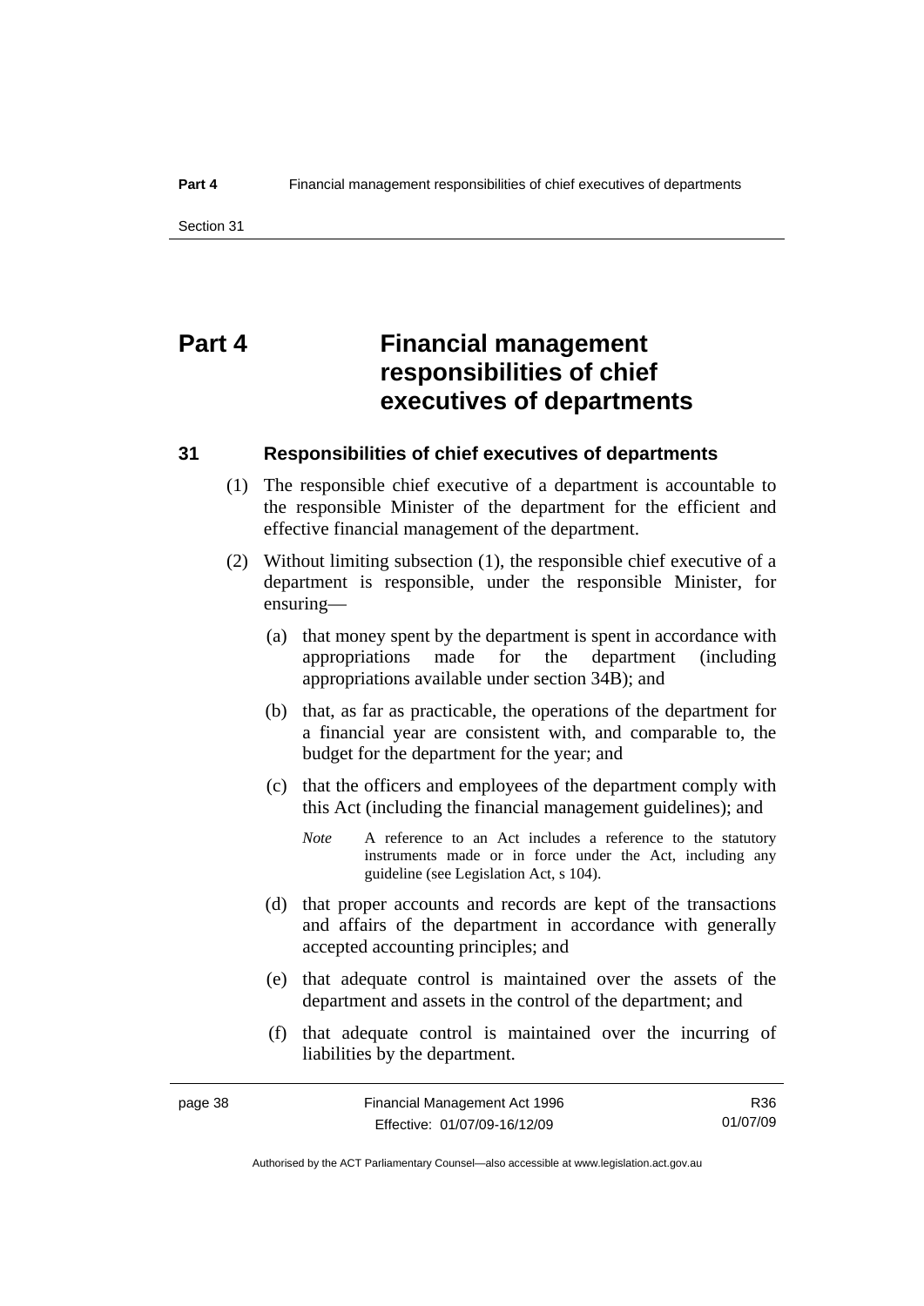# Part 4 Financial management responsibilities of chief executives of departments

## 31 Responsibilities of chief executives of departments

(1) The responsible chief executive of a department is accountable to the responsible Minister of the department for the efficient and effective financial management of the department.

(2) Without limiting subsection (1), the responsible chief executive of a department is responsible, under the responsible Minister, for ensuring—

(a) that money spent by the department is spent in accordance with appropriations made for the department (including appropriations available under section 34B); and

(b) that, as far as practicable, the operations of the department for a financial year are consistent with, and comparable to, the budget for the department for the year; and

(c) that the officers and employees of the department comply with this Act (including the financial management guidelines); and

*Note* A reference to an Act includes a reference to the statutory instruments made or in force under the Act, including any guideline (see Legislation Act, s 104).

(d) that proper accounts and records are kept of the transactions and affairs of the department in accordance with generally accepted accounting principles; and

(e) that adequate control is maintained over the assets of the department and assets in the control of the department; and

(f) that adequate control is maintained over the incurring of liabilities by the department.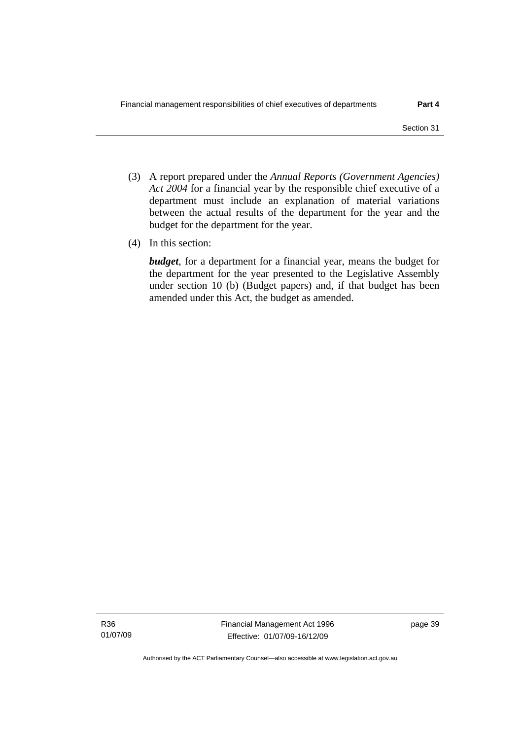(3) A report prepared under the *Annual Reports (Government Agencies) Act 2004* for a financial year by the responsible chief executive of a department must include an explanation of material variations between the actual results of the department for the year and the budget for the department for the year.

(4) In this section:

***budget***, for a department for a financial year, means the budget for the department for the year presented to the Legislative Assembly under section 10 (b) (Budget papers) and, if that budget has been amended under this Act, the budget as amended.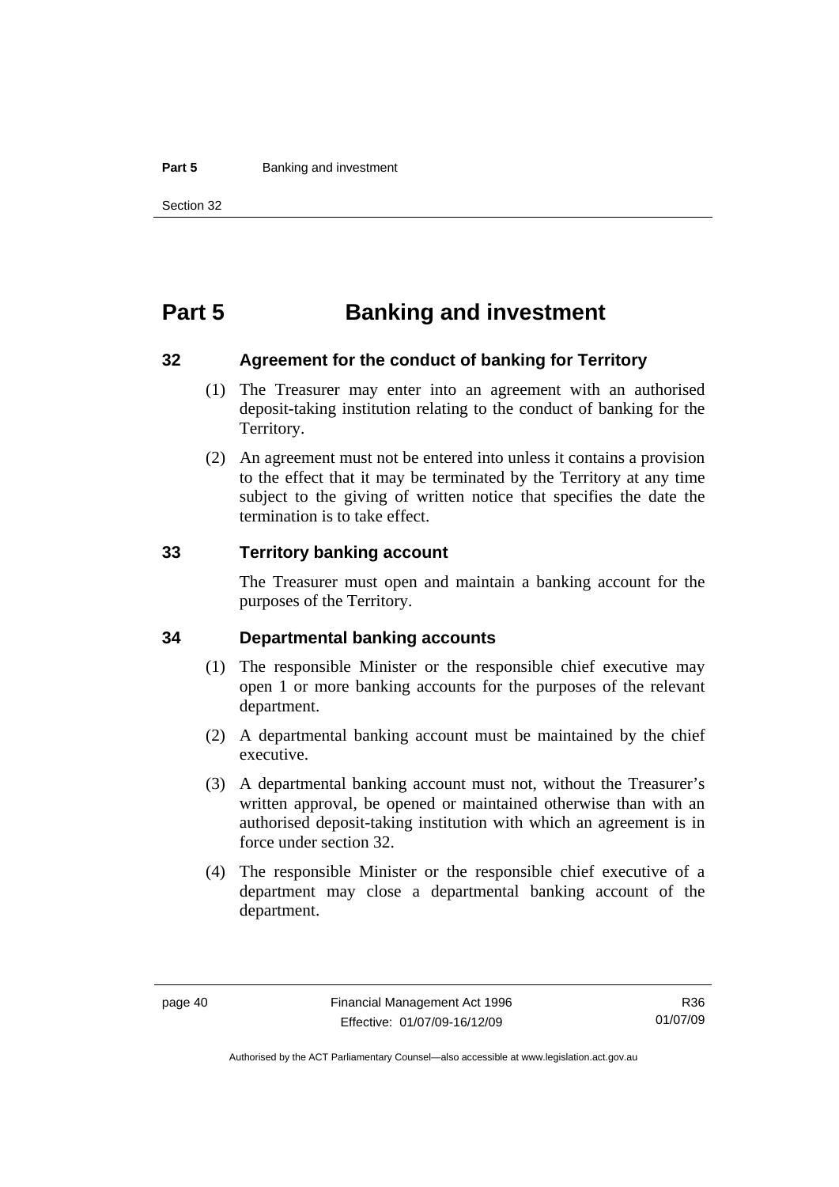# Part 5 Banking and investment

## 32 Agreement for the conduct of banking for Territory

(1) The Treasurer may enter into an agreement with an authorised deposit-taking institution relating to the conduct of banking for the Territory.

(2) An agreement must not be entered into unless it contains a provision to the effect that it may be terminated by the Territory at any time subject to the giving of written notice that specifies the date the termination is to take effect.

## 33 Territory banking account

The Treasurer must open and maintain a banking account for the purposes of the Territory.

## 34 Departmental banking accounts

(1) The responsible Minister or the responsible chief executive may open 1 or more banking accounts for the purposes of the relevant department.

(2) A departmental banking account must be maintained by the chief executive.

(3) A departmental banking account must not, without the Treasurer's written approval, be opened or maintained otherwise than with an authorised deposit-taking institution with which an agreement is in force under section 32.

(4) The responsible Minister or the responsible chief executive of a department may close a departmental banking account of the department.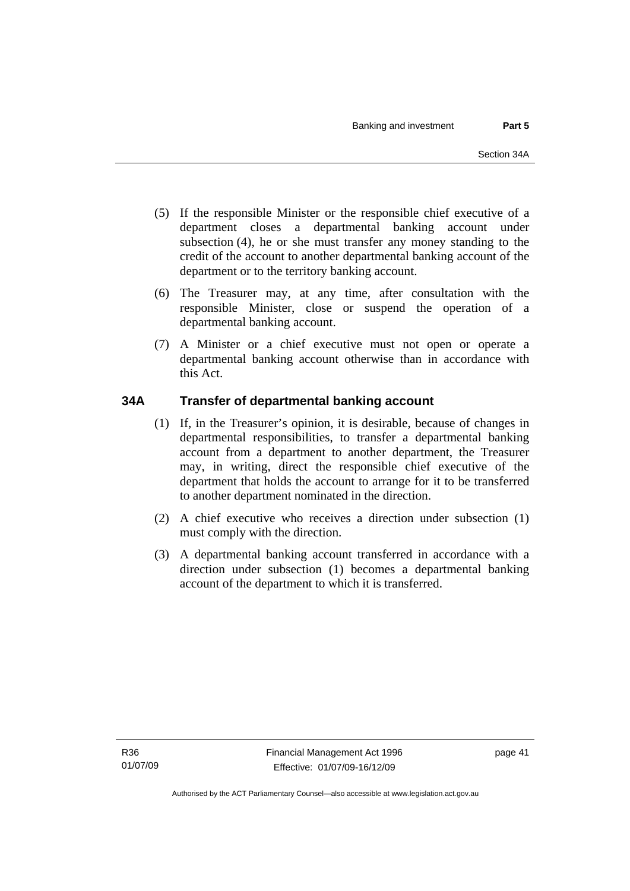(5) If the responsible Minister or the responsible chief executive of a department closes a departmental banking account under subsection (4), he or she must transfer any money standing to the credit of the account to another departmental banking account of the department or to the territory banking account.

(6) The Treasurer may, at any time, after consultation with the responsible Minister, close or suspend the operation of a departmental banking account.

(7) A Minister or a chief executive must not open or operate a departmental banking account otherwise than in accordance with this Act.

### 34A Transfer of departmental banking account

(1) If, in the Treasurer's opinion, it is desirable, because of changes in departmental responsibilities, to transfer a departmental banking account from a department to another department, the Treasurer may, in writing, direct the responsible chief executive of the department that holds the account to arrange for it to be transferred to another department nominated in the direction.

(2) A chief executive who receives a direction under subsection (1) must comply with the direction.

(3) A departmental banking account transferred in accordance with a direction under subsection (1) becomes a departmental banking account of the department to which it is transferred.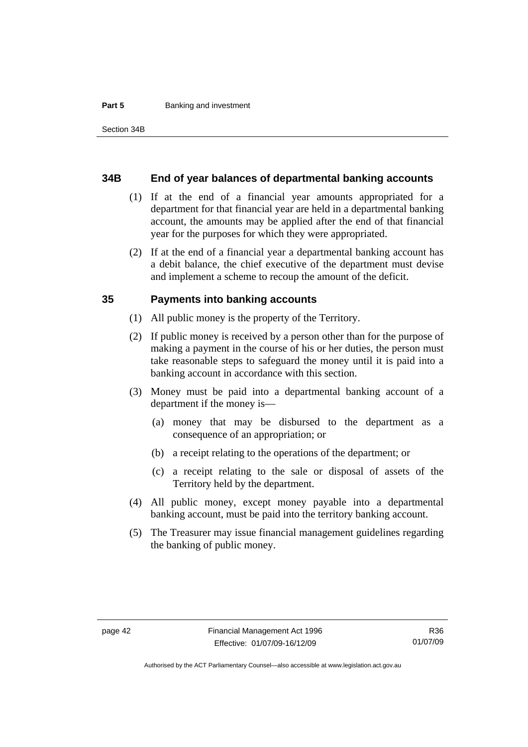## 34B End of year balances of departmental banking accounts

(1) If at the end of a financial year amounts appropriated for a department for that financial year are held in a departmental banking account, the amounts may be applied after the end of that financial year for the purposes for which they were appropriated.

(2) If at the end of a financial year a departmental banking account has a debit balance, the chief executive of the department must devise and implement a scheme to recoup the amount of the deficit.

## 35 Payments into banking accounts

(1) All public money is the property of the Territory.

(2) If public money is received by a person other than for the purpose of making a payment in the course of his or her duties, the person must take reasonable steps to safeguard the money until it is paid into a banking account in accordance with this section.

(3) Money must be paid into a departmental banking account of a department if the money is—

(a) money that may be disbursed to the department as a consequence of an appropriation; or

(b) a receipt relating to the operations of the department; or

(c) a receipt relating to the sale or disposal of assets of the Territory held by the department.

(4) All public money, except money payable into a departmental banking account, must be paid into the territory banking account.

(5) The Treasurer may issue financial management guidelines regarding the banking of public money.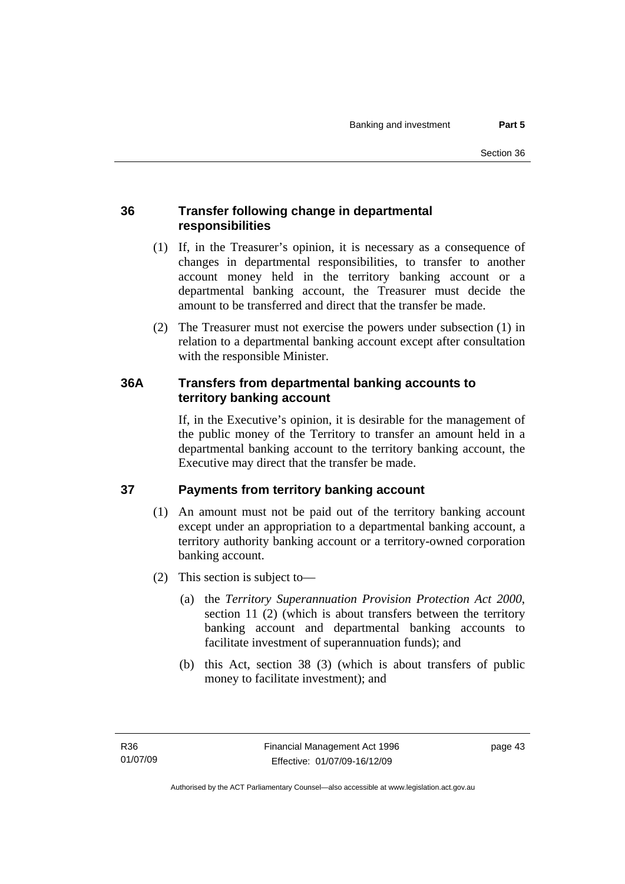## 36 Transfer following change in departmental responsibilities

(1) If, in the Treasurer's opinion, it is necessary as a consequence of changes in departmental responsibilities, to transfer to another account money held in the territory banking account or a departmental banking account, the Treasurer must decide the amount to be transferred and direct that the transfer be made.

(2) The Treasurer must not exercise the powers under subsection (1) in relation to a departmental banking account except after consultation with the responsible Minister.

## 36A Transfers from departmental banking accounts to territory banking account

If, in the Executive's opinion, it is desirable for the management of the public money of the Territory to transfer an amount held in a departmental banking account to the territory banking account, the Executive may direct that the transfer be made.

## 37 Payments from territory banking account

(1) An amount must not be paid out of the territory banking account except under an appropriation to a departmental banking account, a territory authority banking account or a territory-owned corporation banking account.

(2) This section is subject to—

(a) the *Territory Superannuation Provision Protection Act 2000*, section 11 (2) (which is about transfers between the territory banking account and departmental banking accounts to facilitate investment of superannuation funds); and

(b) this Act, section 38 (3) (which is about transfers of public money to facilitate investment); and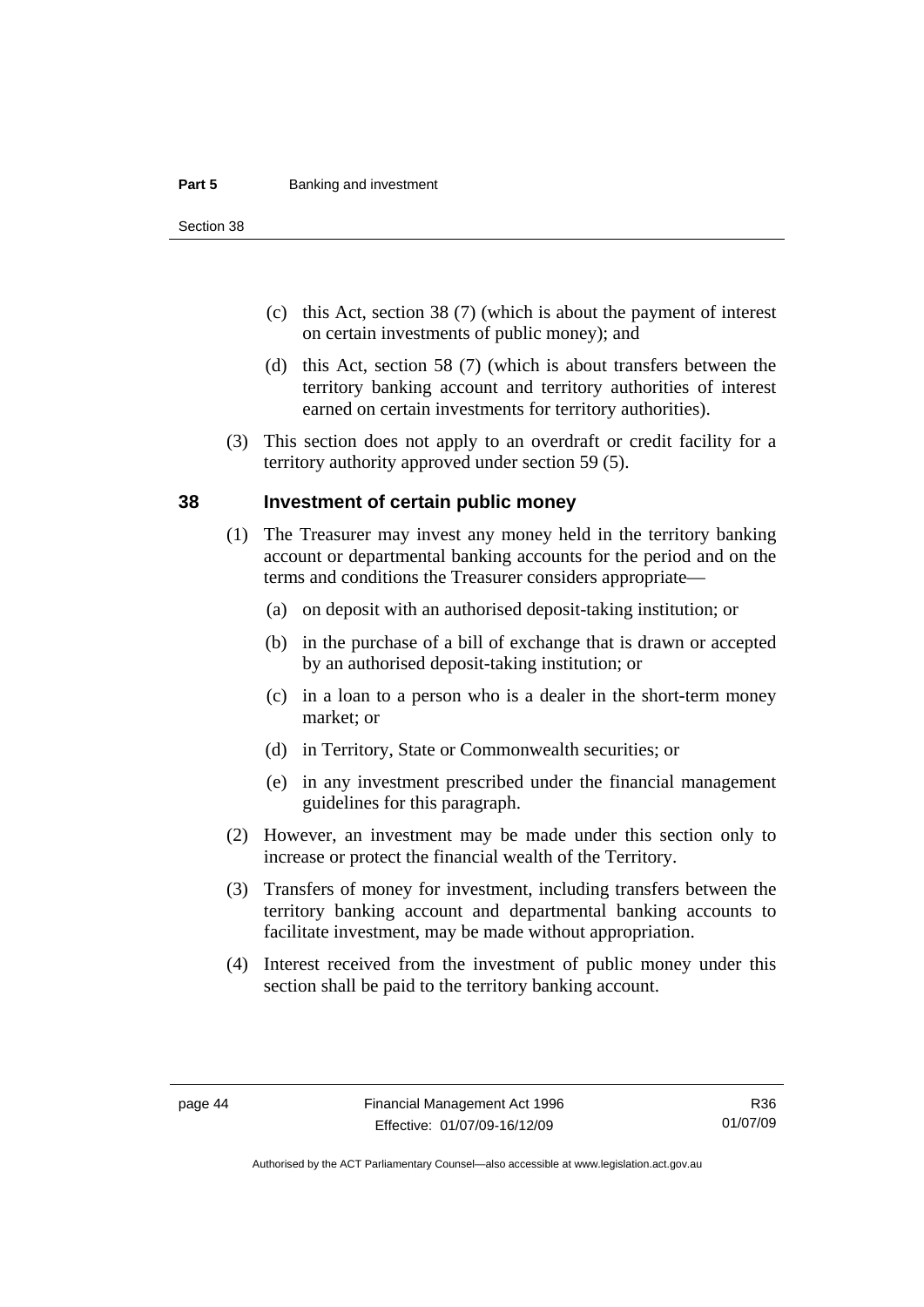(c) this Act, section 38 (7) (which is about the payment of interest on certain investments of public money); and

(d) this Act, section 58 (7) (which is about transfers between the territory banking account and territory authorities of interest earned on certain investments for territory authorities).

(3) This section does not apply to an overdraft or credit facility for a territory authority approved under section 59 (5).

## 38 Investment of certain public money

(1) The Treasurer may invest any money held in the territory banking account or departmental banking accounts for the period and on the terms and conditions the Treasurer considers appropriate—

(a) on deposit with an authorised deposit-taking institution; or

(b) in the purchase of a bill of exchange that is drawn or accepted by an authorised deposit-taking institution; or

(c) in a loan to a person who is a dealer in the short-term money market; or

(d) in Territory, State or Commonwealth securities; or

(e) in any investment prescribed under the financial management guidelines for this paragraph.

(2) However, an investment may be made under this section only to increase or protect the financial wealth of the Territory.

(3) Transfers of money for investment, including transfers between the territory banking account and departmental banking accounts to facilitate investment, may be made without appropriation.

(4) Interest received from the investment of public money under this section shall be paid to the territory banking account.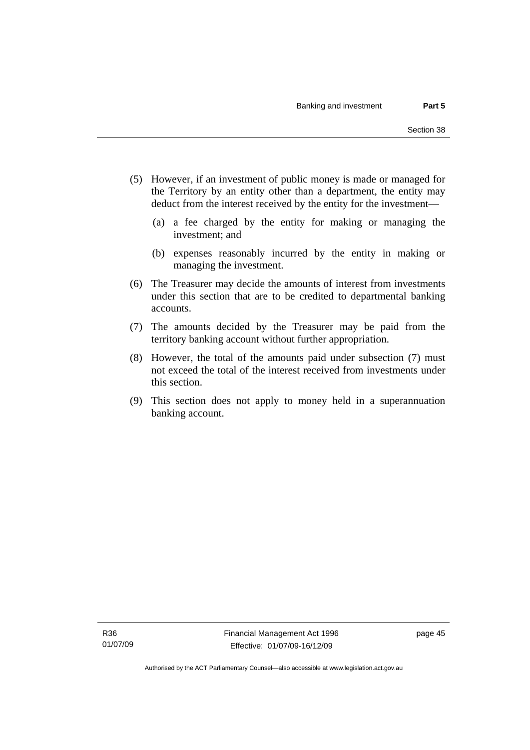(5) However, if an investment of public money is made or managed for the Territory by an entity other than a department, the entity may deduct from the interest received by the entity for the investment—

(a) a fee charged by the entity for making or managing the investment; and

(b) expenses reasonably incurred by the entity in making or managing the investment.

(6) The Treasurer may decide the amounts of interest from investments under this section that are to be credited to departmental banking accounts.

(7) The amounts decided by the Treasurer may be paid from the territory banking account without further appropriation.

(8) However, the total of the amounts paid under subsection (7) must not exceed the total of the interest received from investments under this section.

(9) This section does not apply to money held in a superannuation banking account.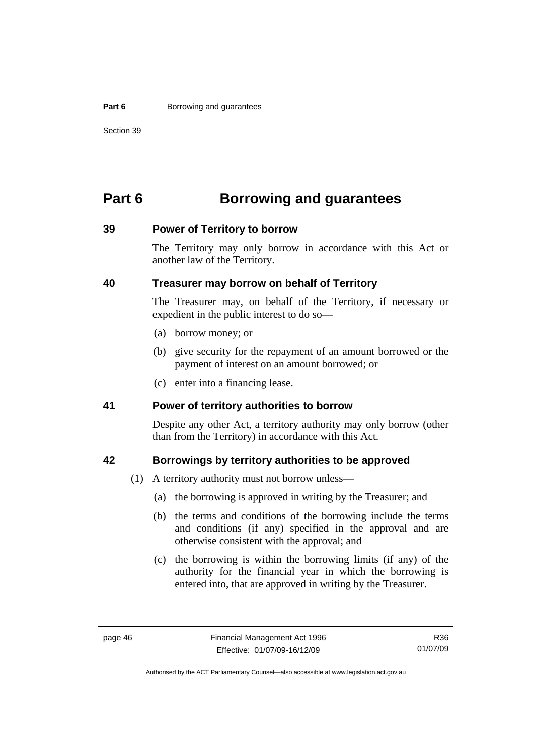# Part 6 Borrowing and guarantees

## 39 Power of Territory to borrow

The Territory may only borrow in accordance with this Act or another law of the Territory.

## 40 Treasurer may borrow on behalf of Territory

The Treasurer may, on behalf of the Territory, if necessary or expedient in the public interest to do so—

(a) borrow money; or

(b) give security for the repayment of an amount borrowed or the payment of interest on an amount borrowed; or

(c) enter into a financing lease.

## 41 Power of territory authorities to borrow

Despite any other Act, a territory authority may only borrow (other than from the Territory) in accordance with this Act.

## 42 Borrowings by territory authorities to be approved

(1) A territory authority must not borrow unless—

(a) the borrowing is approved in writing by the Treasurer; and

(b) the terms and conditions of the borrowing include the terms and conditions (if any) specified in the approval and are otherwise consistent with the approval; and

(c) the borrowing is within the borrowing limits (if any) of the authority for the financial year in which the borrowing is entered into, that are approved in writing by the Treasurer.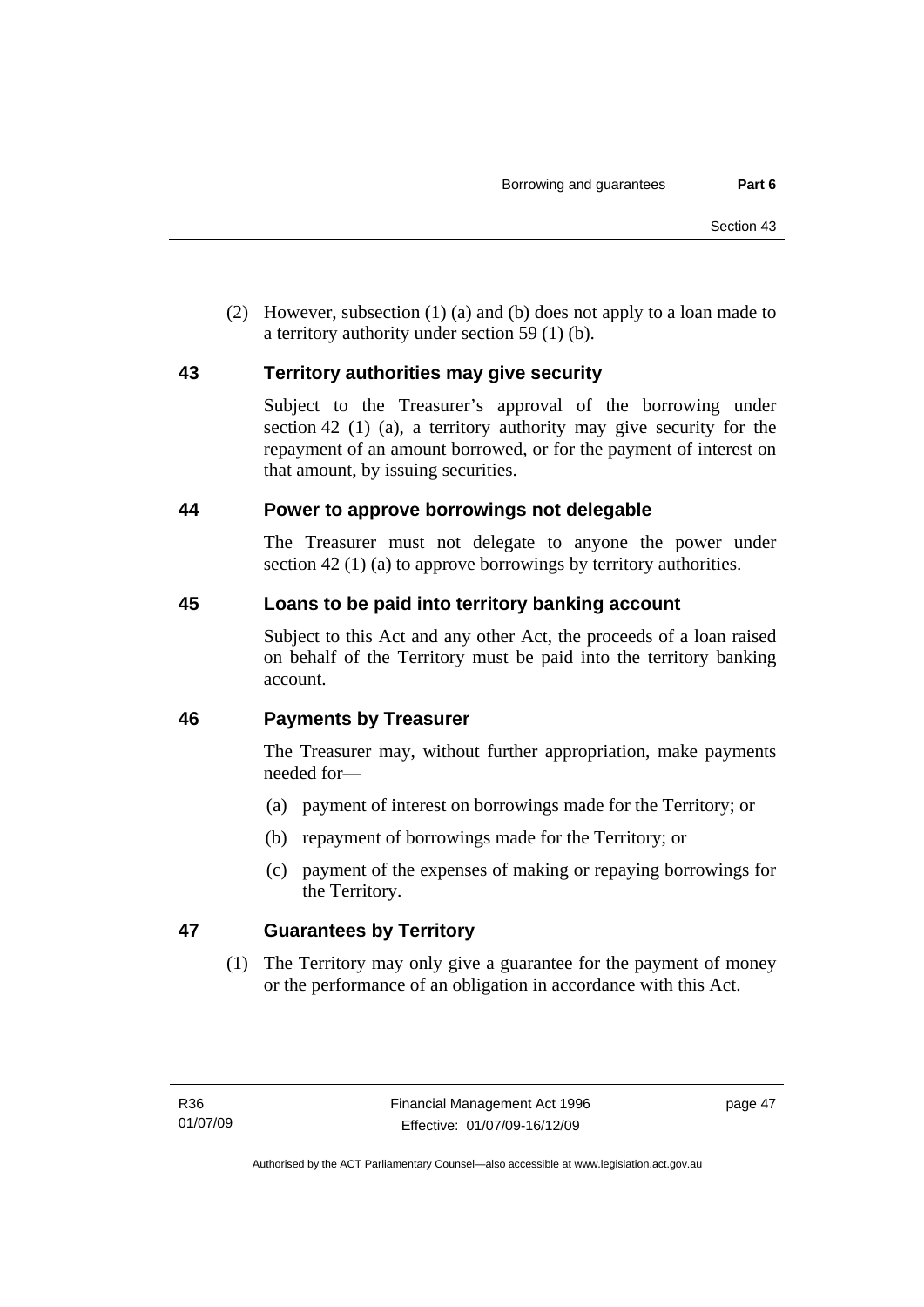(2) However, subsection (1) (a) and (b) does not apply to a loan made to a territory authority under section 59 (1) (b).

## 43 Territory authorities may give security

Subject to the Treasurer's approval of the borrowing under section 42 (1) (a), a territory authority may give security for the repayment of an amount borrowed, or for the payment of interest on that amount, by issuing securities.

## 44 Power to approve borrowings not delegable

The Treasurer must not delegate to anyone the power under section 42 (1) (a) to approve borrowings by territory authorities.

## 45 Loans to be paid into territory banking account

Subject to this Act and any other Act, the proceeds of a loan raised on behalf of the Territory must be paid into the territory banking account.

## 46 Payments by Treasurer

The Treasurer may, without further appropriation, make payments needed for—

(a) payment of interest on borrowings made for the Territory; or

(b) repayment of borrowings made for the Territory; or

(c) payment of the expenses of making or repaying borrowings for the Territory.

## 47 Guarantees by Territory

(1) The Territory may only give a guarantee for the payment of money or the performance of an obligation in accordance with this Act.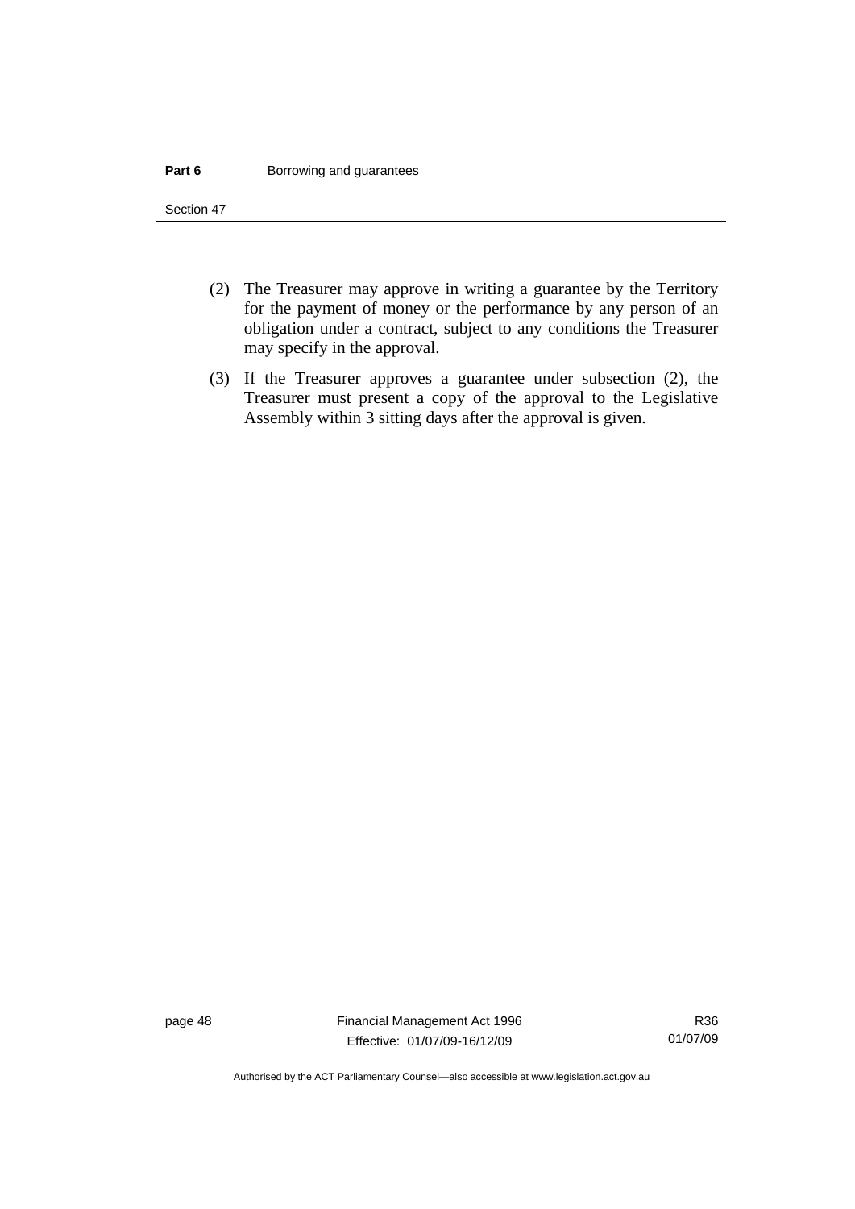(2) The Treasurer may approve in writing a guarantee by the Territory for the payment of money or the performance by any person of an obligation under a contract, subject to any conditions the Treasurer may specify in the approval.

(3) If the Treasurer approves a guarantee under subsection (2), the Treasurer must present a copy of the approval to the Legislative Assembly within 3 sitting days after the approval is given.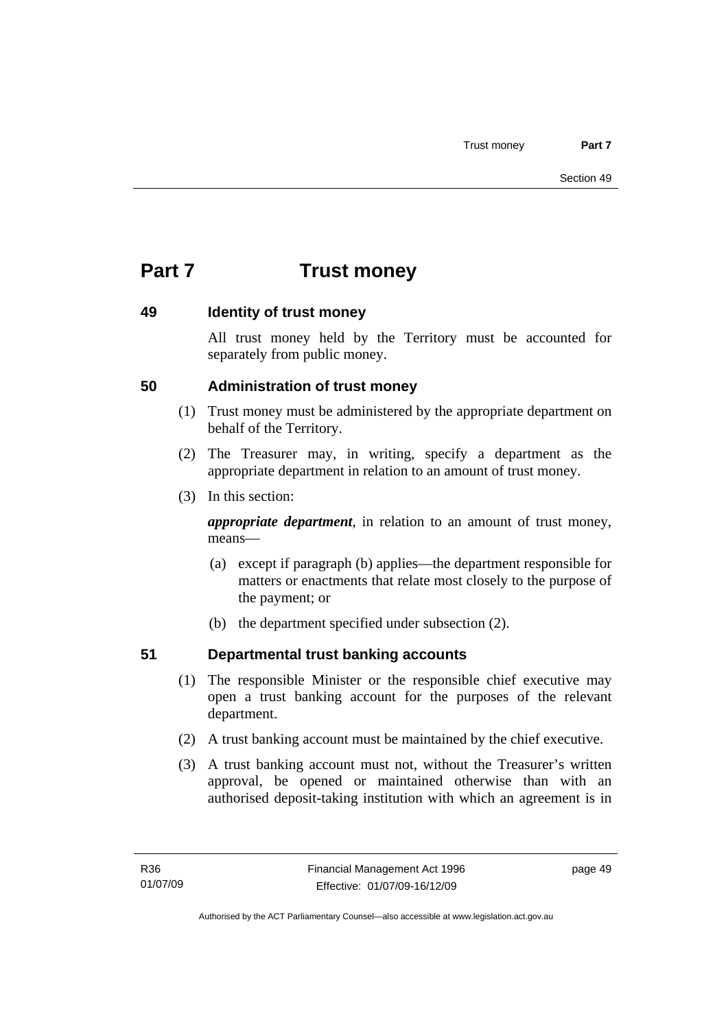# Part 7 Trust money

## 49 Identity of trust money

All trust money held by the Territory must be accounted for separately from public money.

## 50 Administration of trust money

(1) Trust money must be administered by the appropriate department on behalf of the Territory.

(2) The Treasurer may, in writing, specify a department as the appropriate department in relation to an amount of trust money.

(3) In this section:

***appropriate department***, in relation to an amount of trust money, means—

(a) except if paragraph (b) applies—the department responsible for matters or enactments that relate most closely to the purpose of the payment; or

(b) the department specified under subsection (2).

## 51 Departmental trust banking accounts

(1) The responsible Minister or the responsible chief executive may open a trust banking account for the purposes of the relevant department.

(2) A trust banking account must be maintained by the chief executive.

(3) A trust banking account must not, without the Treasurer's written approval, be opened or maintained otherwise than with an authorised deposit-taking institution with which an agreement is in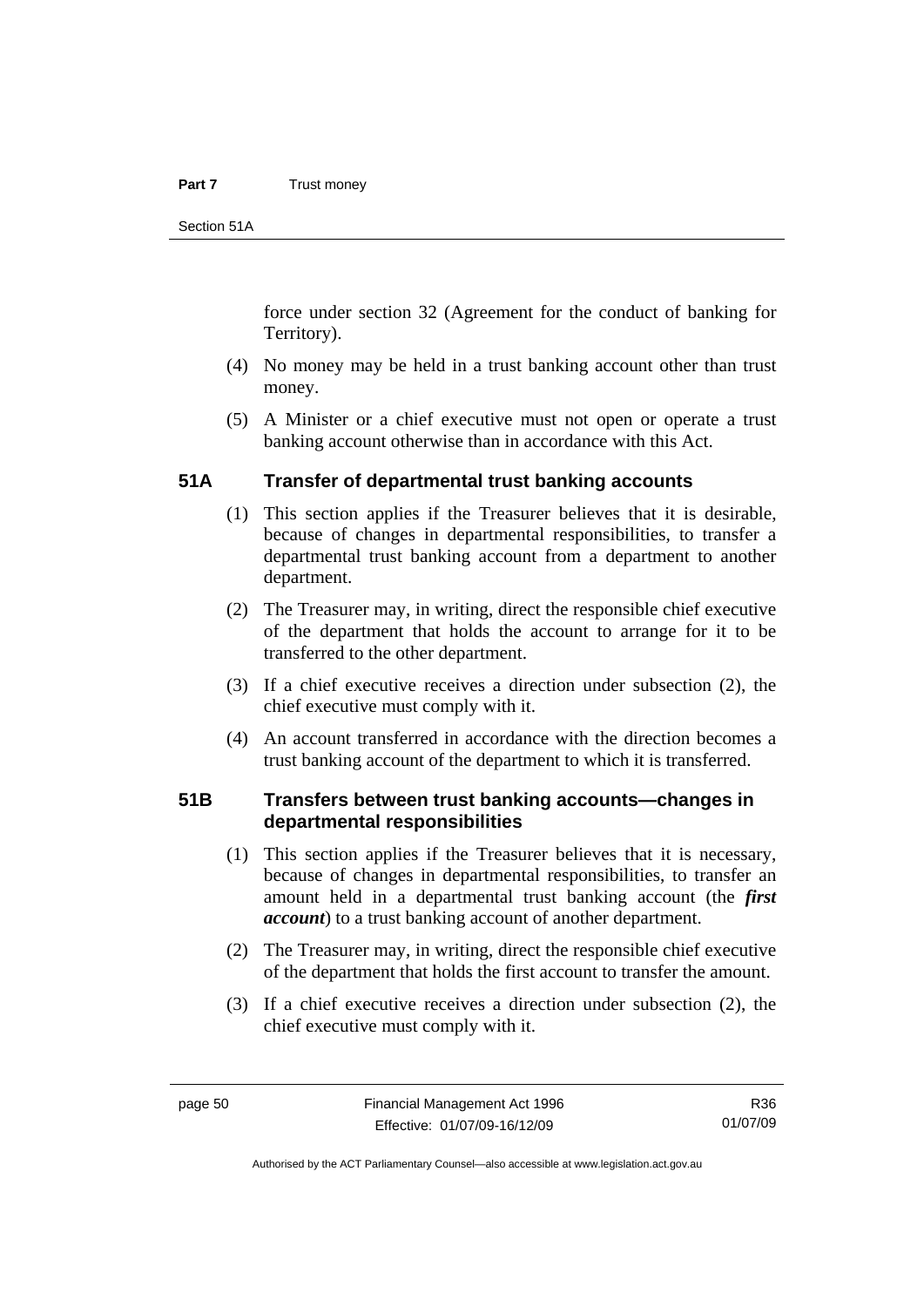force under section 32 (Agreement for the conduct of banking for Territory).

(4) No money may be held in a trust banking account other than trust money.

(5) A Minister or a chief executive must not open or operate a trust banking account otherwise than in accordance with this Act.

## 51A Transfer of departmental trust banking accounts

(1) This section applies if the Treasurer believes that it is desirable, because of changes in departmental responsibilities, to transfer a departmental trust banking account from a department to another department.

(2) The Treasurer may, in writing, direct the responsible chief executive of the department that holds the account to arrange for it to be transferred to the other department.

(3) If a chief executive receives a direction under subsection (2), the chief executive must comply with it.

(4) An account transferred in accordance with the direction becomes a trust banking account of the department to which it is transferred.

## 51B Transfers between trust banking accounts—changes in departmental responsibilities

(1) This section applies if the Treasurer believes that it is necessary, because of changes in departmental responsibilities, to transfer an amount held in a departmental trust banking account (the ***first account***) to a trust banking account of another department.

(2) The Treasurer may, in writing, direct the responsible chief executive of the department that holds the first account to transfer the amount.

(3) If a chief executive receives a direction under subsection (2), the chief executive must comply with it.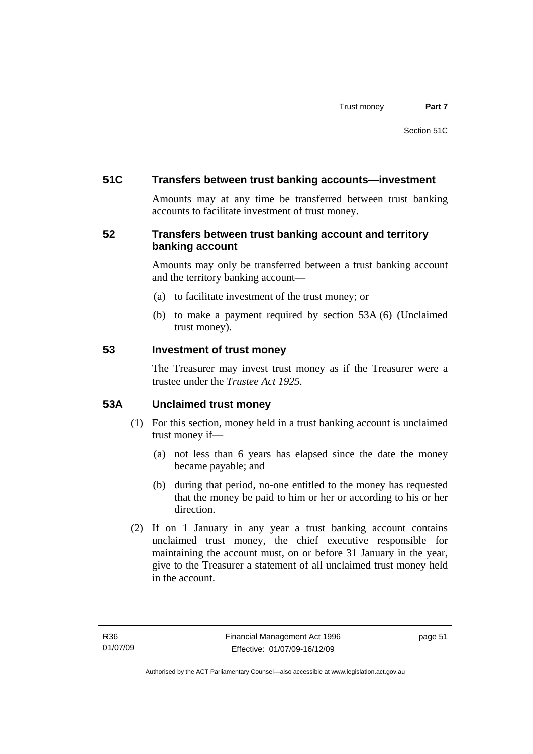### 51C Transfers between trust banking accounts—investment

Amounts may at any time be transferred between trust banking accounts to facilitate investment of trust money.

### 52 Transfers between trust banking account and territory banking account

Amounts may only be transferred between a trust banking account and the territory banking account—

(a) to facilitate investment of the trust money; or

(b) to make a payment required by section 53A (6) (Unclaimed trust money).

### 53 Investment of trust money

The Treasurer may invest trust money as if the Treasurer were a trustee under the *Trustee Act 1925*.

### 53A Unclaimed trust money

(1) For this section, money held in a trust banking account is unclaimed trust money if—

(a) not less than 6 years has elapsed since the date the money became payable; and

(b) during that period, no-one entitled to the money has requested that the money be paid to him or her or according to his or her direction.

(2) If on 1 January in any year a trust banking account contains unclaimed trust money, the chief executive responsible for maintaining the account must, on or before 31 January in the year, give to the Treasurer a statement of all unclaimed trust money held in the account.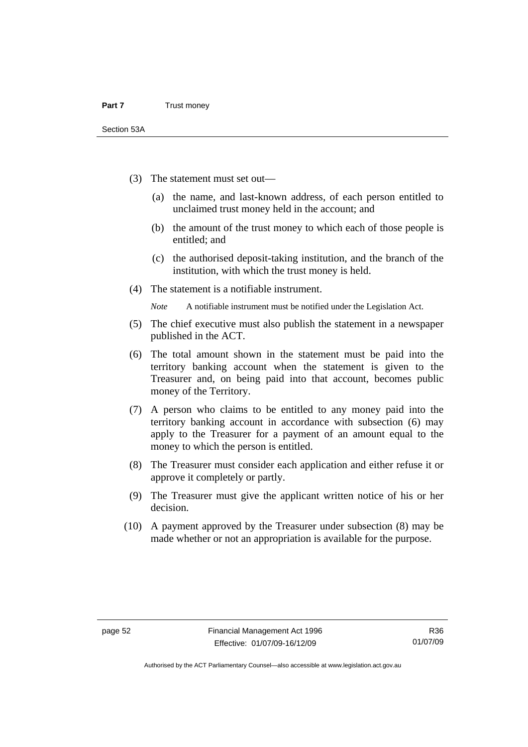(3) The statement must set out—

  (a) the name, and last-known address, of each person entitled to unclaimed trust money held in the account; and

  (b) the amount of the trust money to which each of those people is entitled; and

  (c) the authorised deposit-taking institution, and the branch of the institution, with which the trust money is held.

(4) The statement is a notifiable instrument.

*Note* A notifiable instrument must be notified under the Legislation Act.

(5) The chief executive must also publish the statement in a newspaper published in the ACT.

(6) The total amount shown in the statement must be paid into the territory banking account when the statement is given to the Treasurer and, on being paid into that account, becomes public money of the Territory.

(7) A person who claims to be entitled to any money paid into the territory banking account in accordance with subsection (6) may apply to the Treasurer for a payment of an amount equal to the money to which the person is entitled.

(8) The Treasurer must consider each application and either refuse it or approve it completely or partly.

(9) The Treasurer must give the applicant written notice of his or her decision.

(10) A payment approved by the Treasurer under subsection (8) may be made whether or not an appropriation is available for the purpose.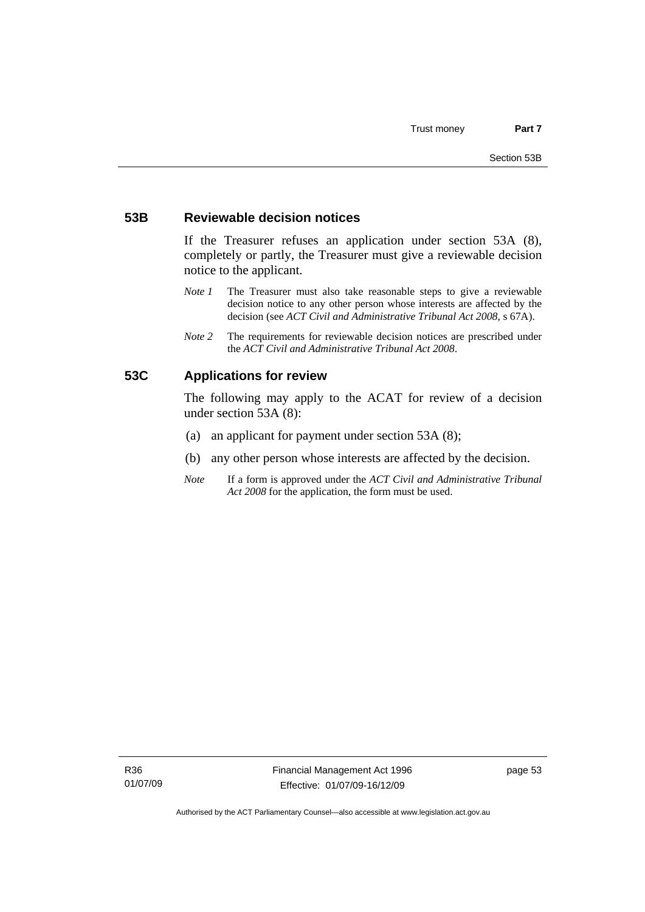## 53B Reviewable decision notices

If the Treasurer refuses an application under section 53A (8), completely or partly, the Treasurer must give a reviewable decision notice to the applicant.

*Note 1* The Treasurer must also take reasonable steps to give a reviewable decision notice to any other person whose interests are affected by the decision (see *ACT Civil and Administrative Tribunal Act 2008*, s 67A).

*Note 2* The requirements for reviewable decision notices are prescribed under the *ACT Civil and Administrative Tribunal Act 2008*.

## 53C Applications for review

The following may apply to the ACAT for review of a decision under section 53A (8):

(a) an applicant for payment under section 53A (8);

(b) any other person whose interests are affected by the decision.

*Note* If a form is approved under the *ACT Civil and Administrative Tribunal Act 2008* for the application, the form must be used.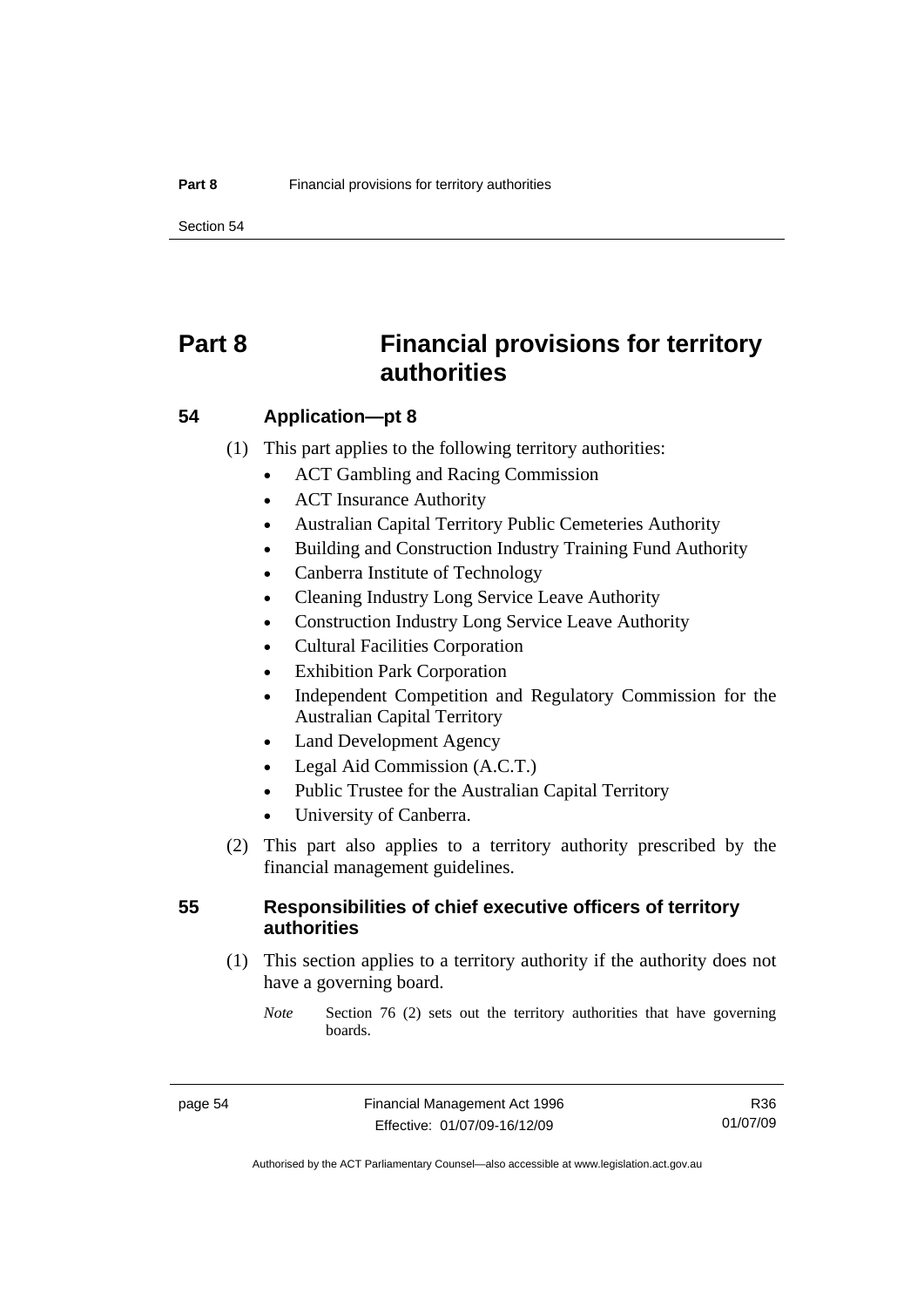# Part 8 Financial provisions for territory authorities

## 54 Application—pt 8

(1) This part applies to the following territory authorities:

- ACT Gambling and Racing Commission
- ACT Insurance Authority
- Australian Capital Territory Public Cemeteries Authority
- Building and Construction Industry Training Fund Authority
- Canberra Institute of Technology
- Cleaning Industry Long Service Leave Authority
- Construction Industry Long Service Leave Authority
- Cultural Facilities Corporation
- Exhibition Park Corporation
- Independent Competition and Regulatory Commission for the Australian Capital Territory
- Land Development Agency
- Legal Aid Commission (A.C.T.)
- Public Trustee for the Australian Capital Territory
- University of Canberra.

(2) This part also applies to a territory authority prescribed by the financial management guidelines.

## 55 Responsibilities of chief executive officers of territory authorities

(1) This section applies to a territory authority if the authority does not have a governing board.

*Note* Section 76 (2) sets out the territory authorities that have governing boards.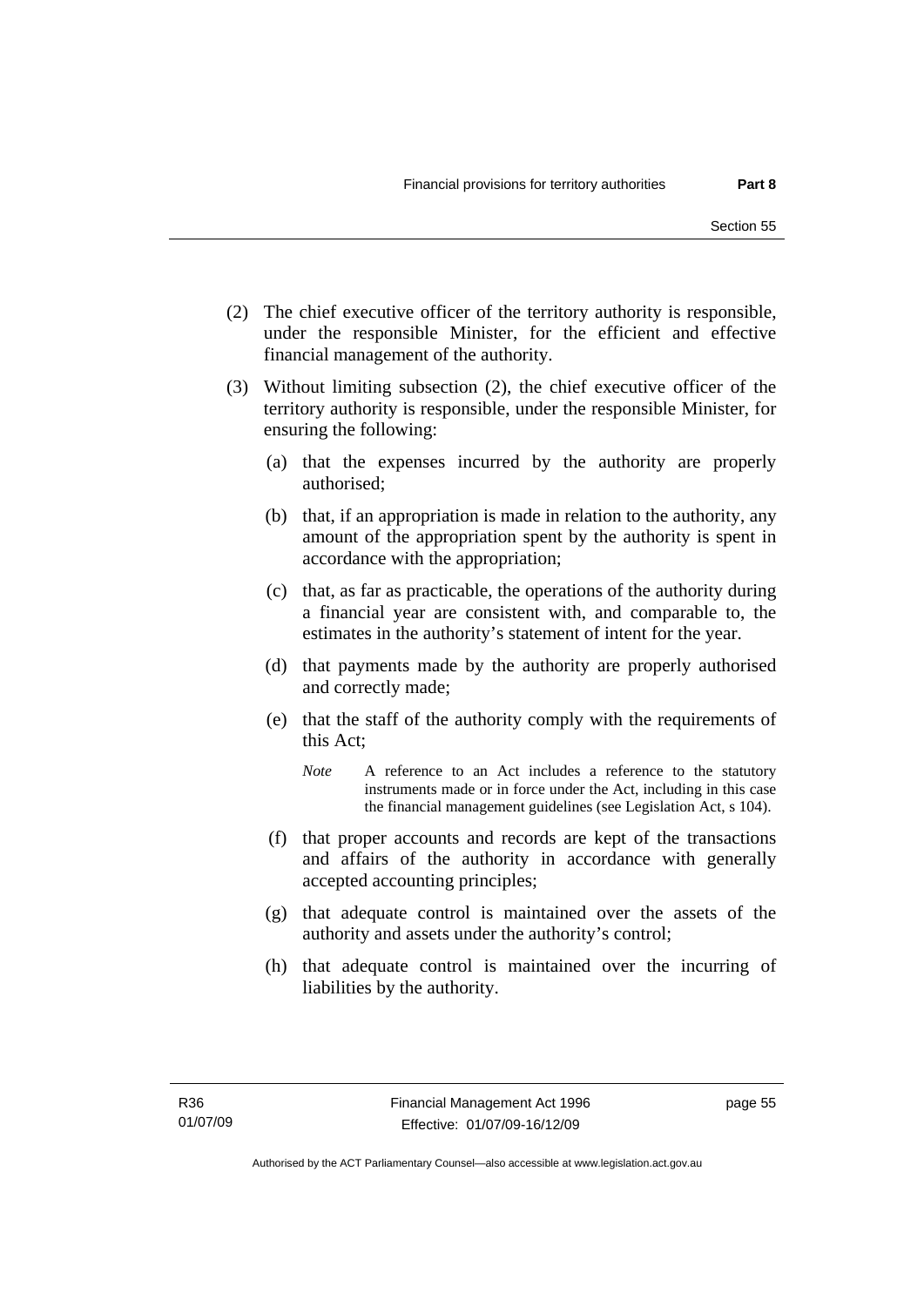(2) The chief executive officer of the territory authority is responsible, under the responsible Minister, for the efficient and effective financial management of the authority.

(3) Without limiting subsection (2), the chief executive officer of the territory authority is responsible, under the responsible Minister, for ensuring the following:

(a) that the expenses incurred by the authority are properly authorised;

(b) that, if an appropriation is made in relation to the authority, any amount of the appropriation spent by the authority is spent in accordance with the appropriation;

(c) that, as far as practicable, the operations of the authority during a financial year are consistent with, and comparable to, the estimates in the authority's statement of intent for the year.

(d) that payments made by the authority are properly authorised and correctly made;

(e) that the staff of the authority comply with the requirements of this Act;

*Note* A reference to an Act includes a reference to the statutory instruments made or in force under the Act, including in this case the financial management guidelines (see Legislation Act, s 104).

(f) that proper accounts and records are kept of the transactions and affairs of the authority in accordance with generally accepted accounting principles;

(g) that adequate control is maintained over the assets of the authority and assets under the authority's control;

(h) that adequate control is maintained over the incurring of liabilities by the authority.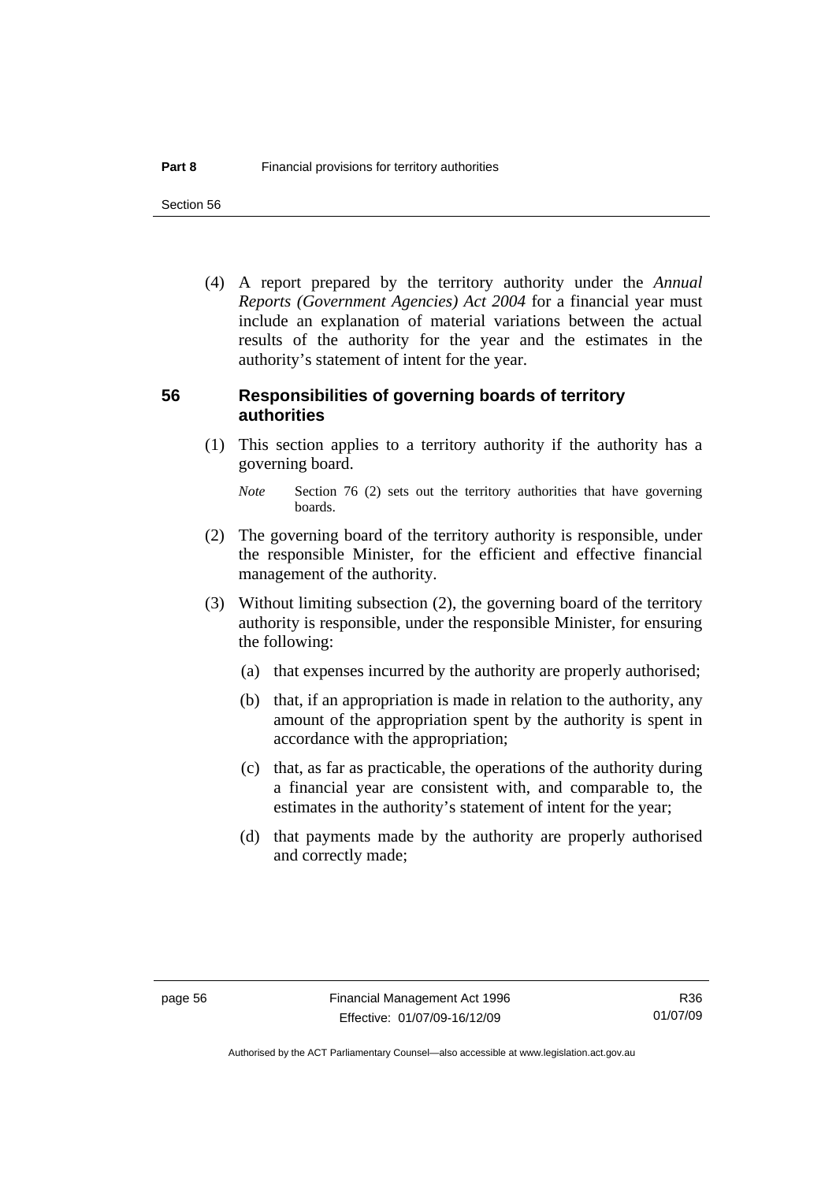(4) A report prepared by the territory authority under the *Annual Reports (Government Agencies) Act 2004* for a financial year must include an explanation of material variations between the actual results of the authority for the year and the estimates in the authority's statement of intent for the year.

## 56 Responsibilities of governing boards of territory authorities

(1) This section applies to a territory authority if the authority has a governing board.

*Note* Section 76 (2) sets out the territory authorities that have governing boards.

(2) The governing board of the territory authority is responsible, under the responsible Minister, for the efficient and effective financial management of the authority.

(3) Without limiting subsection (2), the governing board of the territory authority is responsible, under the responsible Minister, for ensuring the following:

(a) that expenses incurred by the authority are properly authorised;

(b) that, if an appropriation is made in relation to the authority, any amount of the appropriation spent by the authority is spent in accordance with the appropriation;

(c) that, as far as practicable, the operations of the authority during a financial year are consistent with, and comparable to, the estimates in the authority's statement of intent for the year;

(d) that payments made by the authority are properly authorised and correctly made;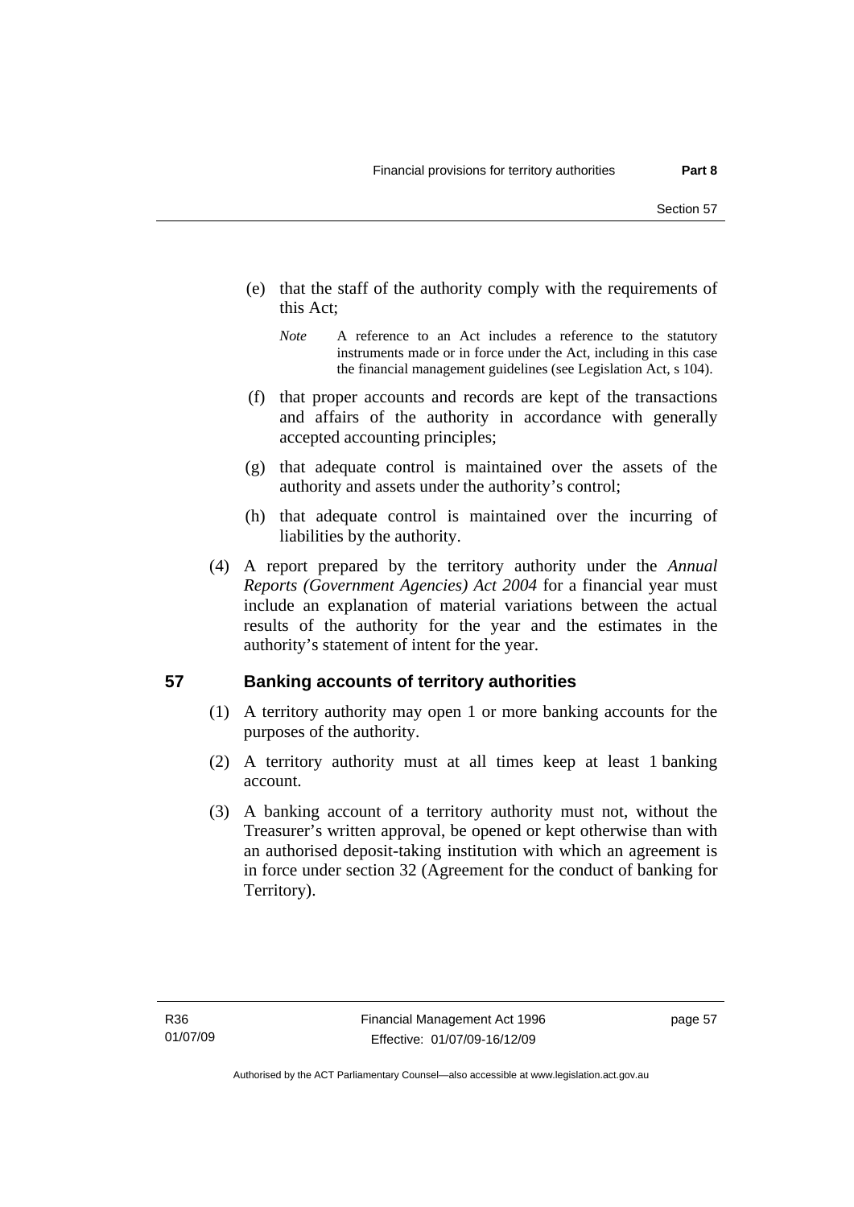(e) that the staff of the authority comply with the requirements of this Act;

*Note* A reference to an Act includes a reference to the statutory instruments made or in force under the Act, including in this case the financial management guidelines (see Legislation Act, s 104).

(f) that proper accounts and records are kept of the transactions and affairs of the authority in accordance with generally accepted accounting principles;

(g) that adequate control is maintained over the assets of the authority and assets under the authority's control;

(h) that adequate control is maintained over the incurring of liabilities by the authority.

(4) A report prepared by the territory authority under the *Annual Reports (Government Agencies) Act 2004* for a financial year must include an explanation of material variations between the actual results of the authority for the year and the estimates in the authority's statement of intent for the year.

## 57 Banking accounts of territory authorities

(1) A territory authority may open 1 or more banking accounts for the purposes of the authority.

(2) A territory authority must at all times keep at least 1 banking account.

(3) A banking account of a territory authority must not, without the Treasurer's written approval, be opened or kept otherwise than with an authorised deposit-taking institution with which an agreement is in force under section 32 (Agreement for the conduct of banking for Territory).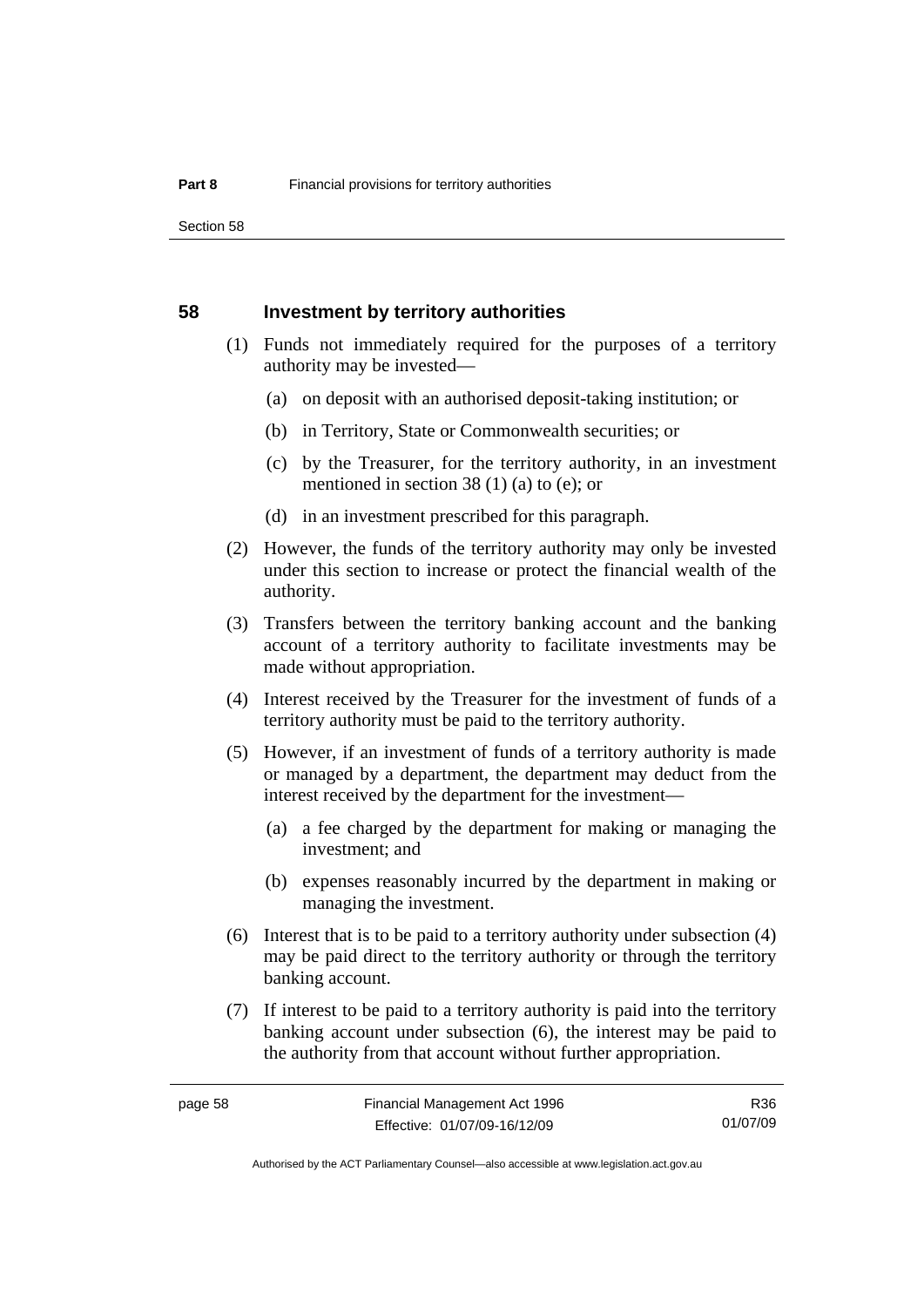## 58 Investment by territory authorities

(1) Funds not immediately required for the purposes of a territory authority may be invested—

(a) on deposit with an authorised deposit-taking institution; or

(b) in Territory, State or Commonwealth securities; or

(c) by the Treasurer, for the territory authority, in an investment mentioned in section 38 (1) (a) to (e); or

(d) in an investment prescribed for this paragraph.

(2) However, the funds of the territory authority may only be invested under this section to increase or protect the financial wealth of the authority.

(3) Transfers between the territory banking account and the banking account of a territory authority to facilitate investments may be made without appropriation.

(4) Interest received by the Treasurer for the investment of funds of a territory authority must be paid to the territory authority.

(5) However, if an investment of funds of a territory authority is made or managed by a department, the department may deduct from the interest received by the department for the investment—

(a) a fee charged by the department for making or managing the investment; and

(b) expenses reasonably incurred by the department in making or managing the investment.

(6) Interest that is to be paid to a territory authority under subsection (4) may be paid direct to the territory authority or through the territory banking account.

(7) If interest to be paid to a territory authority is paid into the territory banking account under subsection (6), the interest may be paid to the authority from that account without further appropriation.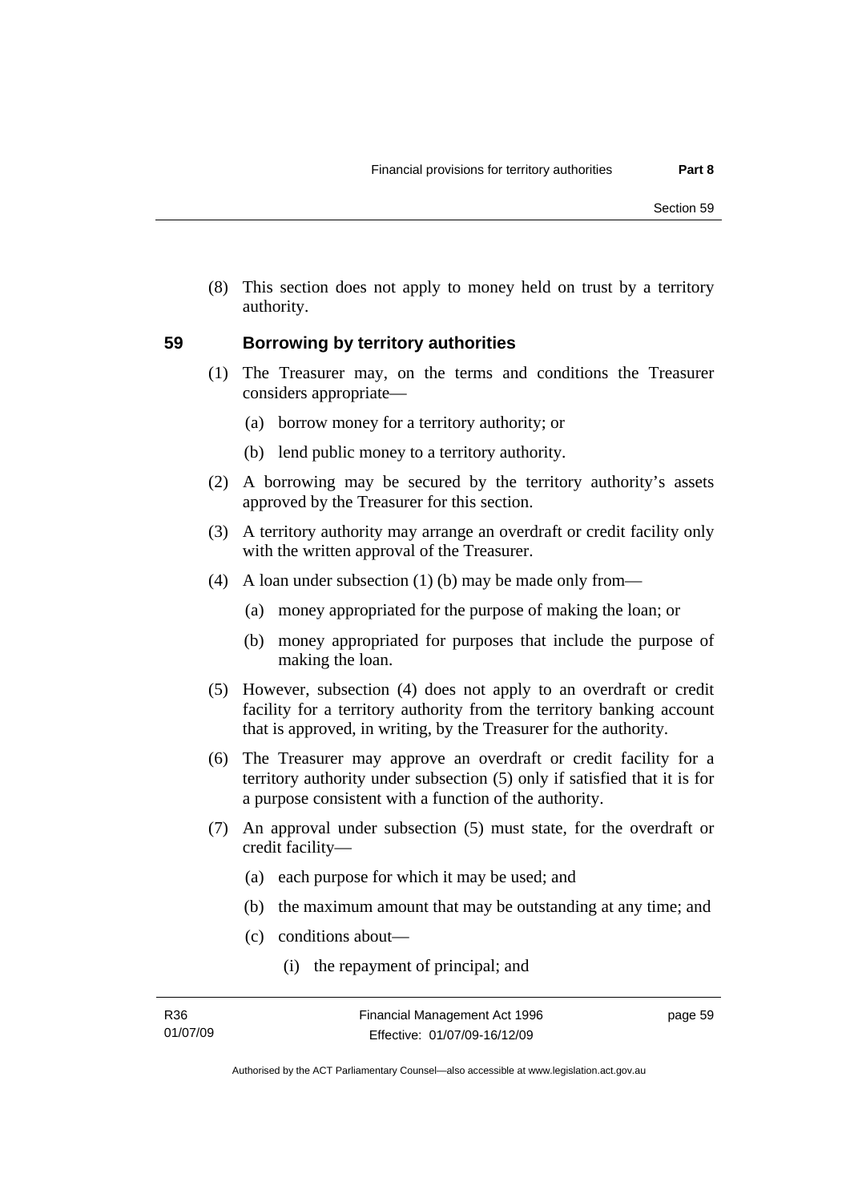(8) This section does not apply to money held on trust by a territory authority.

## 59 Borrowing by territory authorities

(1) The Treasurer may, on the terms and conditions the Treasurer considers appropriate—

   (a) borrow money for a territory authority; or

   (b) lend public money to a territory authority.

(2) A borrowing may be secured by the territory authority's assets approved by the Treasurer for this section.

(3) A territory authority may arrange an overdraft or credit facility only with the written approval of the Treasurer.

(4) A loan under subsection (1) (b) may be made only from—

   (a) money appropriated for the purpose of making the loan; or

   (b) money appropriated for purposes that include the purpose of making the loan.

(5) However, subsection (4) does not apply to an overdraft or credit facility for a territory authority from the territory banking account that is approved, in writing, by the Treasurer for the authority.

(6) The Treasurer may approve an overdraft or credit facility for a territory authority under subsection (5) only if satisfied that it is for a purpose consistent with a function of the authority.

(7) An approval under subsection (5) must state, for the overdraft or credit facility—

   (a) each purpose for which it may be used; and

   (b) the maximum amount that may be outstanding at any time; and

   (c) conditions about—

      (i) the repayment of principal; and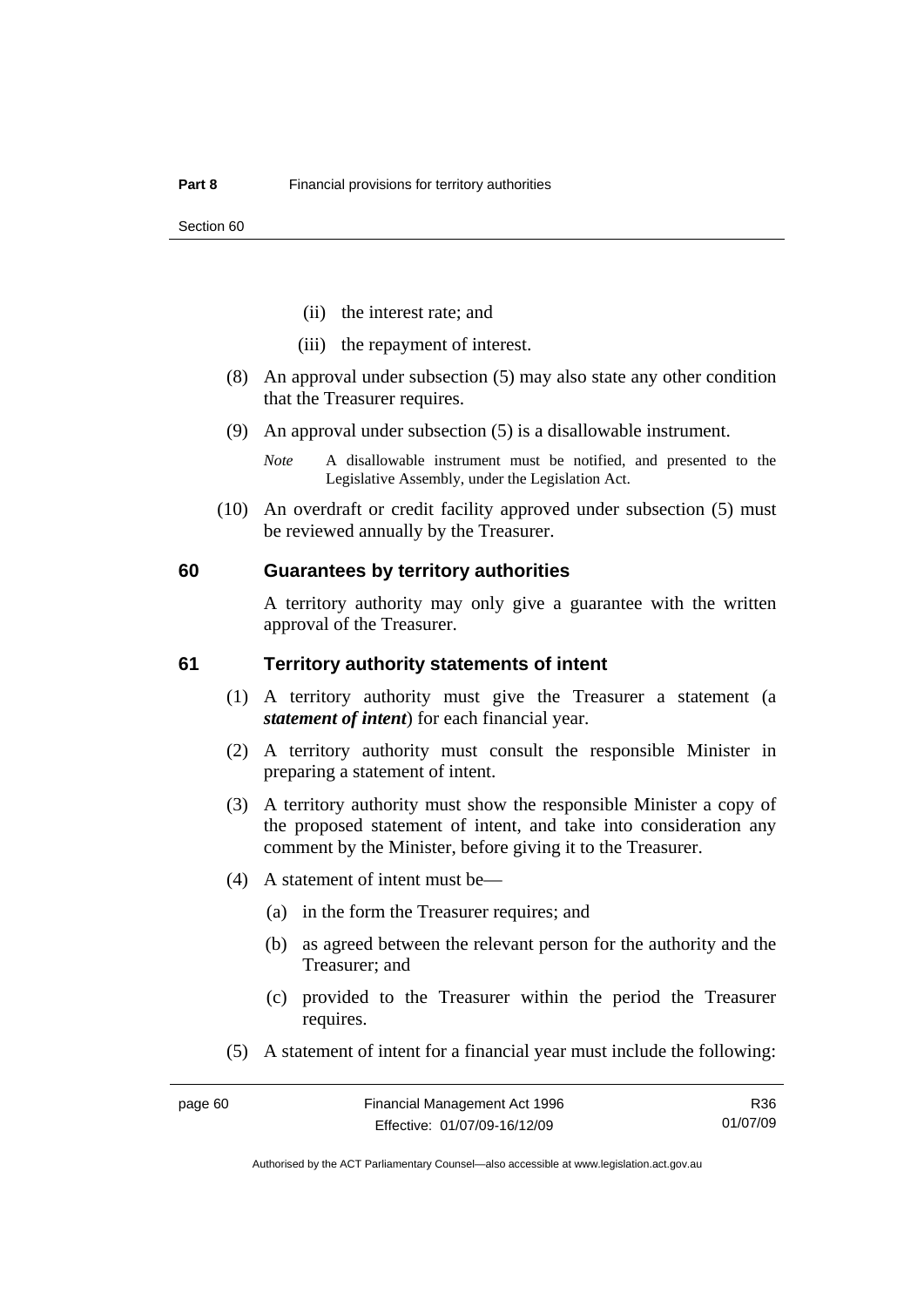(ii) the interest rate; and

(iii) the repayment of interest.

(8) An approval under subsection (5) may also state any other condition that the Treasurer requires.

(9) An approval under subsection (5) is a disallowable instrument.

*Note* A disallowable instrument must be notified, and presented to the Legislative Assembly, under the Legislation Act.

(10) An overdraft or credit facility approved under subsection (5) must be reviewed annually by the Treasurer.

## 60 Guarantees by territory authorities

A territory authority may only give a guarantee with the written approval of the Treasurer.

## 61 Territory authority statements of intent

(1) A territory authority must give the Treasurer a statement (a ***statement of intent***) for each financial year.

(2) A territory authority must consult the responsible Minister in preparing a statement of intent.

(3) A territory authority must show the responsible Minister a copy of the proposed statement of intent, and take into consideration any comment by the Minister, before giving it to the Treasurer.

(4) A statement of intent must be—

(a) in the form the Treasurer requires; and

(b) as agreed between the relevant person for the authority and the Treasurer; and

(c) provided to the Treasurer within the period the Treasurer requires.

(5) A statement of intent for a financial year must include the following: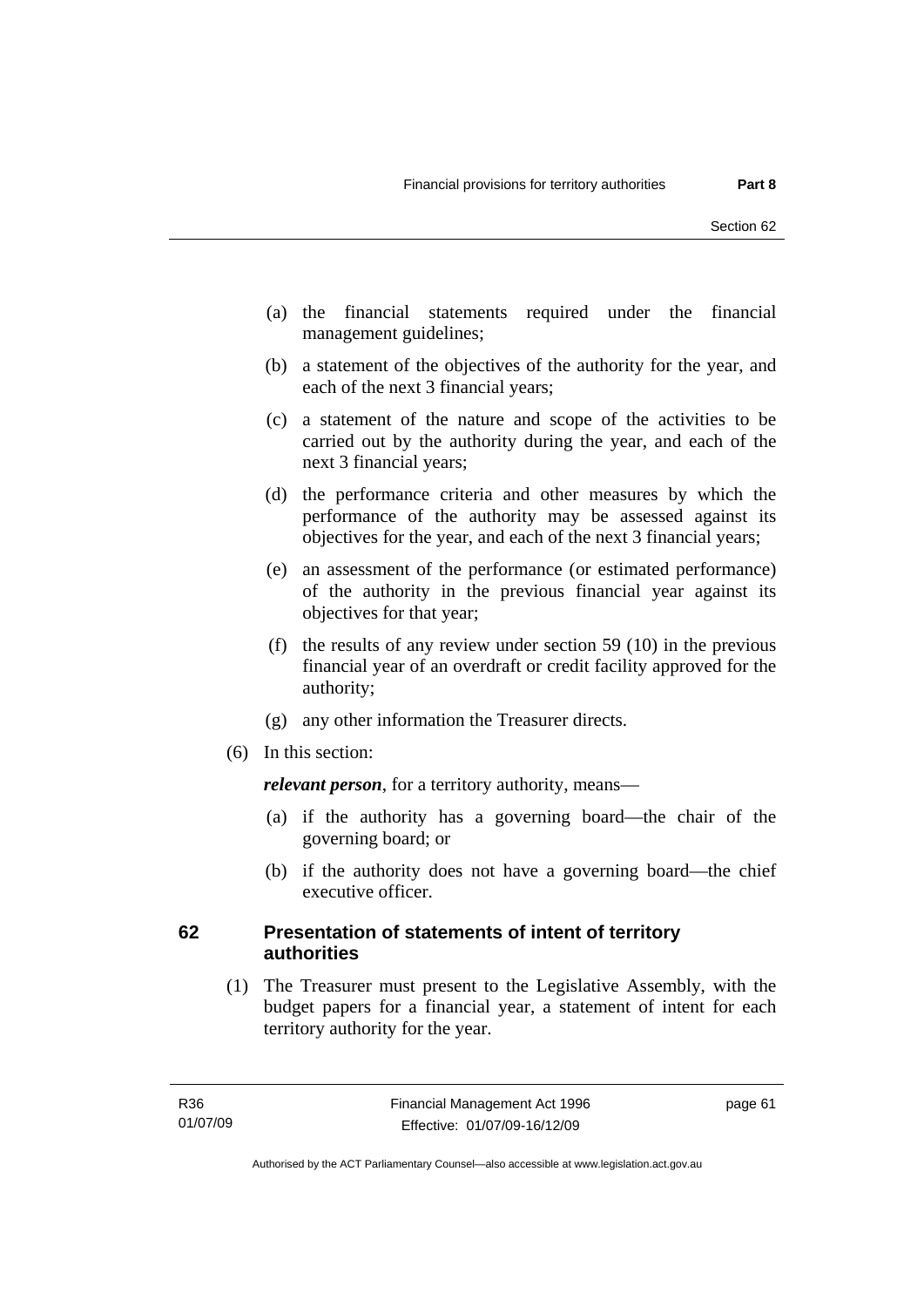(a) the financial statements required under the financial management guidelines;

(b) a statement of the objectives of the authority for the year, and each of the next 3 financial years;

(c) a statement of the nature and scope of the activities to be carried out by the authority during the year, and each of the next 3 financial years;

(d) the performance criteria and other measures by which the performance of the authority may be assessed against its objectives for the year, and each of the next 3 financial years;

(e) an assessment of the performance (or estimated performance) of the authority in the previous financial year against its objectives for that year;

(f) the results of any review under section 59 (10) in the previous financial year of an overdraft or credit facility approved for the authority;

(g) any other information the Treasurer directs.

(6) In this section:

***relevant person***, for a territory authority, means—

(a) if the authority has a governing board—the chair of the governing board; or

(b) if the authority does not have a governing board—the chief executive officer.

## 62 Presentation of statements of intent of territory authorities

(1) The Treasurer must present to the Legislative Assembly, with the budget papers for a financial year, a statement of intent for each territory authority for the year.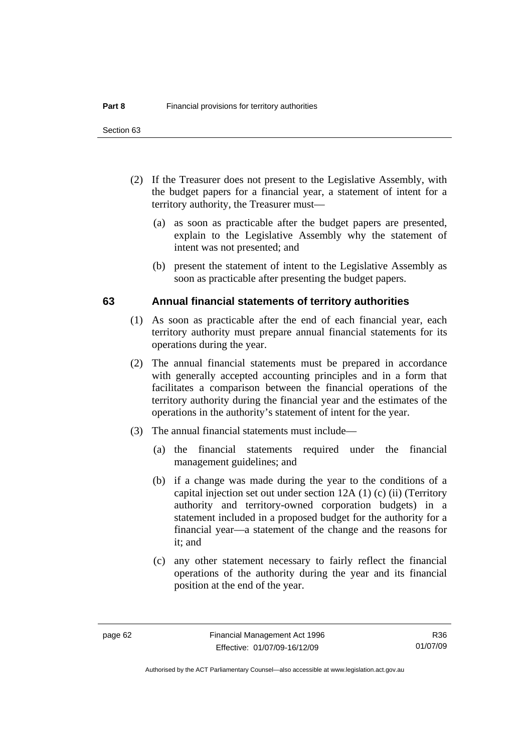(2) If the Treasurer does not present to the Legislative Assembly, with the budget papers for a financial year, a statement of intent for a territory authority, the Treasurer must—

(a) as soon as practicable after the budget papers are presented, explain to the Legislative Assembly why the statement of intent was not presented; and

(b) present the statement of intent to the Legislative Assembly as soon as practicable after presenting the budget papers.

## 63 Annual financial statements of territory authorities

(1) As soon as practicable after the end of each financial year, each territory authority must prepare annual financial statements for its operations during the year.

(2) The annual financial statements must be prepared in accordance with generally accepted accounting principles and in a form that facilitates a comparison between the financial operations of the territory authority during the financial year and the estimates of the operations in the authority's statement of intent for the year.

(3) The annual financial statements must include—

(a) the financial statements required under the financial management guidelines; and

(b) if a change was made during the year to the conditions of a capital injection set out under section 12A (1) (c) (ii) (Territory authority and territory-owned corporation budgets) in a statement included in a proposed budget for the authority for a financial year—a statement of the change and the reasons for it; and

(c) any other statement necessary to fairly reflect the financial operations of the authority during the year and its financial position at the end of the year.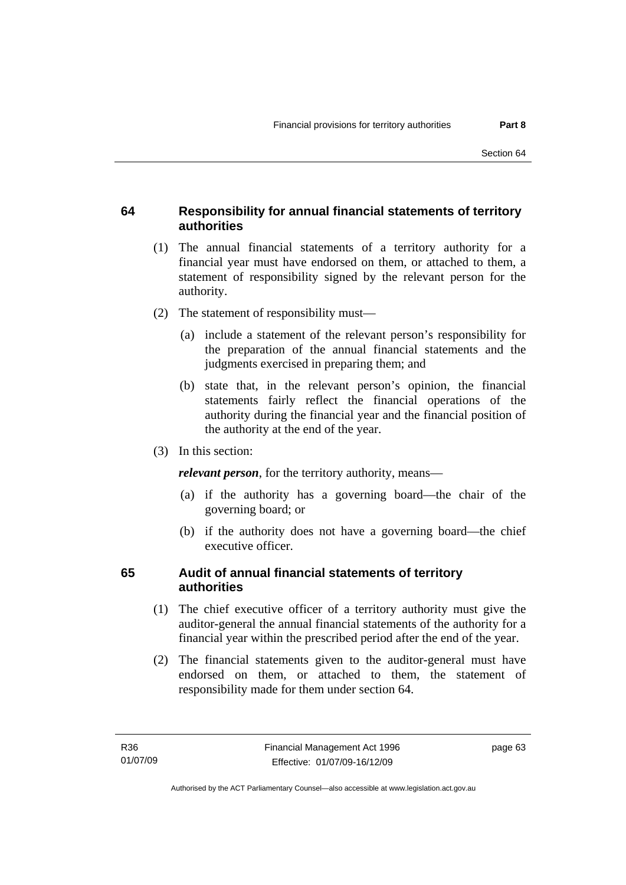## 64 Responsibility for annual financial statements of territory authorities

(1) The annual financial statements of a territory authority for a financial year must have endorsed on them, or attached to them, a statement of responsibility signed by the relevant person for the authority.

(2) The statement of responsibility must—

(a) include a statement of the relevant person's responsibility for the preparation of the annual financial statements and the judgments exercised in preparing them; and

(b) state that, in the relevant person's opinion, the financial statements fairly reflect the financial operations of the authority during the financial year and the financial position of the authority at the end of the year.

(3) In this section:

***relevant person***, for the territory authority, means—

(a) if the authority has a governing board—the chair of the governing board; or

(b) if the authority does not have a governing board—the chief executive officer.

## 65 Audit of annual financial statements of territory authorities

(1) The chief executive officer of a territory authority must give the auditor-general the annual financial statements of the authority for a financial year within the prescribed period after the end of the year.

(2) The financial statements given to the auditor-general must have endorsed on them, or attached to them, the statement of responsibility made for them under section 64.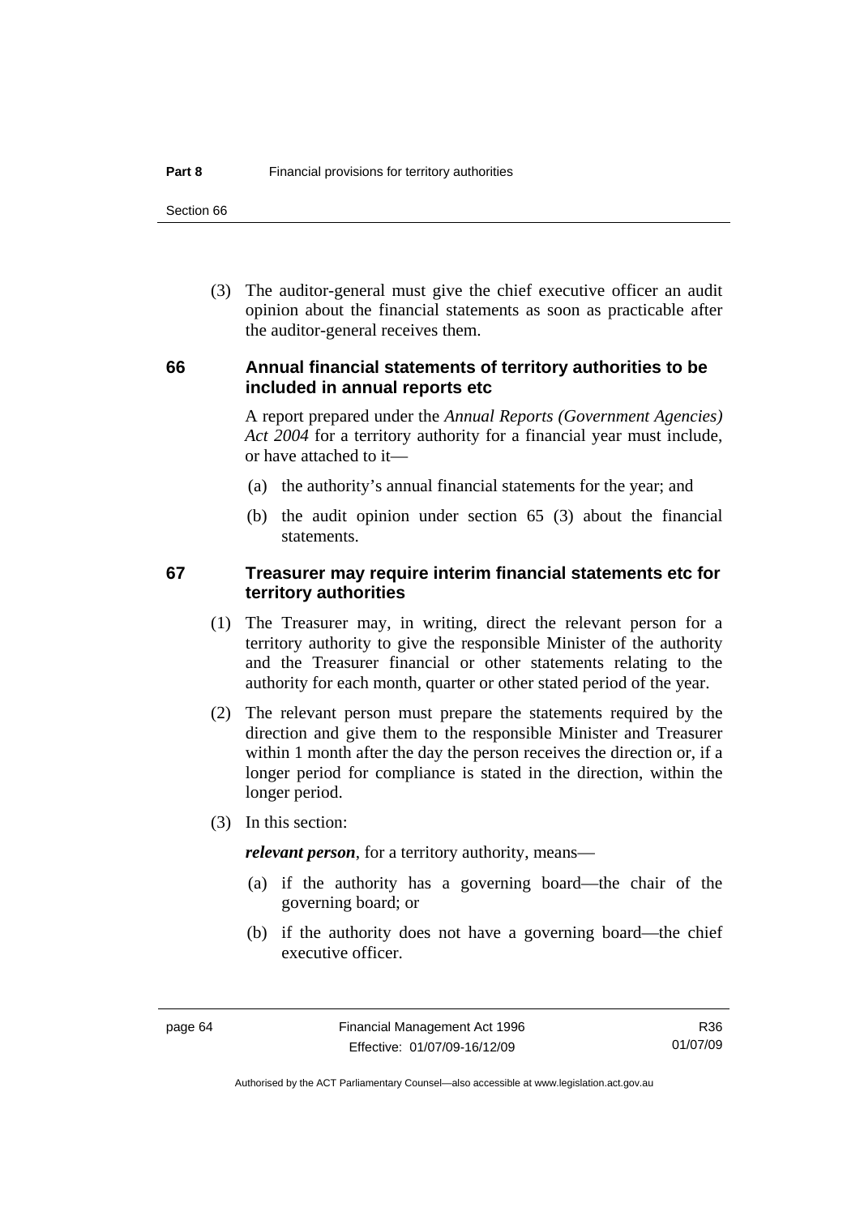(3) The auditor-general must give the chief executive officer an audit opinion about the financial statements as soon as practicable after the auditor-general receives them.

## 66 Annual financial statements of territory authorities to be included in annual reports etc

A report prepared under the *Annual Reports (Government Agencies) Act 2004* for a territory authority for a financial year must include, or have attached to it—

(a) the authority's annual financial statements for the year; and

(b) the audit opinion under section 65 (3) about the financial statements.

## 67 Treasurer may require interim financial statements etc for territory authorities

(1) The Treasurer may, in writing, direct the relevant person for a territory authority to give the responsible Minister of the authority and the Treasurer financial or other statements relating to the authority for each month, quarter or other stated period of the year.

(2) The relevant person must prepare the statements required by the direction and give them to the responsible Minister and Treasurer within 1 month after the day the person receives the direction or, if a longer period for compliance is stated in the direction, within the longer period.

(3) In this section:

***relevant person***, for a territory authority, means—

(a) if the authority has a governing board—the chair of the governing board; or

(b) if the authority does not have a governing board—the chief executive officer.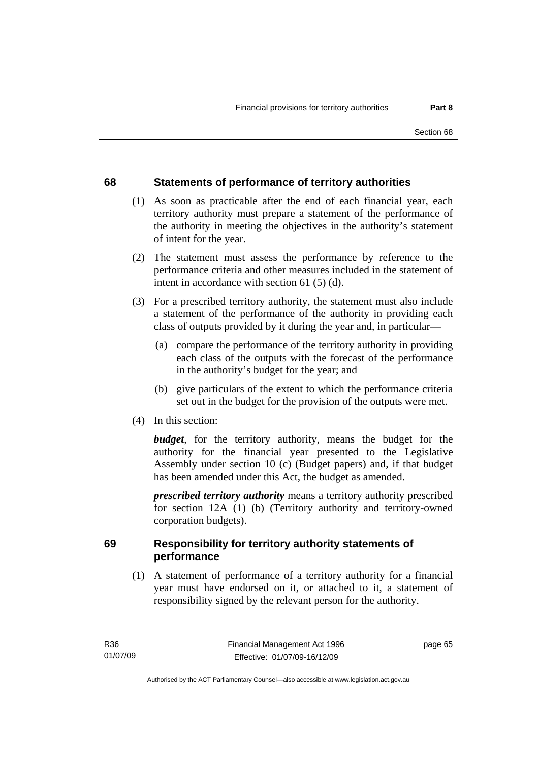## 68 Statements of performance of territory authorities

(1) As soon as practicable after the end of each financial year, each territory authority must prepare a statement of the performance of the authority in meeting the objectives in the authority's statement of intent for the year.

(2) The statement must assess the performance by reference to the performance criteria and other measures included in the statement of intent in accordance with section 61 (5) (d).

(3) For a prescribed territory authority, the statement must also include a statement of the performance of the authority in providing each class of outputs provided by it during the year and, in particular—

(a) compare the performance of the territory authority in providing each class of the outputs with the forecast of the performance in the authority's budget for the year; and

(b) give particulars of the extent to which the performance criteria set out in the budget for the provision of the outputs were met.

(4) In this section:

***budget***, for the territory authority, means the budget for the authority for the financial year presented to the Legislative Assembly under section 10 (c) (Budget papers) and, if that budget has been amended under this Act, the budget as amended.

***prescribed territory authority*** means a territory authority prescribed for section 12A (1) (b) (Territory authority and territory-owned corporation budgets).

## 69 Responsibility for territory authority statements of performance

(1) A statement of performance of a territory authority for a financial year must have endorsed on it, or attached to it, a statement of responsibility signed by the relevant person for the authority.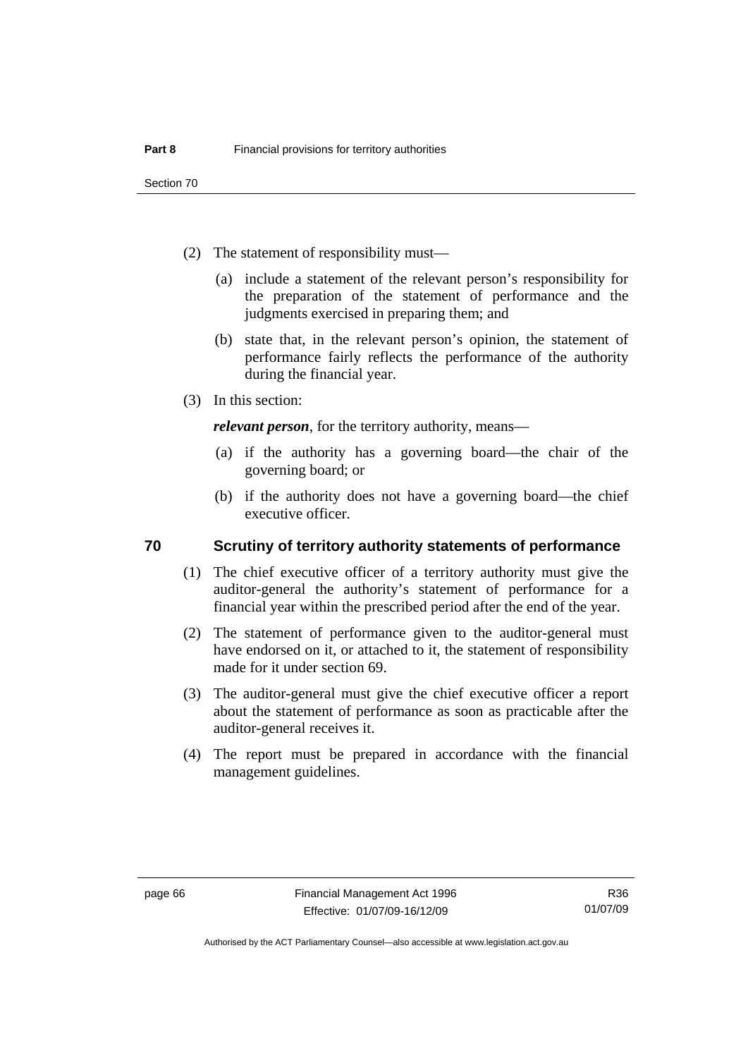(2) The statement of responsibility must—

(a) include a statement of the relevant person's responsibility for the preparation of the statement of performance and the judgments exercised in preparing them; and

(b) state that, in the relevant person's opinion, the statement of performance fairly reflects the performance of the authority during the financial year.

(3) In this section:

***relevant person***, for the territory authority, means—

(a) if the authority has a governing board—the chair of the governing board; or

(b) if the authority does not have a governing board—the chief executive officer.

## 70 Scrutiny of territory authority statements of performance

(1) The chief executive officer of a territory authority must give the auditor-general the authority's statement of performance for a financial year within the prescribed period after the end of the year.

(2) The statement of performance given to the auditor-general must have endorsed on it, or attached to it, the statement of responsibility made for it under section 69.

(3) The auditor-general must give the chief executive officer a report about the statement of performance as soon as practicable after the auditor-general receives it.

(4) The report must be prepared in accordance with the financial management guidelines.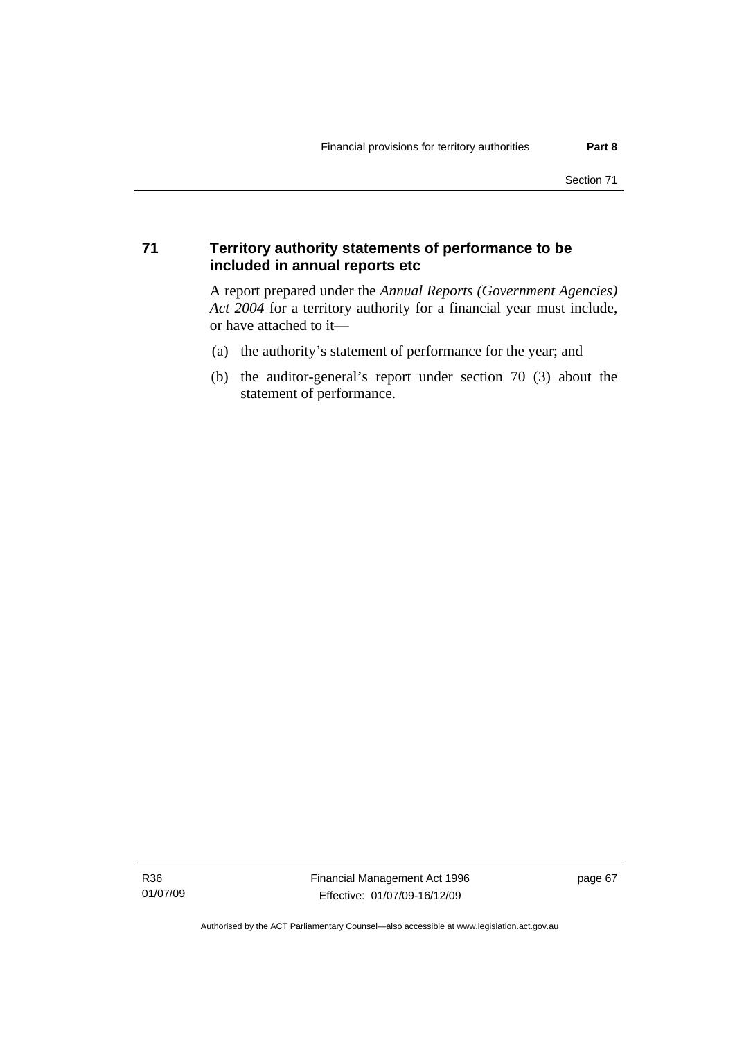## 71 Territory authority statements of performance to be included in annual reports etc

A report prepared under the *Annual Reports (Government Agencies) Act 2004* for a territory authority for a financial year must include, or have attached to it—

(a) the authority's statement of performance for the year; and

(b) the auditor-general's report under section 70 (3) about the statement of performance.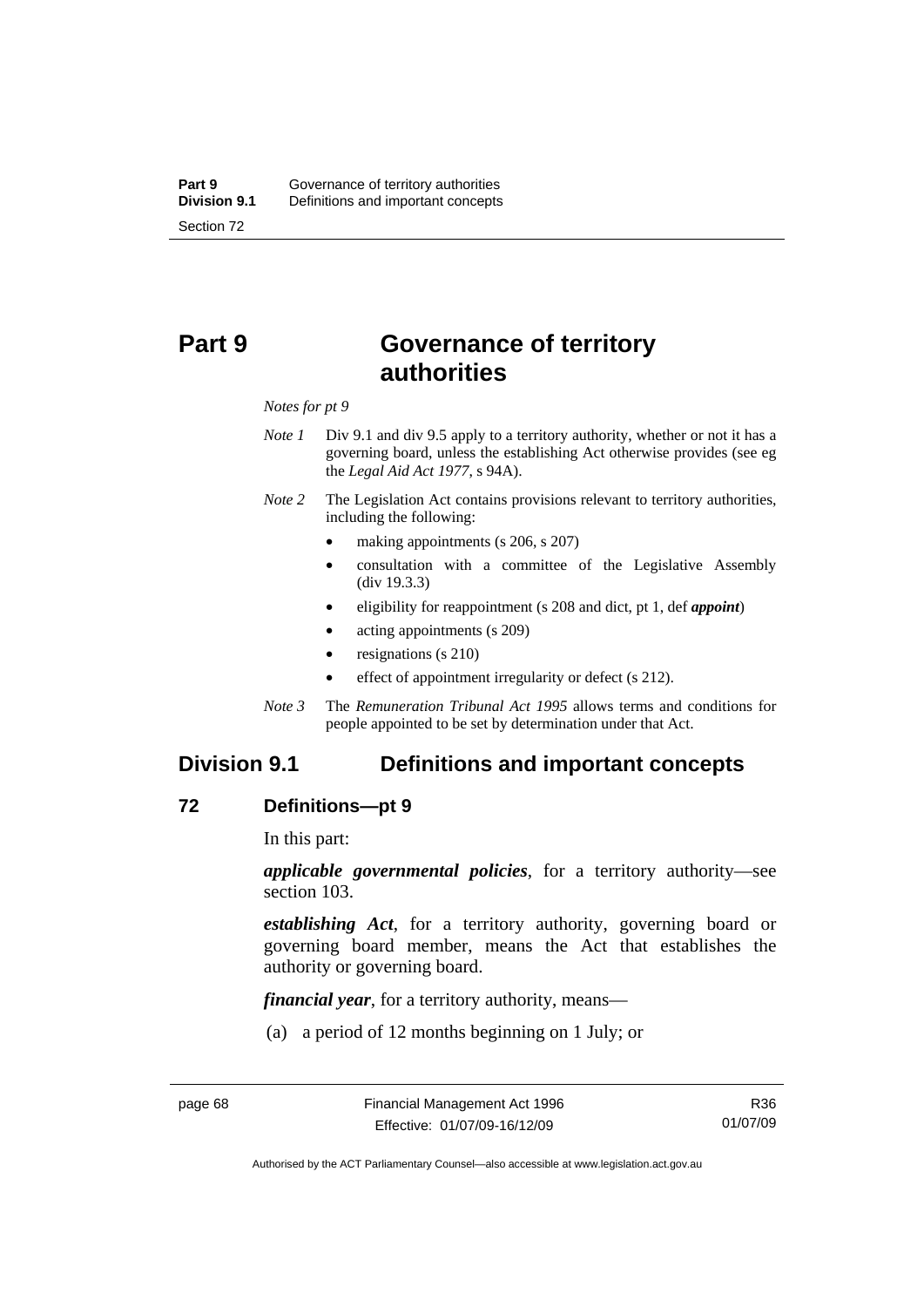# Part 9 Governance of territory authorities

*Notes for pt 9*

*Note 1* Div 9.1 and div 9.5 apply to a territory authority, whether or not it has a governing board, unless the establishing Act otherwise provides (see eg the *Legal Aid Act 1977*, s 94A).

*Note 2* The Legislation Act contains provisions relevant to territory authorities, including the following:

- making appointments (s 206, s 207)
- consultation with a committee of the Legislative Assembly (div 19.3.3)
- eligibility for reappointment (s 208 and dict, pt 1, def ***appoint***)
- acting appointments (s 209)
- resignations (s 210)
- effect of appointment irregularity or defect (s 212).

*Note 3* The *Remuneration Tribunal Act 1995* allows terms and conditions for people appointed to be set by determination under that Act.

## Division 9.1 Definitions and important concepts

### 72 Definitions—pt 9

In this part:

***applicable governmental policies***, for a territory authority—see section 103.

***establishing Act***, for a territory authority, governing board or governing board member, means the Act that establishes the authority or governing board.

***financial year***, for a territory authority, means—

(a) a period of 12 months beginning on 1 July; or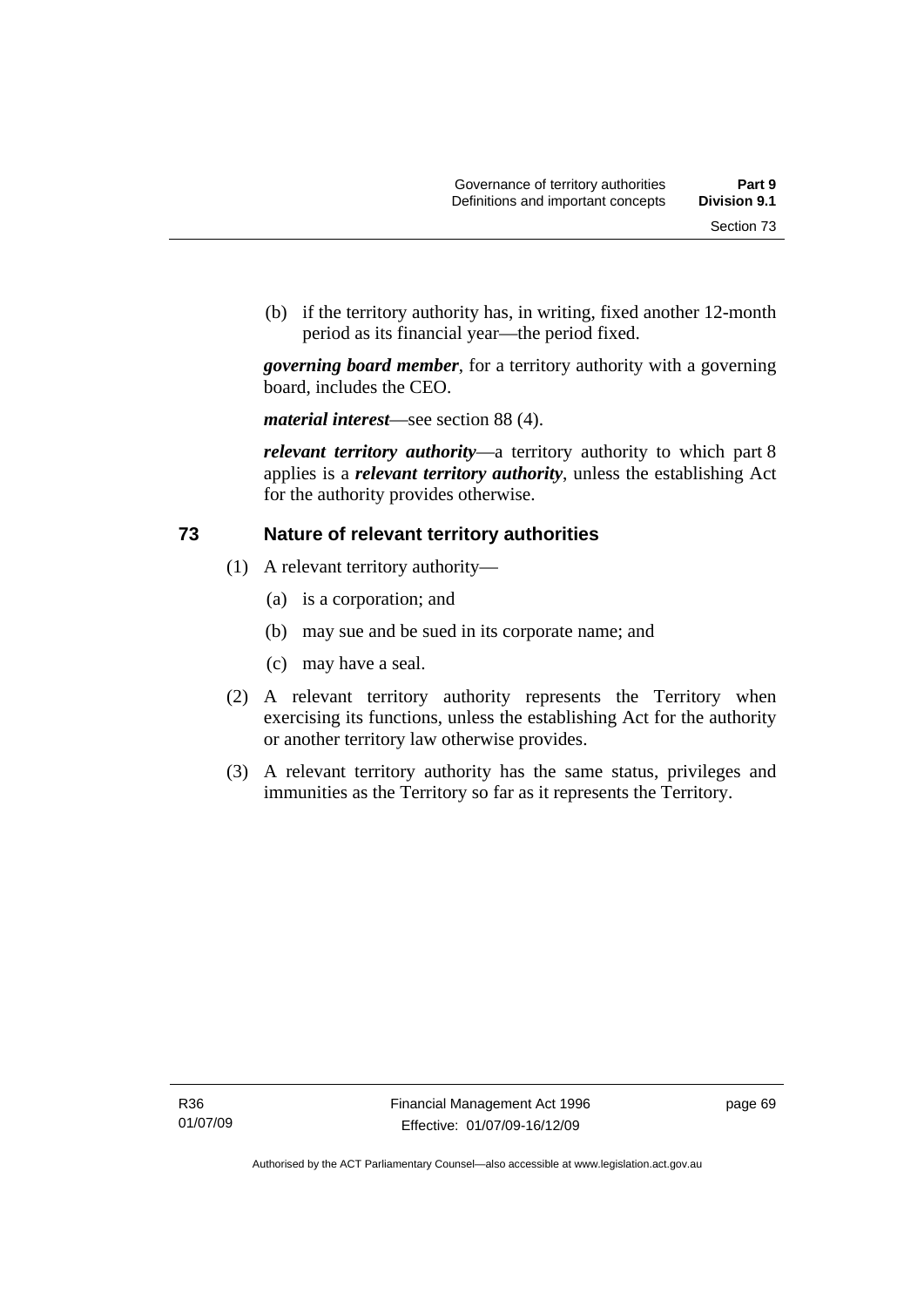(b) if the territory authority has, in writing, fixed another 12-month period as its financial year—the period fixed.

***governing board member***, for a territory authority with a governing board, includes the CEO.

***material interest***—see section 88 (4).

***relevant territory authority***—a territory authority to which part 8 applies is a ***relevant territory authority***, unless the establishing Act for the authority provides otherwise.

## 73 Nature of relevant territory authorities

(1) A relevant territory authority—

(a) is a corporation; and

(b) may sue and be sued in its corporate name; and

(c) may have a seal.

(2) A relevant territory authority represents the Territory when exercising its functions, unless the establishing Act for the authority or another territory law otherwise provides.

(3) A relevant territory authority has the same status, privileges and immunities as the Territory so far as it represents the Territory.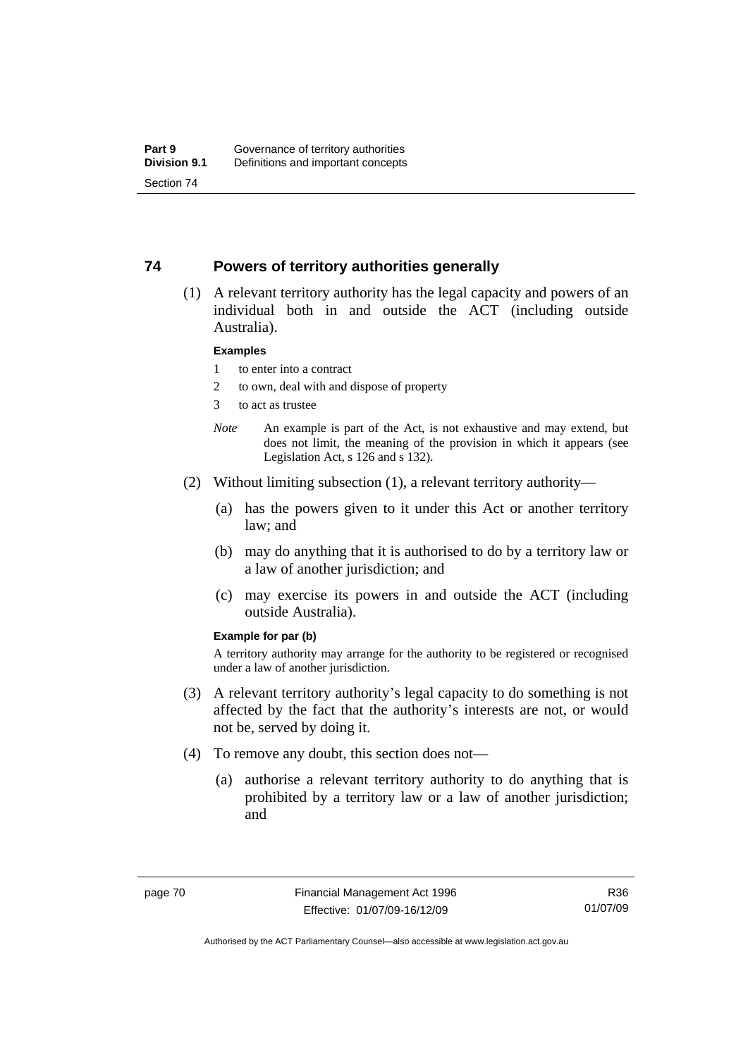## 74 Powers of territory authorities generally

(1) A relevant territory authority has the legal capacity and powers of an individual both in and outside the ACT (including outside Australia).

**Examples**

1 to enter into a contract

2 to own, deal with and dispose of property

3 to act as trustee

*Note* An example is part of the Act, is not exhaustive and may extend, but does not limit, the meaning of the provision in which it appears (see Legislation Act, s 126 and s 132).

(2) Without limiting subsection (1), a relevant territory authority—

(a) has the powers given to it under this Act or another territory law; and

(b) may do anything that it is authorised to do by a territory law or a law of another jurisdiction; and

(c) may exercise its powers in and outside the ACT (including outside Australia).

**Example for par (b)**

A territory authority may arrange for the authority to be registered or recognised under a law of another jurisdiction.

(3) A relevant territory authority's legal capacity to do something is not affected by the fact that the authority's interests are not, or would not be, served by doing it.

(4) To remove any doubt, this section does not—

(a) authorise a relevant territory authority to do anything that is prohibited by a territory law or a law of another jurisdiction; and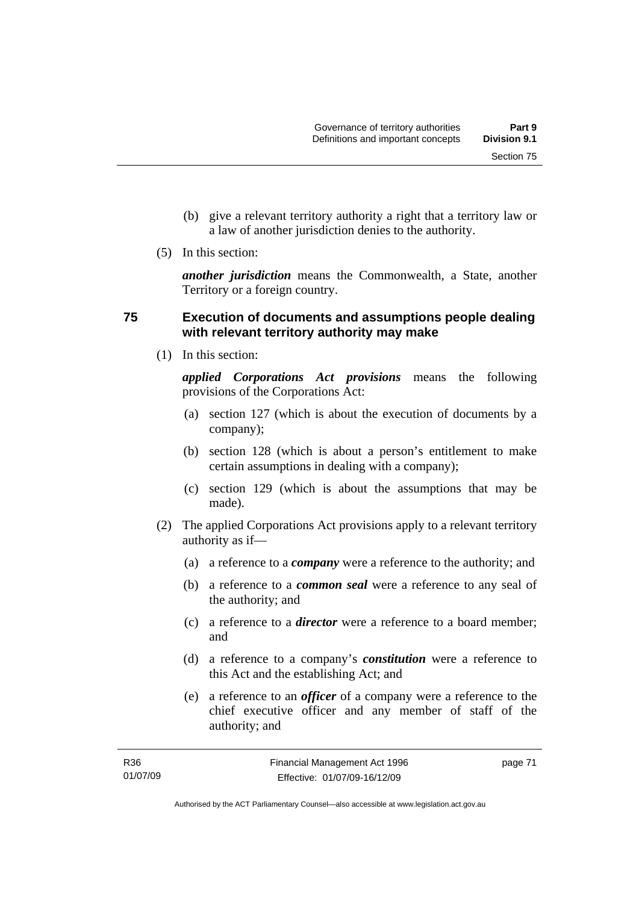(b) give a relevant territory authority a right that a territory law or a law of another jurisdiction denies to the authority.

(5) In this section:

***another jurisdiction*** means the Commonwealth, a State, another Territory or a foreign country.

## 75 Execution of documents and assumptions people dealing with relevant territory authority may make

(1) In this section:

***applied Corporations Act provisions*** means the following provisions of the Corporations Act:

(a) section 127 (which is about the execution of documents by a company);

(b) section 128 (which is about a person's entitlement to make certain assumptions in dealing with a company);

(c) section 129 (which is about the assumptions that may be made).

(2) The applied Corporations Act provisions apply to a relevant territory authority as if—

(a) a reference to a ***company*** were a reference to the authority; and

(b) a reference to a ***common seal*** were a reference to any seal of the authority; and

(c) a reference to a ***director*** were a reference to a board member; and

(d) a reference to a company's ***constitution*** were a reference to this Act and the establishing Act; and

(e) a reference to an ***officer*** of a company were a reference to the chief executive officer and any member of staff of the authority; and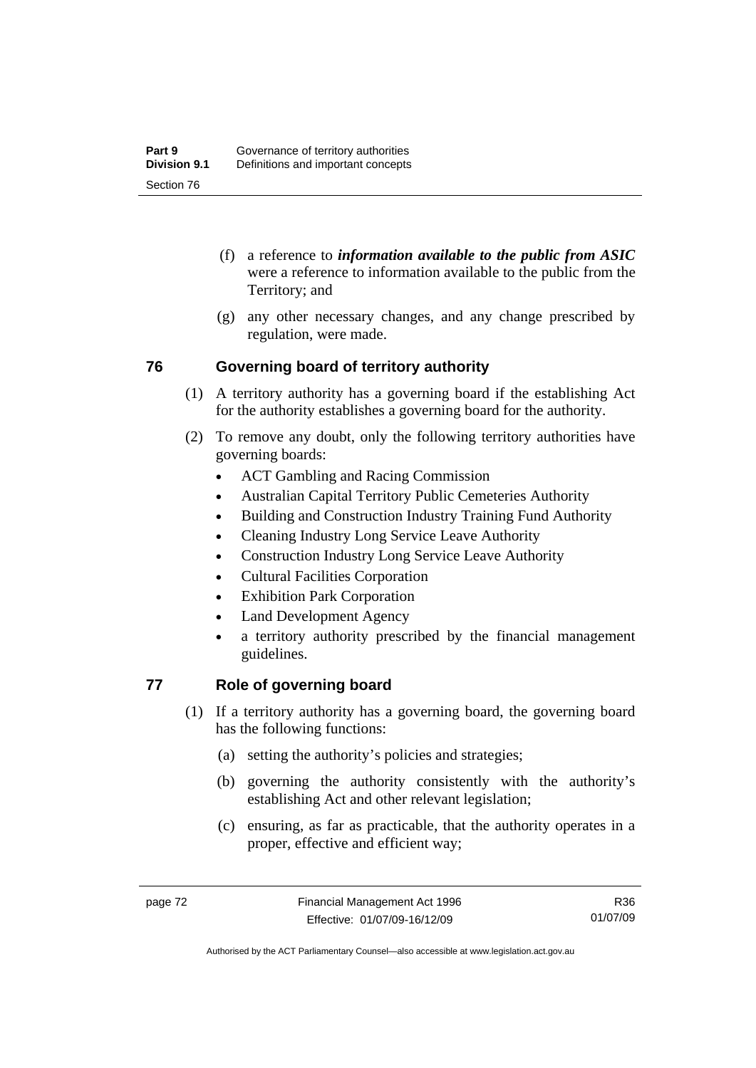(f) a reference to ***information available to the public from ASIC*** were a reference to information available to the public from the Territory; and

(g) any other necessary changes, and any change prescribed by regulation, were made.

## 76 Governing board of territory authority

(1) A territory authority has a governing board if the establishing Act for the authority establishes a governing board for the authority.

(2) To remove any doubt, only the following territory authorities have governing boards:

- ACT Gambling and Racing Commission
- Australian Capital Territory Public Cemeteries Authority
- Building and Construction Industry Training Fund Authority
- Cleaning Industry Long Service Leave Authority
- Construction Industry Long Service Leave Authority
- Cultural Facilities Corporation
- Exhibition Park Corporation
- Land Development Agency
- a territory authority prescribed by the financial management guidelines.

## 77 Role of governing board

(1) If a territory authority has a governing board, the governing board has the following functions:

(a) setting the authority's policies and strategies;

(b) governing the authority consistently with the authority's establishing Act and other relevant legislation;

(c) ensuring, as far as practicable, that the authority operates in a proper, effective and efficient way;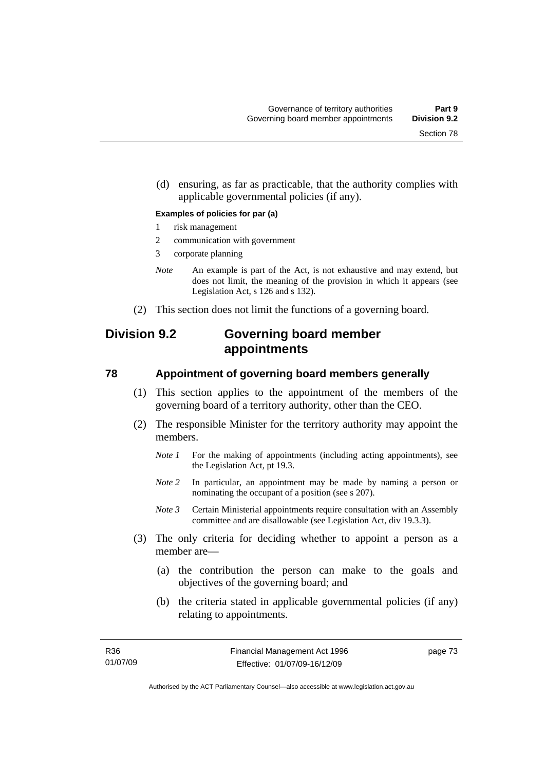(d) ensuring, as far as practicable, that the authority complies with applicable governmental policies (if any).

**Examples of policies for par (a)**

1 risk management

2 communication with government

3 corporate planning

*Note* An example is part of the Act, is not exhaustive and may extend, but does not limit, the meaning of the provision in which it appears (see Legislation Act, s 126 and s 132).

(2) This section does not limit the functions of a governing board.

## Division 9.2 Governing board member appointments

### 78 Appointment of governing board members generally

(1) This section applies to the appointment of the members of the governing board of a territory authority, other than the CEO.

(2) The responsible Minister for the territory authority may appoint the members.

*Note 1* For the making of appointments (including acting appointments), see the Legislation Act, pt 19.3.

*Note 2* In particular, an appointment may be made by naming a person or nominating the occupant of a position (see s 207).

*Note 3* Certain Ministerial appointments require consultation with an Assembly committee and are disallowable (see Legislation Act, div 19.3.3).

(3) The only criteria for deciding whether to appoint a person as a member are—

(a) the contribution the person can make to the goals and objectives of the governing board; and

(b) the criteria stated in applicable governmental policies (if any) relating to appointments.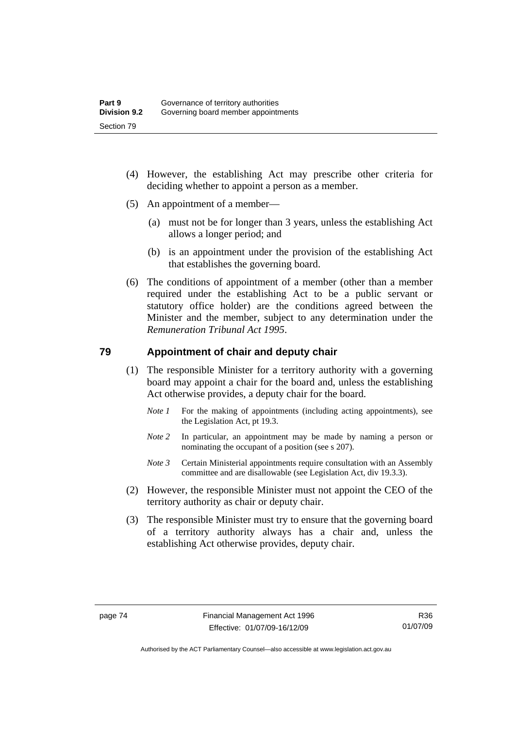(4) However, the establishing Act may prescribe other criteria for deciding whether to appoint a person as a member.

(5) An appointment of a member—

(a) must not be for longer than 3 years, unless the establishing Act allows a longer period; and

(b) is an appointment under the provision of the establishing Act that establishes the governing board.

(6) The conditions of appointment of a member (other than a member required under the establishing Act to be a public servant or statutory office holder) are the conditions agreed between the Minister and the member, subject to any determination under the *Remuneration Tribunal Act 1995*.

## 79 Appointment of chair and deputy chair

(1) The responsible Minister for a territory authority with a governing board may appoint a chair for the board and, unless the establishing Act otherwise provides, a deputy chair for the board.

*Note 1* For the making of appointments (including acting appointments), see the Legislation Act, pt 19.3.

*Note 2* In particular, an appointment may be made by naming a person or nominating the occupant of a position (see s 207).

*Note 3* Certain Ministerial appointments require consultation with an Assembly committee and are disallowable (see Legislation Act, div 19.3.3).

(2) However, the responsible Minister must not appoint the CEO of the territory authority as chair or deputy chair.

(3) The responsible Minister must try to ensure that the governing board of a territory authority always has a chair and, unless the establishing Act otherwise provides, deputy chair.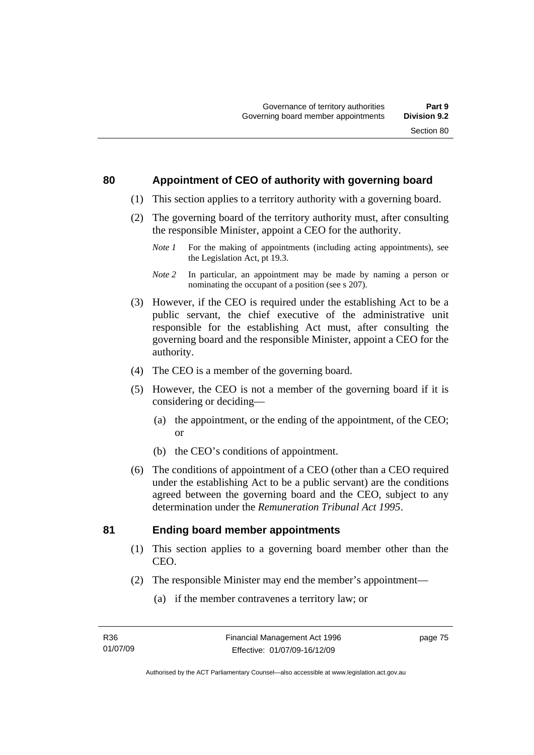## 80 Appointment of CEO of authority with governing board

(1) This section applies to a territory authority with a governing board.

(2) The governing board of the territory authority must, after consulting the responsible Minister, appoint a CEO for the authority.

*Note 1* For the making of appointments (including acting appointments), see the Legislation Act, pt 19.3.

*Note 2* In particular, an appointment may be made by naming a person or nominating the occupant of a position (see s 207).

(3) However, if the CEO is required under the establishing Act to be a public servant, the chief executive of the administrative unit responsible for the establishing Act must, after consulting the governing board and the responsible Minister, appoint a CEO for the authority.

(4) The CEO is a member of the governing board.

(5) However, the CEO is not a member of the governing board if it is considering or deciding—

(a) the appointment, or the ending of the appointment, of the CEO; or

(b) the CEO's conditions of appointment.

(6) The conditions of appointment of a CEO (other than a CEO required under the establishing Act to be a public servant) are the conditions agreed between the governing board and the CEO, subject to any determination under the *Remuneration Tribunal Act 1995*.

## 81 Ending board member appointments

(1) This section applies to a governing board member other than the CEO.

(2) The responsible Minister may end the member's appointment—

(a) if the member contravenes a territory law; or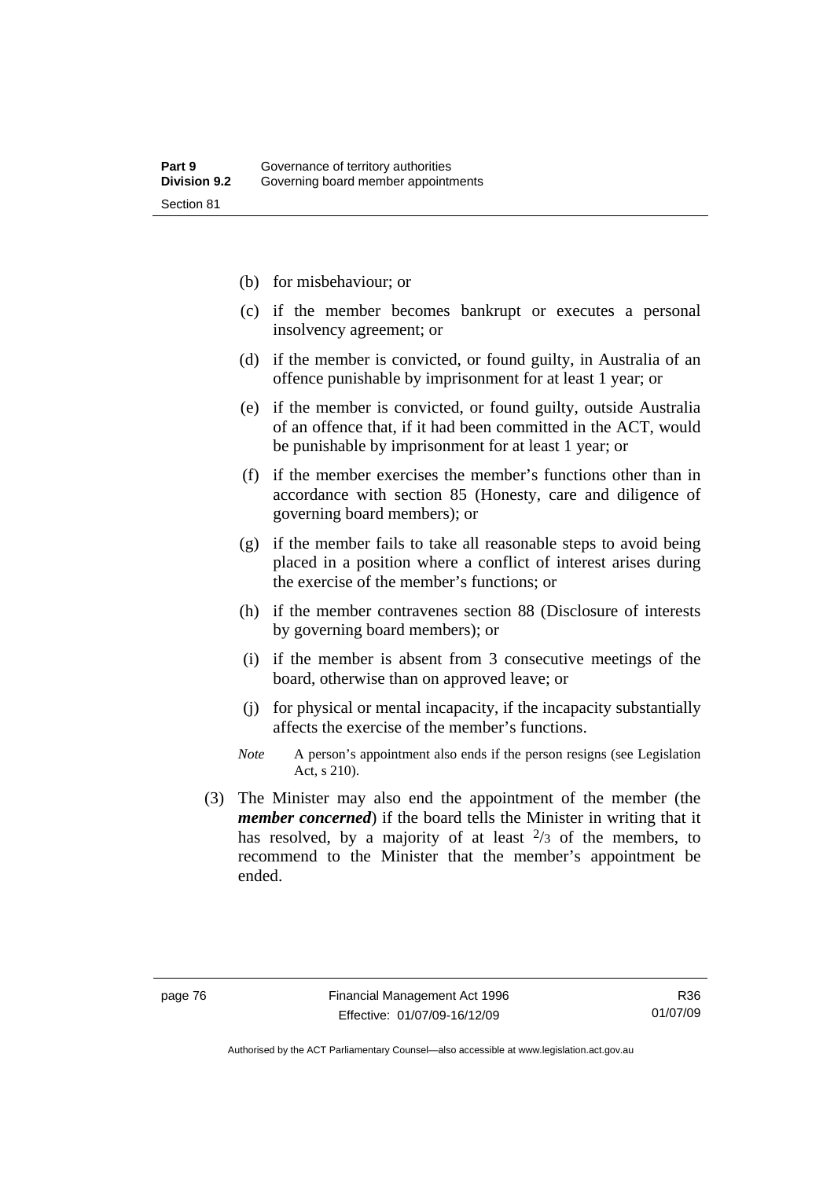(b) for misbehaviour; or

(c) if the member becomes bankrupt or executes a personal insolvency agreement; or

(d) if the member is convicted, or found guilty, in Australia of an offence punishable by imprisonment for at least 1 year; or

(e) if the member is convicted, or found guilty, outside Australia of an offence that, if it had been committed in the ACT, would be punishable by imprisonment for at least 1 year; or

(f) if the member exercises the member's functions other than in accordance with section 85 (Honesty, care and diligence of governing board members); or

(g) if the member fails to take all reasonable steps to avoid being placed in a position where a conflict of interest arises during the exercise of the member's functions; or

(h) if the member contravenes section 88 (Disclosure of interests by governing board members); or

(i) if the member is absent from 3 consecutive meetings of the board, otherwise than on approved leave; or

(j) for physical or mental incapacity, if the incapacity substantially affects the exercise of the member's functions.

*Note* A person's appointment also ends if the person resigns (see Legislation Act, s 210).

(3) The Minister may also end the appointment of the member (the ***member concerned***) if the board tells the Minister in writing that it has resolved, by a majority of at least $^{2}/_{3}$ of the members, to recommend to the Minister that the member's appointment be ended.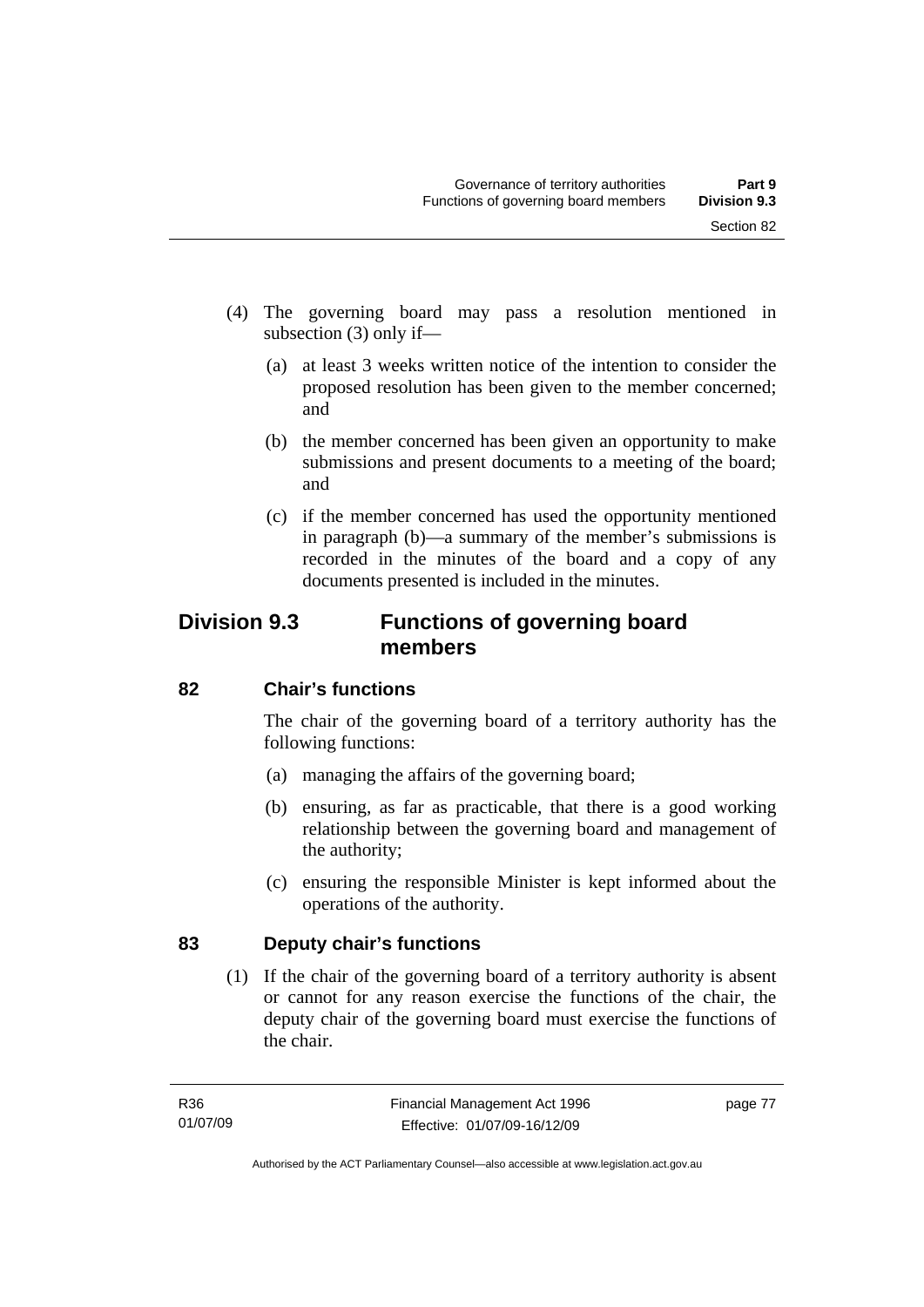(4) The governing board may pass a resolution mentioned in subsection (3) only if—

(a) at least 3 weeks written notice of the intention to consider the proposed resolution has been given to the member concerned; and

(b) the member concerned has been given an opportunity to make submissions and present documents to a meeting of the board; and

(c) if the member concerned has used the opportunity mentioned in paragraph (b)—a summary of the member's submissions is recorded in the minutes of the board and a copy of any documents presented is included in the minutes.

## Division 9.3 Functions of governing board members

### 82 Chair's functions

The chair of the governing board of a territory authority has the following functions:

(a) managing the affairs of the governing board;

(b) ensuring, as far as practicable, that there is a good working relationship between the governing board and management of the authority;

(c) ensuring the responsible Minister is kept informed about the operations of the authority.

### 83 Deputy chair's functions

(1) If the chair of the governing board of a territory authority is absent or cannot for any reason exercise the functions of the chair, the deputy chair of the governing board must exercise the functions of the chair.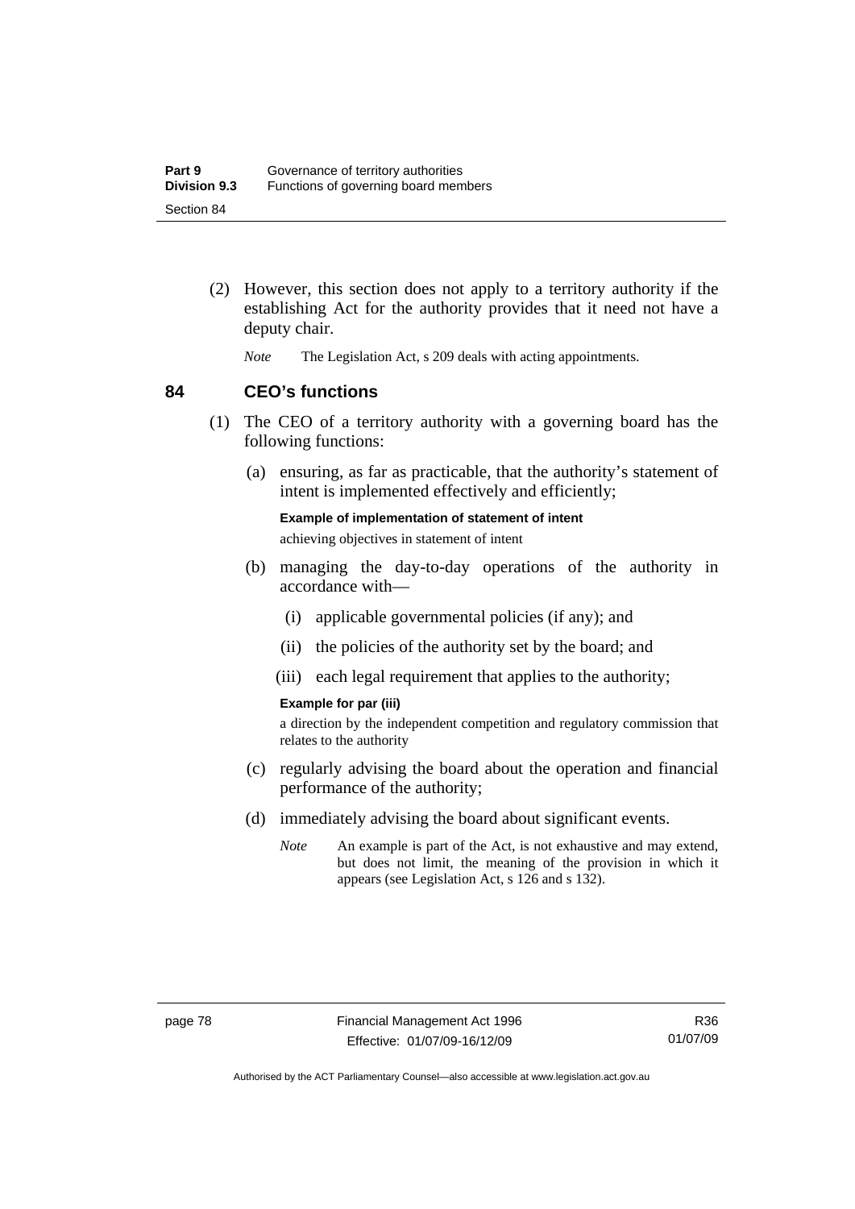(2) However, this section does not apply to a territory authority if the establishing Act for the authority provides that it need not have a deputy chair.

*Note* The Legislation Act, s 209 deals with acting appointments.

## 84 CEO's functions

(1) The CEO of a territory authority with a governing board has the following functions:

(a) ensuring, as far as practicable, that the authority's statement of intent is implemented effectively and efficiently;

**Example of implementation of statement of intent**

achieving objectives in statement of intent

(b) managing the day-to-day operations of the authority in accordance with—

(i) applicable governmental policies (if any); and

(ii) the policies of the authority set by the board; and

(iii) each legal requirement that applies to the authority;

**Example for par (iii)**

a direction by the independent competition and regulatory commission that relates to the authority

(c) regularly advising the board about the operation and financial performance of the authority;

(d) immediately advising the board about significant events.

*Note* An example is part of the Act, is not exhaustive and may extend, but does not limit, the meaning of the provision in which it appears (see Legislation Act, s 126 and s 132).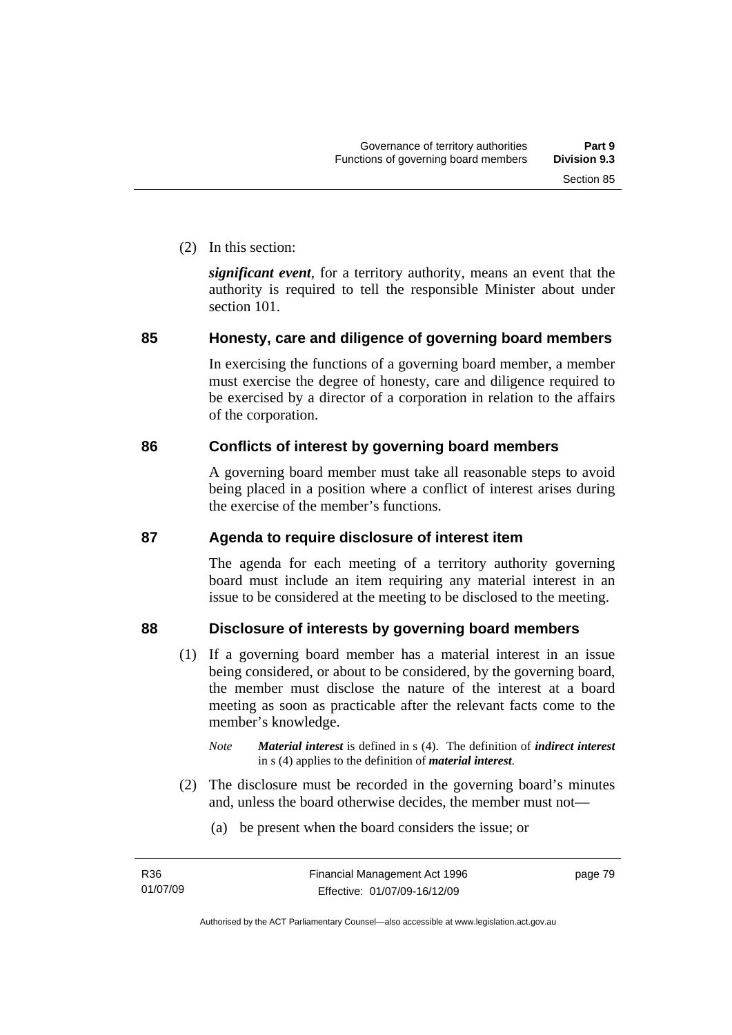(2) In this section:

***significant event***, for a territory authority, means an event that the authority is required to tell the responsible Minister about under section 101.

## 85 Honesty, care and diligence of governing board members

In exercising the functions of a governing board member, a member must exercise the degree of honesty, care and diligence required to be exercised by a director of a corporation in relation to the affairs of the corporation.

## 86 Conflicts of interest by governing board members

A governing board member must take all reasonable steps to avoid being placed in a position where a conflict of interest arises during the exercise of the member's functions.

## 87 Agenda to require disclosure of interest item

The agenda for each meeting of a territory authority governing board must include an item requiring any material interest in an issue to be considered at the meeting to be disclosed to the meeting.

## 88 Disclosure of interests by governing board members

(1) If a governing board member has a material interest in an issue being considered, or about to be considered, by the governing board, the member must disclose the nature of the interest at a board meeting as soon as practicable after the relevant facts come to the member's knowledge.

*Note* ***Material interest*** is defined in s (4). The definition of ***indirect interest*** in s (4) applies to the definition of ***material interest***.

(2) The disclosure must be recorded in the governing board's minutes and, unless the board otherwise decides, the member must not—

(a) be present when the board considers the issue; or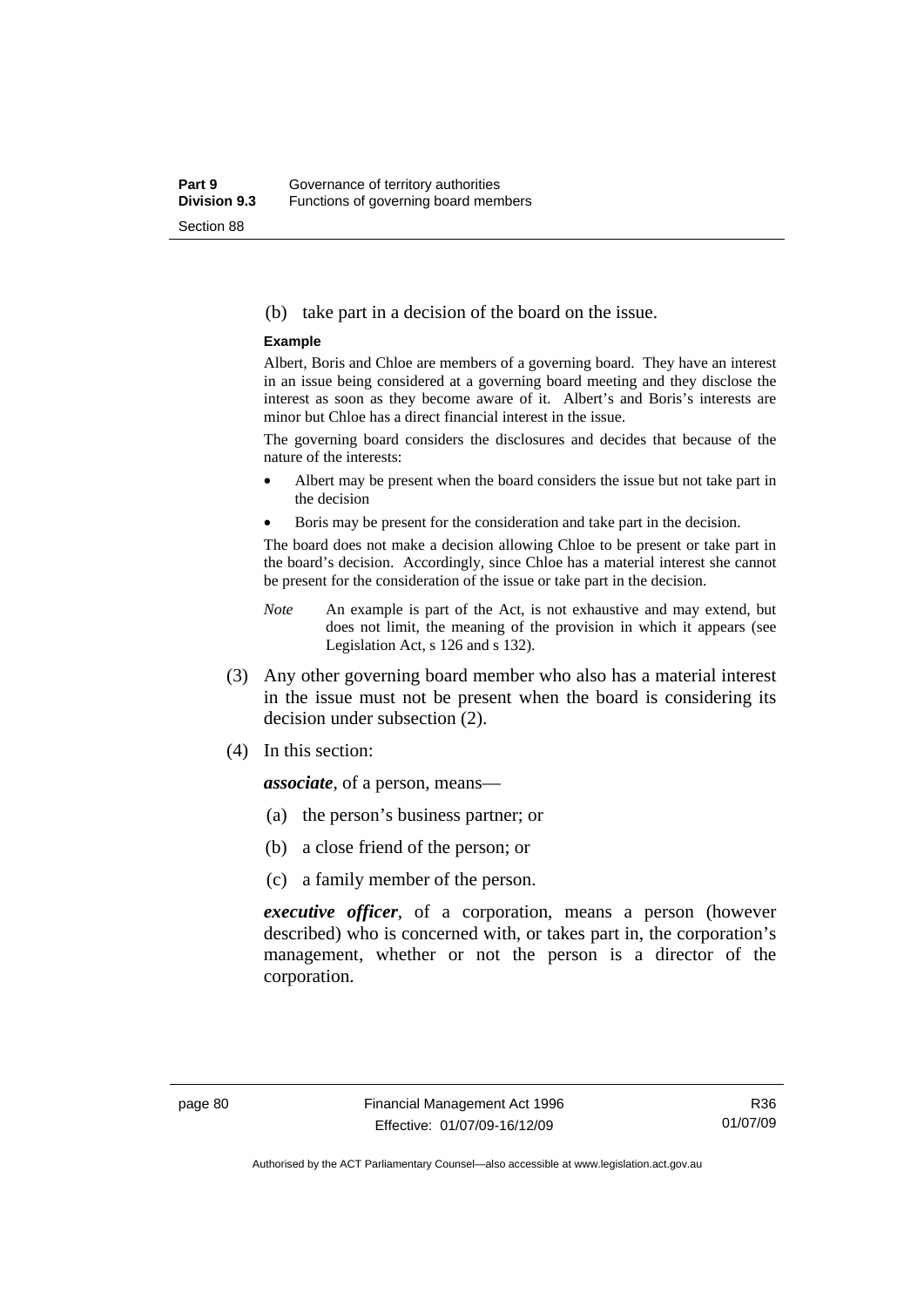(b) take part in a decision of the board on the issue.

**Example**

Albert, Boris and Chloe are members of a governing board. They have an interest in an issue being considered at a governing board meeting and they disclose the interest as soon as they become aware of it. Albert's and Boris's interests are minor but Chloe has a direct financial interest in the issue.

The governing board considers the disclosures and decides that because of the nature of the interests:

- Albert may be present when the board considers the issue but not take part in the decision
- Boris may be present for the consideration and take part in the decision.

The board does not make a decision allowing Chloe to be present or take part in the board's decision. Accordingly, since Chloe has a material interest she cannot be present for the consideration of the issue or take part in the decision.

*Note* An example is part of the Act, is not exhaustive and may extend, but does not limit, the meaning of the provision in which it appears (see Legislation Act, s 126 and s 132).

(3) Any other governing board member who also has a material interest in the issue must not be present when the board is considering its decision under subsection (2).

(4) In this section:

***associate***, of a person, means—

(a) the person's business partner; or

(b) a close friend of the person; or

(c) a family member of the person.

***executive officer***, of a corporation, means a person (however described) who is concerned with, or takes part in, the corporation's management, whether or not the person is a director of the corporation.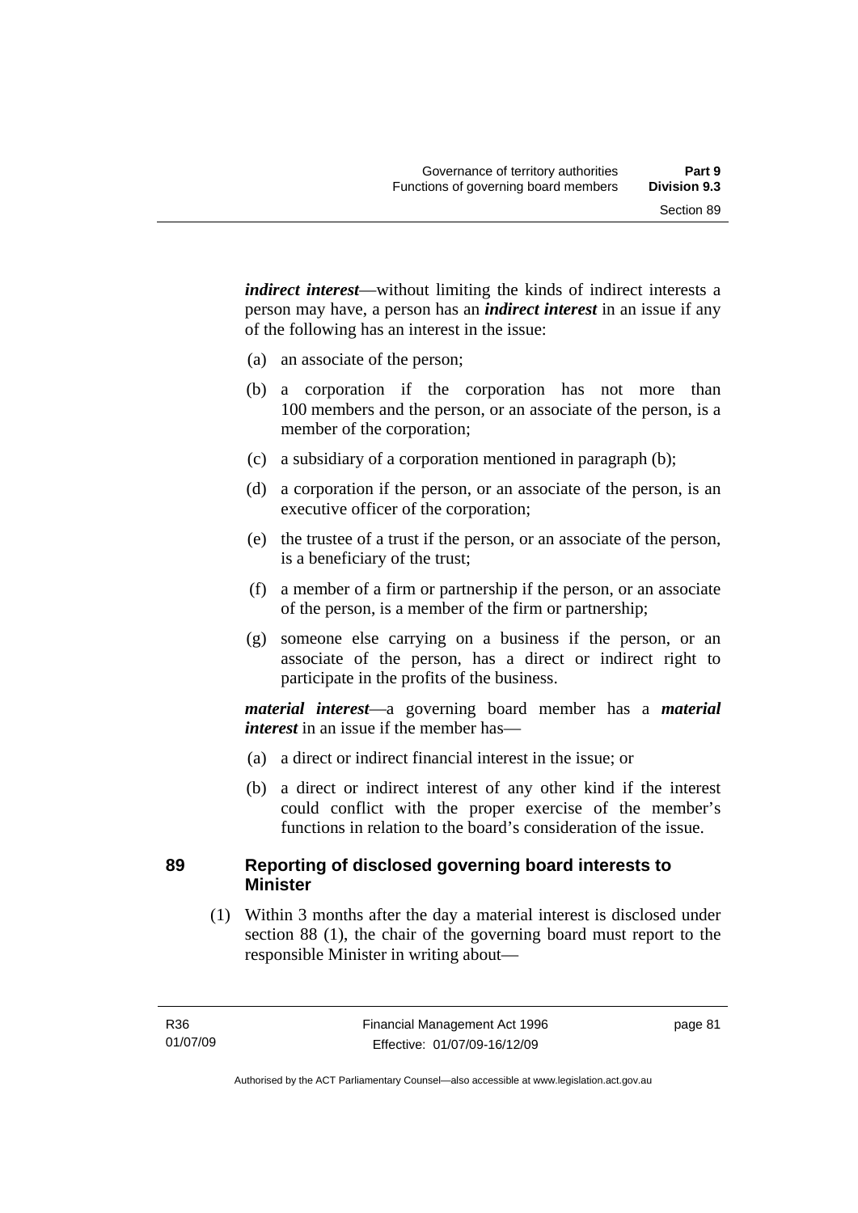***indirect interest***—without limiting the kinds of indirect interests a person may have, a person has an ***indirect interest*** in an issue if any of the following has an interest in the issue:

(a) an associate of the person;

(b) a corporation if the corporation has not more than 100 members and the person, or an associate of the person, is a member of the corporation;

(c) a subsidiary of a corporation mentioned in paragraph (b);

(d) a corporation if the person, or an associate of the person, is an executive officer of the corporation;

(e) the trustee of a trust if the person, or an associate of the person, is a beneficiary of the trust;

(f) a member of a firm or partnership if the person, or an associate of the person, is a member of the firm or partnership;

(g) someone else carrying on a business if the person, or an associate of the person, has a direct or indirect right to participate in the profits of the business.

***material interest***—a governing board member has a ***material interest*** in an issue if the member has—

(a) a direct or indirect financial interest in the issue; or

(b) a direct or indirect interest of any other kind if the interest could conflict with the proper exercise of the member's functions in relation to the board's consideration of the issue.

## 89 Reporting of disclosed governing board interests to Minister

(1) Within 3 months after the day a material interest is disclosed under section 88 (1), the chair of the governing board must report to the responsible Minister in writing about—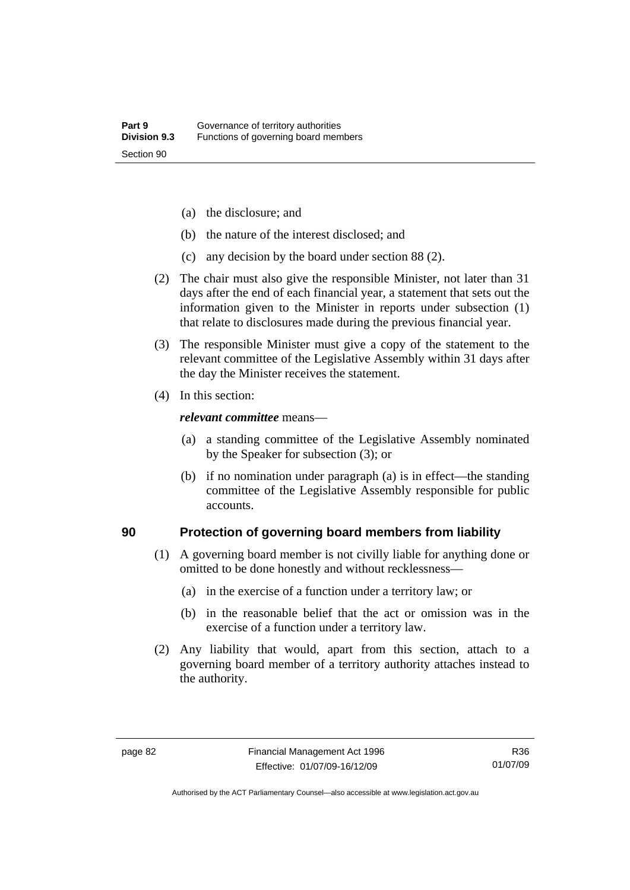(a) the disclosure; and

(b) the nature of the interest disclosed; and

(c) any decision by the board under section 88 (2).

(2) The chair must also give the responsible Minister, not later than 31 days after the end of each financial year, a statement that sets out the information given to the Minister in reports under subsection (1) that relate to disclosures made during the previous financial year.

(3) The responsible Minister must give a copy of the statement to the relevant committee of the Legislative Assembly within 31 days after the day the Minister receives the statement.

(4) In this section:

***relevant committee*** means—

(a) a standing committee of the Legislative Assembly nominated by the Speaker for subsection (3); or

(b) if no nomination under paragraph (a) is in effect—the standing committee of the Legislative Assembly responsible for public accounts.

## 90 Protection of governing board members from liability

(1) A governing board member is not civilly liable for anything done or omitted to be done honestly and without recklessness—

(a) in the exercise of a function under a territory law; or

(b) in the reasonable belief that the act or omission was in the exercise of a function under a territory law.

(2) Any liability that would, apart from this section, attach to a governing board member of a territory authority attaches instead to the authority.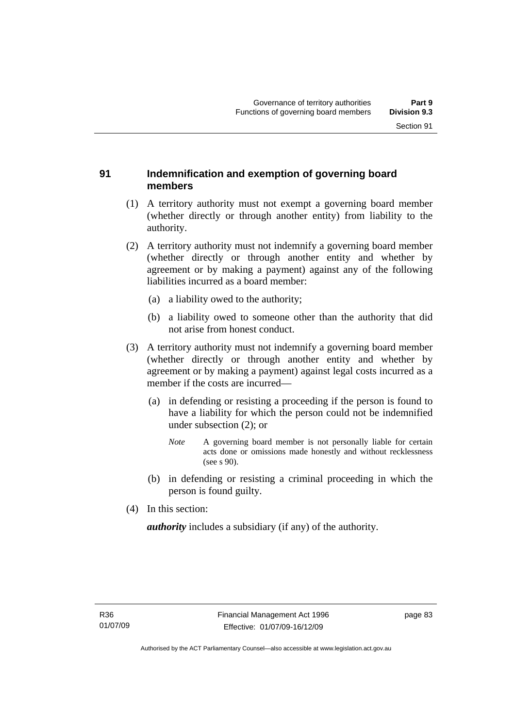## 91 Indemnification and exemption of governing board members

(1) A territory authority must not exempt a governing board member (whether directly or through another entity) from liability to the authority.

(2) A territory authority must not indemnify a governing board member (whether directly or through another entity and whether by agreement or by making a payment) against any of the following liabilities incurred as a board member:

(a) a liability owed to the authority;

(b) a liability owed to someone other than the authority that did not arise from honest conduct.

(3) A territory authority must not indemnify a governing board member (whether directly or through another entity and whether by agreement or by making a payment) against legal costs incurred as a member if the costs are incurred—

(a) in defending or resisting a proceeding if the person is found to have a liability for which the person could not be indemnified under subsection (2); or

*Note* A governing board member is not personally liable for certain acts done or omissions made honestly and without recklessness (see s 90).

(b) in defending or resisting a criminal proceeding in which the person is found guilty.

(4) In this section:

***authority*** includes a subsidiary (if any) of the authority.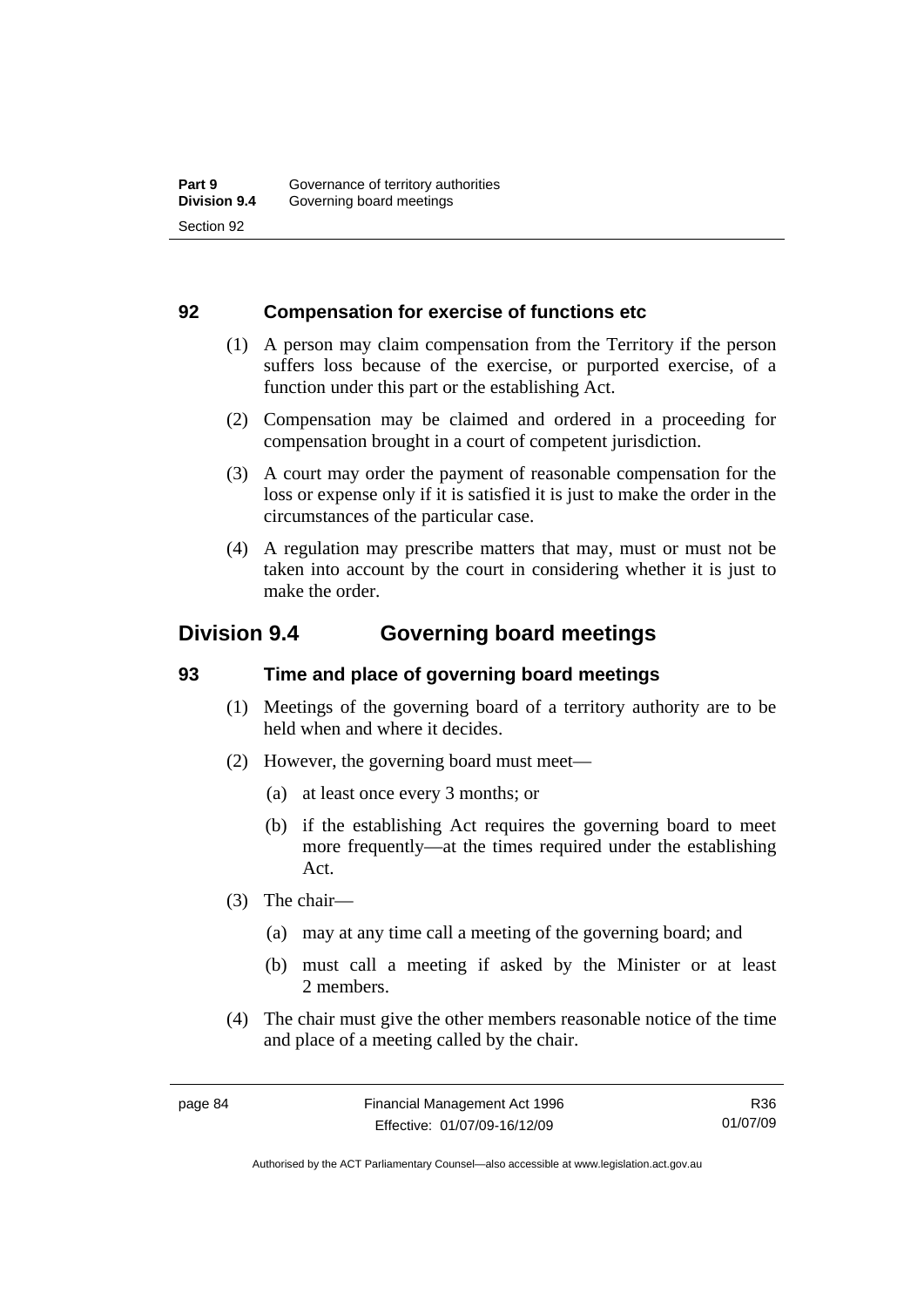### 92 Compensation for exercise of functions etc

(1) A person may claim compensation from the Territory if the person suffers loss because of the exercise, or purported exercise, of a function under this part or the establishing Act.

(2) Compensation may be claimed and ordered in a proceeding for compensation brought in a court of competent jurisdiction.

(3) A court may order the payment of reasonable compensation for the loss or expense only if it is satisfied it is just to make the order in the circumstances of the particular case.

(4) A regulation may prescribe matters that may, must or must not be taken into account by the court in considering whether it is just to make the order.

## Division 9.4 Governing board meetings

### 93 Time and place of governing board meetings

(1) Meetings of the governing board of a territory authority are to be held when and where it decides.

(2) However, the governing board must meet—

- (a) at least once every 3 months; or
- (b) if the establishing Act requires the governing board to meet more frequently—at the times required under the establishing Act.

(3) The chair—

- (a) may at any time call a meeting of the governing board; and
- (b) must call a meeting if asked by the Minister or at least 2 members.

(4) The chair must give the other members reasonable notice of the time and place of a meeting called by the chair.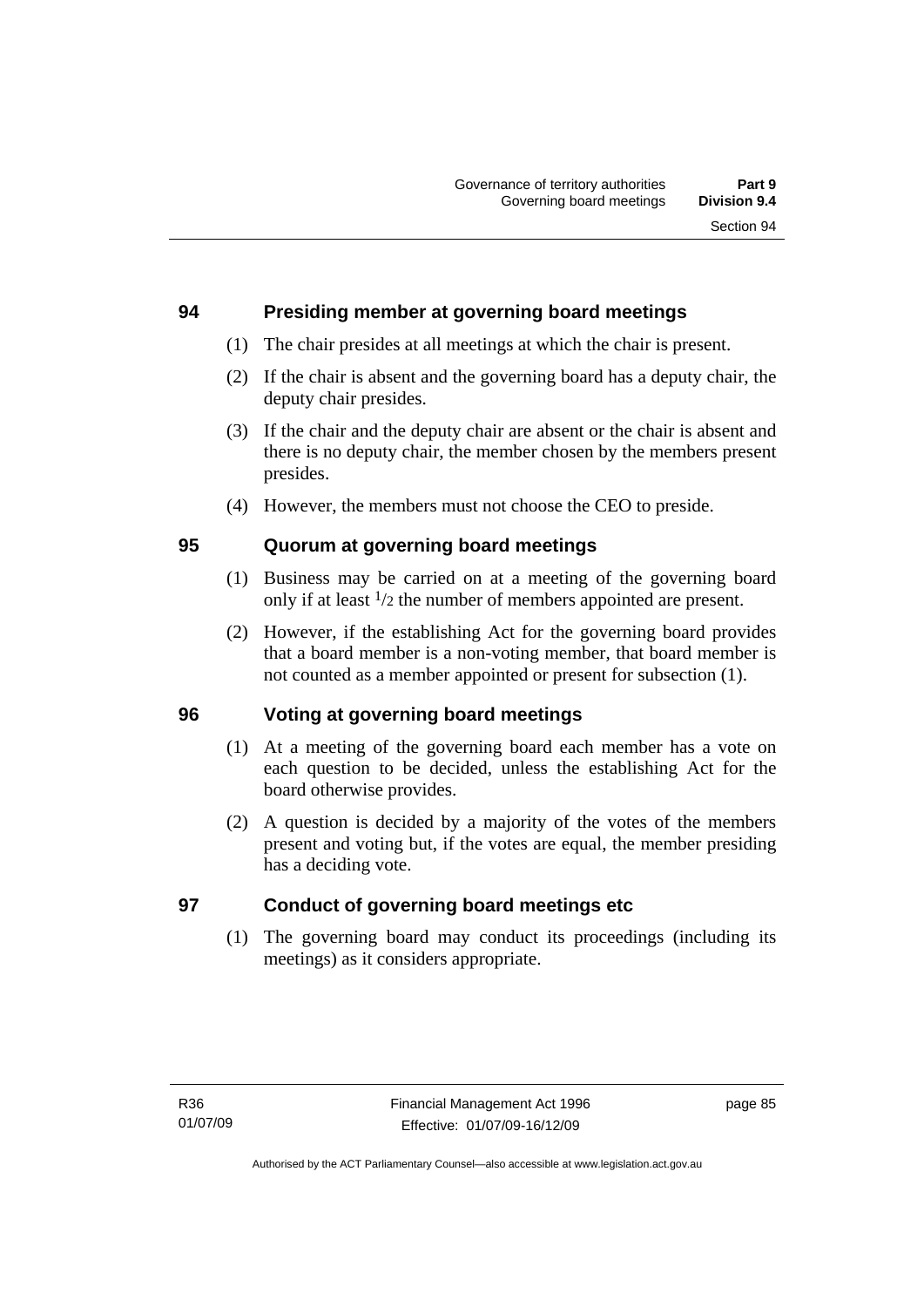## 94 Presiding member at governing board meetings

(1) The chair presides at all meetings at which the chair is present.

(2) If the chair is absent and the governing board has a deputy chair, the deputy chair presides.

(3) If the chair and the deputy chair are absent or the chair is absent and there is no deputy chair, the member chosen by the members present presides.

(4) However, the members must not choose the CEO to preside.

## 95 Quorum at governing board meetings

(1) Business may be carried on at a meeting of the governing board only if at least $^1/_2$ the number of members appointed are present.

(2) However, if the establishing Act for the governing board provides that a board member is a non-voting member, that board member is not counted as a member appointed or present for subsection (1).

## 96 Voting at governing board meetings

(1) At a meeting of the governing board each member has a vote on each question to be decided, unless the establishing Act for the board otherwise provides.

(2) A question is decided by a majority of the votes of the members present and voting but, if the votes are equal, the member presiding has a deciding vote.

## 97 Conduct of governing board meetings etc

(1) The governing board may conduct its proceedings (including its meetings) as it considers appropriate.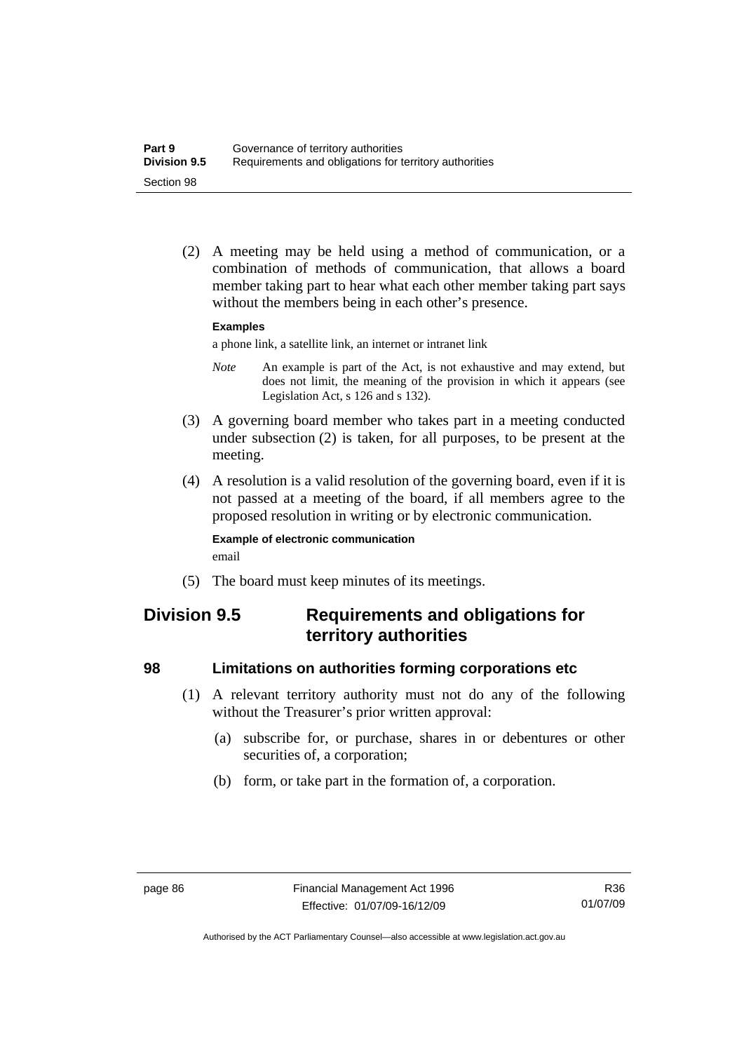(2) A meeting may be held using a method of communication, or a combination of methods of communication, that allows a board member taking part to hear what each other member taking part says without the members being in each other's presence.

**Examples**

a phone link, a satellite link, an internet or intranet link

*Note* An example is part of the Act, is not exhaustive and may extend, but does not limit, the meaning of the provision in which it appears (see Legislation Act, s 126 and s 132).

(3) A governing board member who takes part in a meeting conducted under subsection (2) is taken, for all purposes, to be present at the meeting.

(4) A resolution is a valid resolution of the governing board, even if it is not passed at a meeting of the board, if all members agree to the proposed resolution in writing or by electronic communication.

**Example of electronic communication**

email

(5) The board must keep minutes of its meetings.

## Division 9.5 Requirements and obligations for territory authorities

### 98 Limitations on authorities forming corporations etc

(1) A relevant territory authority must not do any of the following without the Treasurer's prior written approval:

(a) subscribe for, or purchase, shares in or debentures or other securities of, a corporation;

(b) form, or take part in the formation of, a corporation.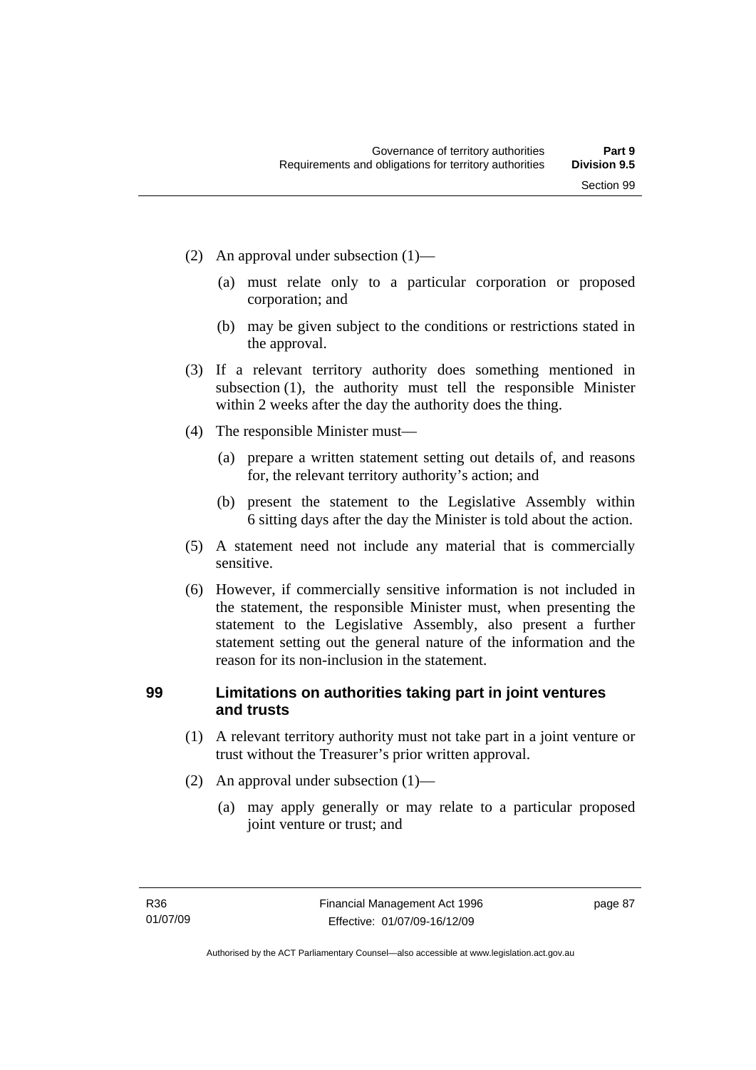(2) An approval under subsection (1)—

   (a) must relate only to a particular corporation or proposed corporation; and

   (b) may be given subject to the conditions or restrictions stated in the approval.

(3) If a relevant territory authority does something mentioned in subsection (1), the authority must tell the responsible Minister within 2 weeks after the day the authority does the thing.

(4) The responsible Minister must—

   (a) prepare a written statement setting out details of, and reasons for, the relevant territory authority's action; and

   (b) present the statement to the Legislative Assembly within 6 sitting days after the day the Minister is told about the action.

(5) A statement need not include any material that is commercially sensitive.

(6) However, if commercially sensitive information is not included in the statement, the responsible Minister must, when presenting the statement to the Legislative Assembly, also present a further statement setting out the general nature of the information and the reason for its non-inclusion in the statement.

## 99 Limitations on authorities taking part in joint ventures and trusts

(1) A relevant territory authority must not take part in a joint venture or trust without the Treasurer's prior written approval.

(2) An approval under subsection (1)—

   (a) may apply generally or may relate to a particular proposed joint venture or trust; and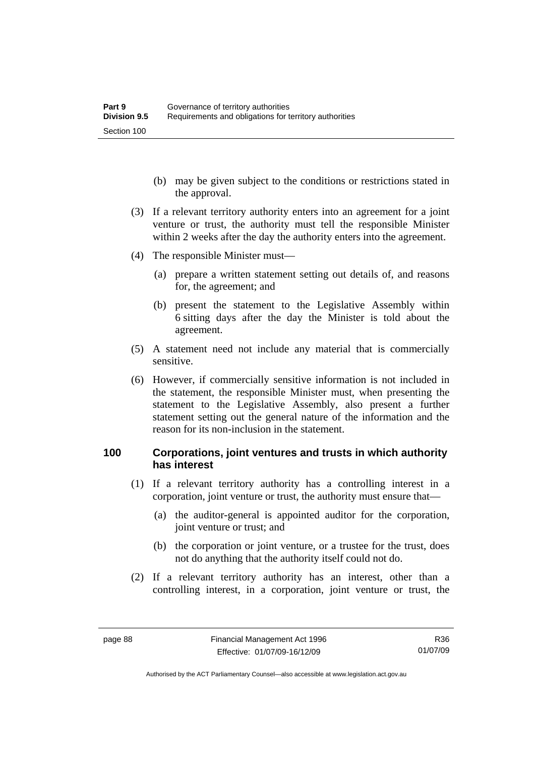(b) may be given subject to the conditions or restrictions stated in the approval.

(3) If a relevant territory authority enters into an agreement for a joint venture or trust, the authority must tell the responsible Minister within 2 weeks after the day the authority enters into the agreement.

(4) The responsible Minister must—

(a) prepare a written statement setting out details of, and reasons for, the agreement; and

(b) present the statement to the Legislative Assembly within 6 sitting days after the day the Minister is told about the agreement.

(5) A statement need not include any material that is commercially sensitive.

(6) However, if commercially sensitive information is not included in the statement, the responsible Minister must, when presenting the statement to the Legislative Assembly, also present a further statement setting out the general nature of the information and the reason for its non-inclusion in the statement.

## 100 Corporations, joint ventures and trusts in which authority has interest

(1) If a relevant territory authority has a controlling interest in a corporation, joint venture or trust, the authority must ensure that—

(a) the auditor-general is appointed auditor for the corporation, joint venture or trust; and

(b) the corporation or joint venture, or a trustee for the trust, does not do anything that the authority itself could not do.

(2) If a relevant territory authority has an interest, other than a controlling interest, in a corporation, joint venture or trust, the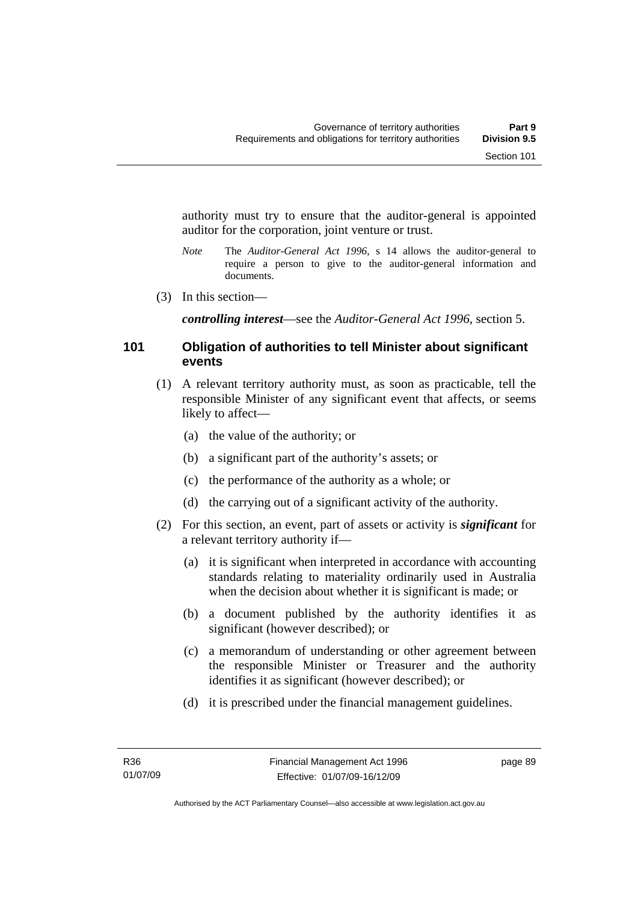authority must try to ensure that the auditor-general is appointed auditor for the corporation, joint venture or trust.

*Note* The *Auditor-General Act 1996*, s 14 allows the auditor-general to require a person to give to the auditor-general information and documents.

(3) In this section—

***controlling interest***—see the *Auditor-General Act 1996*, section 5.

## 101 Obligation of authorities to tell Minister about significant events

(1) A relevant territory authority must, as soon as practicable, tell the responsible Minister of any significant event that affects, or seems likely to affect—

(a) the value of the authority; or

(b) a significant part of the authority's assets; or

(c) the performance of the authority as a whole; or

(d) the carrying out of a significant activity of the authority.

(2) For this section, an event, part of assets or activity is ***significant*** for a relevant territory authority if—

(a) it is significant when interpreted in accordance with accounting standards relating to materiality ordinarily used in Australia when the decision about whether it is significant is made; or

(b) a document published by the authority identifies it as significant (however described); or

(c) a memorandum of understanding or other agreement between the responsible Minister or Treasurer and the authority identifies it as significant (however described); or

(d) it is prescribed under the financial management guidelines.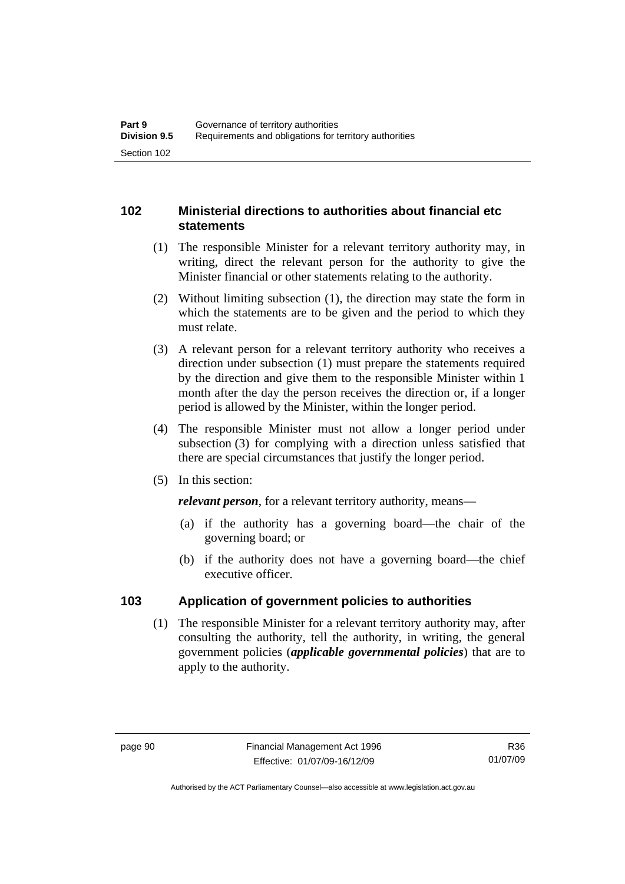## 102 Ministerial directions to authorities about financial etc statements

(1) The responsible Minister for a relevant territory authority may, in writing, direct the relevant person for the authority to give the Minister financial or other statements relating to the authority.

(2) Without limiting subsection (1), the direction may state the form in which the statements are to be given and the period to which they must relate.

(3) A relevant person for a relevant territory authority who receives a direction under subsection (1) must prepare the statements required by the direction and give them to the responsible Minister within 1 month after the day the person receives the direction or, if a longer period is allowed by the Minister, within the longer period.

(4) The responsible Minister must not allow a longer period under subsection (3) for complying with a direction unless satisfied that there are special circumstances that justify the longer period.

(5) In this section:

***relevant person***, for a relevant territory authority, means—

(a) if the authority has a governing board—the chair of the governing board; or

(b) if the authority does not have a governing board—the chief executive officer.

## 103 Application of government policies to authorities

(1) The responsible Minister for a relevant territory authority may, after consulting the authority, tell the authority, in writing, the general government policies (***applicable governmental policies***) that are to apply to the authority.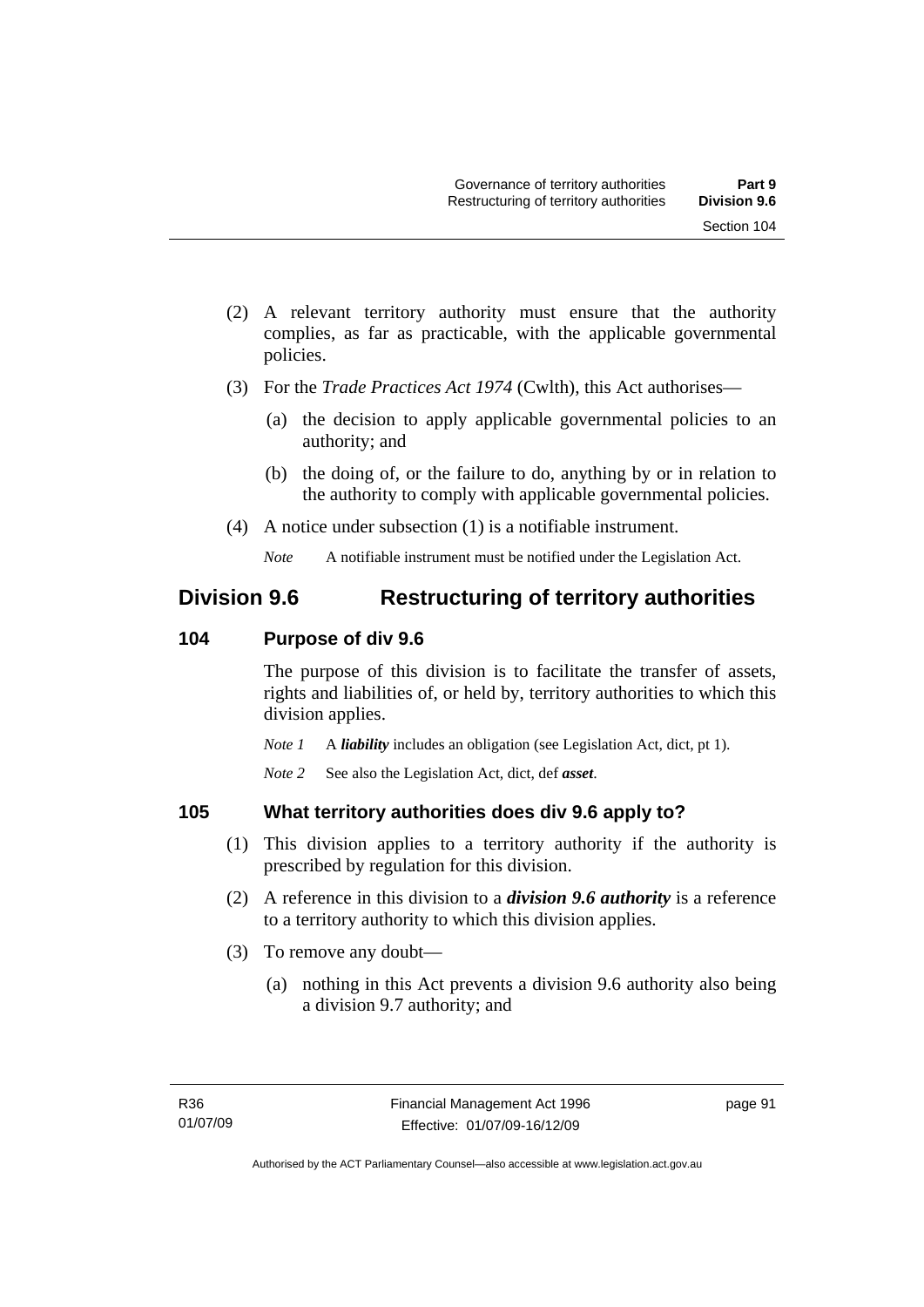(2) A relevant territory authority must ensure that the authority complies, as far as practicable, with the applicable governmental policies.

(3) For the *Trade Practices Act 1974* (Cwlth), this Act authorises—

(a) the decision to apply applicable governmental policies to an authority; and

(b) the doing of, or the failure to do, anything by or in relation to the authority to comply with applicable governmental policies.

(4) A notice under subsection (1) is a notifiable instrument.

*Note* A notifiable instrument must be notified under the Legislation Act.

## Division 9.6 Restructuring of territory authorities

### 104 Purpose of div 9.6

The purpose of this division is to facilitate the transfer of assets, rights and liabilities of, or held by, territory authorities to which this division applies.

*Note 1* A ***liability*** includes an obligation (see Legislation Act, dict, pt 1).

*Note 2* See also the Legislation Act, dict, def ***asset***.

### 105 What territory authorities does div 9.6 apply to?

(1) This division applies to a territory authority if the authority is prescribed by regulation for this division.

(2) A reference in this division to a ***division 9.6 authority*** is a reference to a territory authority to which this division applies.

(3) To remove any doubt—

(a) nothing in this Act prevents a division 9.6 authority also being a division 9.7 authority; and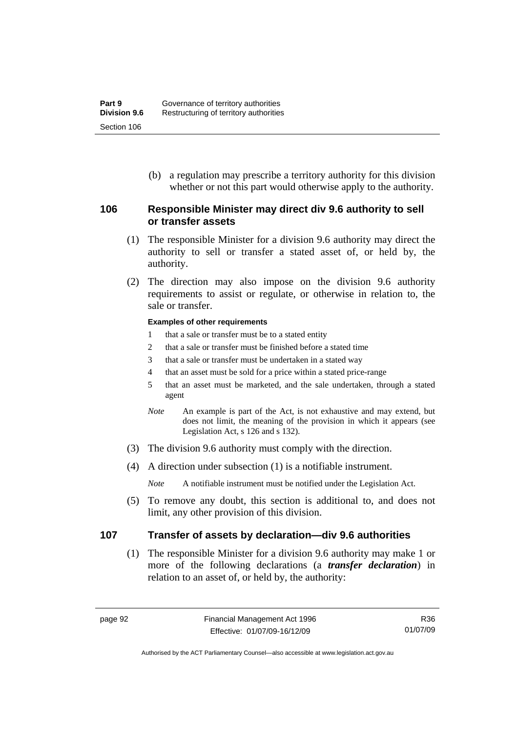(b) a regulation may prescribe a territory authority for this division whether or not this part would otherwise apply to the authority.

## 106 Responsible Minister may direct div 9.6 authority to sell or transfer assets

(1) The responsible Minister for a division 9.6 authority may direct the authority to sell or transfer a stated asset of, or held by, the authority.

(2) The direction may also impose on the division 9.6 authority requirements to assist or regulate, or otherwise in relation to, the sale or transfer.

**Examples of other requirements**

1. that a sale or transfer must be to a stated entity
2. that a sale or transfer must be finished before a stated time
3. that a sale or transfer must be undertaken in a stated way
4. that an asset must be sold for a price within a stated price-range
5. that an asset must be marketed, and the sale undertaken, through a stated agent

*Note* An example is part of the Act, is not exhaustive and may extend, but does not limit, the meaning of the provision in which it appears (see Legislation Act, s 126 and s 132).

(3) The division 9.6 authority must comply with the direction.

(4) A direction under subsection (1) is a notifiable instrument.

*Note* A notifiable instrument must be notified under the Legislation Act.

(5) To remove any doubt, this section is additional to, and does not limit, any other provision of this division.

## 107 Transfer of assets by declaration—div 9.6 authorities

(1) The responsible Minister for a division 9.6 authority may make 1 or more of the following declarations (a ***transfer declaration***) in relation to an asset of, or held by, the authority: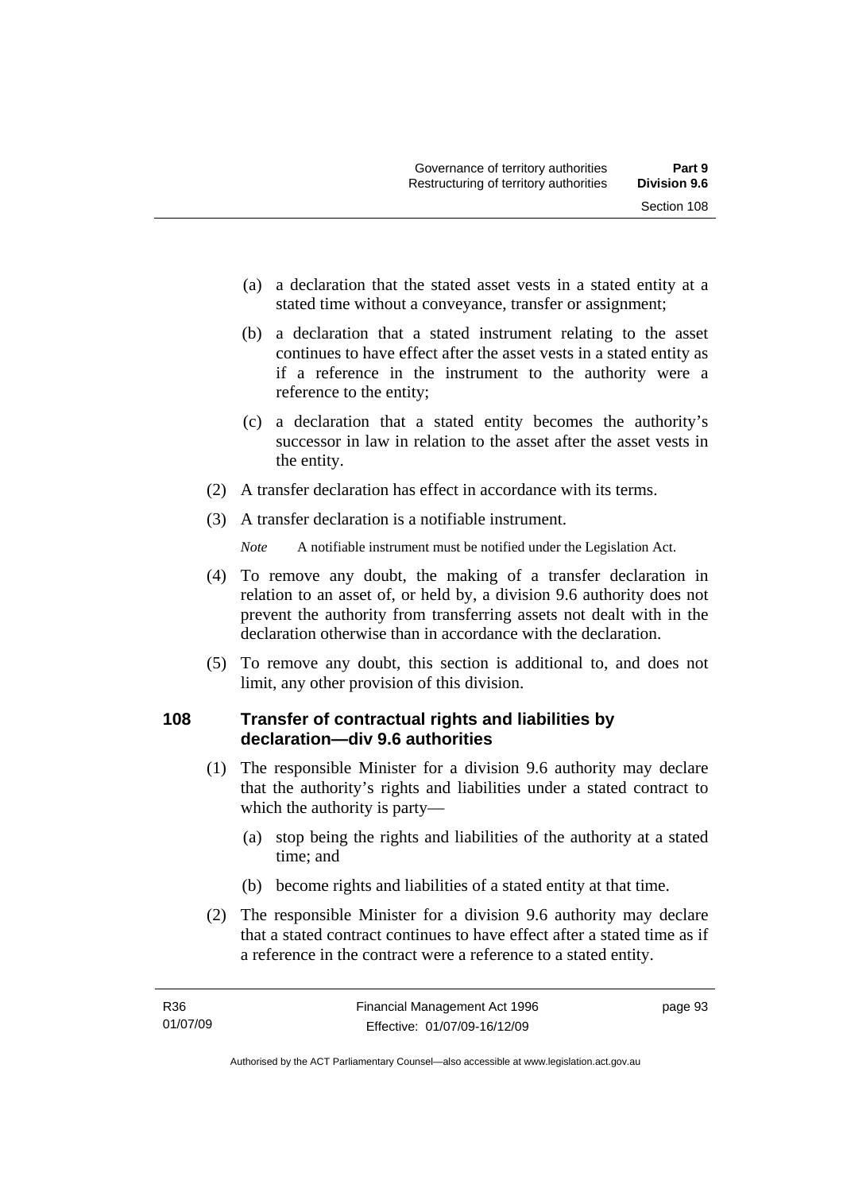(a) a declaration that the stated asset vests in a stated entity at a stated time without a conveyance, transfer or assignment;

(b) a declaration that a stated instrument relating to the asset continues to have effect after the asset vests in a stated entity as if a reference in the instrument to the authority were a reference to the entity;

(c) a declaration that a stated entity becomes the authority's successor in law in relation to the asset after the asset vests in the entity.

(2) A transfer declaration has effect in accordance with its terms.

(3) A transfer declaration is a notifiable instrument.

*Note* A notifiable instrument must be notified under the Legislation Act.

(4) To remove any doubt, the making of a transfer declaration in relation to an asset of, or held by, a division 9.6 authority does not prevent the authority from transferring assets not dealt with in the declaration otherwise than in accordance with the declaration.

(5) To remove any doubt, this section is additional to, and does not limit, any other provision of this division.

## 108 Transfer of contractual rights and liabilities by declaration—div 9.6 authorities

(1) The responsible Minister for a division 9.6 authority may declare that the authority's rights and liabilities under a stated contract to which the authority is party—

(a) stop being the rights and liabilities of the authority at a stated time; and

(b) become rights and liabilities of a stated entity at that time.

(2) The responsible Minister for a division 9.6 authority may declare that a stated contract continues to have effect after a stated time as if a reference in the contract were a reference to a stated entity.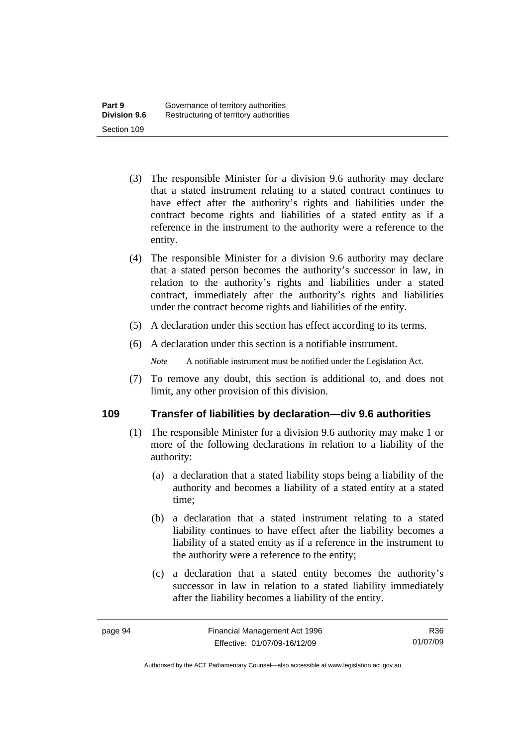(3) The responsible Minister for a division 9.6 authority may declare that a stated instrument relating to a stated contract continues to have effect after the authority's rights and liabilities under the contract become rights and liabilities of a stated entity as if a reference in the instrument to the authority were a reference to the entity.

(4) The responsible Minister for a division 9.6 authority may declare that a stated person becomes the authority's successor in law, in relation to the authority's rights and liabilities under a stated contract, immediately after the authority's rights and liabilities under the contract become rights and liabilities of the entity.

(5) A declaration under this section has effect according to its terms.

(6) A declaration under this section is a notifiable instrument.

*Note* A notifiable instrument must be notified under the Legislation Act.

(7) To remove any doubt, this section is additional to, and does not limit, any other provision of this division.

## 109 Transfer of liabilities by declaration—div 9.6 authorities

(1) The responsible Minister for a division 9.6 authority may make 1 or more of the following declarations in relation to a liability of the authority:

(a) a declaration that a stated liability stops being a liability of the authority and becomes a liability of a stated entity at a stated time;

(b) a declaration that a stated instrument relating to a stated liability continues to have effect after the liability becomes a liability of a stated entity as if a reference in the instrument to the authority were a reference to the entity;

(c) a declaration that a stated entity becomes the authority's successor in law in relation to a stated liability immediately after the liability becomes a liability of the entity.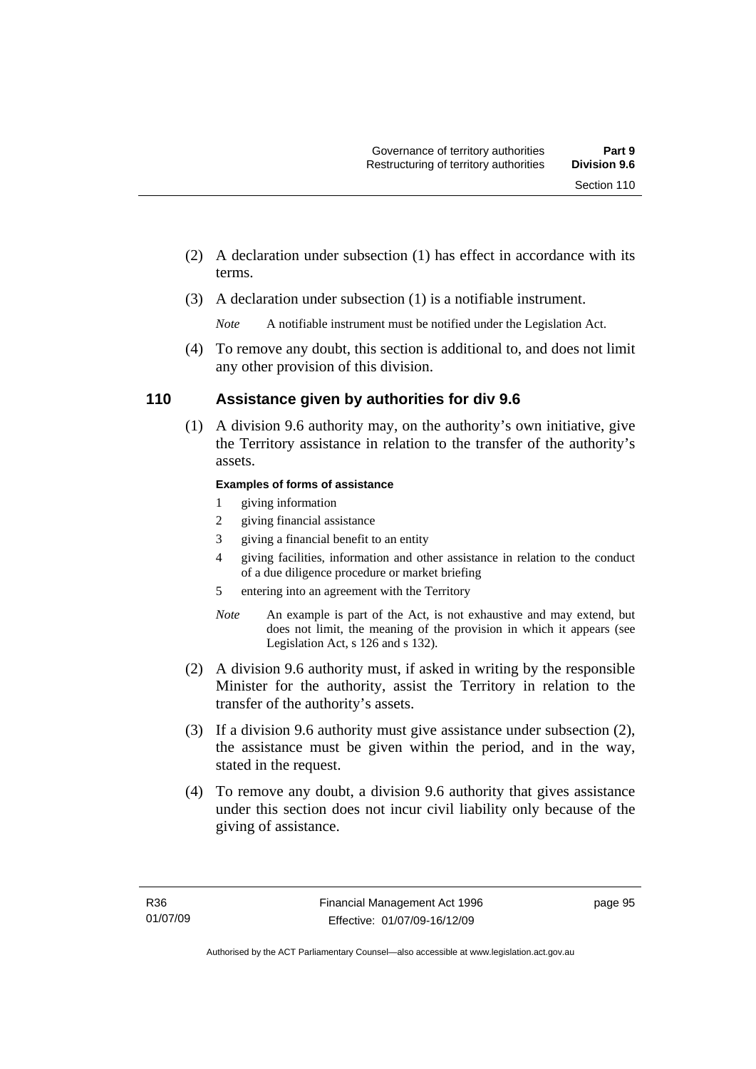(2) A declaration under subsection (1) has effect in accordance with its terms.

(3) A declaration under subsection (1) is a notifiable instrument.

*Note* A notifiable instrument must be notified under the Legislation Act.

(4) To remove any doubt, this section is additional to, and does not limit any other provision of this division.

## 110 Assistance given by authorities for div 9.6

(1) A division 9.6 authority may, on the authority's own initiative, give the Territory assistance in relation to the transfer of the authority's assets.

**Examples of forms of assistance**

1 giving information
2 giving financial assistance
3 giving a financial benefit to an entity
4 giving facilities, information and other assistance in relation to the conduct of a due diligence procedure or market briefing
5 entering into an agreement with the Territory

*Note* An example is part of the Act, is not exhaustive and may extend, but does not limit, the meaning of the provision in which it appears (see Legislation Act, s 126 and s 132).

(2) A division 9.6 authority must, if asked in writing by the responsible Minister for the authority, assist the Territory in relation to the transfer of the authority's assets.

(3) If a division 9.6 authority must give assistance under subsection (2), the assistance must be given within the period, and in the way, stated in the request.

(4) To remove any doubt, a division 9.6 authority that gives assistance under this section does not incur civil liability only because of the giving of assistance.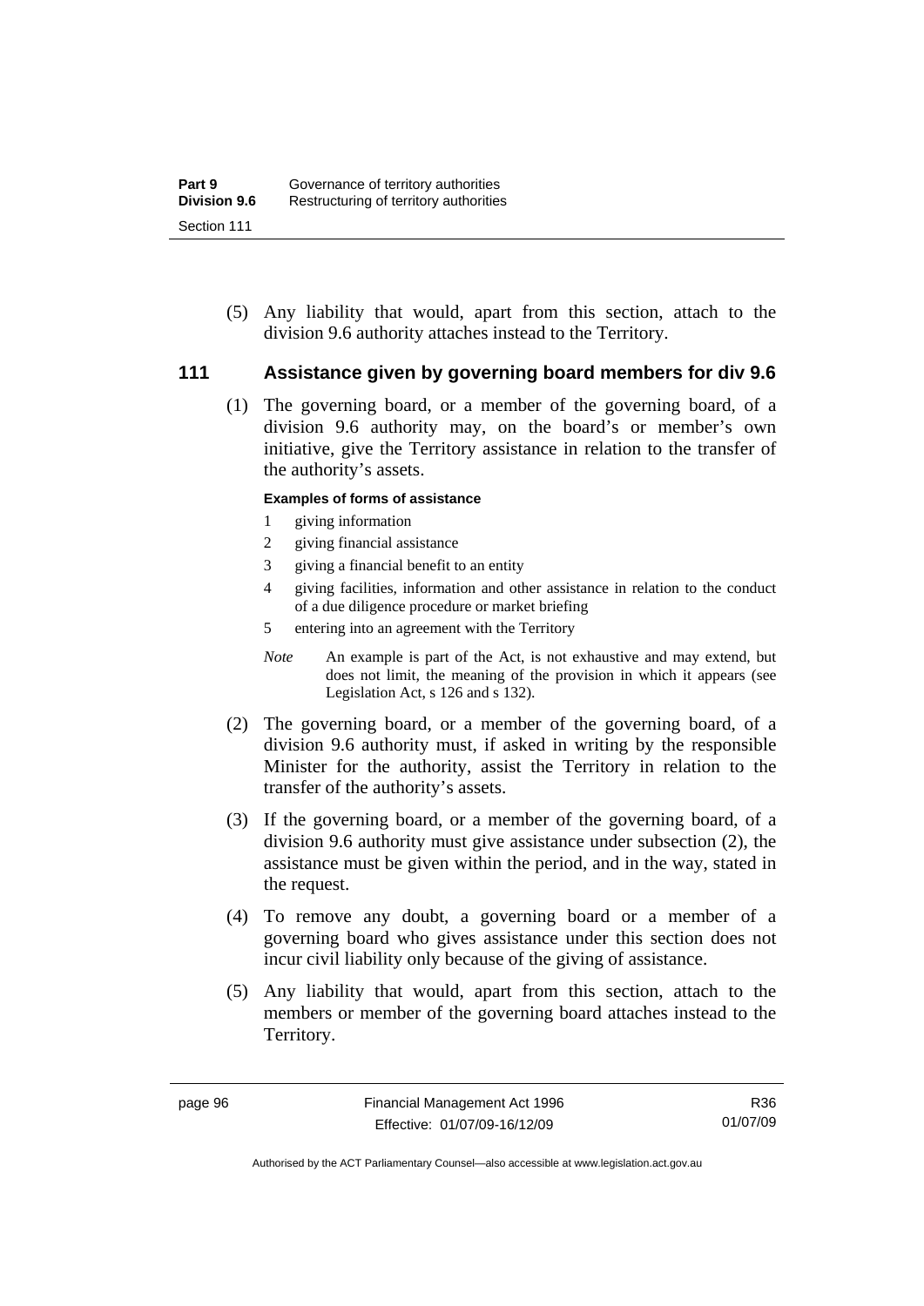(5) Any liability that would, apart from this section, attach to the division 9.6 authority attaches instead to the Territory.

## 111 Assistance given by governing board members for div 9.6

(1) The governing board, or a member of the governing board, of a division 9.6 authority may, on the board's or member's own initiative, give the Territory assistance in relation to the transfer of the authority's assets.

**Examples of forms of assistance**

1 giving information
2 giving financial assistance
3 giving a financial benefit to an entity
4 giving facilities, information and other assistance in relation to the conduct of a due diligence procedure or market briefing
5 entering into an agreement with the Territory

*Note* An example is part of the Act, is not exhaustive and may extend, but does not limit, the meaning of the provision in which it appears (see Legislation Act, s 126 and s 132).

(2) The governing board, or a member of the governing board, of a division 9.6 authority must, if asked in writing by the responsible Minister for the authority, assist the Territory in relation to the transfer of the authority's assets.

(3) If the governing board, or a member of the governing board, of a division 9.6 authority must give assistance under subsection (2), the assistance must be given within the period, and in the way, stated in the request.

(4) To remove any doubt, a governing board or a member of a governing board who gives assistance under this section does not incur civil liability only because of the giving of assistance.

(5) Any liability that would, apart from this section, attach to the members or member of the governing board attaches instead to the Territory.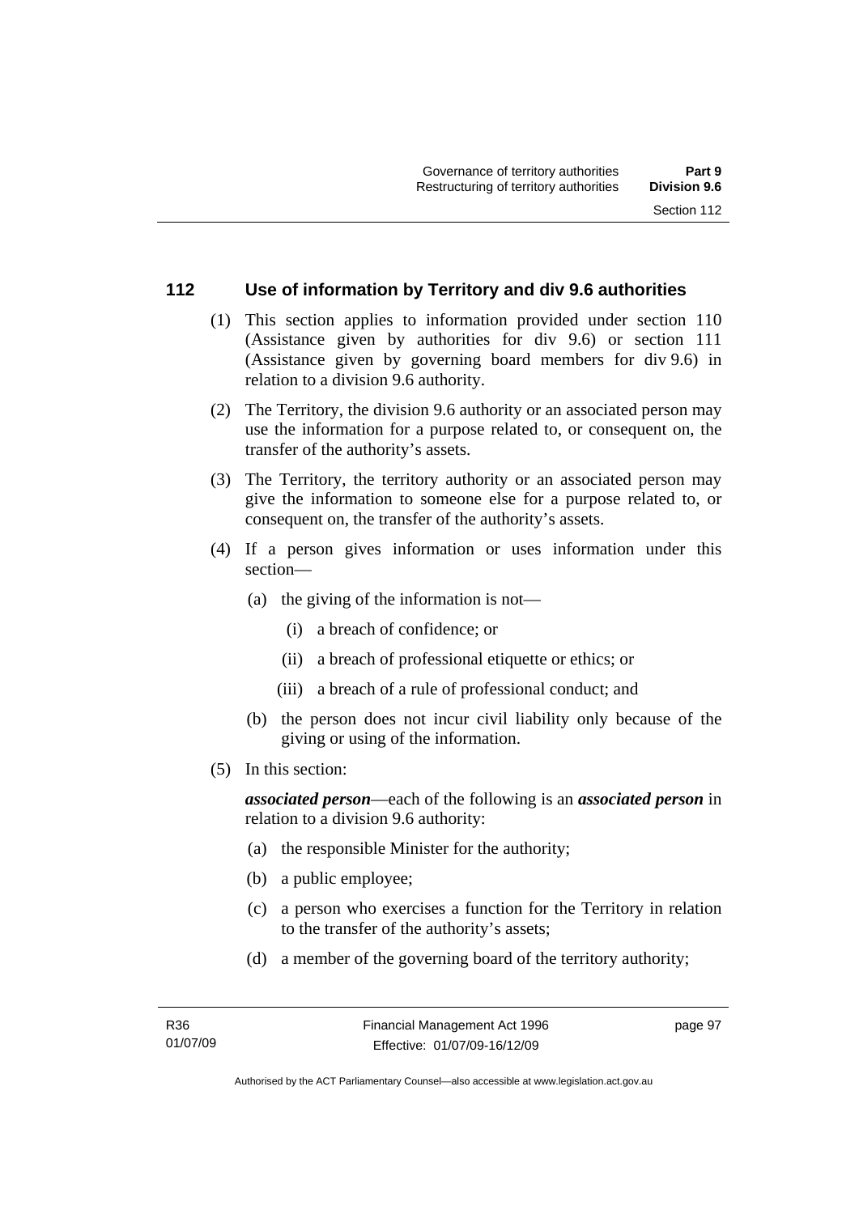## 112 Use of information by Territory and div 9.6 authorities

(1) This section applies to information provided under section 110 (Assistance given by authorities for div 9.6) or section 111 (Assistance given by governing board members for div 9.6) in relation to a division 9.6 authority.

(2) The Territory, the division 9.6 authority or an associated person may use the information for a purpose related to, or consequent on, the transfer of the authority's assets.

(3) The Territory, the territory authority or an associated person may give the information to someone else for a purpose related to, or consequent on, the transfer of the authority's assets.

(4) If a person gives information or uses information under this section—

- (a) the giving of the information is not—
  - (i) a breach of confidence; or
  - (ii) a breach of professional etiquette or ethics; or
  - (iii) a breach of a rule of professional conduct; and
- (b) the person does not incur civil liability only because of the giving or using of the information.

(5) In this section:

***associated person***—each of the following is an ***associated person*** in relation to a division 9.6 authority:

- (a) the responsible Minister for the authority;
- (b) a public employee;
- (c) a person who exercises a function for the Territory in relation to the transfer of the authority's assets;
- (d) a member of the governing board of the territory authority;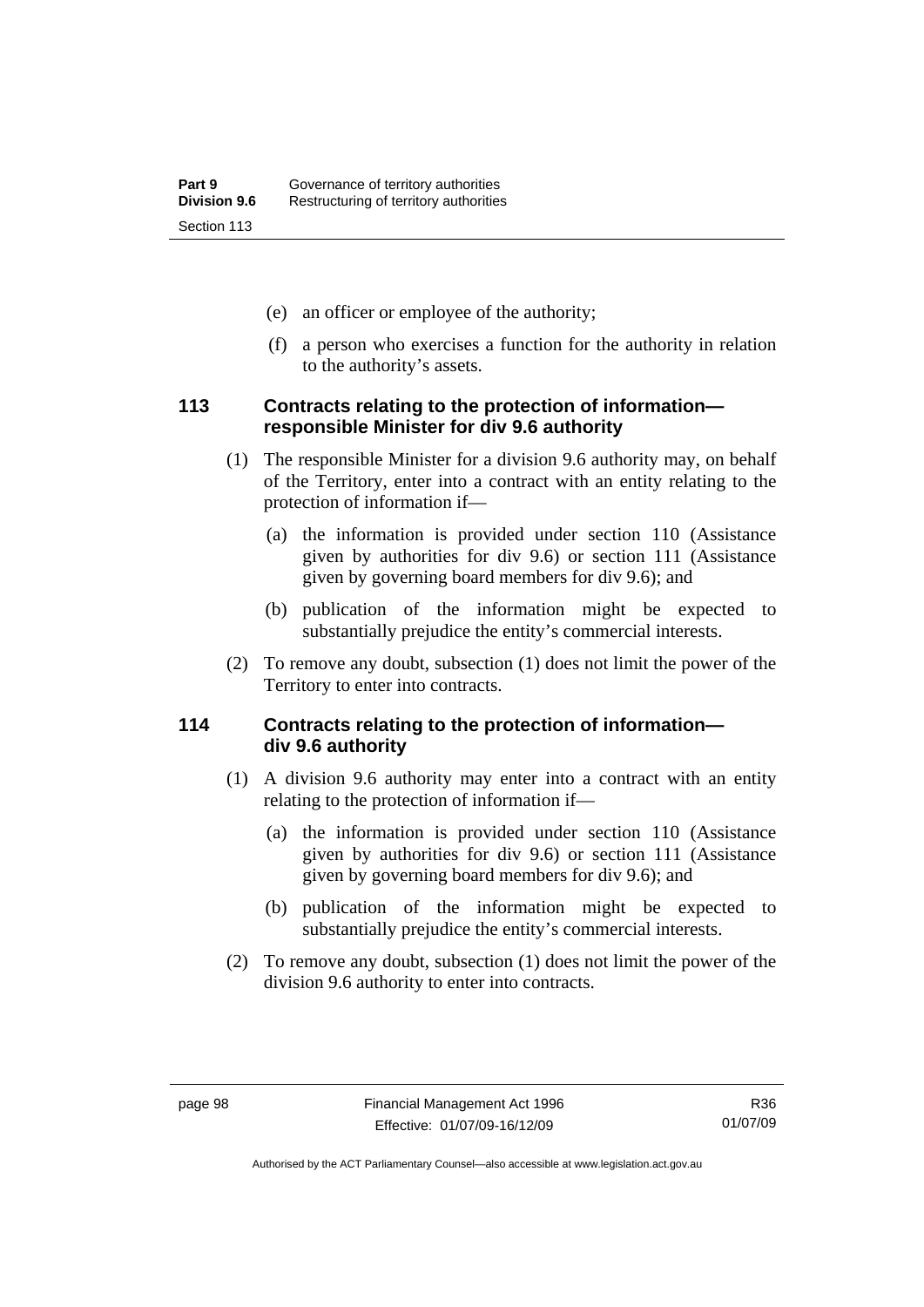(e) an officer or employee of the authority;

(f) a person who exercises a function for the authority in relation to the authority's assets.

### 113 Contracts relating to the protection of information—responsible Minister for div 9.6 authority

(1) The responsible Minister for a division 9.6 authority may, on behalf of the Territory, enter into a contract with an entity relating to the protection of information if—

(a) the information is provided under section 110 (Assistance given by authorities for div 9.6) or section 111 (Assistance given by governing board members for div 9.6); and

(b) publication of the information might be expected to substantially prejudice the entity's commercial interests.

(2) To remove any doubt, subsection (1) does not limit the power of the Territory to enter into contracts.

### 114 Contracts relating to the protection of information—div 9.6 authority

(1) A division 9.6 authority may enter into a contract with an entity relating to the protection of information if—

(a) the information is provided under section 110 (Assistance given by authorities for div 9.6) or section 111 (Assistance given by governing board members for div 9.6); and

(b) publication of the information might be expected to substantially prejudice the entity's commercial interests.

(2) To remove any doubt, subsection (1) does not limit the power of the division 9.6 authority to enter into contracts.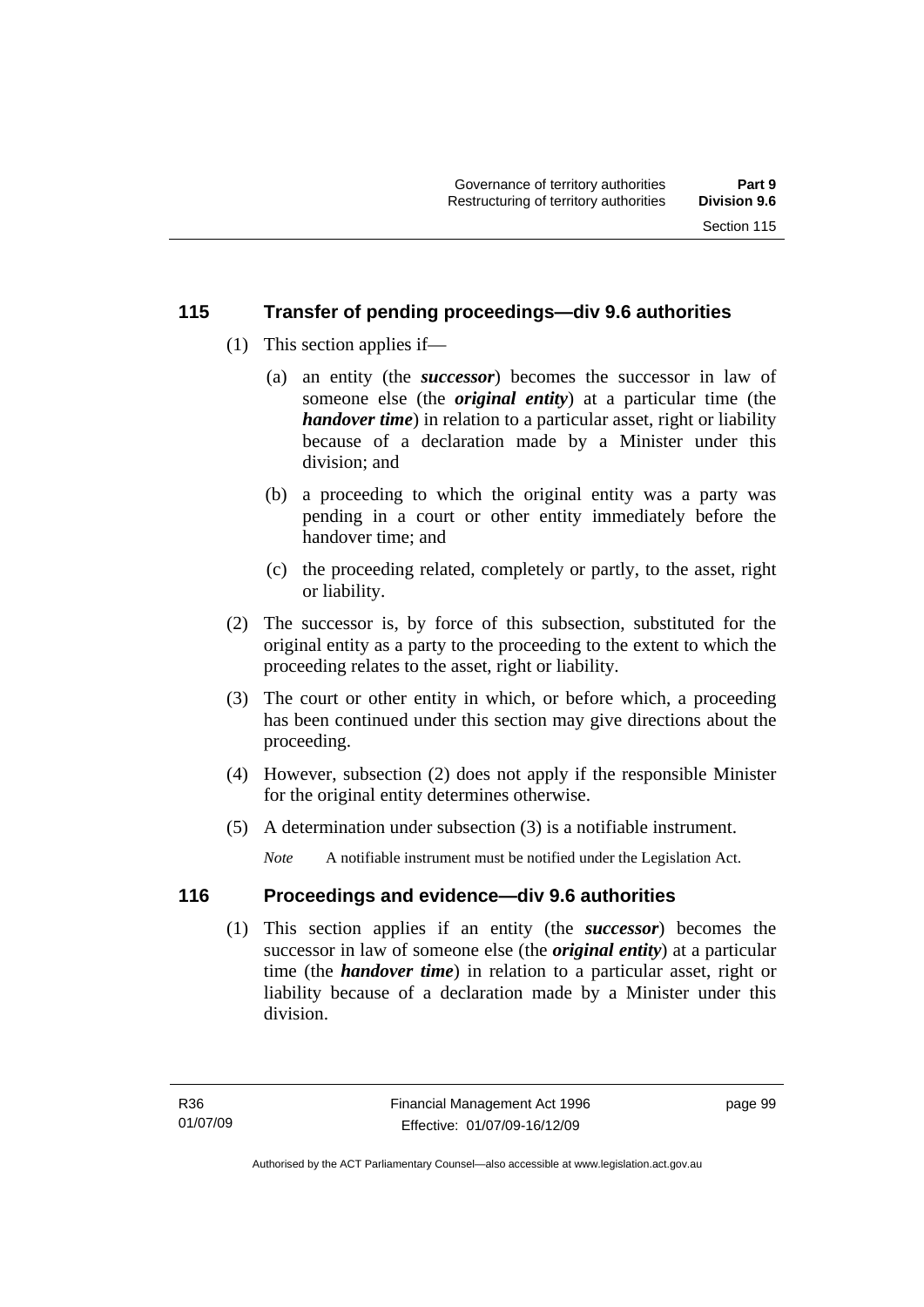## 115 Transfer of pending proceedings—div 9.6 authorities

(1) This section applies if—

(a) an entity (the ***successor***) becomes the successor in law of someone else (the ***original entity***) at a particular time (the ***handover time***) in relation to a particular asset, right or liability because of a declaration made by a Minister under this division; and

(b) a proceeding to which the original entity was a party was pending in a court or other entity immediately before the handover time; and

(c) the proceeding related, completely or partly, to the asset, right or liability.

(2) The successor is, by force of this subsection, substituted for the original entity as a party to the proceeding to the extent to which the proceeding relates to the asset, right or liability.

(3) The court or other entity in which, or before which, a proceeding has been continued under this section may give directions about the proceeding.

(4) However, subsection (2) does not apply if the responsible Minister for the original entity determines otherwise.

(5) A determination under subsection (3) is a notifiable instrument.

*Note* A notifiable instrument must be notified under the Legislation Act.

## 116 Proceedings and evidence—div 9.6 authorities

(1) This section applies if an entity (the ***successor***) becomes the successor in law of someone else (the ***original entity***) at a particular time (the ***handover time***) in relation to a particular asset, right or liability because of a declaration made by a Minister under this division.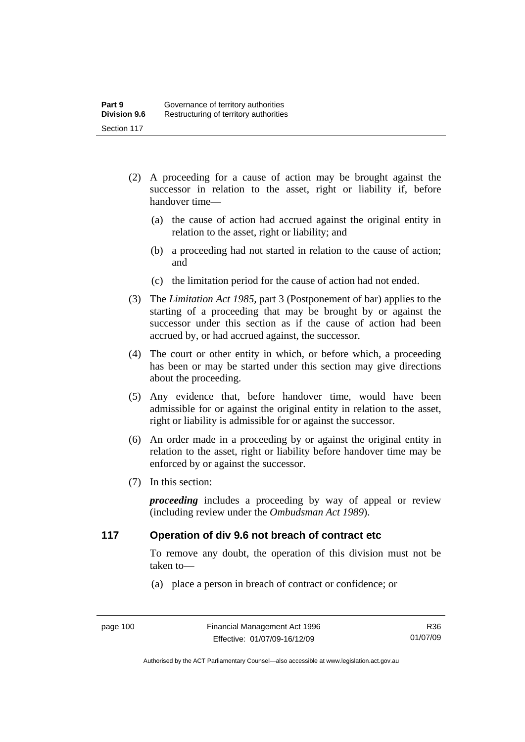(2) A proceeding for a cause of action may be brought against the successor in relation to the asset, right or liability if, before handover time—

(a) the cause of action had accrued against the original entity in relation to the asset, right or liability; and

(b) a proceeding had not started in relation to the cause of action; and

(c) the limitation period for the cause of action had not ended.

(3) The *Limitation Act 1985*, part 3 (Postponement of bar) applies to the starting of a proceeding that may be brought by or against the successor under this section as if the cause of action had been accrued by, or had accrued against, the successor.

(4) The court or other entity in which, or before which, a proceeding has been or may be started under this section may give directions about the proceeding.

(5) Any evidence that, before handover time, would have been admissible for or against the original entity in relation to the asset, right or liability is admissible for or against the successor.

(6) An order made in a proceeding by or against the original entity in relation to the asset, right or liability before handover time may be enforced by or against the successor.

(7) In this section:

***proceeding*** includes a proceeding by way of appeal or review (including review under the *Ombudsman Act 1989*).

## 117 Operation of div 9.6 not breach of contract etc

To remove any doubt, the operation of this division must not be taken to—

(a) place a person in breach of contract or confidence; or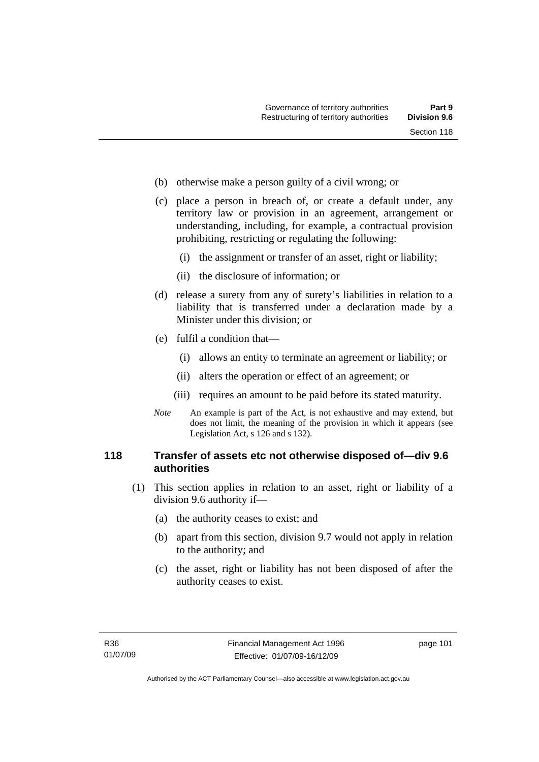(b) otherwise make a person guilty of a civil wrong; or

(c) place a person in breach of, or create a default under, any territory law or provision in an agreement, arrangement or understanding, including, for example, a contractual provision prohibiting, restricting or regulating the following:

  (i) the assignment or transfer of an asset, right or liability;

  (ii) the disclosure of information; or

(d) release a surety from any of surety's liabilities in relation to a liability that is transferred under a declaration made by a Minister under this division; or

(e) fulfil a condition that—

  (i) allows an entity to terminate an agreement or liability; or

  (ii) alters the operation or effect of an agreement; or

  (iii) requires an amount to be paid before its stated maturity.

*Note* An example is part of the Act, is not exhaustive and may extend, but does not limit, the meaning of the provision in which it appears (see Legislation Act, s 126 and s 132).

## 118 Transfer of assets etc not otherwise disposed of—div 9.6 authorities

(1) This section applies in relation to an asset, right or liability of a division 9.6 authority if—

  (a) the authority ceases to exist; and

  (b) apart from this section, division 9.7 would not apply in relation to the authority; and

  (c) the asset, right or liability has not been disposed of after the authority ceases to exist.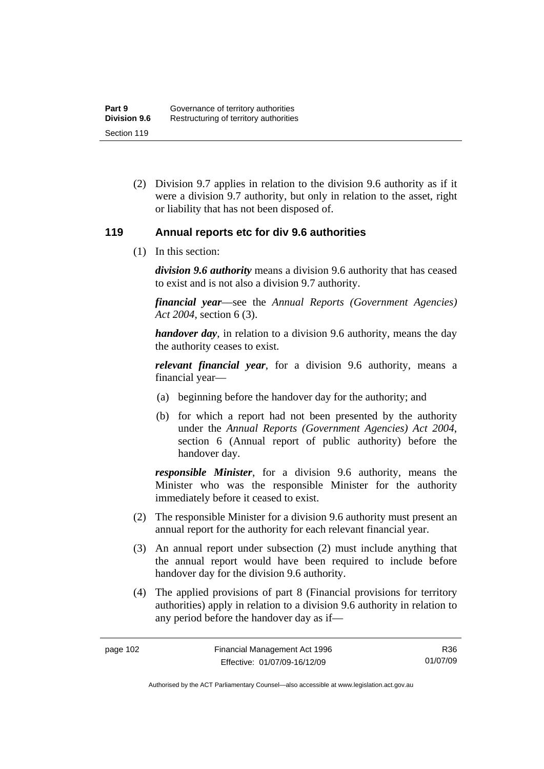(2) Division 9.7 applies in relation to the division 9.6 authority as if it were a division 9.7 authority, but only in relation to the asset, right or liability that has not been disposed of.

## 119 Annual reports etc for div 9.6 authorities

(1) In this section:

***division 9.6 authority*** means a division 9.6 authority that has ceased to exist and is not also a division 9.7 authority.

***financial year***—see the *Annual Reports (Government Agencies) Act 2004*, section 6 (3).

***handover day***, in relation to a division 9.6 authority, means the day the authority ceases to exist.

***relevant financial year***, for a division 9.6 authority, means a financial year—

(a) beginning before the handover day for the authority; and

(b) for which a report had not been presented by the authority under the *Annual Reports (Government Agencies) Act 2004*, section 6 (Annual report of public authority) before the handover day.

***responsible Minister***, for a division 9.6 authority, means the Minister who was the responsible Minister for the authority immediately before it ceased to exist.

(2) The responsible Minister for a division 9.6 authority must present an annual report for the authority for each relevant financial year.

(3) An annual report under subsection (2) must include anything that the annual report would have been required to include before handover day for the division 9.6 authority.

(4) The applied provisions of part 8 (Financial provisions for territory authorities) apply in relation to a division 9.6 authority in relation to any period before the handover day as if—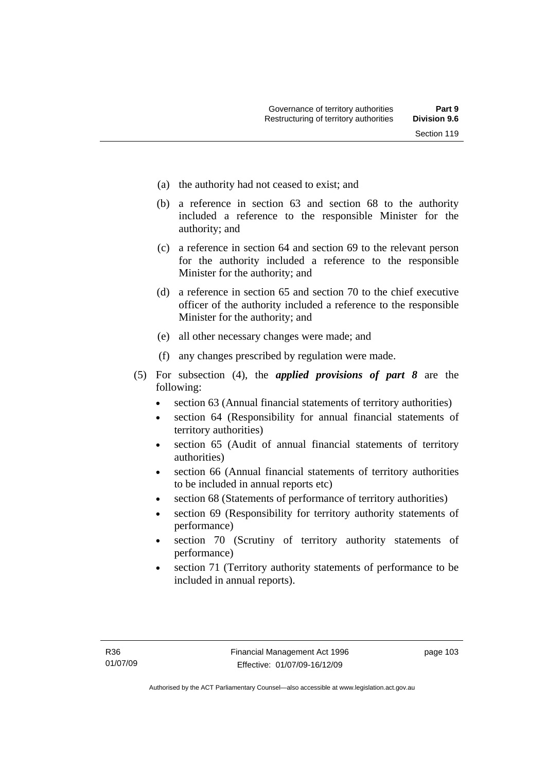(a) the authority had not ceased to exist; and

(b) a reference in section 63 and section 68 to the authority included a reference to the responsible Minister for the authority; and

(c) a reference in section 64 and section 69 to the relevant person for the authority included a reference to the responsible Minister for the authority; and

(d) a reference in section 65 and section 70 to the chief executive officer of the authority included a reference to the responsible Minister for the authority; and

(e) all other necessary changes were made; and

(f) any changes prescribed by regulation were made.

(5) For subsection (4), the ***applied provisions of part 8*** are the following:

- section 63 (Annual financial statements of territory authorities)
- section 64 (Responsibility for annual financial statements of territory authorities)
- section 65 (Audit of annual financial statements of territory authorities)
- section 66 (Annual financial statements of territory authorities to be included in annual reports etc)
- section 68 (Statements of performance of territory authorities)
- section 69 (Responsibility for territory authority statements of performance)
- section 70 (Scrutiny of territory authority statements of performance)
- section 71 (Territory authority statements of performance to be included in annual reports).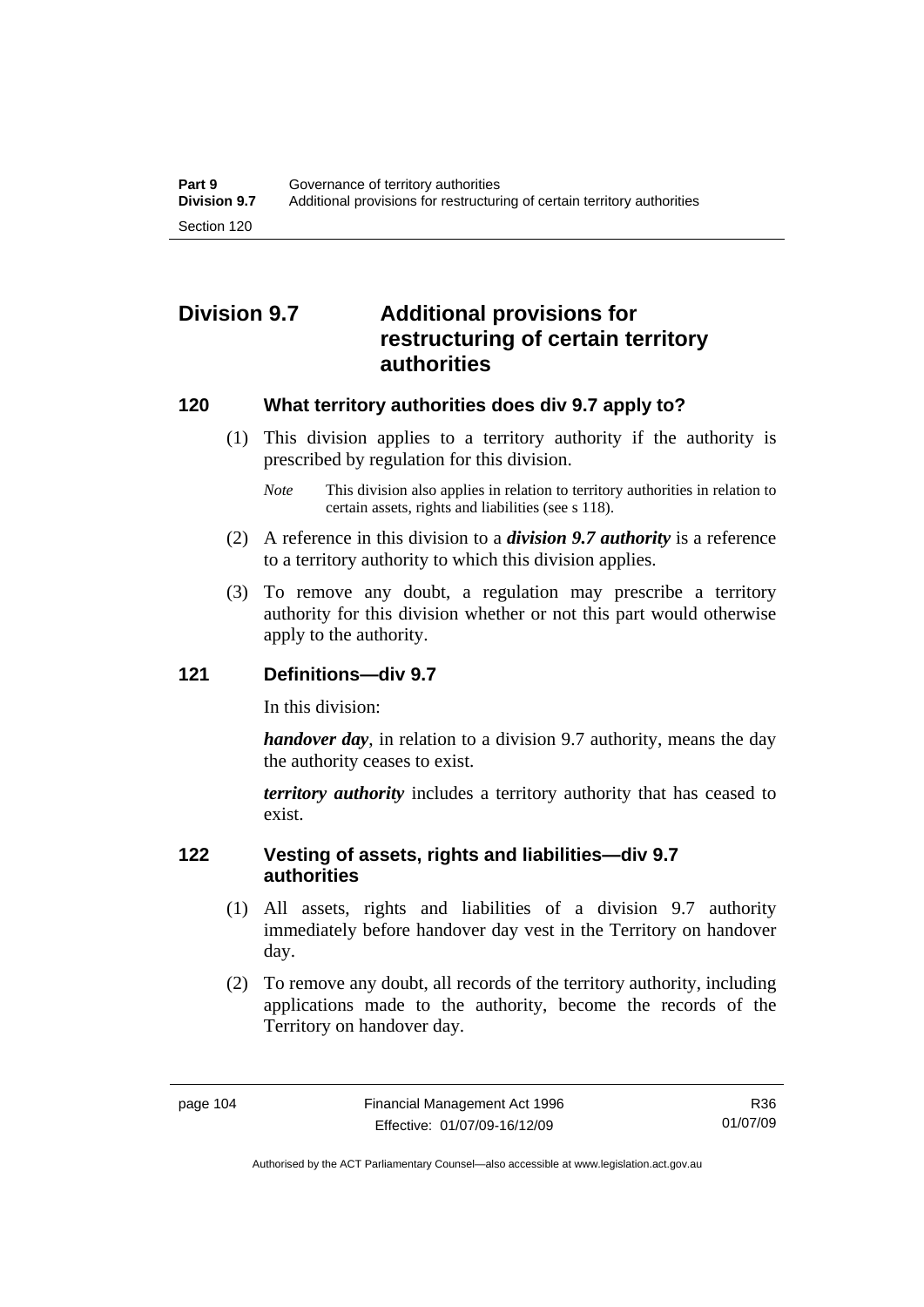## Division 9.7 Additional provisions for restructuring of certain territory authorities

### 120 What territory authorities does div 9.7 apply to?

(1) This division applies to a territory authority if the authority is prescribed by regulation for this division.

*Note* This division also applies in relation to territory authorities in relation to certain assets, rights and liabilities (see s 118).

(2) A reference in this division to a ***division 9.7 authority*** is a reference to a territory authority to which this division applies.

(3) To remove any doubt, a regulation may prescribe a territory authority for this division whether or not this part would otherwise apply to the authority.

### 121 Definitions—div 9.7

In this division:

***handover day***, in relation to a division 9.7 authority, means the day the authority ceases to exist.

***territory authority*** includes a territory authority that has ceased to exist.

### 122 Vesting of assets, rights and liabilities—div 9.7 authorities

(1) All assets, rights and liabilities of a division 9.7 authority immediately before handover day vest in the Territory on handover day.

(2) To remove any doubt, all records of the territory authority, including applications made to the authority, become the records of the Territory on handover day.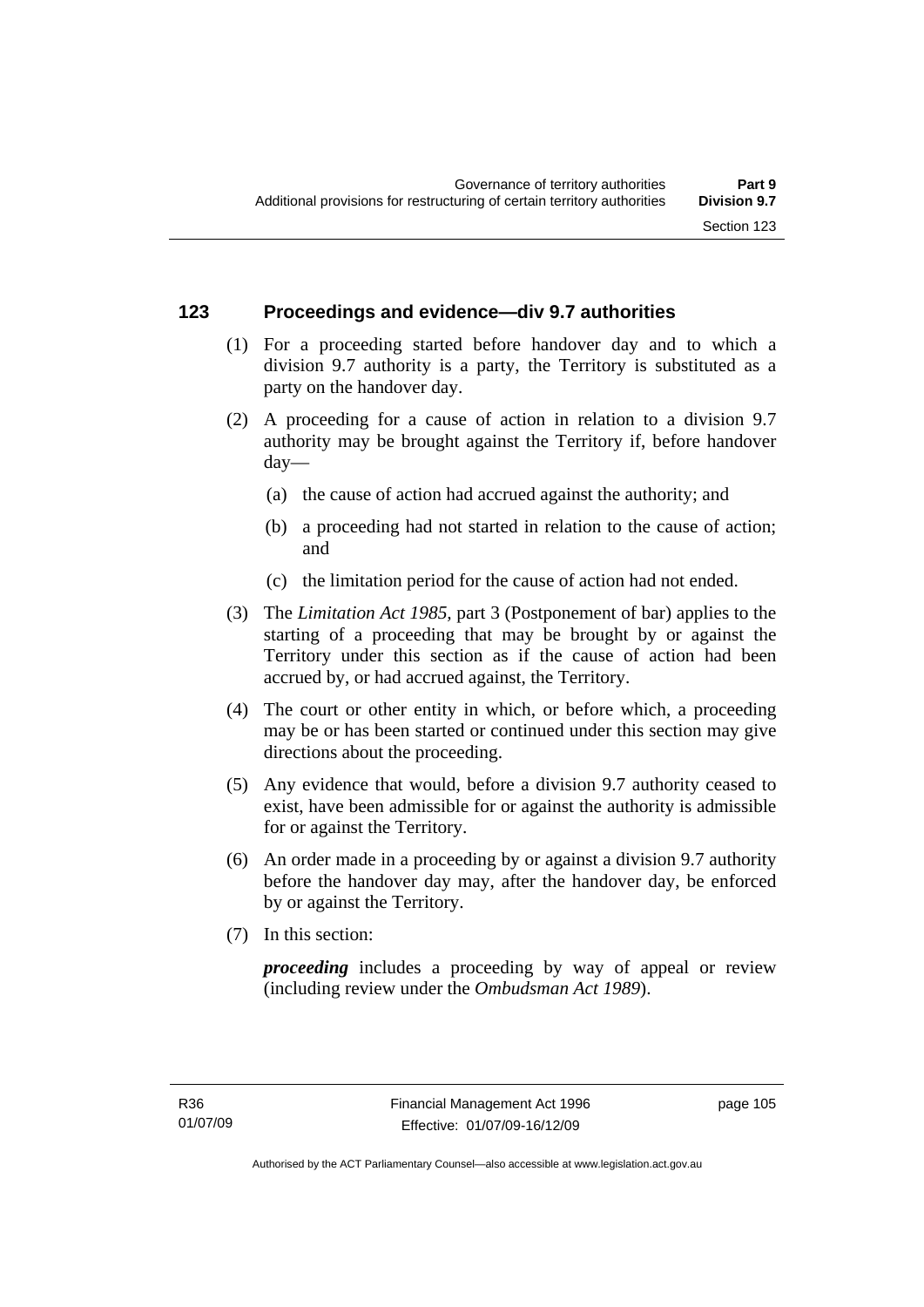## 123 Proceedings and evidence—div 9.7 authorities

(1) For a proceeding started before handover day and to which a division 9.7 authority is a party, the Territory is substituted as a party on the handover day.

(2) A proceeding for a cause of action in relation to a division 9.7 authority may be brought against the Territory if, before handover day—

  (a) the cause of action had accrued against the authority; and

  (b) a proceeding had not started in relation to the cause of action; and

  (c) the limitation period for the cause of action had not ended.

(3) The *Limitation Act 1985*, part 3 (Postponement of bar) applies to the starting of a proceeding that may be brought by or against the Territory under this section as if the cause of action had been accrued by, or had accrued against, the Territory.

(4) The court or other entity in which, or before which, a proceeding may be or has been started or continued under this section may give directions about the proceeding.

(5) Any evidence that would, before a division 9.7 authority ceased to exist, have been admissible for or against the authority is admissible for or against the Territory.

(6) An order made in a proceeding by or against a division 9.7 authority before the handover day may, after the handover day, be enforced by or against the Territory.

(7) In this section:

***proceeding*** includes a proceeding by way of appeal or review (including review under the *Ombudsman Act 1989*).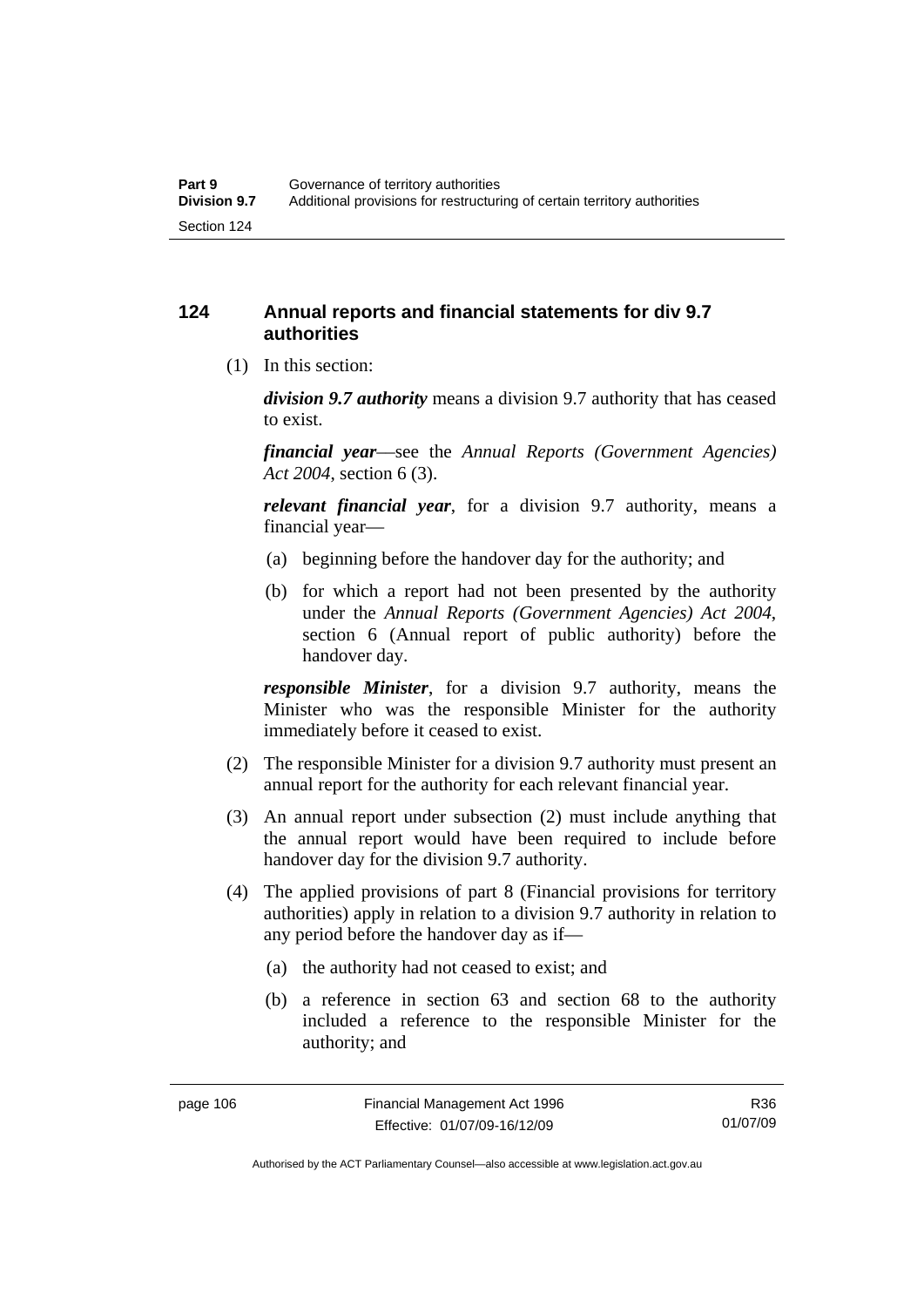## 124 Annual reports and financial statements for div 9.7 authorities

(1) In this section:

***division 9.7 authority*** means a division 9.7 authority that has ceased to exist.

***financial year***—see the *Annual Reports (Government Agencies) Act 2004*, section 6 (3).

***relevant financial year***, for a division 9.7 authority, means a financial year—

(a) beginning before the handover day for the authority; and

(b) for which a report had not been presented by the authority under the *Annual Reports (Government Agencies) Act 2004*, section 6 (Annual report of public authority) before the handover day.

***responsible Minister***, for a division 9.7 authority, means the Minister who was the responsible Minister for the authority immediately before it ceased to exist.

(2) The responsible Minister for a division 9.7 authority must present an annual report for the authority for each relevant financial year.

(3) An annual report under subsection (2) must include anything that the annual report would have been required to include before handover day for the division 9.7 authority.

(4) The applied provisions of part 8 (Financial provisions for territory authorities) apply in relation to a division 9.7 authority in relation to any period before the handover day as if—

(a) the authority had not ceased to exist; and

(b) a reference in section 63 and section 68 to the authority included a reference to the responsible Minister for the authority; and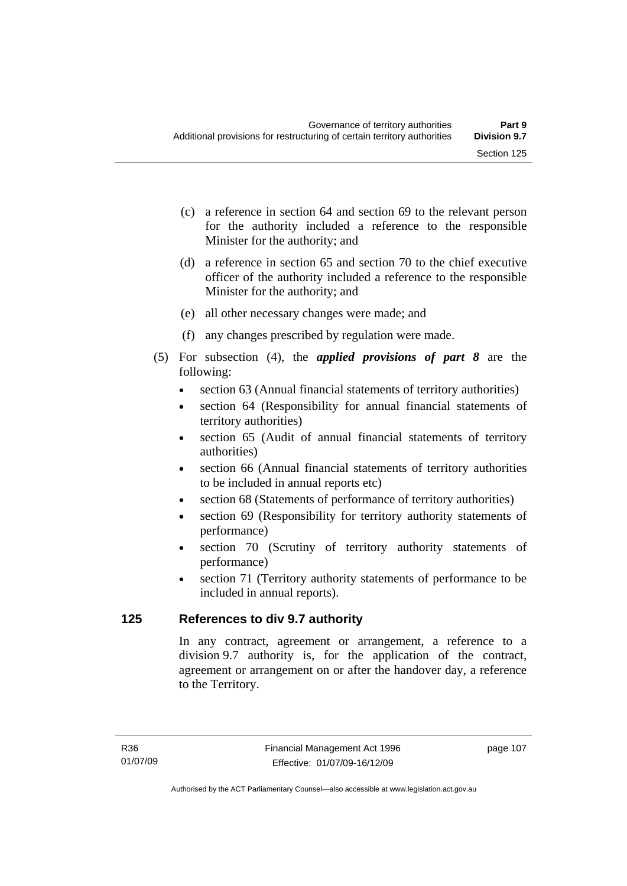(c) a reference in section 64 and section 69 to the relevant person for the authority included a reference to the responsible Minister for the authority; and

(d) a reference in section 65 and section 70 to the chief executive officer of the authority included a reference to the responsible Minister for the authority; and

(e) all other necessary changes were made; and

(f) any changes prescribed by regulation were made.

(5) For subsection (4), the ***applied provisions of part 8*** are the following:

- section 63 (Annual financial statements of territory authorities)
- section 64 (Responsibility for annual financial statements of territory authorities)
- section 65 (Audit of annual financial statements of territory authorities)
- section 66 (Annual financial statements of territory authorities to be included in annual reports etc)
- section 68 (Statements of performance of territory authorities)
- section 69 (Responsibility for territory authority statements of performance)
- section 70 (Scrutiny of territory authority statements of performance)
- section 71 (Territory authority statements of performance to be included in annual reports).

## 125 References to div 9.7 authority

In any contract, agreement or arrangement, a reference to a division 9.7 authority is, for the application of the contract, agreement or arrangement on or after the handover day, a reference to the Territory.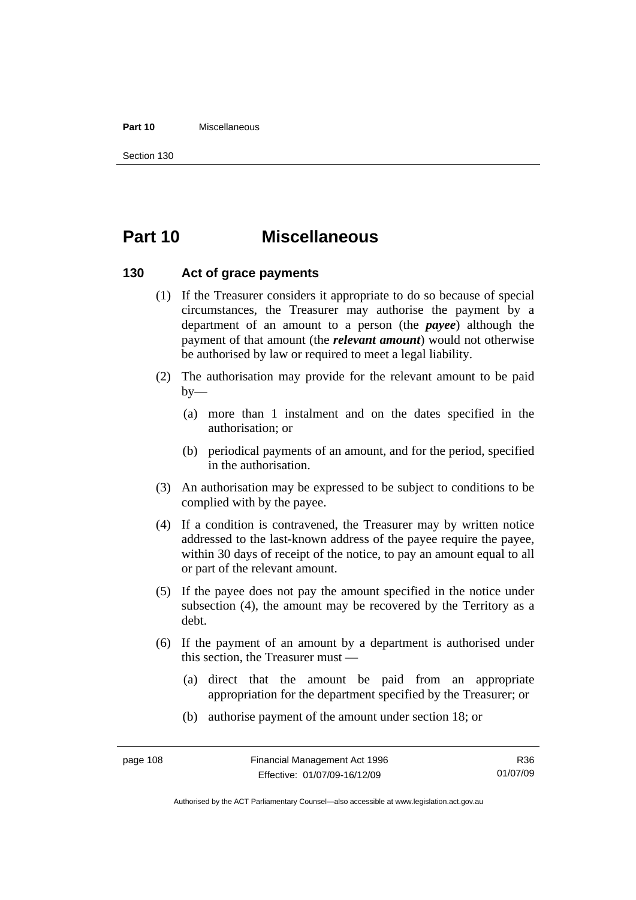# Part 10 Miscellaneous

## 130 Act of grace payments

(1) If the Treasurer considers it appropriate to do so because of special circumstances, the Treasurer may authorise the payment by a department of an amount to a person (the ***payee***) although the payment of that amount (the ***relevant amount***) would not otherwise be authorised by law or required to meet a legal liability.

(2) The authorisation may provide for the relevant amount to be paid by—

(a) more than 1 instalment and on the dates specified in the authorisation; or

(b) periodical payments of an amount, and for the period, specified in the authorisation.

(3) An authorisation may be expressed to be subject to conditions to be complied with by the payee.

(4) If a condition is contravened, the Treasurer may by written notice addressed to the last-known address of the payee require the payee, within 30 days of receipt of the notice, to pay an amount equal to all or part of the relevant amount.

(5) If the payee does not pay the amount specified in the notice under subsection (4), the amount may be recovered by the Territory as a debt.

(6) If the payment of an amount by a department is authorised under this section, the Treasurer must —

(a) direct that the amount be paid from an appropriate appropriation for the department specified by the Treasurer; or

(b) authorise payment of the amount under section 18; or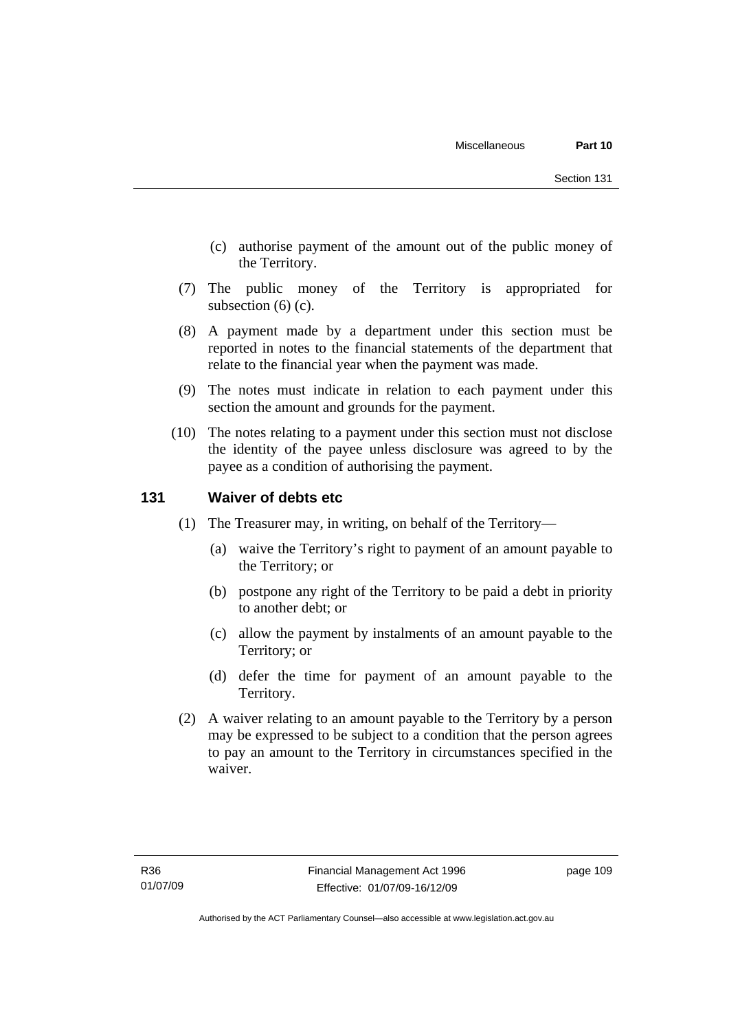(c) authorise payment of the amount out of the public money of the Territory.

(7) The public money of the Territory is appropriated for subsection (6) (c).

(8) A payment made by a department under this section must be reported in notes to the financial statements of the department that relate to the financial year when the payment was made.

(9) The notes must indicate in relation to each payment under this section the amount and grounds for the payment.

(10) The notes relating to a payment under this section must not disclose the identity of the payee unless disclosure was agreed to by the payee as a condition of authorising the payment.

## 131 Waiver of debts etc

(1) The Treasurer may, in writing, on behalf of the Territory—

(a) waive the Territory's right to payment of an amount payable to the Territory; or

(b) postpone any right of the Territory to be paid a debt in priority to another debt; or

(c) allow the payment by instalments of an amount payable to the Territory; or

(d) defer the time for payment of an amount payable to the Territory.

(2) A waiver relating to an amount payable to the Territory by a person may be expressed to be subject to a condition that the person agrees to pay an amount to the Territory in circumstances specified in the waiver.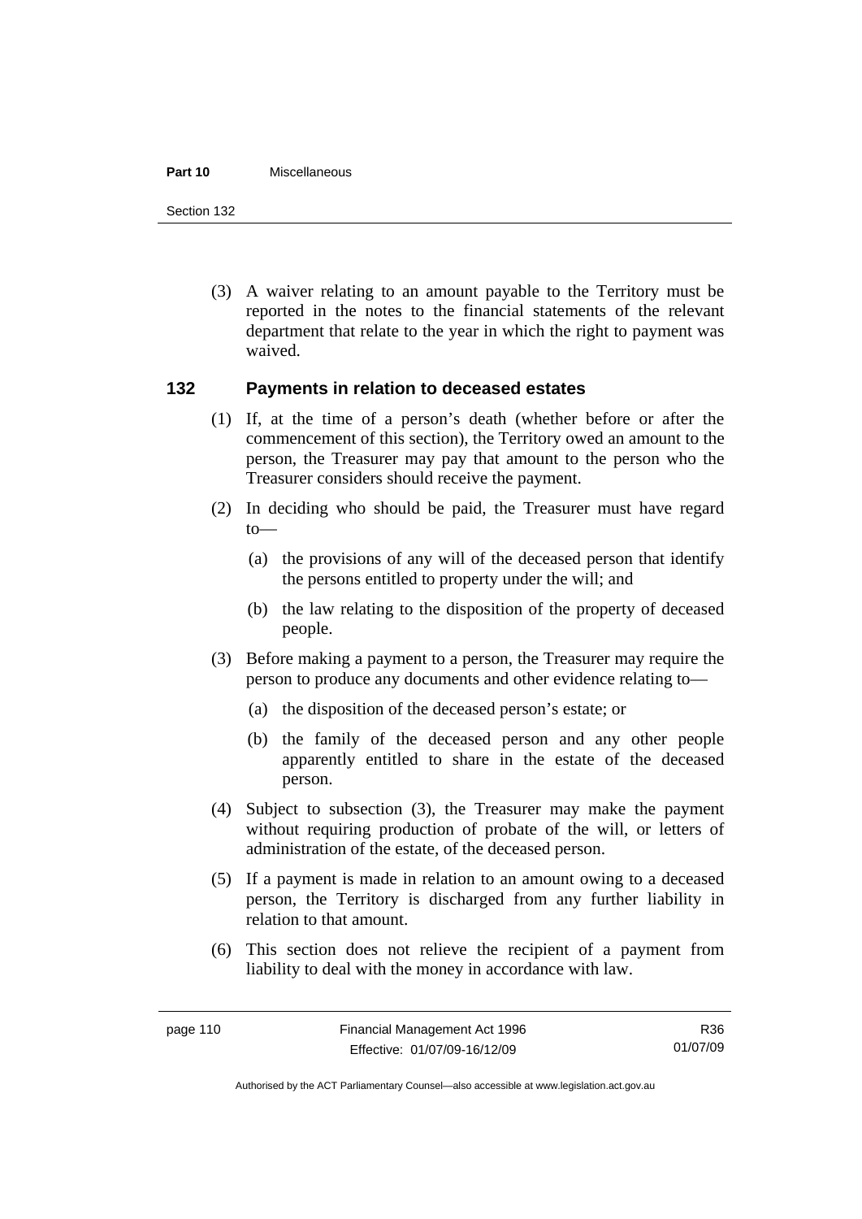(3) A waiver relating to an amount payable to the Territory must be reported in the notes to the financial statements of the relevant department that relate to the year in which the right to payment was waived.

## 132 Payments in relation to deceased estates

(1) If, at the time of a person's death (whether before or after the commencement of this section), the Territory owed an amount to the person, the Treasurer may pay that amount to the person who the Treasurer considers should receive the payment.

(2) In deciding who should be paid, the Treasurer must have regard to—

(a) the provisions of any will of the deceased person that identify the persons entitled to property under the will; and

(b) the law relating to the disposition of the property of deceased people.

(3) Before making a payment to a person, the Treasurer may require the person to produce any documents and other evidence relating to—

(a) the disposition of the deceased person's estate; or

(b) the family of the deceased person and any other people apparently entitled to share in the estate of the deceased person.

(4) Subject to subsection (3), the Treasurer may make the payment without requiring production of probate of the will, or letters of administration of the estate, of the deceased person.

(5) If a payment is made in relation to an amount owing to a deceased person, the Territory is discharged from any further liability in relation to that amount.

(6) This section does not relieve the recipient of a payment from liability to deal with the money in accordance with law.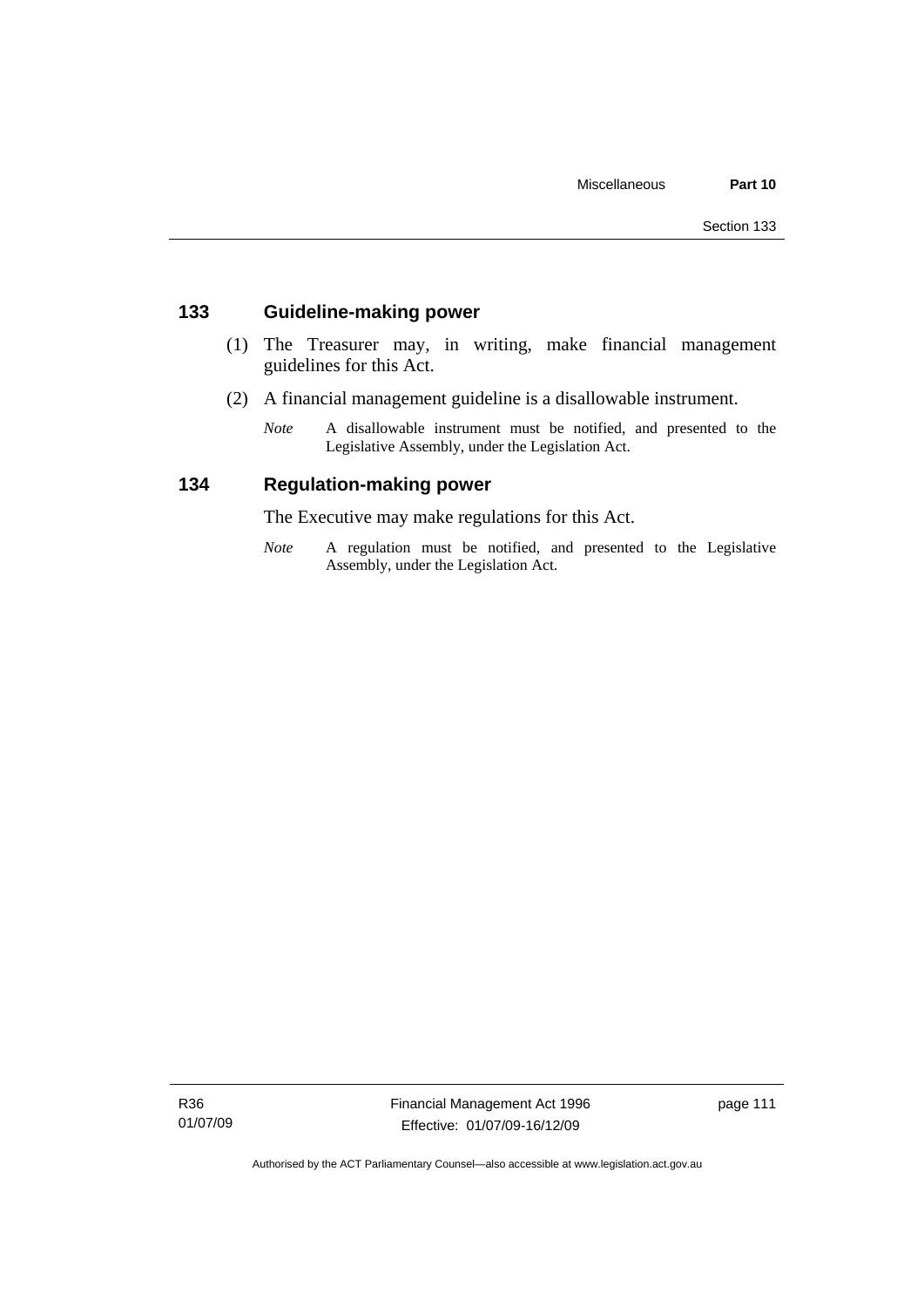## 133 Guideline-making power

(1) The Treasurer may, in writing, make financial management guidelines for this Act.

(2) A financial management guideline is a disallowable instrument.

*Note* A disallowable instrument must be notified, and presented to the Legislative Assembly, under the Legislation Act.

## 134 Regulation-making power

The Executive may make regulations for this Act.

*Note* A regulation must be notified, and presented to the Legislative Assembly, under the Legislation Act.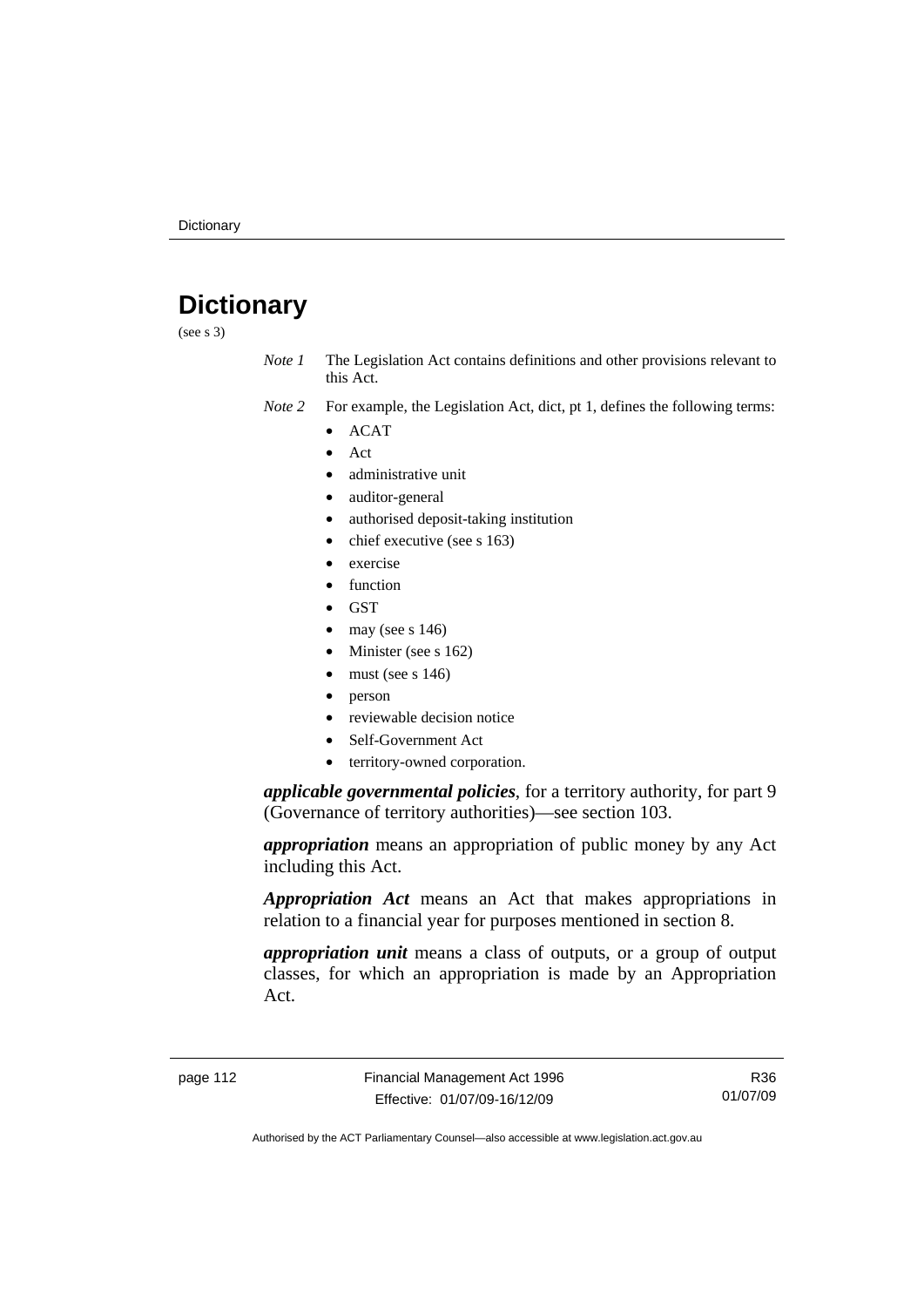# Dictionary

(see s 3)

*Note 1* The Legislation Act contains definitions and other provisions relevant to this Act.

*Note 2* For example, the Legislation Act, dict, pt 1, defines the following terms:

- ACAT
- Act
- administrative unit
- auditor-general
- authorised deposit-taking institution
- chief executive (see s 163)
- exercise
- function
- GST
- may (see s 146)
- Minister (see s 162)
- must (see s 146)
- person
- reviewable decision notice
- Self-Government Act
- territory-owned corporation.

***applicable governmental policies***, for a territory authority, for part 9 (Governance of territory authorities)—see section 103.

***appropriation*** means an appropriation of public money by any Act including this Act.

***Appropriation Act*** means an Act that makes appropriations in relation to a financial year for purposes mentioned in section 8.

***appropriation unit*** means a class of outputs, or a group of output classes, for which an appropriation is made by an Appropriation Act.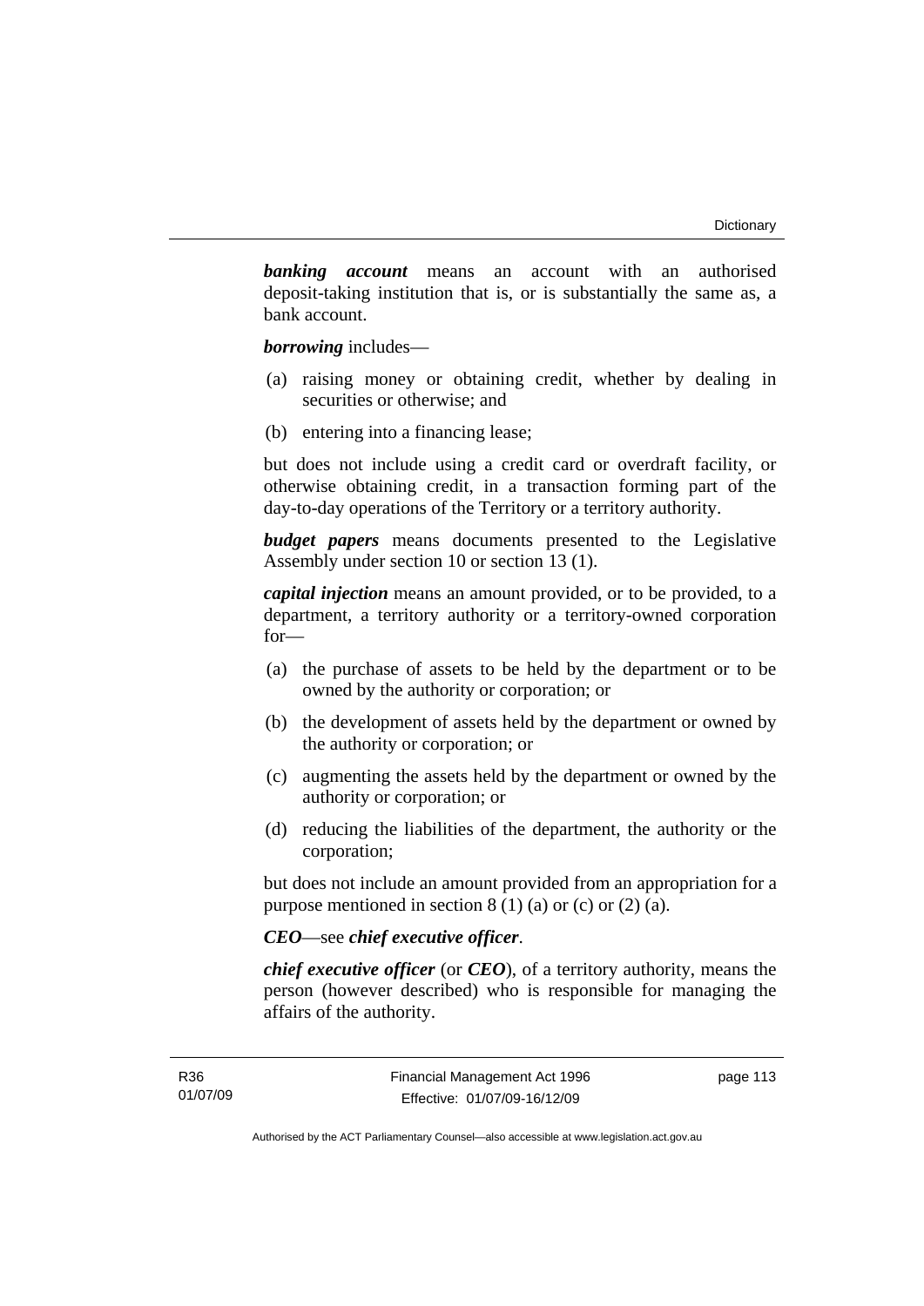***banking account*** means an account with an authorised deposit-taking institution that is, or is substantially the same as, a bank account.

***borrowing*** includes—

(a) raising money or obtaining credit, whether by dealing in securities or otherwise; and

(b) entering into a financing lease;

but does not include using a credit card or overdraft facility, or otherwise obtaining credit, in a transaction forming part of the day-to-day operations of the Territory or a territory authority.

***budget papers*** means documents presented to the Legislative Assembly under section 10 or section 13 (1).

***capital injection*** means an amount provided, or to be provided, to a department, a territory authority or a territory-owned corporation for—

(a) the purchase of assets to be held by the department or to be owned by the authority or corporation; or

(b) the development of assets held by the department or owned by the authority or corporation; or

(c) augmenting the assets held by the department or owned by the authority or corporation; or

(d) reducing the liabilities of the department, the authority or the corporation;

but does not include an amount provided from an appropriation for a purpose mentioned in section 8 (1) (a) or (c) or (2) (a).

***CEO***—see ***chief executive officer***.

***chief executive officer*** (or ***CEO***), of a territory authority, means the person (however described) who is responsible for managing the affairs of the authority.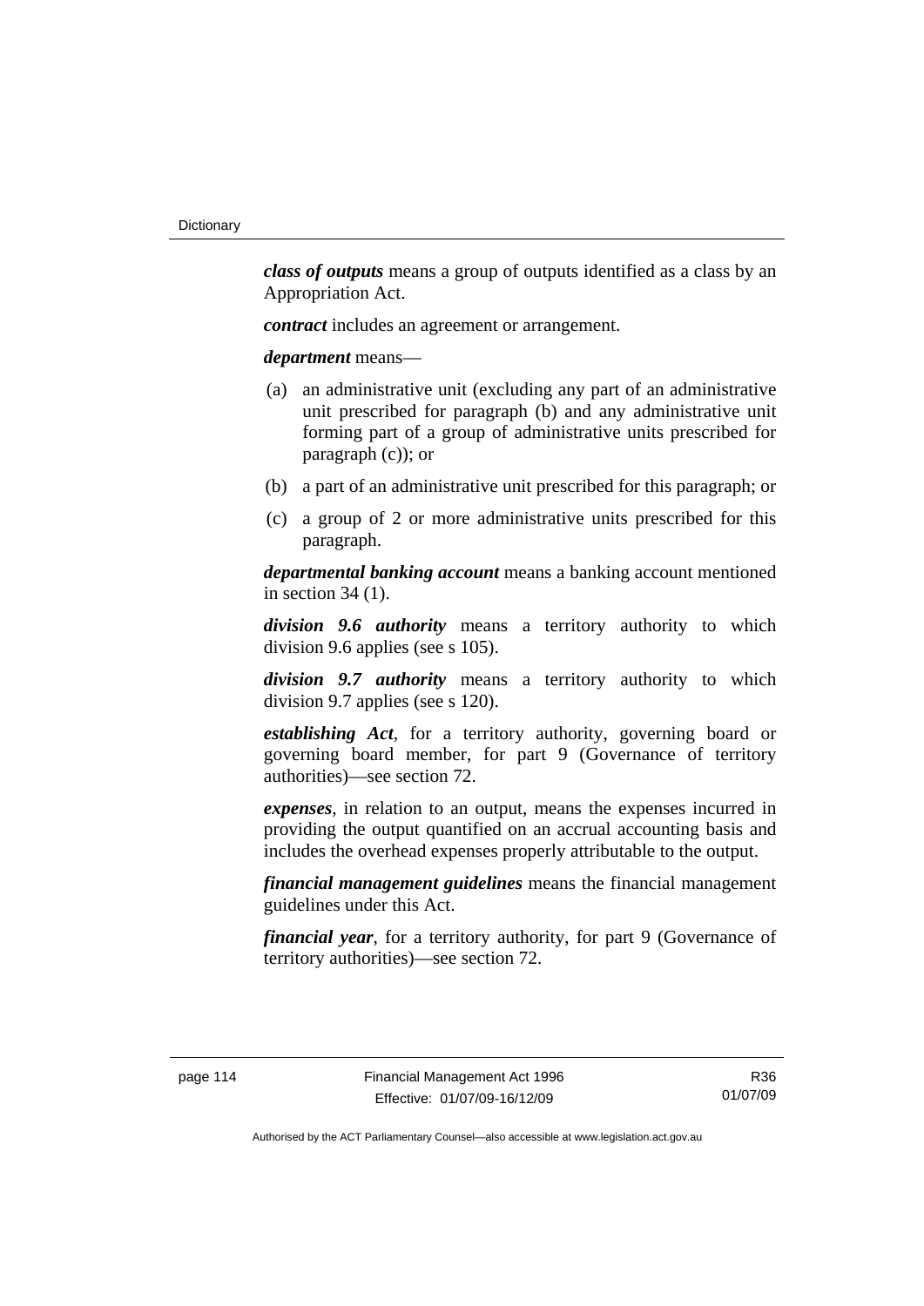***class of outputs*** means a group of outputs identified as a class by an Appropriation Act.

***contract*** includes an agreement or arrangement.

***department*** means—

(a) an administrative unit (excluding any part of an administrative unit prescribed for paragraph (b) and any administrative unit forming part of a group of administrative units prescribed for paragraph (c)); or

(b) a part of an administrative unit prescribed for this paragraph; or

(c) a group of 2 or more administrative units prescribed for this paragraph.

***departmental banking account*** means a banking account mentioned in section 34 (1).

***division 9.6 authority*** means a territory authority to which division 9.6 applies (see s 105).

***division 9.7 authority*** means a territory authority to which division 9.7 applies (see s 120).

***establishing Act***, for a territory authority, governing board or governing board member, for part 9 (Governance of territory authorities)—see section 72.

***expenses***, in relation to an output, means the expenses incurred in providing the output quantified on an accrual accounting basis and includes the overhead expenses properly attributable to the output.

***financial management guidelines*** means the financial management guidelines under this Act.

***financial year***, for a territory authority, for part 9 (Governance of territory authorities)—see section 72.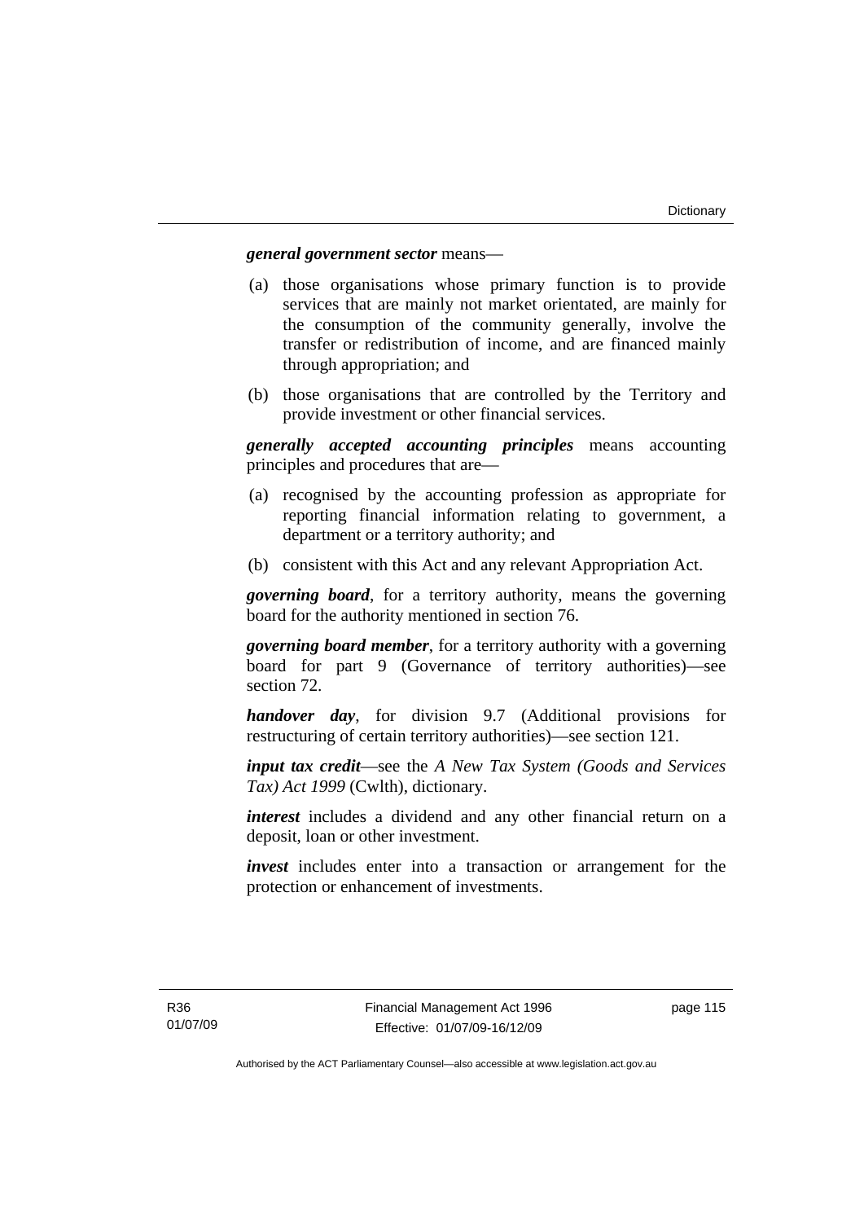***general government sector*** means—

(a) those organisations whose primary function is to provide services that are mainly not market orientated, are mainly for the consumption of the community generally, involve the transfer or redistribution of income, and are financed mainly through appropriation; and

(b) those organisations that are controlled by the Territory and provide investment or other financial services.

***generally accepted accounting principles*** means accounting principles and procedures that are—

(a) recognised by the accounting profession as appropriate for reporting financial information relating to government, a department or a territory authority; and

(b) consistent with this Act and any relevant Appropriation Act.

***governing board***, for a territory authority, means the governing board for the authority mentioned in section 76.

***governing board member***, for a territory authority with a governing board for part 9 (Governance of territory authorities)—see section 72.

***handover day***, for division 9.7 (Additional provisions for restructuring of certain territory authorities)—see section 121.

***input tax credit***—see the *A New Tax System (Goods and Services Tax) Act 1999* (Cwlth), dictionary.

***interest*** includes a dividend and any other financial return on a deposit, loan or other investment.

***invest*** includes enter into a transaction or arrangement for the protection or enhancement of investments.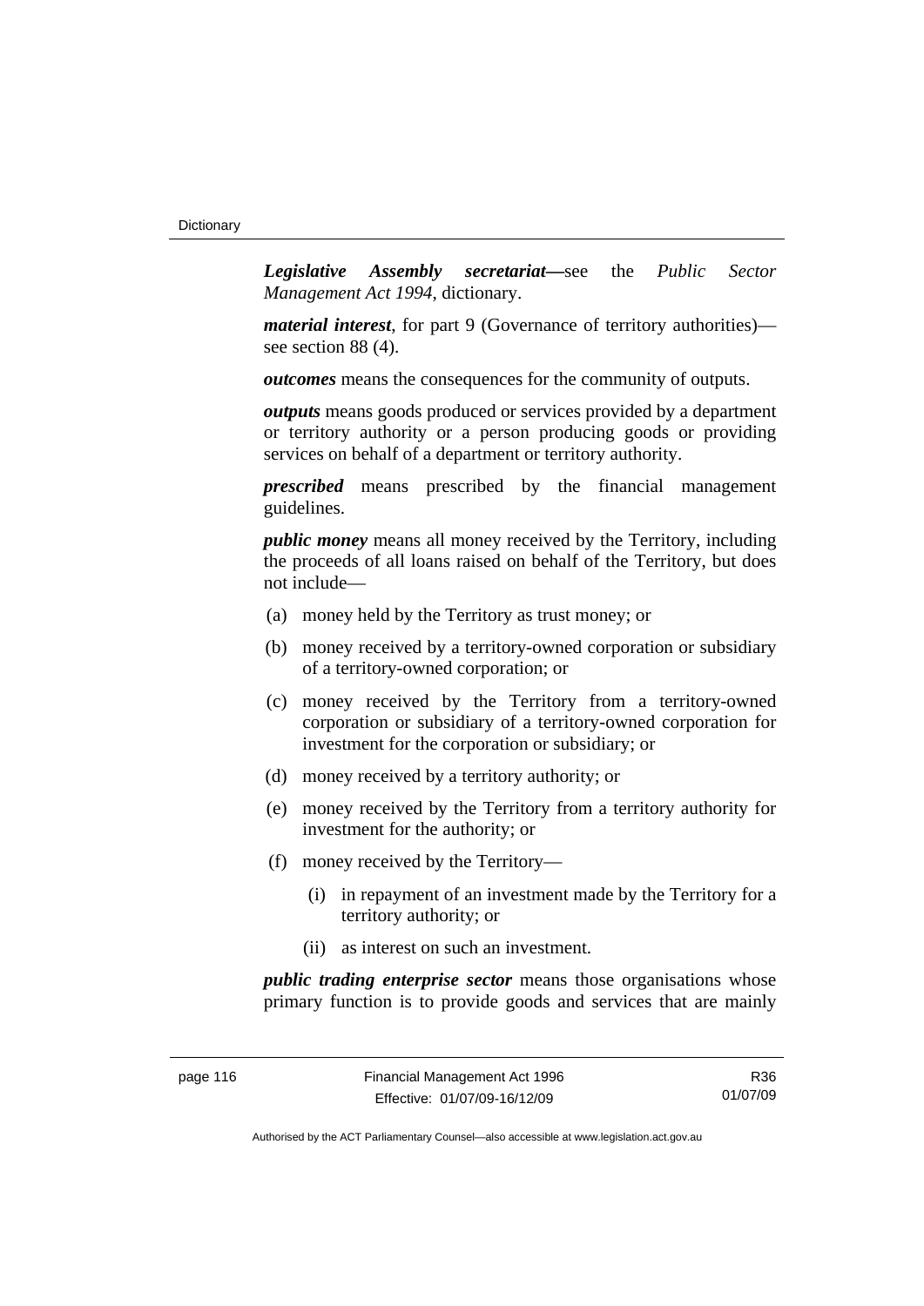***Legislative Assembly secretariat*****—**see the *Public Sector Management Act 1994*, dictionary.

***material interest***, for part 9 (Governance of territory authorities)—see section 88 (4).

***outcomes*** means the consequences for the community of outputs.

***outputs*** means goods produced or services provided by a department or territory authority or a person producing goods or providing services on behalf of a department or territory authority.

***prescribed*** means prescribed by the financial management guidelines.

***public money*** means all money received by the Territory, including the proceeds of all loans raised on behalf of the Territory, but does not include—

(a) money held by the Territory as trust money; or

(b) money received by a territory-owned corporation or subsidiary of a territory-owned corporation; or

(c) money received by the Territory from a territory-owned corporation or subsidiary of a territory-owned corporation for investment for the corporation or subsidiary; or

(d) money received by a territory authority; or

(e) money received by the Territory from a territory authority for investment for the authority; or

(f) money received by the Territory—

(i) in repayment of an investment made by the Territory for a territory authority; or

(ii) as interest on such an investment.

***public trading enterprise sector*** means those organisations whose primary function is to provide goods and services that are mainly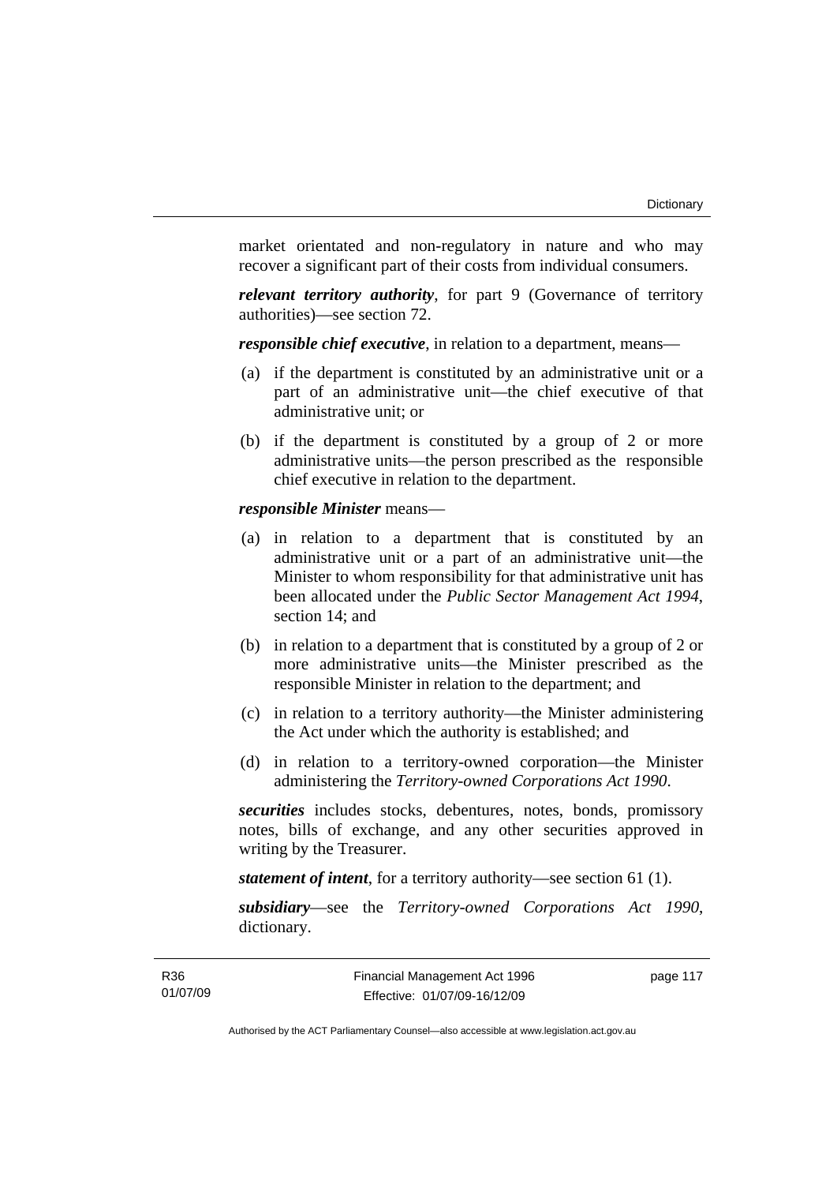market orientated and non-regulatory in nature and who may recover a significant part of their costs from individual consumers.

***relevant territory authority***, for part 9 (Governance of territory authorities)—see section 72.

***responsible chief executive***, in relation to a department, means—

(a) if the department is constituted by an administrative unit or a part of an administrative unit—the chief executive of that administrative unit; or

(b) if the department is constituted by a group of 2 or more administrative units—the person prescribed as the responsible chief executive in relation to the department.

***responsible Minister*** means—

(a) in relation to a department that is constituted by an administrative unit or a part of an administrative unit—the Minister to whom responsibility for that administrative unit has been allocated under the *Public Sector Management Act 1994*, section 14; and

(b) in relation to a department that is constituted by a group of 2 or more administrative units—the Minister prescribed as the responsible Minister in relation to the department; and

(c) in relation to a territory authority—the Minister administering the Act under which the authority is established; and

(d) in relation to a territory-owned corporation—the Minister administering the *Territory-owned Corporations Act 1990*.

***securities*** includes stocks, debentures, notes, bonds, promissory notes, bills of exchange, and any other securities approved in writing by the Treasurer.

***statement of intent***, for a territory authority—see section 61 (1).

***subsidiary***—see the *Territory-owned Corporations Act 1990*, dictionary.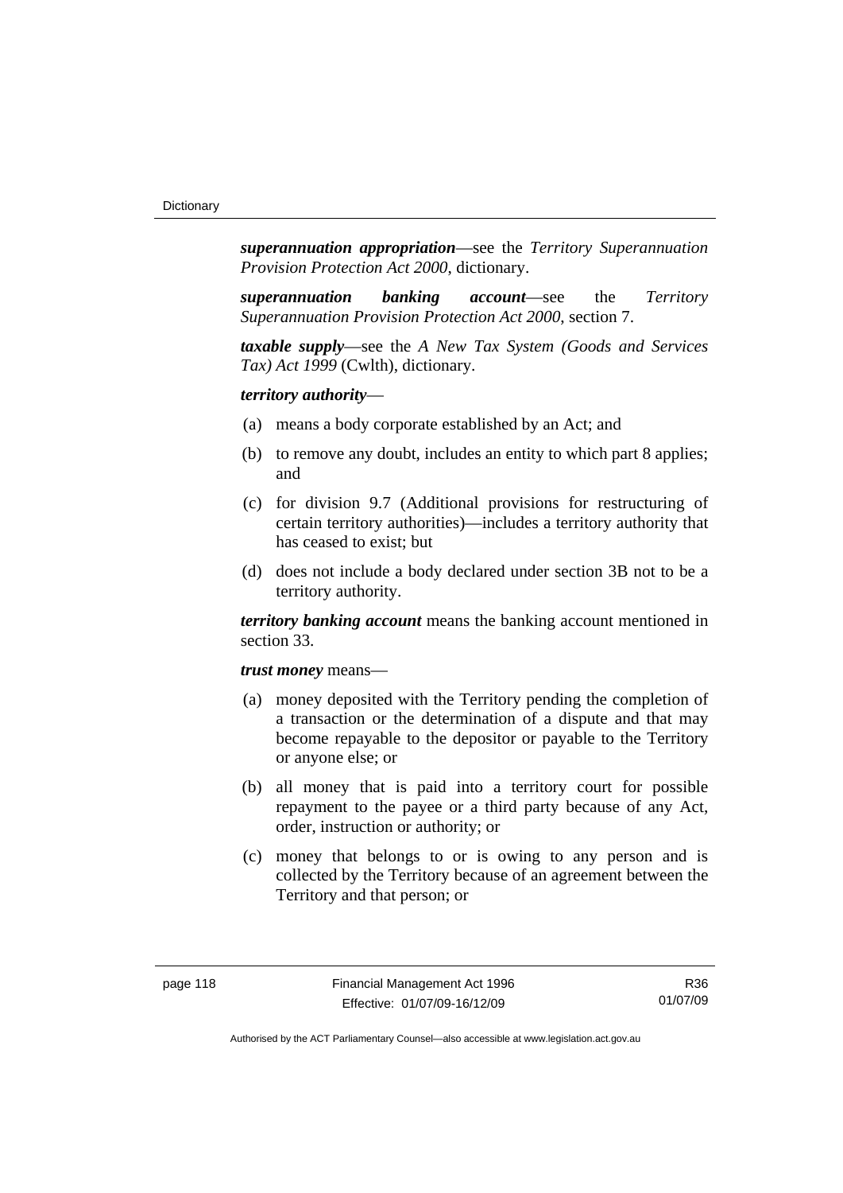***superannuation appropriation***—see the *Territory Superannuation Provision Protection Act 2000*, dictionary.

***superannuation banking account***—see the *Territory Superannuation Provision Protection Act 2000*, section 7.

***taxable supply***—see the *A New Tax System (Goods and Services Tax) Act 1999* (Cwlth), dictionary.

***territory authority***—

(a) means a body corporate established by an Act; and

(b) to remove any doubt, includes an entity to which part 8 applies; and

(c) for division 9.7 (Additional provisions for restructuring of certain territory authorities)—includes a territory authority that has ceased to exist; but

(d) does not include a body declared under section 3B not to be a territory authority.

***territory banking account*** means the banking account mentioned in section 33.

***trust money*** means—

(a) money deposited with the Territory pending the completion of a transaction or the determination of a dispute and that may become repayable to the depositor or payable to the Territory or anyone else; or

(b) all money that is paid into a territory court for possible repayment to the payee or a third party because of any Act, order, instruction or authority; or

(c) money that belongs to or is owing to any person and is collected by the Territory because of an agreement between the Territory and that person; or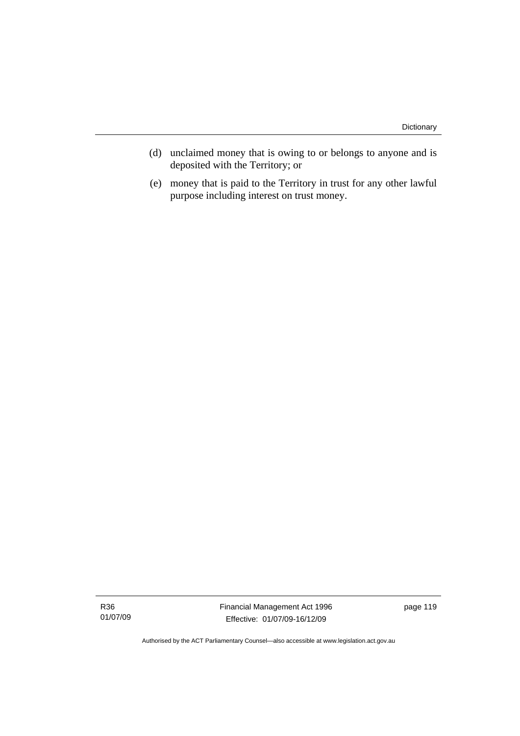(d) unclaimed money that is owing to or belongs to anyone and is deposited with the Territory; or

(e) money that is paid to the Territory in trust for any other lawful purpose including interest on trust money.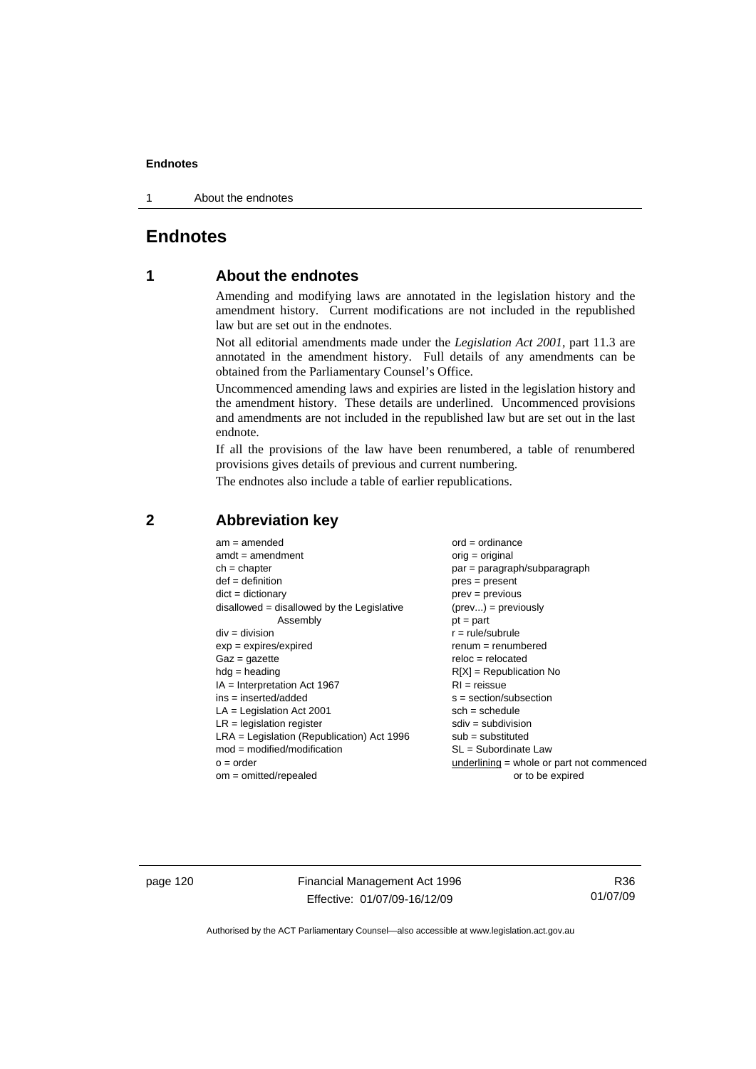# Endnotes

## 1 About the endnotes

Amending and modifying laws are annotated in the legislation history and the amendment history. Current modifications are not included in the republished law but are set out in the endnotes.

Not all editorial amendments made under the *Legislation Act 2001*, part 11.3 are annotated in the amendment history. Full details of any amendments can be obtained from the Parliamentary Counsel's Office.

Uncommenced amending laws and expiries are listed in the legislation history and the amendment history. These details are underlined. Uncommenced provisions and amendments are not included in the republished law but are set out in the last endnote.

If all the provisions of the law have been renumbered, a table of renumbered provisions gives details of previous and current numbering.

The endnotes also include a table of earlier republications.

## 2 Abbreviation key

am = amended
amdt = amendment
ch = chapter
def = definition
dict = dictionary
disallowed = disallowed by the Legislative Assembly
div = division
exp = expires/expired
Gaz = gazette
hdg = heading
IA = Interpretation Act 1967
ins = inserted/added
LA = Legislation Act 2001
LR = legislation register
LRA = Legislation (Republication) Act 1996
mod = modified/modification
o = order
om = omitted/repealed
ord = ordinance
orig = original
par = paragraph/subparagraph
pres = present
prev = previous
(prev...) = previously
pt = part
r = rule/subrule
renum = renumbered
reloc = relocated
R[X] = Republication No
RI = reissue
s = section/subsection
sch = schedule
sdiv = subdivision
sub = substituted
SL = Subordinate Law
<u>underlining</u> = whole or part not commenced or to be expired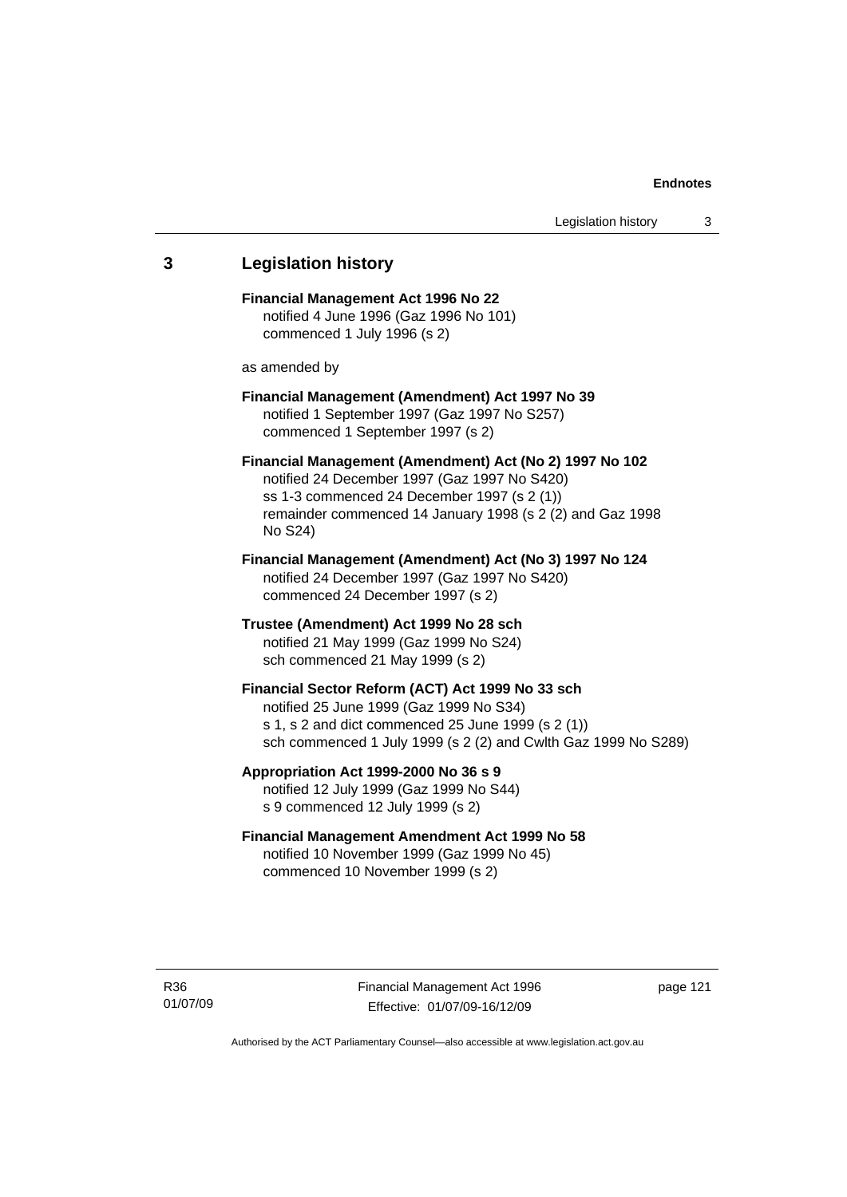## 3 Legislation history

**Financial Management Act 1996 No 22**
notified 4 June 1996 (Gaz 1996 No 101)
commenced 1 July 1996 (s 2)

as amended by

**Financial Management (Amendment) Act 1997 No 39**
notified 1 September 1997 (Gaz 1997 No S257)
commenced 1 September 1997 (s 2)

**Financial Management (Amendment) Act (No 2) 1997 No 102**
notified 24 December 1997 (Gaz 1997 No S420)
ss 1-3 commenced 24 December 1997 (s 2 (1))
remainder commenced 14 January 1998 (s 2 (2) and Gaz 1998 No S24)

**Financial Management (Amendment) Act (No 3) 1997 No 124**
notified 24 December 1997 (Gaz 1997 No S420)
commenced 24 December 1997 (s 2)

**Trustee (Amendment) Act 1999 No 28 sch**
notified 21 May 1999 (Gaz 1999 No S24)
sch commenced 21 May 1999 (s 2)

**Financial Sector Reform (ACT) Act 1999 No 33 sch**
notified 25 June 1999 (Gaz 1999 No S34)
s 1, s 2 and dict commenced 25 June 1999 (s 2 (1))
sch commenced 1 July 1999 (s 2 (2) and Cwlth Gaz 1999 No S289)

**Appropriation Act 1999-2000 No 36 s 9**
notified 12 July 1999 (Gaz 1999 No S44)
s 9 commenced 12 July 1999 (s 2)

**Financial Management Amendment Act 1999 No 58**
notified 10 November 1999 (Gaz 1999 No 45)
commenced 10 November 1999 (s 2)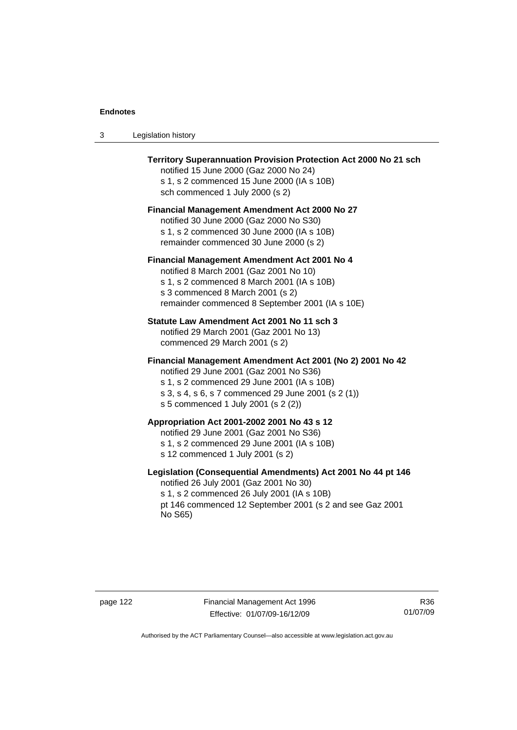**Territory Superannuation Provision Protection Act 2000 No 21 sch**
notified 15 June 2000 (Gaz 2000 No 24)
s 1, s 2 commenced 15 June 2000 (IA s 10B)
sch commenced 1 July 2000 (s 2)

**Financial Management Amendment Act 2000 No 27**
notified 30 June 2000 (Gaz 2000 No S30)
s 1, s 2 commenced 30 June 2000 (IA s 10B)
remainder commenced 30 June 2000 (s 2)

**Financial Management Amendment Act 2001 No 4**
notified 8 March 2001 (Gaz 2001 No 10)
s 1, s 2 commenced 8 March 2001 (IA s 10B)
s 3 commenced 8 March 2001 (s 2)
remainder commenced 8 September 2001 (IA s 10E)

**Statute Law Amendment Act 2001 No 11 sch 3**
notified 29 March 2001 (Gaz 2001 No 13)
commenced 29 March 2001 (s 2)

**Financial Management Amendment Act 2001 (No 2) 2001 No 42**
notified 29 June 2001 (Gaz 2001 No S36)
s 1, s 2 commenced 29 June 2001 (IA s 10B)
s 3, s 4, s 6, s 7 commenced 29 June 2001 (s 2 (1))
s 5 commenced 1 July 2001 (s 2 (2))

**Appropriation Act 2001-2002 2001 No 43 s 12**
notified 29 June 2001 (Gaz 2001 No S36)
s 1, s 2 commenced 29 June 2001 (IA s 10B)
s 12 commenced 1 July 2001 (s 2)

**Legislation (Consequential Amendments) Act 2001 No 44 pt 146**
notified 26 July 2001 (Gaz 2001 No 30)
s 1, s 2 commenced 26 July 2001 (IA s 10B)
pt 146 commenced 12 September 2001 (s 2 and see Gaz 2001 No S65)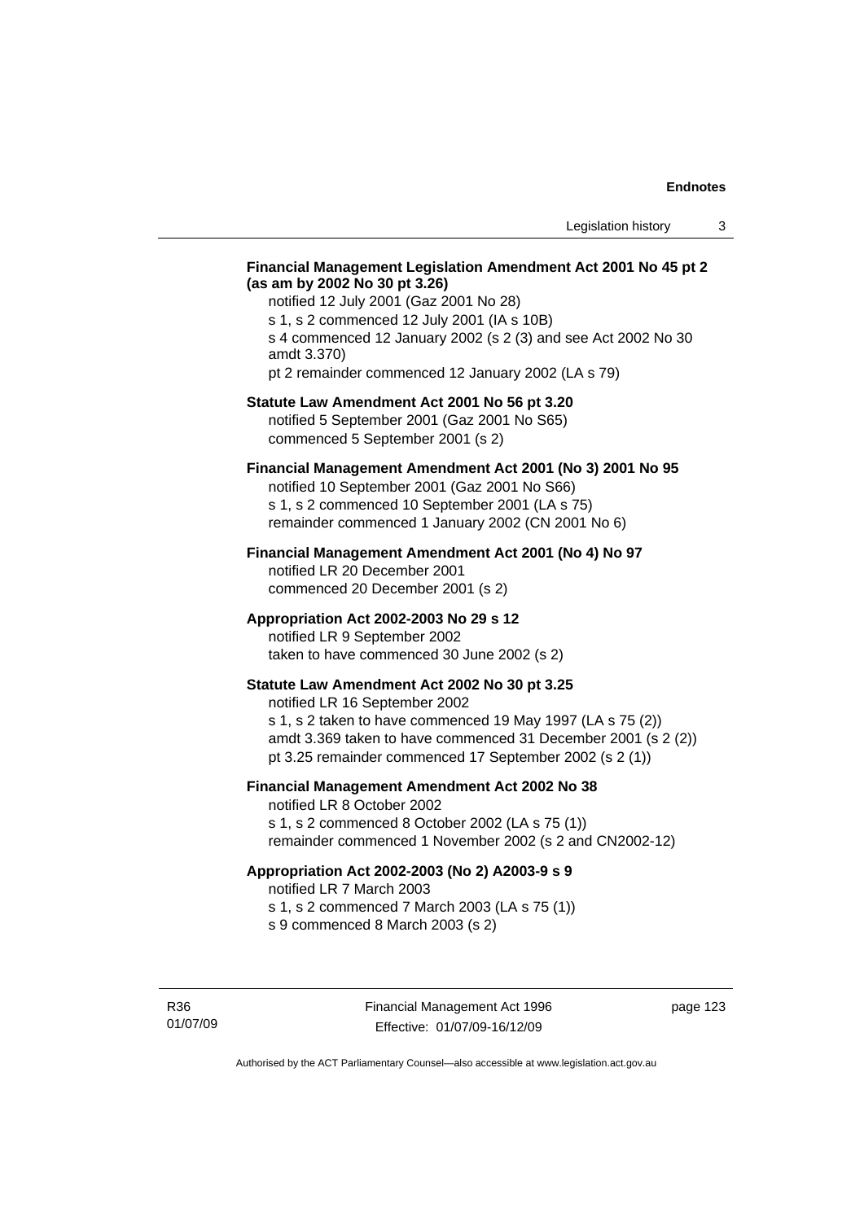**Financial Management Legislation Amendment Act 2001 No 45 pt 2 (as am by 2002 No 30 pt 3.26)**

notified 12 July 2001 (Gaz 2001 No 28)
s 1, s 2 commenced 12 July 2001 (IA s 10B)
s 4 commenced 12 January 2002 (s 2 (3) and see Act 2002 No 30 amdt 3.370)
pt 2 remainder commenced 12 January 2002 (LA s 79)

**Statute Law Amendment Act 2001 No 56 pt 3.20**

notified 5 September 2001 (Gaz 2001 No S65)
commenced 5 September 2001 (s 2)

**Financial Management Amendment Act 2001 (No 3) 2001 No 95**

notified 10 September 2001 (Gaz 2001 No S66)
s 1, s 2 commenced 10 September 2001 (LA s 75)
remainder commenced 1 January 2002 (CN 2001 No 6)

**Financial Management Amendment Act 2001 (No 4) No 97**

notified LR 20 December 2001
commenced 20 December 2001 (s 2)

**Appropriation Act 2002-2003 No 29 s 12**

notified LR 9 September 2002
taken to have commenced 30 June 2002 (s 2)

**Statute Law Amendment Act 2002 No 30 pt 3.25**

notified LR 16 September 2002
s 1, s 2 taken to have commenced 19 May 1997 (LA s 75 (2))
amdt 3.369 taken to have commenced 31 December 2001 (s 2 (2))
pt 3.25 remainder commenced 17 September 2002 (s 2 (1))

**Financial Management Amendment Act 2002 No 38**

notified LR 8 October 2002
s 1, s 2 commenced 8 October 2002 (LA s 75 (1))
remainder commenced 1 November 2002 (s 2 and CN2002-12)

**Appropriation Act 2002-2003 (No 2) A2003-9 s 9**

notified LR 7 March 2003
s 1, s 2 commenced 7 March 2003 (LA s 75 (1))
s 9 commenced 8 March 2003 (s 2)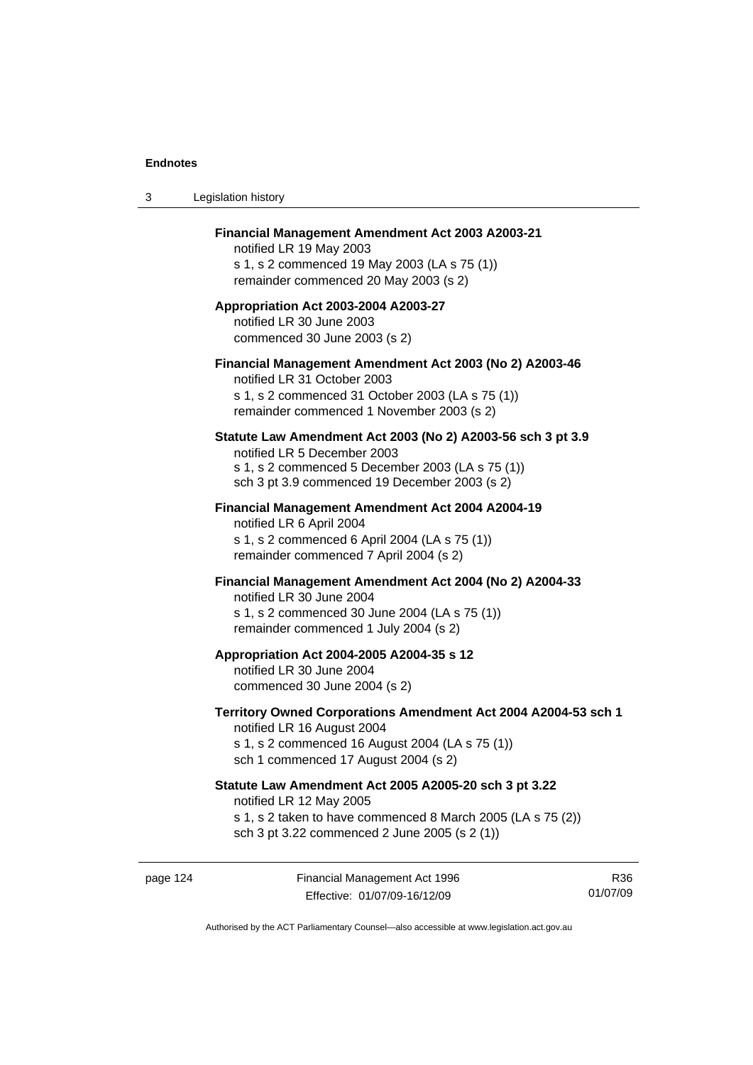**Financial Management Amendment Act 2003 A2003-21**
notified LR 19 May 2003
s 1, s 2 commenced 19 May 2003 (LA s 75 (1))
remainder commenced 20 May 2003 (s 2)

**Appropriation Act 2003-2004 A2003-27**
notified LR 30 June 2003
commenced 30 June 2003 (s 2)

**Financial Management Amendment Act 2003 (No 2) A2003-46**
notified LR 31 October 2003
s 1, s 2 commenced 31 October 2003 (LA s 75 (1))
remainder commenced 1 November 2003 (s 2)

**Statute Law Amendment Act 2003 (No 2) A2003-56 sch 3 pt 3.9**
notified LR 5 December 2003
s 1, s 2 commenced 5 December 2003 (LA s 75 (1))
sch 3 pt 3.9 commenced 19 December 2003 (s 2)

**Financial Management Amendment Act 2004 A2004-19**
notified LR 6 April 2004
s 1, s 2 commenced 6 April 2004 (LA s 75 (1))
remainder commenced 7 April 2004 (s 2)

**Financial Management Amendment Act 2004 (No 2) A2004-33**
notified LR 30 June 2004
s 1, s 2 commenced 30 June 2004 (LA s 75 (1))
remainder commenced 1 July 2004 (s 2)

**Appropriation Act 2004-2005 A2004-35 s 12**
notified LR 30 June 2004
commenced 30 June 2004 (s 2)

**Territory Owned Corporations Amendment Act 2004 A2004-53 sch 1**
notified LR 16 August 2004
s 1, s 2 commenced 16 August 2004 (LA s 75 (1))
sch 1 commenced 17 August 2004 (s 2)

**Statute Law Amendment Act 2005 A2005-20 sch 3 pt 3.22**
notified LR 12 May 2005
s 1, s 2 taken to have commenced 8 March 2005 (LA s 75 (2))
sch 3 pt 3.22 commenced 2 June 2005 (s 2 (1))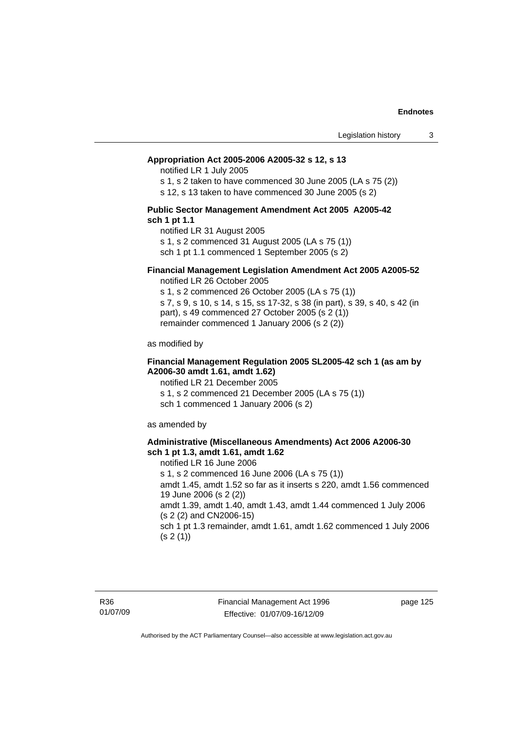**Appropriation Act 2005-2006 A2005-32 s 12, s 13**

notified LR 1 July 2005

s 1, s 2 taken to have commenced 30 June 2005 (LA s 75 (2))

s 12, s 13 taken to have commenced 30 June 2005 (s 2)

**Public Sector Management Amendment Act 2005 A2005-42 sch 1 pt 1.1**

notified LR 31 August 2005

s 1, s 2 commenced 31 August 2005 (LA s 75 (1))

sch 1 pt 1.1 commenced 1 September 2005 (s 2)

**Financial Management Legislation Amendment Act 2005 A2005-52**

notified LR 26 October 2005

s 1, s 2 commenced 26 October 2005 (LA s 75 (1))

s 7, s 9, s 10, s 14, s 15, ss 17-32, s 38 (in part), s 39, s 40, s 42 (in part), s 49 commenced 27 October 2005 (s 2 (1))

remainder commenced 1 January 2006 (s 2 (2))

as modified by

**Financial Management Regulation 2005 SL2005-42 sch 1 (as am by A2006-30 amdt 1.61, amdt 1.62)**

notified LR 21 December 2005

s 1, s 2 commenced 21 December 2005 (LA s 75 (1))

sch 1 commenced 1 January 2006 (s 2)

as amended by

**Administrative (Miscellaneous Amendments) Act 2006 A2006-30 sch 1 pt 1.3, amdt 1.61, amdt 1.62**

notified LR 16 June 2006

s 1, s 2 commenced 16 June 2006 (LA s 75 (1))

amdt 1.45, amdt 1.52 so far as it inserts s 220, amdt 1.56 commenced 19 June 2006 (s 2 (2))

amdt 1.39, amdt 1.40, amdt 1.43, amdt 1.44 commenced 1 July 2006 (s 2 (2) and CN2006-15)

sch 1 pt 1.3 remainder, amdt 1.61, amdt 1.62 commenced 1 July 2006 (s 2 (1))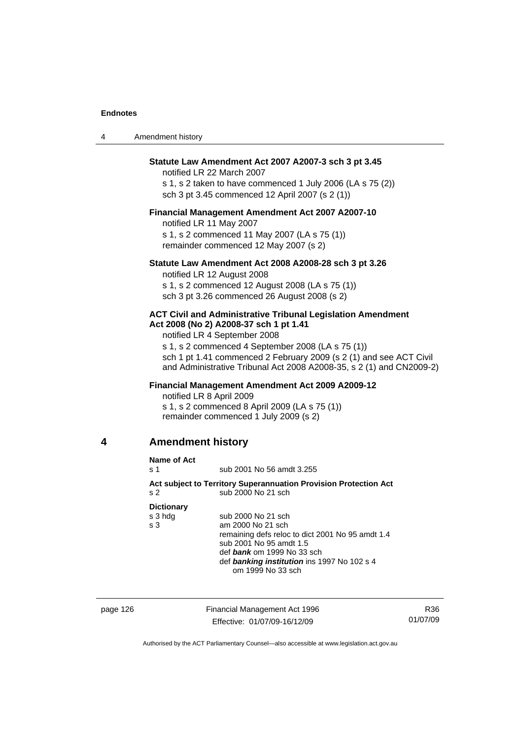**Statute Law Amendment Act 2007 A2007-3 sch 3 pt 3.45**

notified LR 22 March 2007

s 1, s 2 taken to have commenced 1 July 2006 (LA s 75 (2))

sch 3 pt 3.45 commenced 12 April 2007 (s 2 (1))

**Financial Management Amendment Act 2007 A2007-10**

notified LR 11 May 2007

s 1, s 2 commenced 11 May 2007 (LA s 75 (1))

remainder commenced 12 May 2007 (s 2)

**Statute Law Amendment Act 2008 A2008-28 sch 3 pt 3.26**

notified LR 12 August 2008

s 1, s 2 commenced 12 August 2008 (LA s 75 (1))

sch 3 pt 3.26 commenced 26 August 2008 (s 2)

**ACT Civil and Administrative Tribunal Legislation Amendment Act 2008 (No 2) A2008-37 sch 1 pt 1.41**

notified LR 4 September 2008

s 1, s 2 commenced 4 September 2008 (LA s 75 (1))

sch 1 pt 1.41 commenced 2 February 2009 (s 2 (1) and see ACT Civil and Administrative Tribunal Act 2008 A2008-35, s 2 (1) and CN2009-2)

**Financial Management Amendment Act 2009 A2009-12**

notified LR 8 April 2009

s 1, s 2 commenced 8 April 2009 (LA s 75 (1))

remainder commenced 1 July 2009 (s 2)

## 4 Amendment history

**Name of Act**

s 1 sub 2001 No 56 amdt 3.255

**Act subject to Territory Superannuation Provision Protection Act**

s 2 sub 2000 No 21 sch

**Dictionary**

s 3 hdg sub 2000 No 21 sch

s 3 am 2000 No 21 sch

remaining defs reloc to dict 2001 No 95 amdt 1.4

sub 2001 No 95 amdt 1.5

def ***bank*** om 1999 No 33 sch

def ***banking institution*** ins 1997 No 102 s 4

om 1999 No 33 sch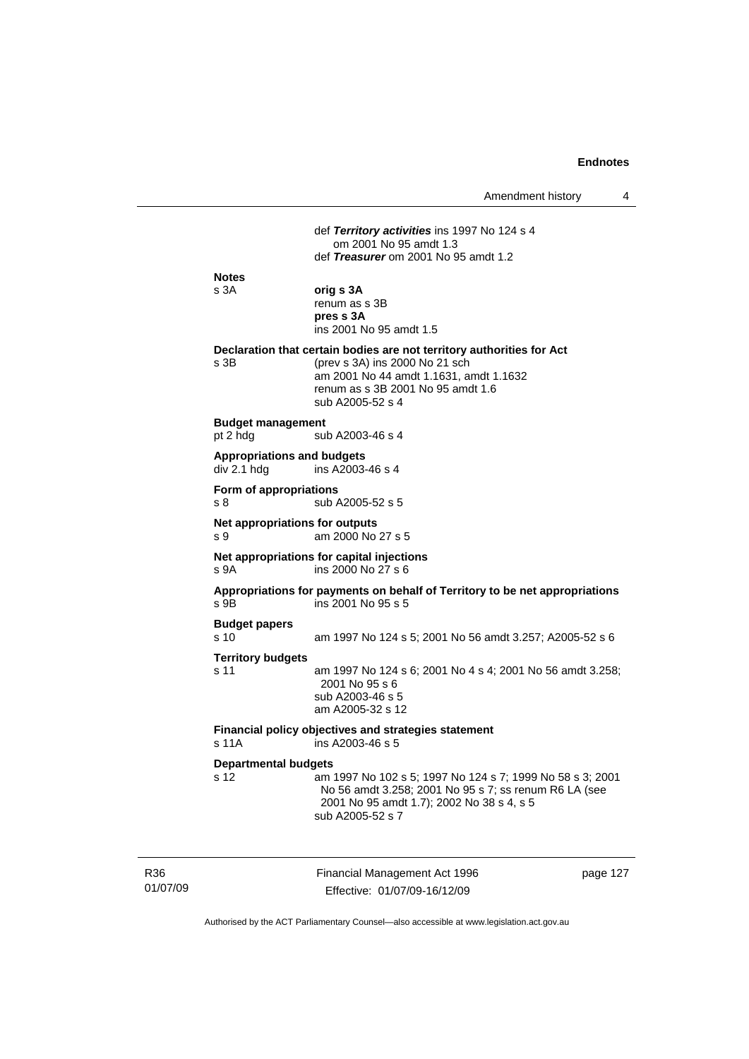def ***Territory activities*** ins 1997 No 124 s 4
om 2001 No 95 amdt 1.3
def ***Treasurer*** om 2001 No 95 amdt 1.2

**Notes**
s 3A **orig s 3A**
renum as s 3B
**pres s 3A**
ins 2001 No 95 amdt 1.5

**Declaration that certain bodies are not territory authorities for Act**
s 3B (prev s 3A) ins 2000 No 21 sch
am 2001 No 44 amdt 1.1631, amdt 1.1632
renum as s 3B 2001 No 95 amdt 1.6
sub A2005-52 s 4

**Budget management**
pt 2 hdg sub A2003-46 s 4

**Appropriations and budgets**
div 2.1 hdg ins A2003-46 s 4

**Form of appropriations**
s 8 sub A2005-52 s 5

**Net appropriations for outputs**
s 9 am 2000 No 27 s 5

**Net appropriations for capital injections**
s 9A ins 2000 No 27 s 6

**Appropriations for payments on behalf of Territory to be net appropriations**
s 9B ins 2001 No 95 s 5

**Budget papers**
s 10 am 1997 No 124 s 5; 2001 No 56 amdt 3.257; A2005-52 s 6

**Territory budgets**
s 11 am 1997 No 124 s 6; 2001 No 4 s 4; 2001 No 56 amdt 3.258; 2001 No 95 s 6
sub A2003-46 s 5
am A2005-32 s 12

**Financial policy objectives and strategies statement**
s 11A ins A2003-46 s 5

**Departmental budgets**
s 12 am 1997 No 102 s 5; 1997 No 124 s 7; 1999 No 58 s 3; 2001 No 56 amdt 3.258; 2001 No 95 s 7; ss renum R6 LA (see 2001 No 95 amdt 1.7); 2002 No 38 s 4, s 5
sub A2005-52 s 7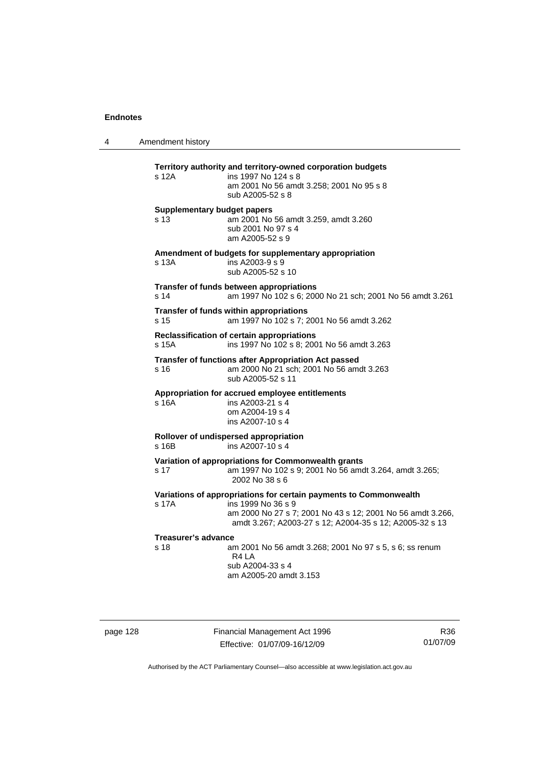**Territory authority and territory-owned corporation budgets**
s 12A ins 1997 No 124 s 8
am 2001 No 56 amdt 3.258; 2001 No 95 s 8
sub A2005-52 s 8

**Supplementary budget papers**
s 13 am 2001 No 56 amdt 3.259, amdt 3.260
sub 2001 No 97 s 4
am A2005-52 s 9

**Amendment of budgets for supplementary appropriation**
s 13A ins A2003-9 s 9
sub A2005-52 s 10

**Transfer of funds between appropriations**
s 14 am 1997 No 102 s 6; 2000 No 21 sch; 2001 No 56 amdt 3.261

**Transfer of funds within appropriations**
s 15 am 1997 No 102 s 7; 2001 No 56 amdt 3.262

**Reclassification of certain appropriations**
s 15A ins 1997 No 102 s 8; 2001 No 56 amdt 3.263

**Transfer of functions after Appropriation Act passed**
s 16 am 2000 No 21 sch; 2001 No 56 amdt 3.263
sub A2005-52 s 11

**Appropriation for accrued employee entitlements**
s 16A ins A2003-21 s 4
om A2004-19 s 4
ins A2007-10 s 4

**Rollover of undispersed appropriation**
s 16B ins A2007-10 s 4

**Variation of appropriations for Commonwealth grants**
s 17 am 1997 No 102 s 9; 2001 No 56 amdt 3.264, amdt 3.265; 2002 No 38 s 6

**Variations of appropriations for certain payments to Commonwealth**
s 17A ins 1999 No 36 s 9
am 2000 No 27 s 7; 2001 No 43 s 12; 2001 No 56 amdt 3.266, amdt 3.267; A2003-27 s 12; A2004-35 s 12; A2005-32 s 13

**Treasurer's advance**
s 18 am 2001 No 56 amdt 3.268; 2001 No 97 s 5, s 6; ss renum R4 LA
sub A2004-33 s 4
am A2005-20 amdt 3.153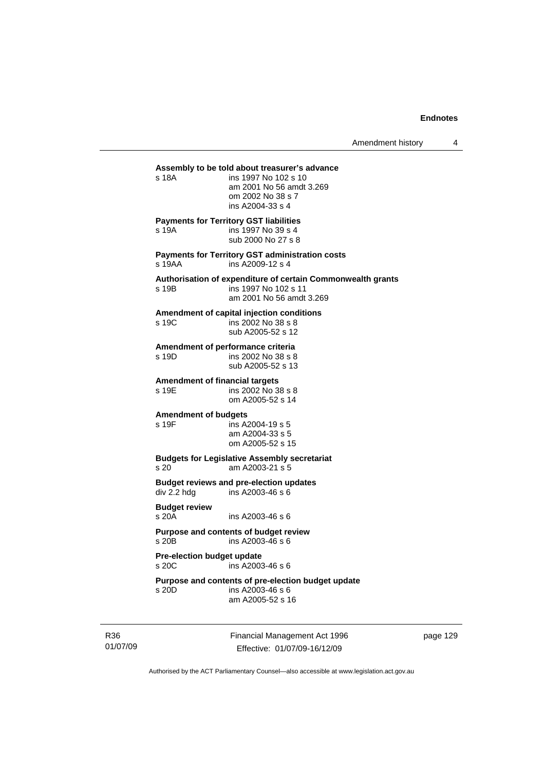**Assembly to be told about treasurer's advance**
s 18A ins 1997 No 102 s 10
am 2001 No 56 amdt 3.269
om 2002 No 38 s 7
ins A2004-33 s 4

**Payments for Territory GST liabilities**
s 19A ins 1997 No 39 s 4
sub 2000 No 27 s 8

**Payments for Territory GST administration costs**
s 19AA ins A2009-12 s 4

**Authorisation of expenditure of certain Commonwealth grants**
s 19B ins 1997 No 102 s 11
am 2001 No 56 amdt 3.269

**Amendment of capital injection conditions**
s 19C ins 2002 No 38 s 8
sub A2005-52 s 12

**Amendment of performance criteria**
s 19D ins 2002 No 38 s 8
sub A2005-52 s 13

**Amendment of financial targets**
s 19E ins 2002 No 38 s 8
om A2005-52 s 14

**Amendment of budgets**
s 19F ins A2004-19 s 5
am A2004-33 s 5
om A2005-52 s 15

**Budgets for Legislative Assembly secretariat**
s 20 am A2003-21 s 5

**Budget reviews and pre-election updates**
div 2.2 hdg ins A2003-46 s 6

**Budget review**
s 20A ins A2003-46 s 6

**Purpose and contents of budget review**
s 20B ins A2003-46 s 6

**Pre-election budget update**
s 20C ins A2003-46 s 6

**Purpose and contents of pre-election budget update**
s 20D ins A2003-46 s 6
am A2005-52 s 16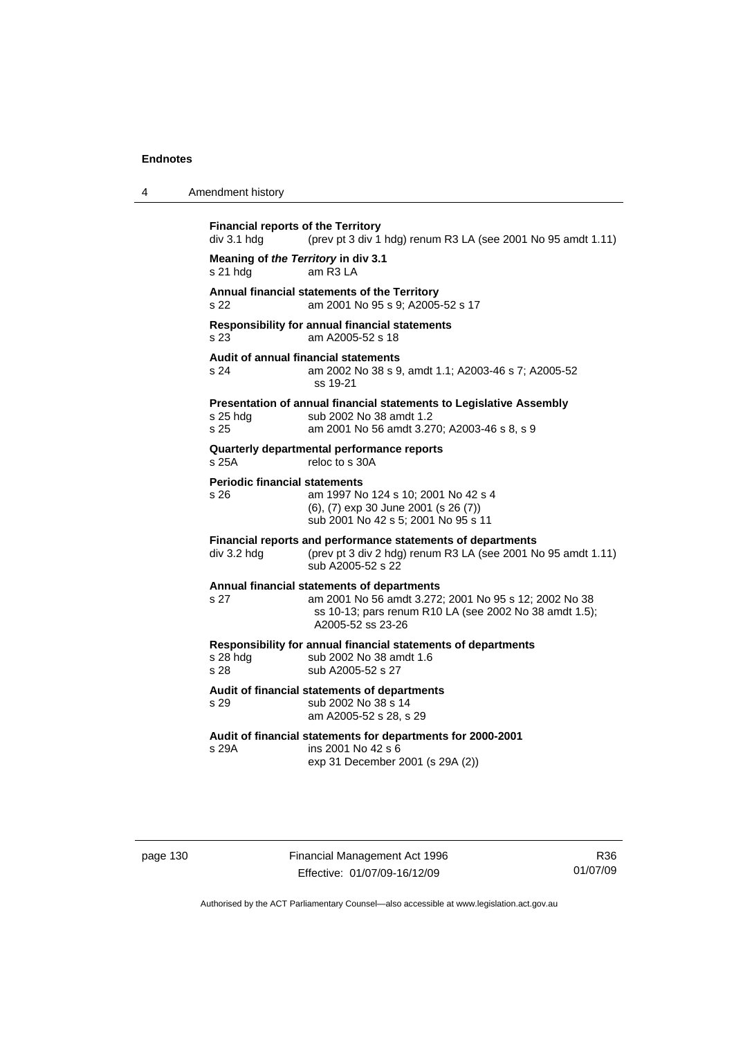**Financial reports of the Territory**
div 3.1 hdg (prev pt 3 div 1 hdg) renum R3 LA (see 2001 No 95 amdt 1.11)

**Meaning of *the Territory* in div 3.1**
s 21 hdg am R3 LA

**Annual financial statements of the Territory**
s 22 am 2001 No 95 s 9; A2005-52 s 17

**Responsibility for annual financial statements**
s 23 am A2005-52 s 18

**Audit of annual financial statements**
s 24 am 2002 No 38 s 9, amdt 1.1; A2003-46 s 7; A2005-52 ss 19-21

**Presentation of annual financial statements to Legislative Assembly**
s 25 hdg sub 2002 No 38 amdt 1.2
s 25 am 2001 No 56 amdt 3.270; A2003-46 s 8, s 9

**Quarterly departmental performance reports**
s 25A reloc to s 30A

**Periodic financial statements**
s 26 am 1997 No 124 s 10; 2001 No 42 s 4
(6), (7) exp 30 June 2001 (s 26 (7))
sub 2001 No 42 s 5; 2001 No 95 s 11

**Financial reports and performance statements of departments**
div 3.2 hdg (prev pt 3 div 2 hdg) renum R3 LA (see 2001 No 95 amdt 1.11)
sub A2005-52 s 22

**Annual financial statements of departments**
s 27 am 2001 No 56 amdt 3.272; 2001 No 95 s 12; 2002 No 38 ss 10-13; pars renum R10 LA (see 2002 No 38 amdt 1.5); A2005-52 ss 23-26

**Responsibility for annual financial statements of departments**
s 28 hdg sub 2002 No 38 amdt 1.6
s 28 sub A2005-52 s 27

**Audit of financial statements of departments**
s 29 sub 2002 No 38 s 14
am A2005-52 s 28, s 29

**Audit of financial statements for departments for 2000-2001**
s 29A ins 2001 No 42 s 6
exp 31 December 2001 (s 29A (2))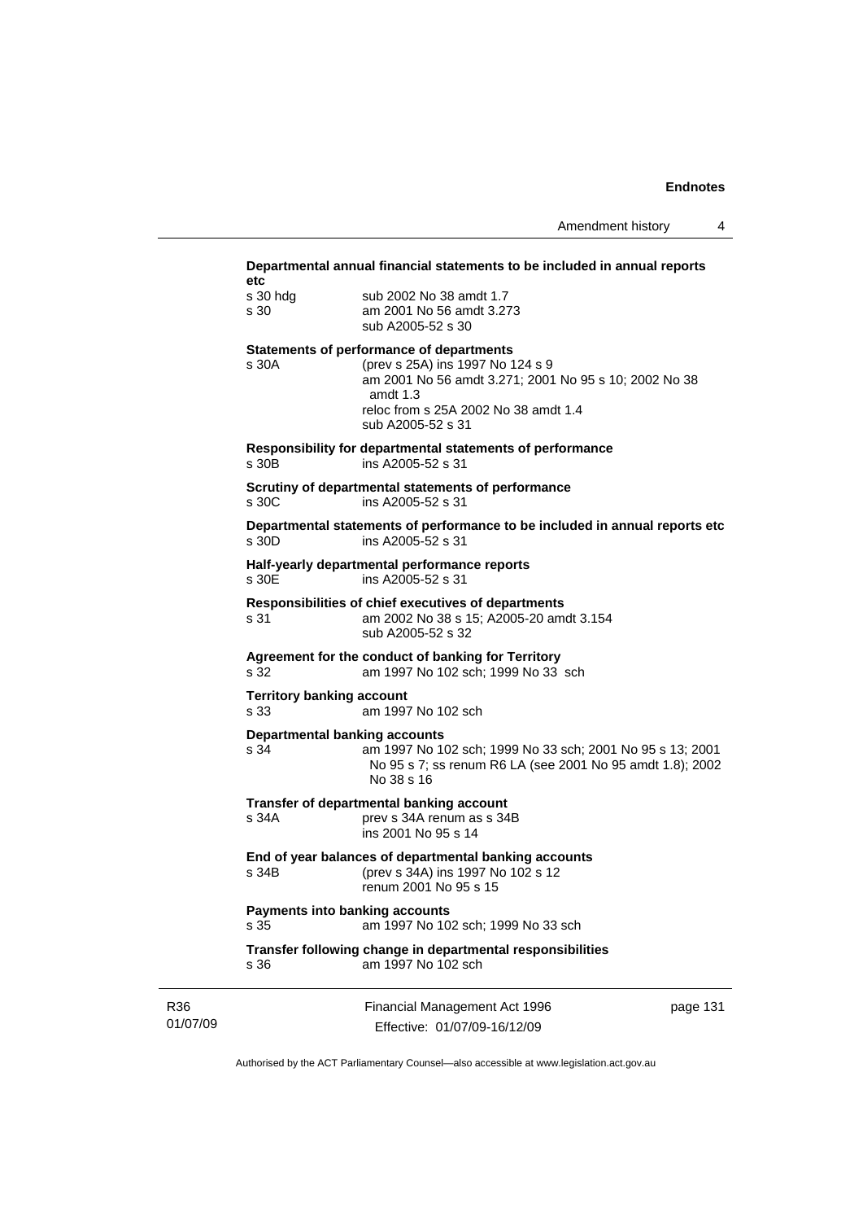**Departmental annual financial statements to be included in annual reports etc**

s 30 hdg sub 2002 No 38 amdt 1.7
s 30 am 2001 No 56 amdt 3.273
sub A2005-52 s 30

**Statements of performance of departments**

s 30A (prev s 25A) ins 1997 No 124 s 9
am 2001 No 56 amdt 3.271; 2001 No 95 s 10; 2002 No 38 amdt 1.3
reloc from s 25A 2002 No 38 amdt 1.4
sub A2005-52 s 31

**Responsibility for departmental statements of performance**

s 30B ins A2005-52 s 31

**Scrutiny of departmental statements of performance**

s 30C ins A2005-52 s 31

**Departmental statements of performance to be included in annual reports etc**

s 30D ins A2005-52 s 31

**Half-yearly departmental performance reports**

s 30E ins A2005-52 s 31

**Responsibilities of chief executives of departments**

s 31 am 2002 No 38 s 15; A2005-20 amdt 3.154
sub A2005-52 s 32

**Agreement for the conduct of banking for Territory**

s 32 am 1997 No 102 sch; 1999 No 33 sch

**Territory banking account**

s 33 am 1997 No 102 sch

**Departmental banking accounts**

s 34 am 1997 No 102 sch; 1999 No 33 sch; 2001 No 95 s 13; 2001 No 95 s 7; ss renum R6 LA (see 2001 No 95 amdt 1.8); 2002 No 38 s 16

**Transfer of departmental banking account**

s 34A prev s 34A renum as s 34B
ins 2001 No 95 s 14

**End of year balances of departmental banking accounts**

s 34B (prev s 34A) ins 1997 No 102 s 12
renum 2001 No 95 s 15

**Payments into banking accounts**

s 35 am 1997 No 102 sch; 1999 No 33 sch

**Transfer following change in departmental responsibilities**

s 36 am 1997 No 102 sch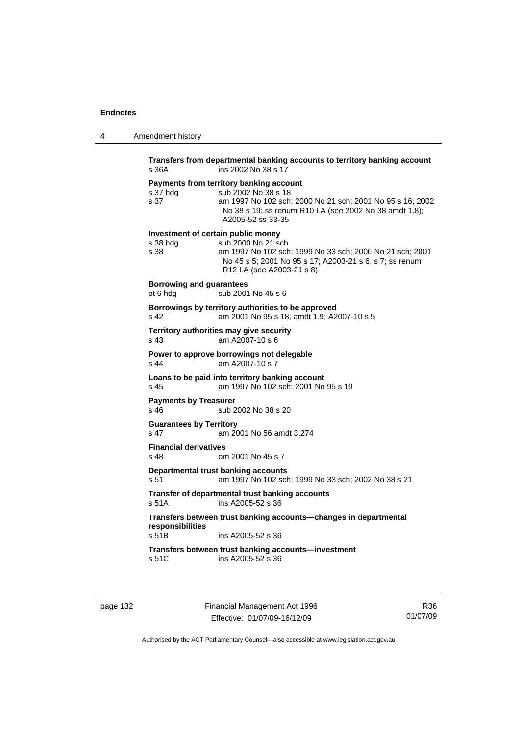**Transfers from departmental banking accounts to territory banking account**
s 36A ins 2002 No 38 s 17

**Payments from territory banking account**
s 37 hdg sub 2002 No 38 s 18
s 37 am 1997 No 102 sch; 2000 No 21 sch; 2001 No 95 s 16; 2002 No 38 s 19; ss renum R10 LA (see 2002 No 38 amdt 1.8); A2005-52 ss 33-35

**Investment of certain public money**
s 38 hdg sub 2000 No 21 sch
s 38 am 1997 No 102 sch; 1999 No 33 sch; 2000 No 21 sch; 2001 No 45 s 5; 2001 No 95 s 17; A2003-21 s 6, s 7; ss renum R12 LA (see A2003-21 s 8)

**Borrowing and guarantees**
pt 6 hdg sub 2001 No 45 s 6

**Borrowings by territory authorities to be approved**
s 42 am 2001 No 95 s 18, amdt 1.9; A2007-10 s 5

**Territory authorities may give security**
s 43 am A2007-10 s 6

**Power to approve borrowings not delegable**
s 44 am A2007-10 s 7

**Loans to be paid into territory banking account**
s 45 am 1997 No 102 sch; 2001 No 95 s 19

**Payments by Treasurer**
s 46 sub 2002 No 38 s 20

**Guarantees by Territory**
s 47 am 2001 No 56 amdt 3.274

**Financial derivatives**
s 48 om 2001 No 45 s 7

**Departmental trust banking accounts**
s 51 am 1997 No 102 sch; 1999 No 33 sch; 2002 No 38 s 21

**Transfer of departmental trust banking accounts**
s 51A ins A2005-52 s 36

**Transfers between trust banking accounts—changes in departmental responsibilities**
s 51B ins A2005-52 s 36

**Transfers between trust banking accounts—investment**
s 51C ins A2005-52 s 36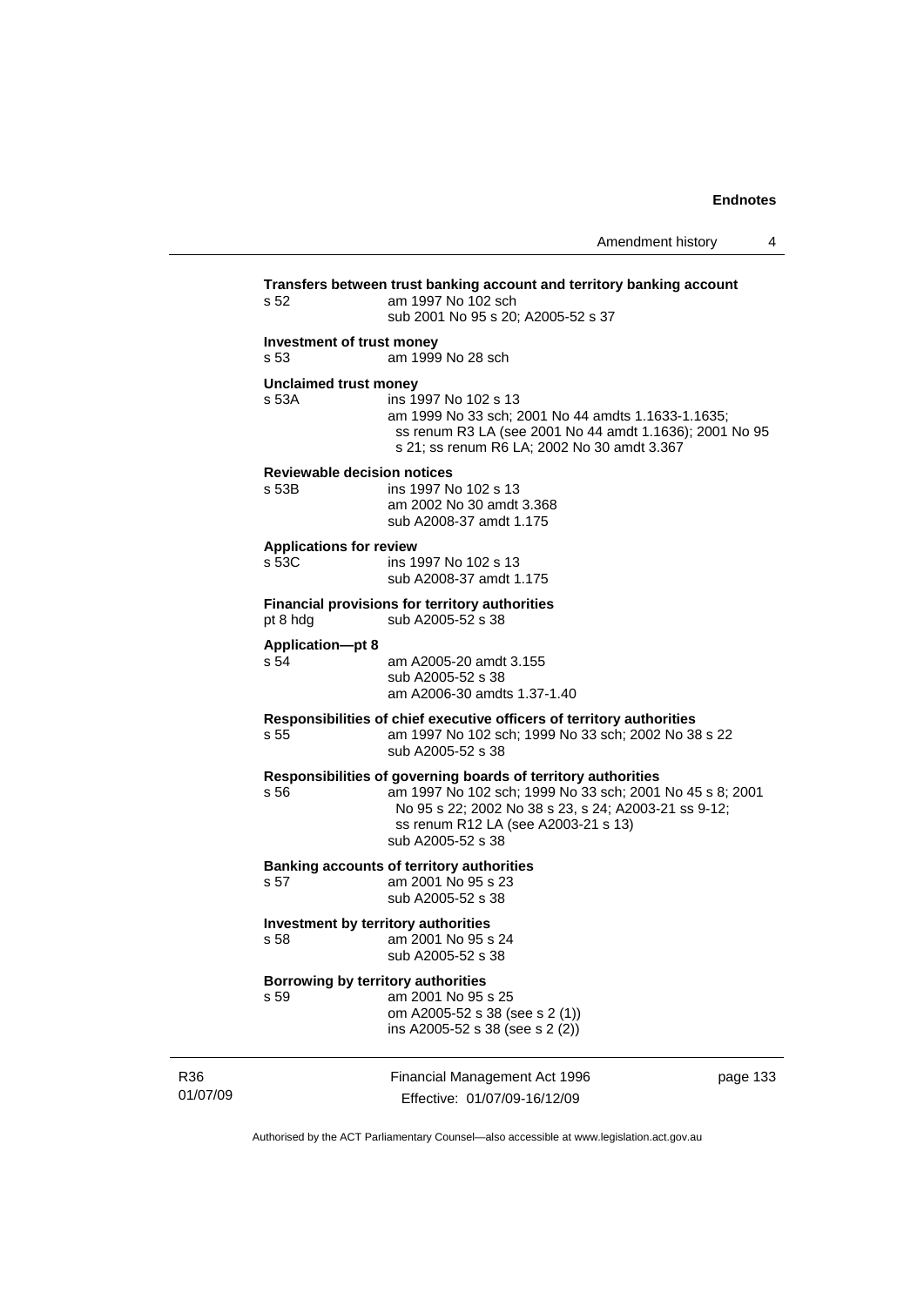**Transfers between trust banking account and territory banking account**
s 52 am 1997 No 102 sch
sub 2001 No 95 s 20; A2005-52 s 37

**Investment of trust money**
s 53 am 1999 No 28 sch

**Unclaimed trust money**
s 53A ins 1997 No 102 s 13
am 1999 No 33 sch; 2001 No 44 amdts 1.1633-1.1635; ss renum R3 LA (see 2001 No 44 amdt 1.1636); 2001 No 95 s 21; ss renum R6 LA; 2002 No 30 amdt 3.367

**Reviewable decision notices**
s 53B ins 1997 No 102 s 13
am 2002 No 30 amdt 3.368
sub A2008-37 amdt 1.175

**Applications for review**
s 53C ins 1997 No 102 s 13
sub A2008-37 amdt 1.175

**Financial provisions for territory authorities**
pt 8 hdg sub A2005-52 s 38

**Application—pt 8**
s 54 am A2005-20 amdt 3.155
sub A2005-52 s 38
am A2006-30 amdts 1.37-1.40

**Responsibilities of chief executive officers of territory authorities**
s 55 am 1997 No 102 sch; 1999 No 33 sch; 2002 No 38 s 22
sub A2005-52 s 38

**Responsibilities of governing boards of territory authorities**
s 56 am 1997 No 102 sch; 1999 No 33 sch; 2001 No 45 s 8; 2001 No 95 s 22; 2002 No 38 s 23, s 24; A2003-21 ss 9-12; ss renum R12 LA (see A2003-21 s 13)
sub A2005-52 s 38

**Banking accounts of territory authorities**
s 57 am 2001 No 95 s 23
sub A2005-52 s 38

**Investment by territory authorities**
s 58 am 2001 No 95 s 24
sub A2005-52 s 38

**Borrowing by territory authorities**
s 59 am 2001 No 95 s 25
om A2005-52 s 38 (see s 2 (1))
ins A2005-52 s 38 (see s 2 (2))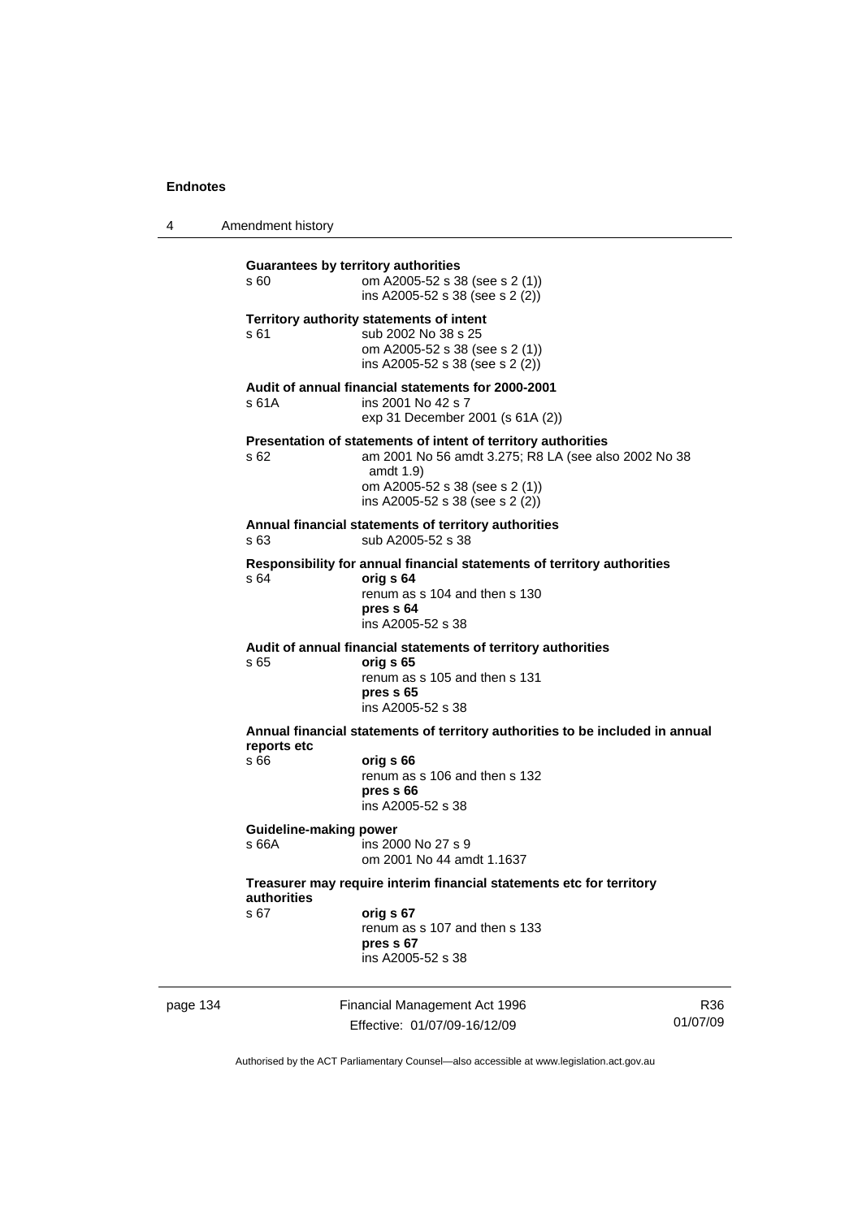**Guarantees by territory authorities**

s 60 om A2005-52 s 38 (see s 2 (1))
ins A2005-52 s 38 (see s 2 (2))

**Territory authority statements of intent**

s 61 sub 2002 No 38 s 25
om A2005-52 s 38 (see s 2 (1))
ins A2005-52 s 38 (see s 2 (2))

**Audit of annual financial statements for 2000-2001**

s 61A ins 2001 No 42 s 7
exp 31 December 2001 (s 61A (2))

**Presentation of statements of intent of territory authorities**

s 62 am 2001 No 56 amdt 3.275; R8 LA (see also 2002 No 38 amdt 1.9)
om A2005-52 s 38 (see s 2 (1))
ins A2005-52 s 38 (see s 2 (2))

**Annual financial statements of territory authorities**

s 63 sub A2005-52 s 38

**Responsibility for annual financial statements of territory authorities**

s 64 **orig s 64**
renum as s 104 and then s 130
**pres s 64**
ins A2005-52 s 38

**Audit of annual financial statements of territory authorities**

s 65 **orig s 65**
renum as s 105 and then s 131
**pres s 65**
ins A2005-52 s 38

**Annual financial statements of territory authorities to be included in annual reports etc**

s 66 **orig s 66**
renum as s 106 and then s 132
**pres s 66**
ins A2005-52 s 38

**Guideline-making power**

s 66A ins 2000 No 27 s 9
om 2001 No 44 amdt 1.1637

**Treasurer may require interim financial statements etc for territory authorities**

s 67 **orig s 67**
renum as s 107 and then s 133
**pres s 67**
ins A2005-52 s 38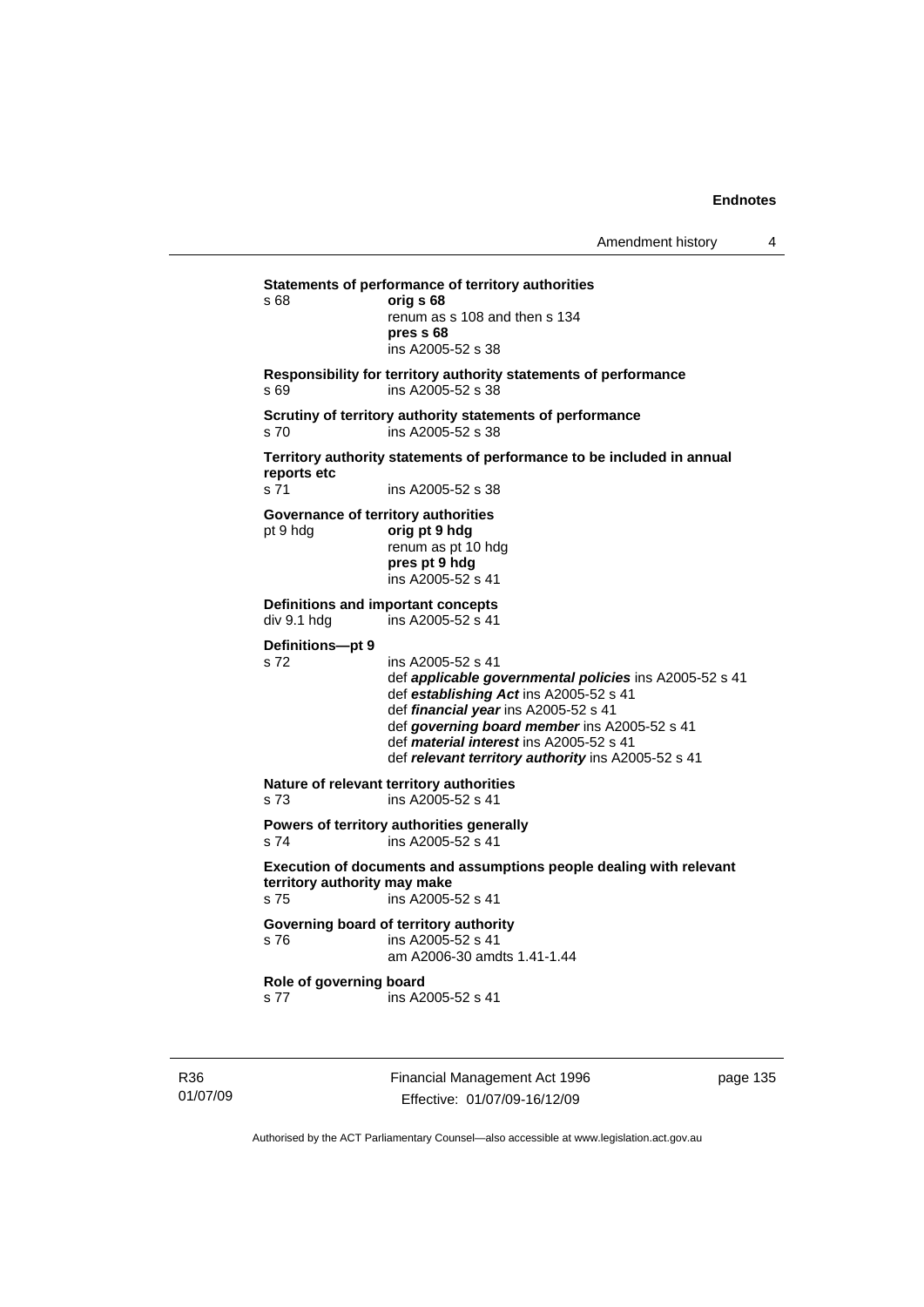**Statements of performance of territory authorities**
s 68 **orig s 68**
renum as s 108 and then s 134
**pres s 68**
ins A2005-52 s 38

**Responsibility for territory authority statements of performance**
s 69 ins A2005-52 s 38

**Scrutiny of territory authority statements of performance**
s 70 ins A2005-52 s 38

**Territory authority statements of performance to be included in annual reports etc**
s 71 ins A2005-52 s 38

**Governance of territory authorities**
pt 9 hdg **orig pt 9 hdg**
renum as pt 10 hdg
**pres pt 9 hdg**
ins A2005-52 s 41

**Definitions and important concepts**
div 9.1 hdg ins A2005-52 s 41

**Definitions—pt 9**
s 72 ins A2005-52 s 41
def ***applicable governmental policies*** ins A2005-52 s 41
def ***establishing Act*** ins A2005-52 s 41
def ***financial year*** ins A2005-52 s 41
def ***governing board member*** ins A2005-52 s 41
def ***material interest*** ins A2005-52 s 41
def ***relevant territory authority*** ins A2005-52 s 41

**Nature of relevant territory authorities**
s 73 ins A2005-52 s 41

**Powers of territory authorities generally**
s 74 ins A2005-52 s 41

**Execution of documents and assumptions people dealing with relevant territory authority may make**
s 75 ins A2005-52 s 41

**Governing board of territory authority**
s 76 ins A2005-52 s 41
am A2006-30 amdts 1.41-1.44

**Role of governing board**
s 77 ins A2005-52 s 41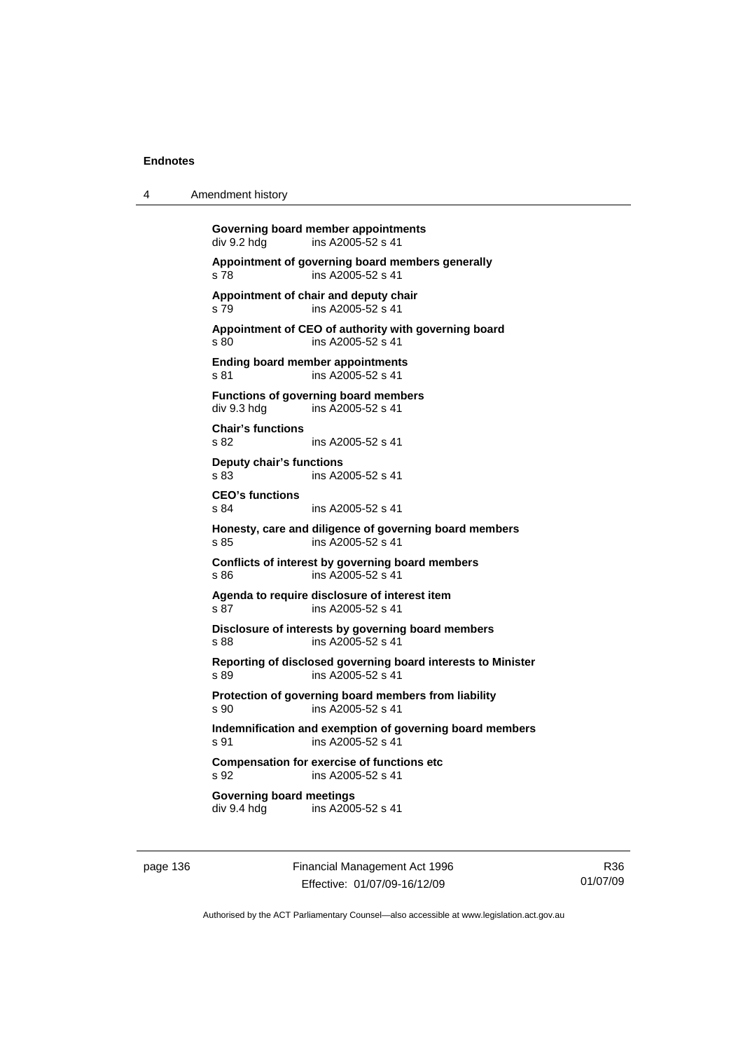**Governing board member appointments**
div 9.2 hdg ins A2005-52 s 41

**Appointment of governing board members generally**
s 78 ins A2005-52 s 41

**Appointment of chair and deputy chair**
s 79 ins A2005-52 s 41

**Appointment of CEO of authority with governing board**
s 80 ins A2005-52 s 41

**Ending board member appointments**
s 81 ins A2005-52 s 41

**Functions of governing board members**
div 9.3 hdg ins A2005-52 s 41

**Chair's functions**
s 82 ins A2005-52 s 41

**Deputy chair's functions**
s 83 ins A2005-52 s 41

**CEO's functions**
s 84 ins A2005-52 s 41

**Honesty, care and diligence of governing board members**
s 85 ins A2005-52 s 41

**Conflicts of interest by governing board members**
s 86 ins A2005-52 s 41

**Agenda to require disclosure of interest item**
s 87 ins A2005-52 s 41

**Disclosure of interests by governing board members**
s 88 ins A2005-52 s 41

**Reporting of disclosed governing board interests to Minister**
s 89 ins A2005-52 s 41

**Protection of governing board members from liability**
s 90 ins A2005-52 s 41

**Indemnification and exemption of governing board members**
s 91 ins A2005-52 s 41

**Compensation for exercise of functions etc**
s 92 ins A2005-52 s 41

**Governing board meetings**
div 9.4 hdg ins A2005-52 s 41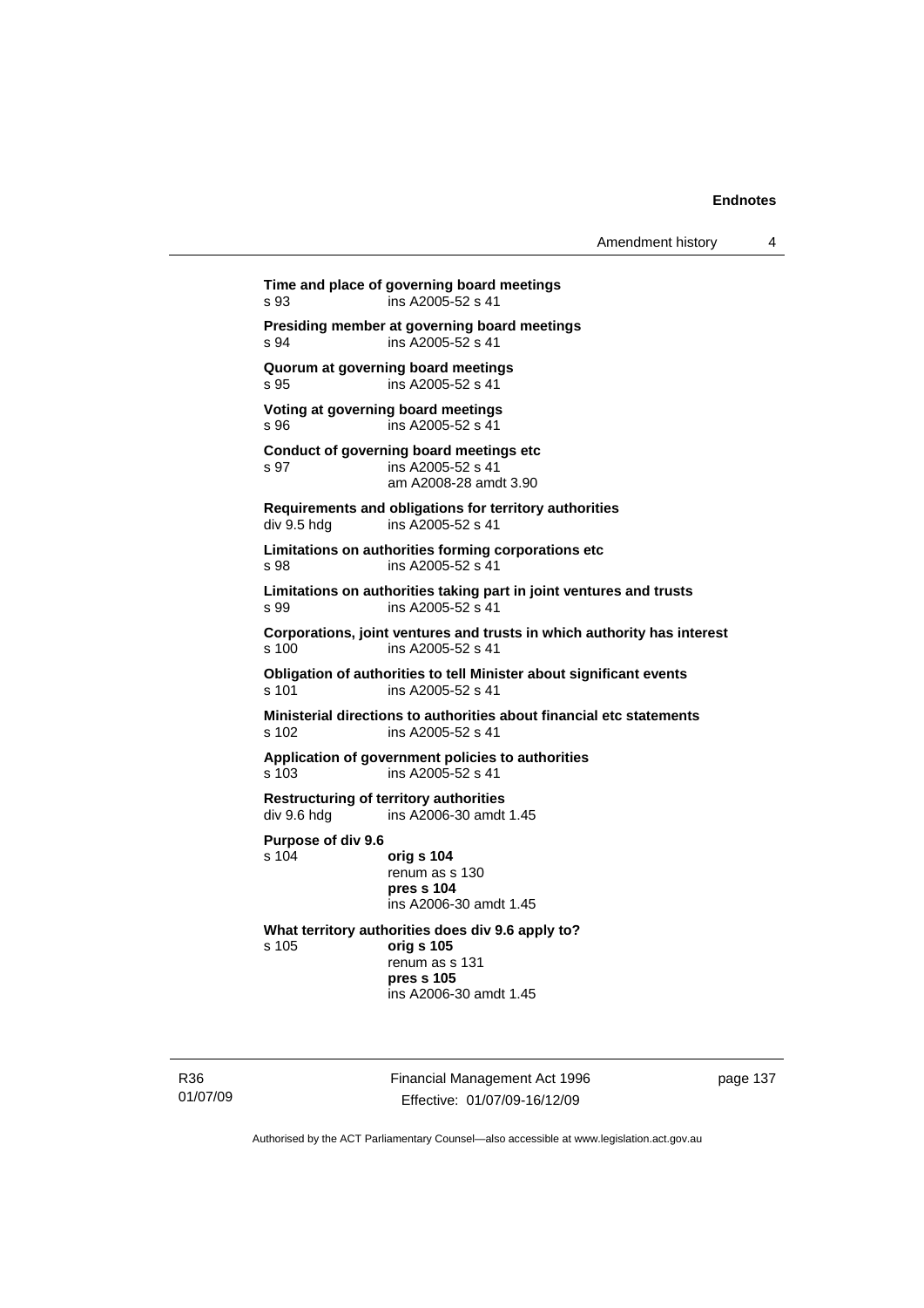**Time and place of governing board meetings**
s 93 ins A2005-52 s 41

**Presiding member at governing board meetings**
s 94 ins A2005-52 s 41

**Quorum at governing board meetings**
s 95 ins A2005-52 s 41

**Voting at governing board meetings**
s 96 ins A2005-52 s 41

**Conduct of governing board meetings etc**
s 97 ins A2005-52 s 41
am A2008-28 amdt 3.90

**Requirements and obligations for territory authorities**
div 9.5 hdg ins A2005-52 s 41

**Limitations on authorities forming corporations etc**
s 98 ins A2005-52 s 41

**Limitations on authorities taking part in joint ventures and trusts**
s 99 ins A2005-52 s 41

**Corporations, joint ventures and trusts in which authority has interest**
s 100 ins A2005-52 s 41

**Obligation of authorities to tell Minister about significant events**
s 101 ins A2005-52 s 41

**Ministerial directions to authorities about financial etc statements**
s 102 ins A2005-52 s 41

**Application of government policies to authorities**
s 103 ins A2005-52 s 41

**Restructuring of territory authorities**
div 9.6 hdg ins A2006-30 amdt 1.45

**Purpose of div 9.6**
s 104 **orig s 104**
renum as s 130
**pres s 104**
ins A2006-30 amdt 1.45

**What territory authorities does div 9.6 apply to?**
s 105 **orig s 105**
renum as s 131
**pres s 105**
ins A2006-30 amdt 1.45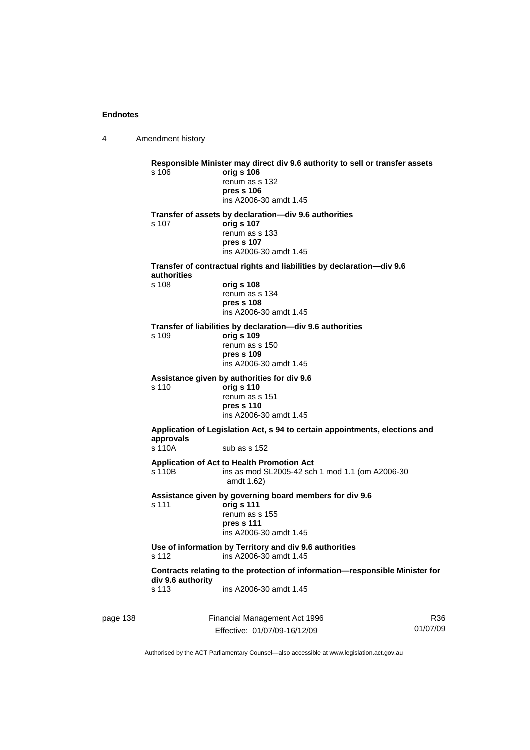**Responsible Minister may direct div 9.6 authority to sell or transfer assets**
s 106 **orig s 106**
renum as s 132
**pres s 106**
ins A2006-30 amdt 1.45

**Transfer of assets by declaration—div 9.6 authorities**
s 107 **orig s 107**
renum as s 133
**pres s 107**
ins A2006-30 amdt 1.45

**Transfer of contractual rights and liabilities by declaration—div 9.6 authorities**
s 108 **orig s 108**
renum as s 134
**pres s 108**
ins A2006-30 amdt 1.45

**Transfer of liabilities by declaration—div 9.6 authorities**
s 109 **orig s 109**
renum as s 150
**pres s 109**
ins A2006-30 amdt 1.45

**Assistance given by authorities for div 9.6**
s 110 **orig s 110**
renum as s 151
**pres s 110**
ins A2006-30 amdt 1.45

**Application of Legislation Act, s 94 to certain appointments, elections and approvals**
s 110A sub as s 152

**Application of Act to Health Promotion Act**
s 110B ins as mod SL2005-42 sch 1 mod 1.1 (om A2006-30 amdt 1.62)

**Assistance given by governing board members for div 9.6**
s 111 **orig s 111**
renum as s 155
**pres s 111**
ins A2006-30 amdt 1.45

**Use of information by Territory and div 9.6 authorities**
s 112 ins A2006-30 amdt 1.45

**Contracts relating to the protection of information—responsible Minister for div 9.6 authority**
s 113 ins A2006-30 amdt 1.45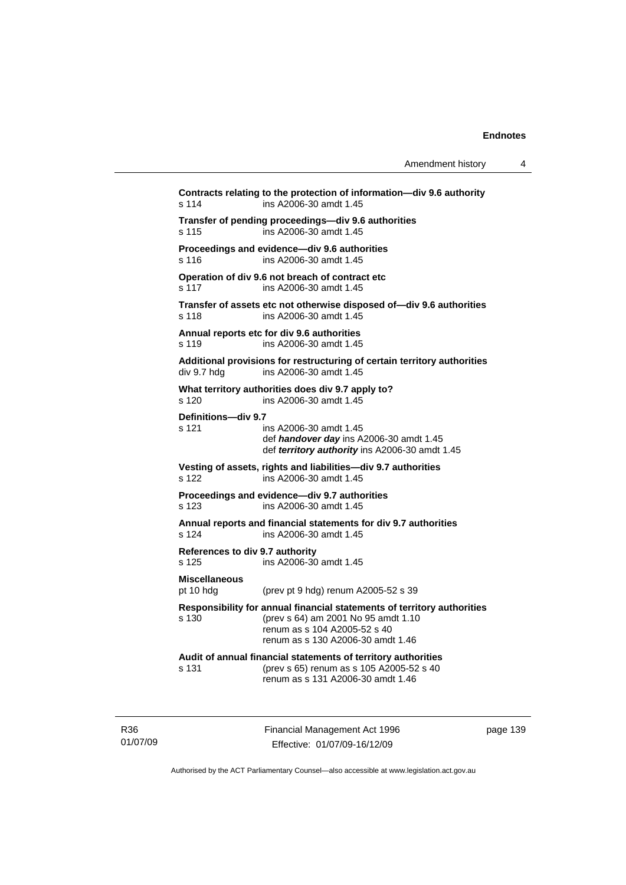**Contracts relating to the protection of information—div 9.6 authority**
s 114 ins A2006-30 amdt 1.45

**Transfer of pending proceedings—div 9.6 authorities**
s 115 ins A2006-30 amdt 1.45

**Proceedings and evidence—div 9.6 authorities**
s 116 ins A2006-30 amdt 1.45

**Operation of div 9.6 not breach of contract etc**
s 117 ins A2006-30 amdt 1.45

**Transfer of assets etc not otherwise disposed of—div 9.6 authorities**
s 118 ins A2006-30 amdt 1.45

**Annual reports etc for div 9.6 authorities**
s 119 ins A2006-30 amdt 1.45

**Additional provisions for restructuring of certain territory authorities**
div 9.7 hdg ins A2006-30 amdt 1.45

**What territory authorities does div 9.7 apply to?**
s 120 ins A2006-30 amdt 1.45

**Definitions—div 9.7**
s 121 ins A2006-30 amdt 1.45
def ***handover day*** ins A2006-30 amdt 1.45
def ***territory authority*** ins A2006-30 amdt 1.45

**Vesting of assets, rights and liabilities—div 9.7 authorities**
s 122 ins A2006-30 amdt 1.45

**Proceedings and evidence—div 9.7 authorities**
s 123 ins A2006-30 amdt 1.45

**Annual reports and financial statements for div 9.7 authorities**
s 124 ins A2006-30 amdt 1.45

**References to div 9.7 authority**
s 125 ins A2006-30 amdt 1.45

**Miscellaneous**
pt 10 hdg (prev pt 9 hdg) renum A2005-52 s 39

**Responsibility for annual financial statements of territory authorities**
s 130 (prev s 64) am 2001 No 95 amdt 1.10
renum as s 104 A2005-52 s 40
renum as s 130 A2006-30 amdt 1.46

**Audit of annual financial statements of territory authorities**
s 131 (prev s 65) renum as s 105 A2005-52 s 40
renum as s 131 A2006-30 amdt 1.46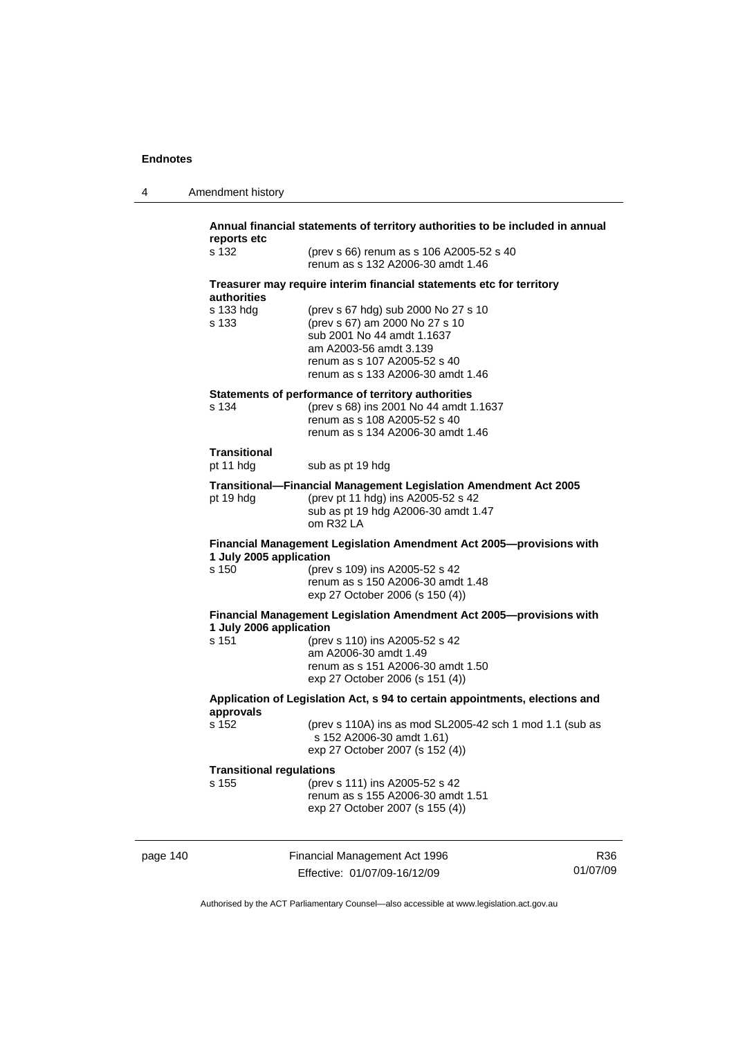**Annual financial statements of territory authorities to be included in annual reports etc**

s 132 (prev s 66) renum as s 106 A2005-52 s 40
renum as s 132 A2006-30 amdt 1.46

**Treasurer may require interim financial statements etc for territory authorities**

s 133 hdg (prev s 67 hdg) sub 2000 No 27 s 10

s 133 (prev s 67) am 2000 No 27 s 10
sub 2001 No 44 amdt 1.1637
am A2003-56 amdt 3.139
renum as s 107 A2005-52 s 40
renum as s 133 A2006-30 amdt 1.46

**Statements of performance of territory authorities**

s 134 (prev s 68) ins 2001 No 44 amdt 1.1637
renum as s 108 A2005-52 s 40
renum as s 134 A2006-30 amdt 1.46

**Transitional**

pt 11 hdg sub as pt 19 hdg

**Transitional—Financial Management Legislation Amendment Act 2005**

pt 19 hdg (prev pt 11 hdg) ins A2005-52 s 42
sub as pt 19 hdg A2006-30 amdt 1.47
om R32 LA

**Financial Management Legislation Amendment Act 2005—provisions with 1 July 2005 application**

s 150 (prev s 109) ins A2005-52 s 42
renum as s 150 A2006-30 amdt 1.48
exp 27 October 2006 (s 150 (4))

**Financial Management Legislation Amendment Act 2005—provisions with 1 July 2006 application**

s 151 (prev s 110) ins A2005-52 s 42
am A2006-30 amdt 1.49
renum as s 151 A2006-30 amdt 1.50
exp 27 October 2006 (s 151 (4))

**Application of Legislation Act, s 94 to certain appointments, elections and approvals**

s 152 (prev s 110A) ins as mod SL2005-42 sch 1 mod 1.1 (sub as s 152 A2006-30 amdt 1.61)
exp 27 October 2007 (s 152 (4))

**Transitional regulations**

s 155 (prev s 111) ins A2005-52 s 42
renum as s 155 A2006-30 amdt 1.51
exp 27 October 2007 (s 155 (4))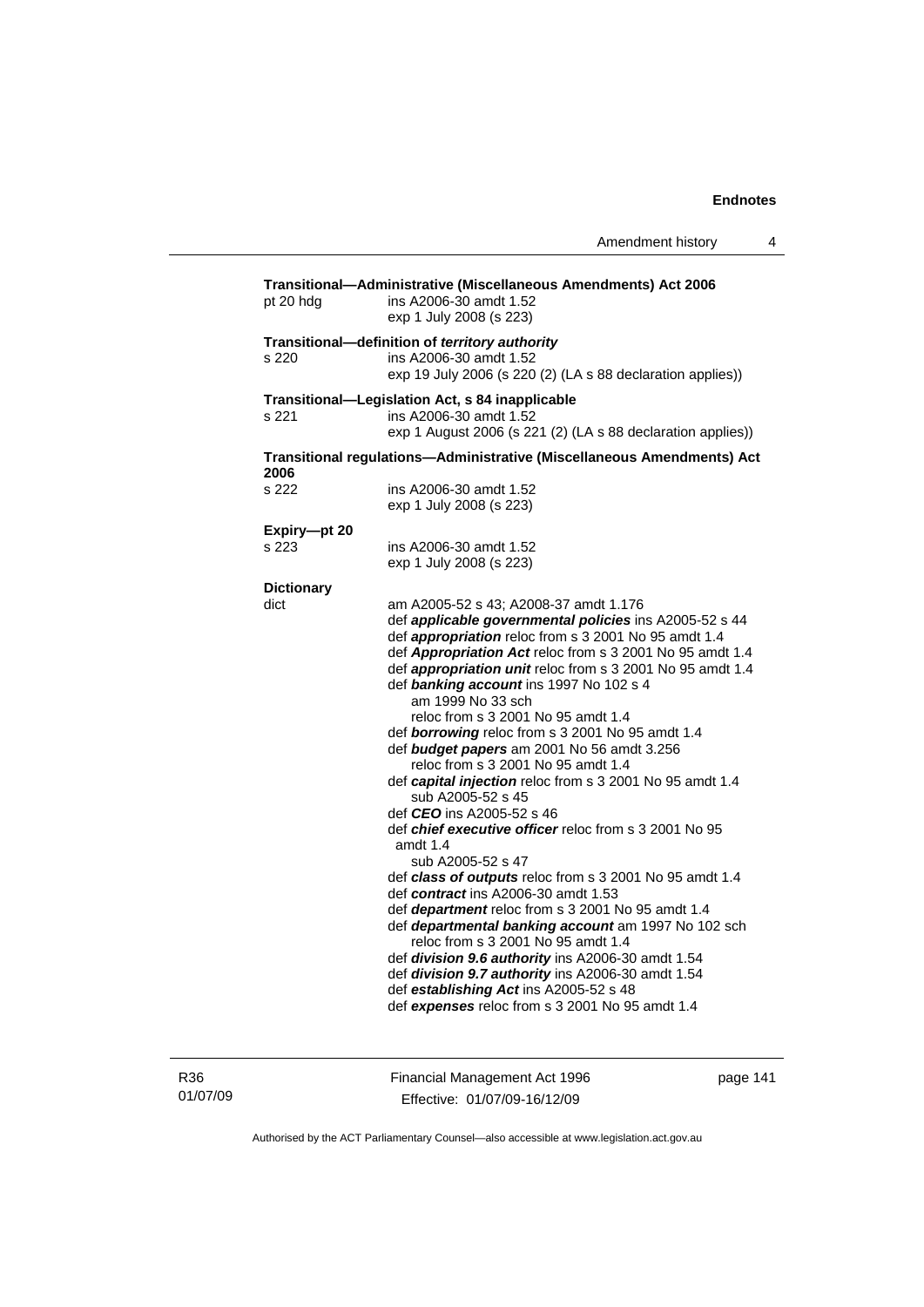**Transitional—Administrative (Miscellaneous Amendments) Act 2006**

pt 20 hdg ins A2006-30 amdt 1.52
exp 1 July 2008 (s 223)

**Transitional—definition of *territory authority***

s 220 ins A2006-30 amdt 1.52
exp 19 July 2006 (s 220 (2) (LA s 88 declaration applies))

**Transitional—Legislation Act, s 84 inapplicable**

s 221 ins A2006-30 amdt 1.52
exp 1 August 2006 (s 221 (2) (LA s 88 declaration applies))

**Transitional regulations—Administrative (Miscellaneous Amendments) Act 2006**

s 222 ins A2006-30 amdt 1.52
exp 1 July 2008 (s 223)

**Expiry—pt 20**

s 223 ins A2006-30 amdt 1.52
exp 1 July 2008 (s 223)

**Dictionary**

dict am A2005-52 s 43; A2008-37 amdt 1.176
def ***applicable governmental policies*** ins A2005-52 s 44
def ***appropriation*** reloc from s 3 2001 No 95 amdt 1.4
def ***Appropriation Act*** reloc from s 3 2001 No 95 amdt 1.4
def ***appropriation unit*** reloc from s 3 2001 No 95 amdt 1.4
def ***banking account*** ins 1997 No 102 s 4
am 1999 No 33 sch
reloc from s 3 2001 No 95 amdt 1.4
def ***borrowing*** reloc from s 3 2001 No 95 amdt 1.4
def ***budget papers*** am 2001 No 56 amdt 3.256
reloc from s 3 2001 No 95 amdt 1.4
def ***capital injection*** reloc from s 3 2001 No 95 amdt 1.4
sub A2005-52 s 45
def ***CEO*** ins A2005-52 s 46
def ***chief executive officer*** reloc from s 3 2001 No 95 amdt 1.4
sub A2005-52 s 47
def ***class of outputs*** reloc from s 3 2001 No 95 amdt 1.4
def ***contract*** ins A2006-30 amdt 1.53
def ***department*** reloc from s 3 2001 No 95 amdt 1.4
def ***departmental banking account*** am 1997 No 102 sch
reloc from s 3 2001 No 95 amdt 1.4
def ***division 9.6 authority*** ins A2006-30 amdt 1.54
def ***division 9.7 authority*** ins A2006-30 amdt 1.54
def ***establishing Act*** ins A2005-52 s 48
def ***expenses*** reloc from s 3 2001 No 95 amdt 1.4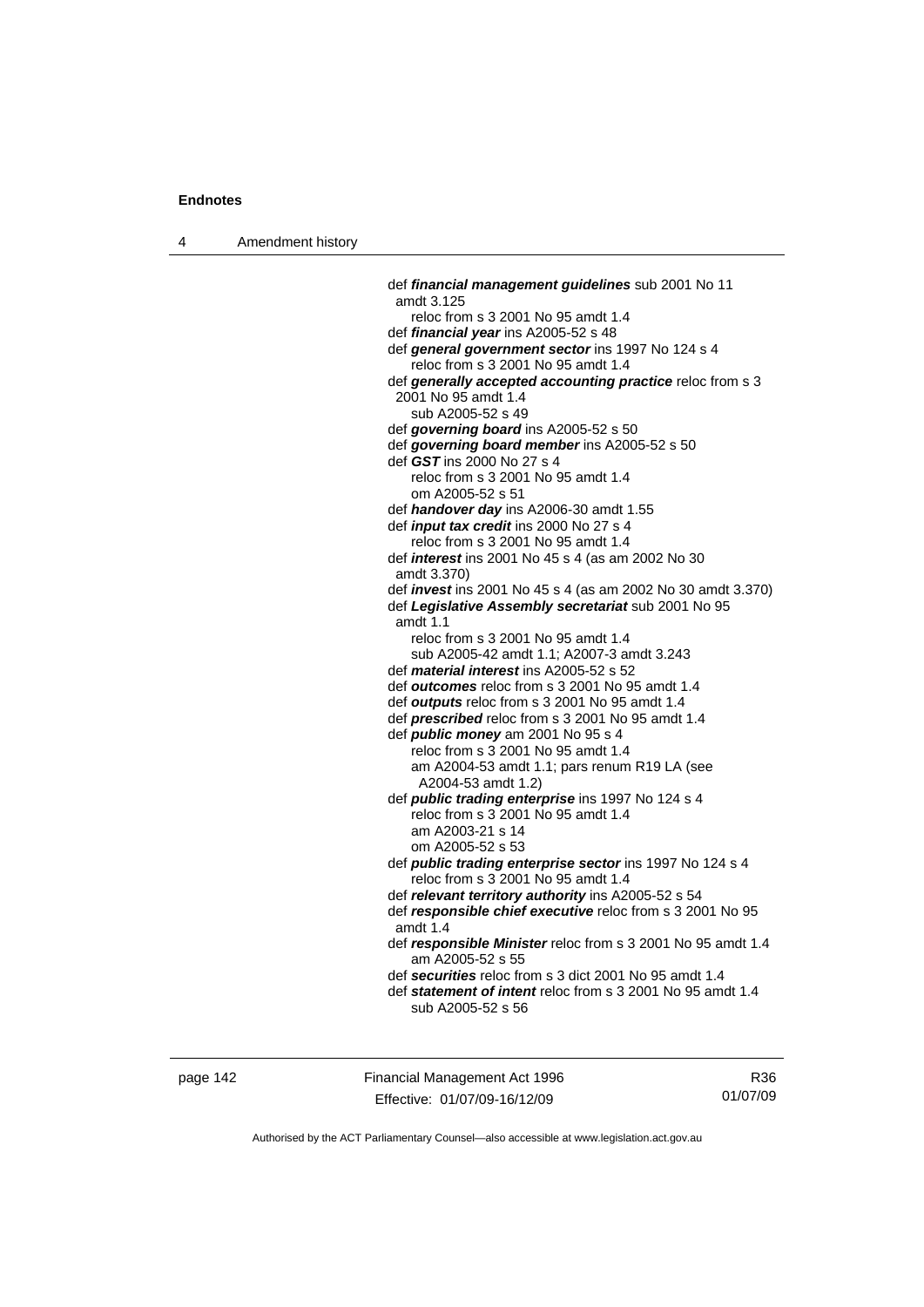def ***financial management guidelines*** sub 2001 No 11 amdt 3.125
reloc from s 3 2001 No 95 amdt 1.4
def ***financial year*** ins A2005-52 s 48
def ***general government sector*** ins 1997 No 124 s 4
reloc from s 3 2001 No 95 amdt 1.4
def ***generally accepted accounting practice*** reloc from s 3 2001 No 95 amdt 1.4
sub A2005-52 s 49
def ***governing board*** ins A2005-52 s 50
def ***governing board member*** ins A2005-52 s 50
def ***GST*** ins 2000 No 27 s 4
reloc from s 3 2001 No 95 amdt 1.4
om A2005-52 s 51
def ***handover day*** ins A2006-30 amdt 1.55
def ***input tax credit*** ins 2000 No 27 s 4
reloc from s 3 2001 No 95 amdt 1.4
def ***interest*** ins 2001 No 45 s 4 (as am 2002 No 30 amdt 3.370)
def ***invest*** ins 2001 No 45 s 4 (as am 2002 No 30 amdt 3.370)
def ***Legislative Assembly secretariat*** sub 2001 No 95 amdt 1.1
reloc from s 3 2001 No 95 amdt 1.4
sub A2005-42 amdt 1.1; A2007-3 amdt 3.243
def ***material interest*** ins A2005-52 s 52
def ***outcomes*** reloc from s 3 2001 No 95 amdt 1.4
def ***outputs*** reloc from s 3 2001 No 95 amdt 1.4
def ***prescribed*** reloc from s 3 2001 No 95 amdt 1.4
def ***public money*** am 2001 No 95 s 4
reloc from s 3 2001 No 95 amdt 1.4
am A2004-53 amdt 1.1; pars renum R19 LA (see A2004-53 amdt 1.2)
def ***public trading enterprise*** ins 1997 No 124 s 4
reloc from s 3 2001 No 95 amdt 1.4
am A2003-21 s 14
om A2005-52 s 53
def ***public trading enterprise sector*** ins 1997 No 124 s 4
reloc from s 3 2001 No 95 amdt 1.4
def ***relevant territory authority*** ins A2005-52 s 54
def ***responsible chief executive*** reloc from s 3 2001 No 95 amdt 1.4
def ***responsible Minister*** reloc from s 3 2001 No 95 amdt 1.4
am A2005-52 s 55
def ***securities*** reloc from s 3 dict 2001 No 95 amdt 1.4
def ***statement of intent*** reloc from s 3 2001 No 95 amdt 1.4
sub A2005-52 s 56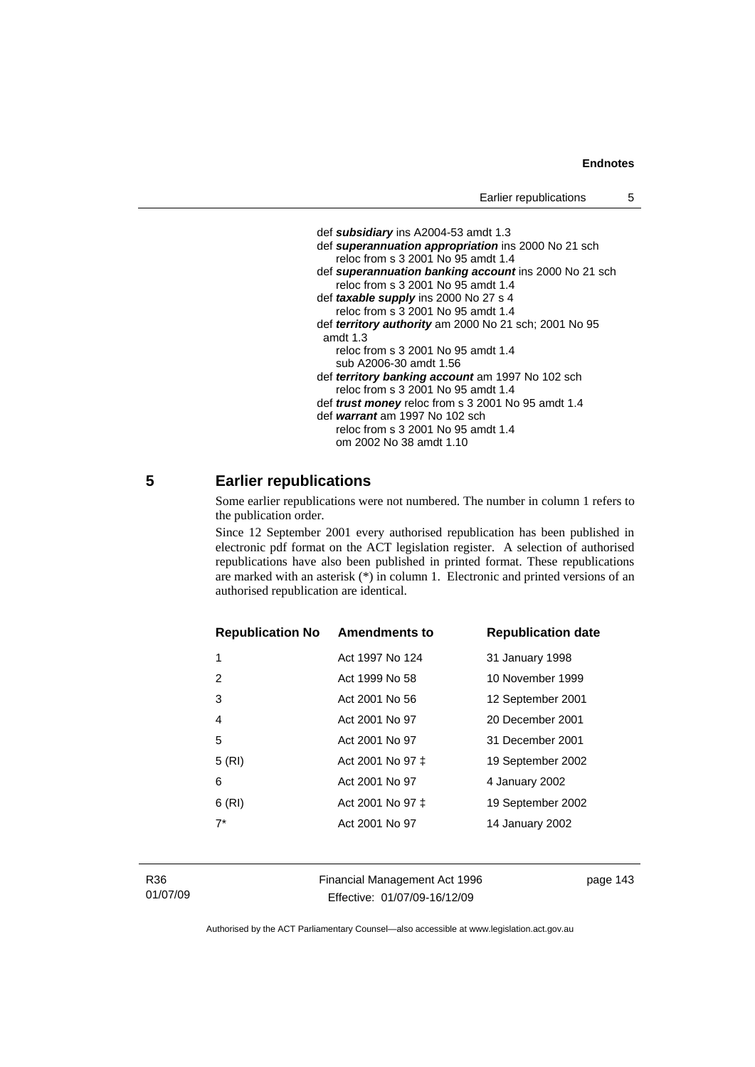def ***subsidiary*** ins A2004-53 amdt 1.3
def ***superannuation appropriation*** ins 2000 No 21 sch
  reloc from s 3 2001 No 95 amdt 1.4
def ***superannuation banking account*** ins 2000 No 21 sch
  reloc from s 3 2001 No 95 amdt 1.4
def ***taxable supply*** ins 2000 No 27 s 4
  reloc from s 3 2001 No 95 amdt 1.4
def ***territory authority*** am 2000 No 21 sch; 2001 No 95 amdt 1.3
  reloc from s 3 2001 No 95 amdt 1.4
  sub A2006-30 amdt 1.56
def ***territory banking account*** am 1997 No 102 sch
  reloc from s 3 2001 No 95 amdt 1.4
def ***trust money*** reloc from s 3 2001 No 95 amdt 1.4
def ***warrant*** am 1997 No 102 sch
  reloc from s 3 2001 No 95 amdt 1.4
  om 2002 No 38 amdt 1.10

## 5 Earlier republications

Some earlier republications were not numbered. The number in column 1 refers to the publication order.

Since 12 September 2001 every authorised republication has been published in electronic pdf format on the ACT legislation register. A selection of authorised republications have also been published in printed format. These republications are marked with an asterisk (*) in column 1. Electronic and printed versions of an authorised republication are identical.

| Republication No | Amendments to | Republication date |
|---|---|---|
| 1 | Act 1997 No 124 | 31 January 1998 |
| 2 | Act 1999 No 58 | 10 November 1999 |
| 3 | Act 2001 No 56 | 12 September 2001 |
| 4 | Act 2001 No 97 | 20 December 2001 |
| 5 | Act 2001 No 97 | 31 December 2001 |
| 5 (RI) | Act 2001 No 97 ‡ | 19 September 2002 |
| 6 | Act 2001 No 97 | 4 January 2002 |
| 6 (RI) | Act 2001 No 97 ‡ | 19 September 2002 |
| 7* | Act 2001 No 97 | 14 January 2002 |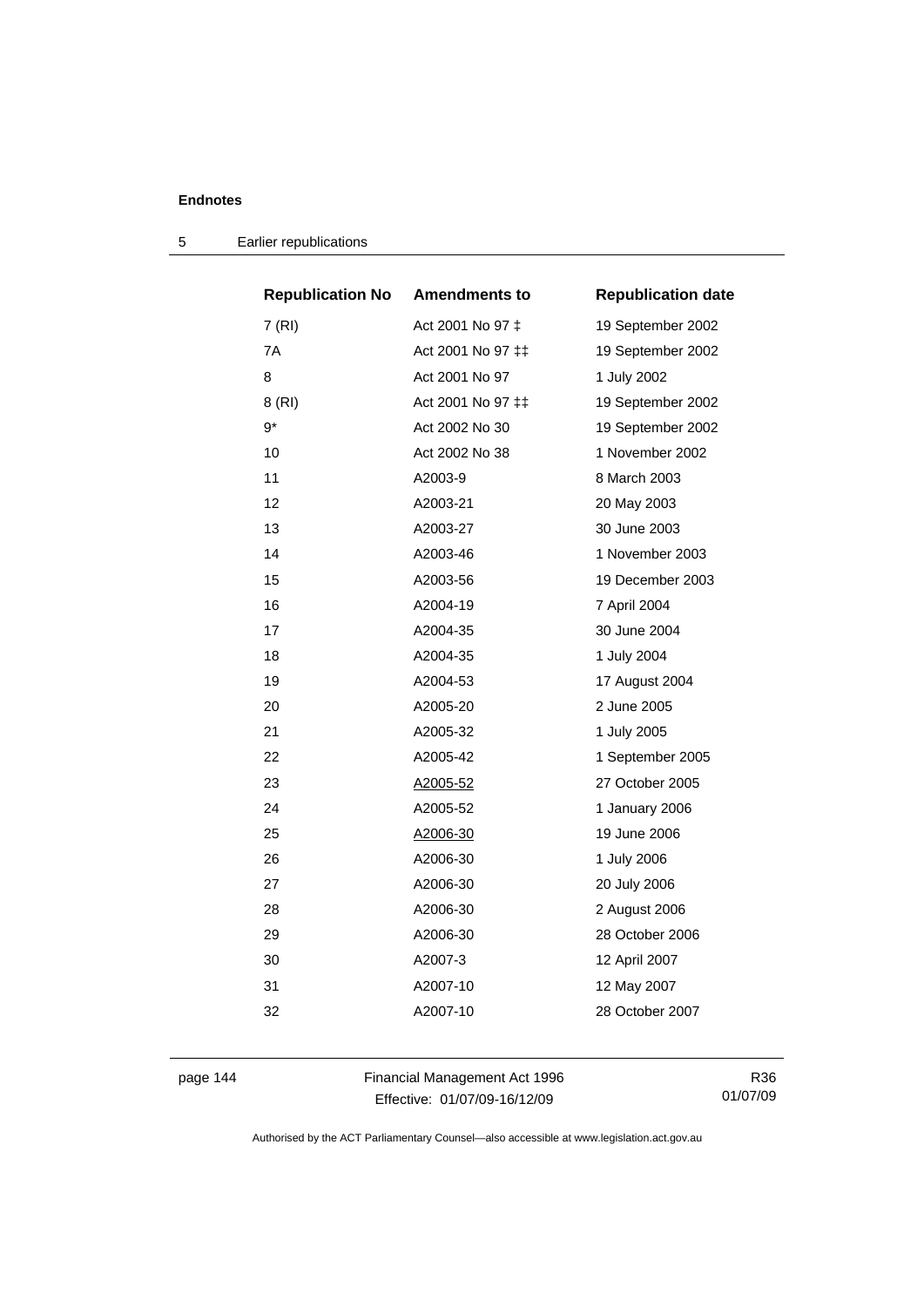## 5 Earlier republications

| Republication No | Amendments to | Republication date |
| --- | --- | --- |
| 7 (RI) | Act 2001 No 97 ‡ | 19 September 2002 |
| 7A | Act 2001 No 97 ‡‡ | 19 September 2002 |
| 8 | Act 2001 No 97 | 1 July 2002 |
| 8 (RI) | Act 2001 No 97 ‡‡ | 19 September 2002 |
| 9* | Act 2002 No 30 | 19 September 2002 |
| 10 | Act 2002 No 38 | 1 November 2002 |
| 11 | A2003-9 | 8 March 2003 |
| 12 | A2003-21 | 20 May 2003 |
| 13 | A2003-27 | 30 June 2003 |
| 14 | A2003-46 | 1 November 2003 |
| 15 | A2003-56 | 19 December 2003 |
| 16 | A2004-19 | 7 April 2004 |
| 17 | A2004-35 | 30 June 2004 |
| 18 | A2004-35 | 1 July 2004 |
| 19 | A2004-53 | 17 August 2004 |
| 20 | A2005-20 | 2 June 2005 |
| 21 | A2005-32 | 1 July 2005 |
| 22 | A2005-42 | 1 September 2005 |
| 23 | A2005-52 | 27 October 2005 |
| 24 | A2005-52 | 1 January 2006 |
| 25 | A2006-30 | 19 June 2006 |
| 26 | A2006-30 | 1 July 2006 |
| 27 | A2006-30 | 20 July 2006 |
| 28 | A2006-30 | 2 August 2006 |
| 29 | A2006-30 | 28 October 2006 |
| 30 | A2007-3 | 12 April 2007 |
| 31 | A2007-10 | 12 May 2007 |
| 32 | A2007-10 | 28 October 2007 |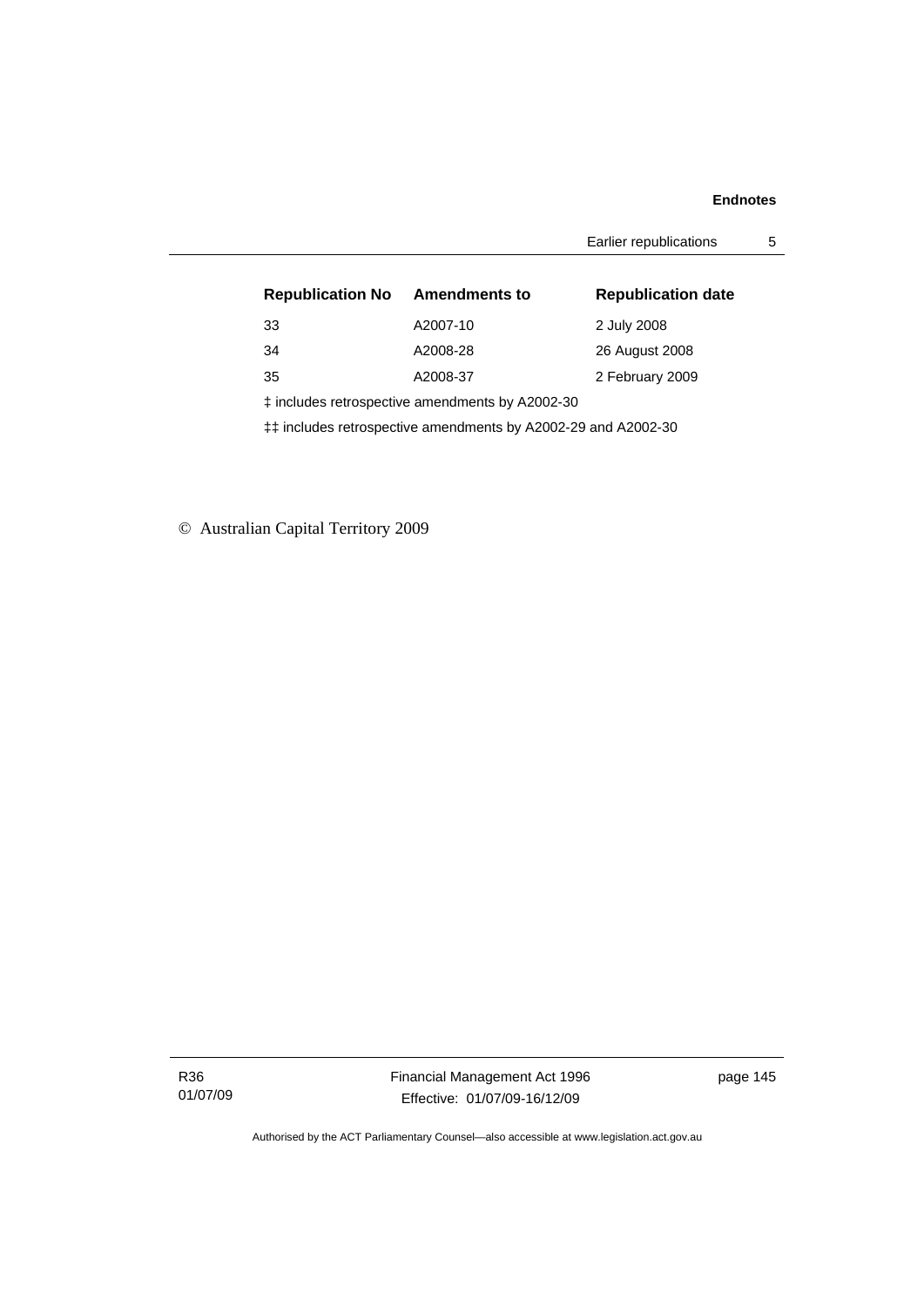| Republication No | Amendments to | Republication date |
| --- | --- | --- |
| 33 | A2007-10 | 2 July 2008 |
| 34 | A2008-28 | 26 August 2008 |
| 35 | A2008-37 | 2 February 2009 |

‡ includes retrospective amendments by A2002-30

‡‡ includes retrospective amendments by A2002-29 and A2002-30

© Australian Capital Territory 2009